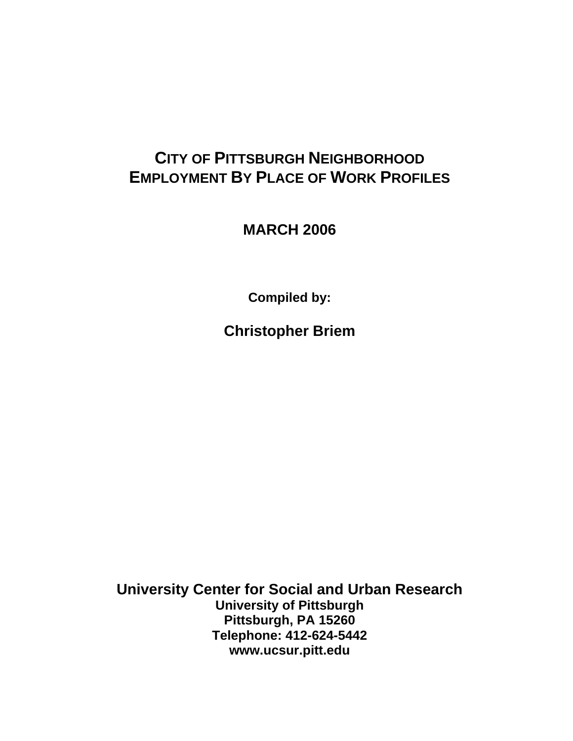# CITY OF PITTSBURGH NEIGHBORHOOD EMPLOYMENT BY PLACE OF WORK PROFILES

## MARCH 2006

**Compiled by:**

**Christopher Briem**

**University Center for Social and Urban Research**
**University of Pittsburgh**
**Pittsburgh, PA 15260**
**Telephone: 412-624-5442**
**www.ucsur.pitt.edu**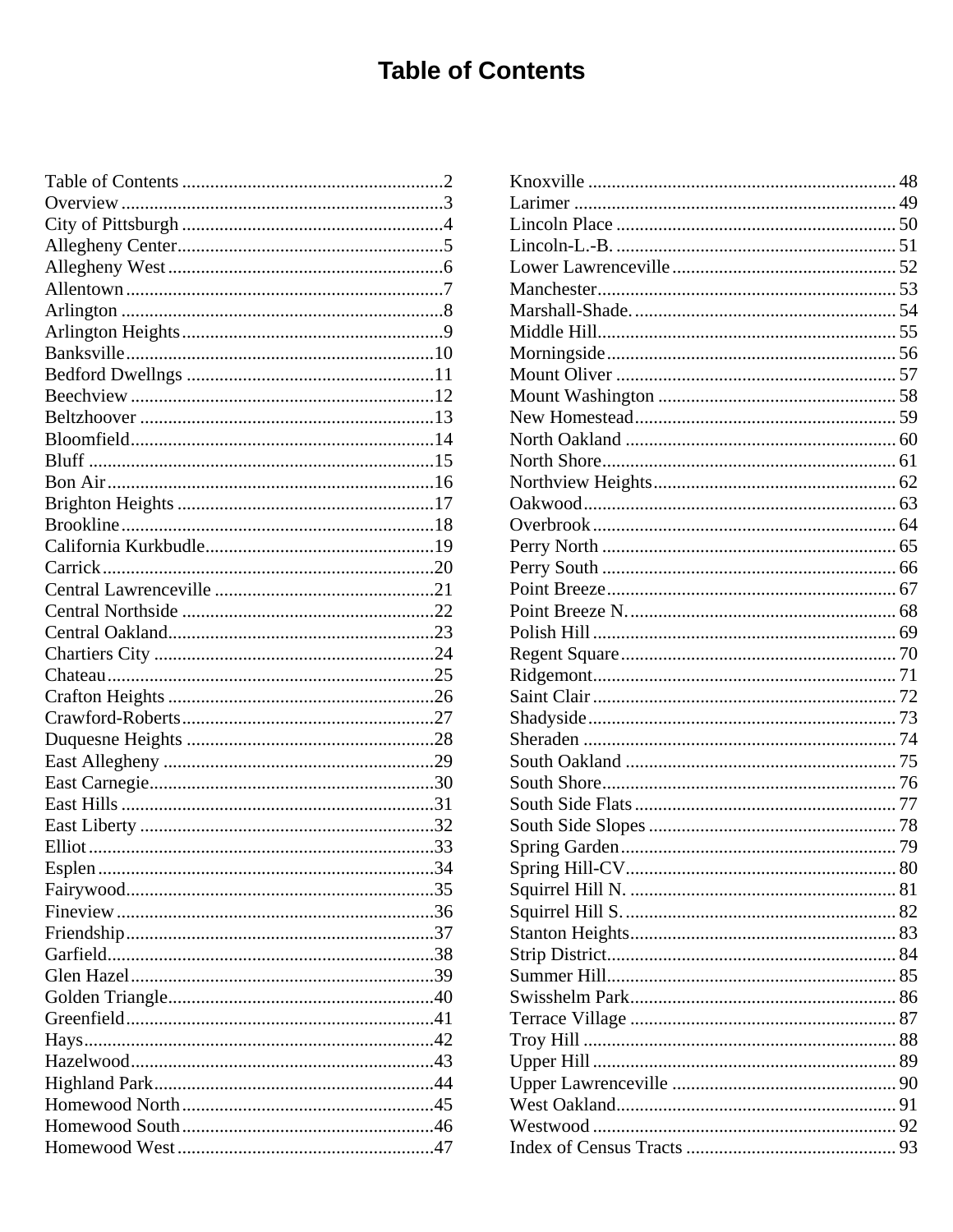# Table of Contents

| Section | Page |
|---|---|
| Table of Contents | 2 |
| Overview | 3 |
| City of Pittsburgh | 4 |
| Allegheny Center | 5 |
| Allegheny West | 6 |
| Allentown | 7 |
| Arlington | 8 |
| Arlington Heights | 9 |
| Banksville | 10 |
| Bedford Dwellngs | 11 |
| Beechview | 12 |
| Beltzhoover | 13 |
| Bloomfield | 14 |
| Bluff | 15 |
| Bon Air | 16 |
| Brighton Heights | 17 |
| Brookline | 18 |
| California Kurkbudle | 19 |
| Carrick | 20 |
| Central Lawrenceville | 21 |
| Central Northside | 22 |
| Central Oakland | 23 |
| Chartiers City | 24 |
| Chateau | 25 |
| Crafton Heights | 26 |
| Crawford-Roberts | 27 |
| Duquesne Heights | 28 |
| East Allegheny | 29 |
| East Carnegie | 30 |
| East Hills | 31 |
| East Liberty | 32 |
| Elliot | 33 |
| Esplen | 34 |
| Fairywood | 35 |
| Fineview | 36 |
| Friendship | 37 |
| Garfield | 38 |
| Glen Hazel | 39 |
| Golden Triangle | 40 |
| Greenfield | 41 |
| Hays | 42 |
| Hazelwood | 43 |
| Highland Park | 44 |
| Homewood North | 45 |
| Homewood South | 46 |
| Homewood West | 47 |
| Knoxville | 48 |
| Larimer | 49 |
| Lincoln Place | 50 |
| Lincoln-L.-B. | 51 |
| Lower Lawrenceville | 52 |
| Manchester | 53 |
| Marshall-Shade. | 54 |
| Middle Hill | 55 |
| Morningside | 56 |
| Mount Oliver | 57 |
| Mount Washington | 58 |
| New Homestead | 59 |
| North Oakland | 60 |
| North Shore | 61 |
| Northview Heights | 62 |
| Oakwood | 63 |
| Overbrook | 64 |
| Perry North | 65 |
| Perry South | 66 |
| Point Breeze | 67 |
| Point Breeze N. | 68 |
| Polish Hill | 69 |
| Regent Square | 70 |
| Ridgemont | 71 |
| Saint Clair | 72 |
| Shadyside | 73 |
| Sheraden | 74 |
| South Oakland | 75 |
| South Shore | 76 |
| South Side Flats | 77 |
| South Side Slopes | 78 |
| Spring Garden | 79 |
| Spring Hill-CV | 80 |
| Squirrel Hill N. | 81 |
| Squirrel Hill S. | 82 |
| Stanton Heights | 83 |
| Strip District | 84 |
| Summer Hill | 85 |
| Swisshelm Park | 86 |
| Terrace Village | 87 |
| Troy Hill | 88 |
| Upper Hill | 89 |
| Upper Lawrenceville | 90 |
| West Oakland | 91 |
| Westwood | 92 |
| Index of Census Tracts | 93 |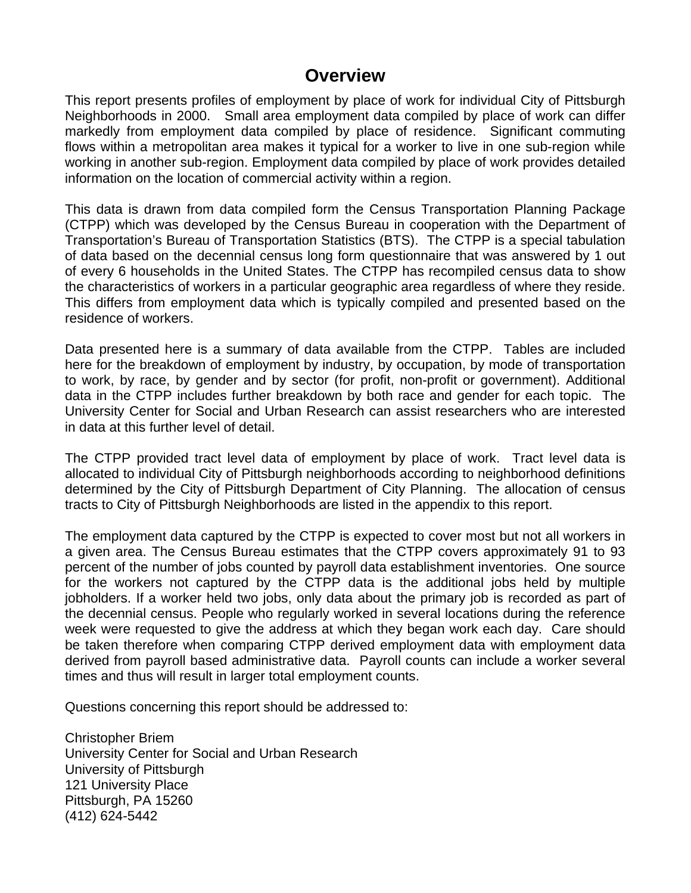# Overview

This report presents profiles of employment by place of work for individual City of Pittsburgh Neighborhoods in 2000. Small area employment data compiled by place of work can differ markedly from employment data compiled by place of residence. Significant commuting flows within a metropolitan area makes it typical for a worker to live in one sub-region while working in another sub-region. Employment data compiled by place of work provides detailed information on the location of commercial activity within a region.

This data is drawn from data compiled form the Census Transportation Planning Package (CTPP) which was developed by the Census Bureau in cooperation with the Department of Transportation's Bureau of Transportation Statistics (BTS). The CTPP is a special tabulation of data based on the decennial census long form questionnaire that was answered by 1 out of every 6 households in the United States. The CTPP has recompiled census data to show the characteristics of workers in a particular geographic area regardless of where they reside. This differs from employment data which is typically compiled and presented based on the residence of workers.

Data presented here is a summary of data available from the CTPP. Tables are included here for the breakdown of employment by industry, by occupation, by mode of transportation to work, by race, by gender and by sector (for profit, non-profit or government). Additional data in the CTPP includes further breakdown by both race and gender for each topic. The University Center for Social and Urban Research can assist researchers who are interested in data at this further level of detail.

The CTPP provided tract level data of employment by place of work. Tract level data is allocated to individual City of Pittsburgh neighborhoods according to neighborhood definitions determined by the City of Pittsburgh Department of City Planning. The allocation of census tracts to City of Pittsburgh Neighborhoods are listed in the appendix to this report.

The employment data captured by the CTPP is expected to cover most but not all workers in a given area. The Census Bureau estimates that the CTPP covers approximately 91 to 93 percent of the number of jobs counted by payroll data establishment inventories. One source for the workers not captured by the CTPP data is the additional jobs held by multiple jobholders. If a worker held two jobs, only data about the primary job is recorded as part of the decennial census. People who regularly worked in several locations during the reference week were requested to give the address at which they began work each day. Care should be taken therefore when comparing CTPP derived employment data with employment data derived from payroll based administrative data. Payroll counts can include a worker several times and thus will result in larger total employment counts.

Questions concerning this report should be addressed to:

Christopher Briem
University Center for Social and Urban Research
University of Pittsburgh
121 University Place
Pittsburgh, PA 15260
(412) 624-5442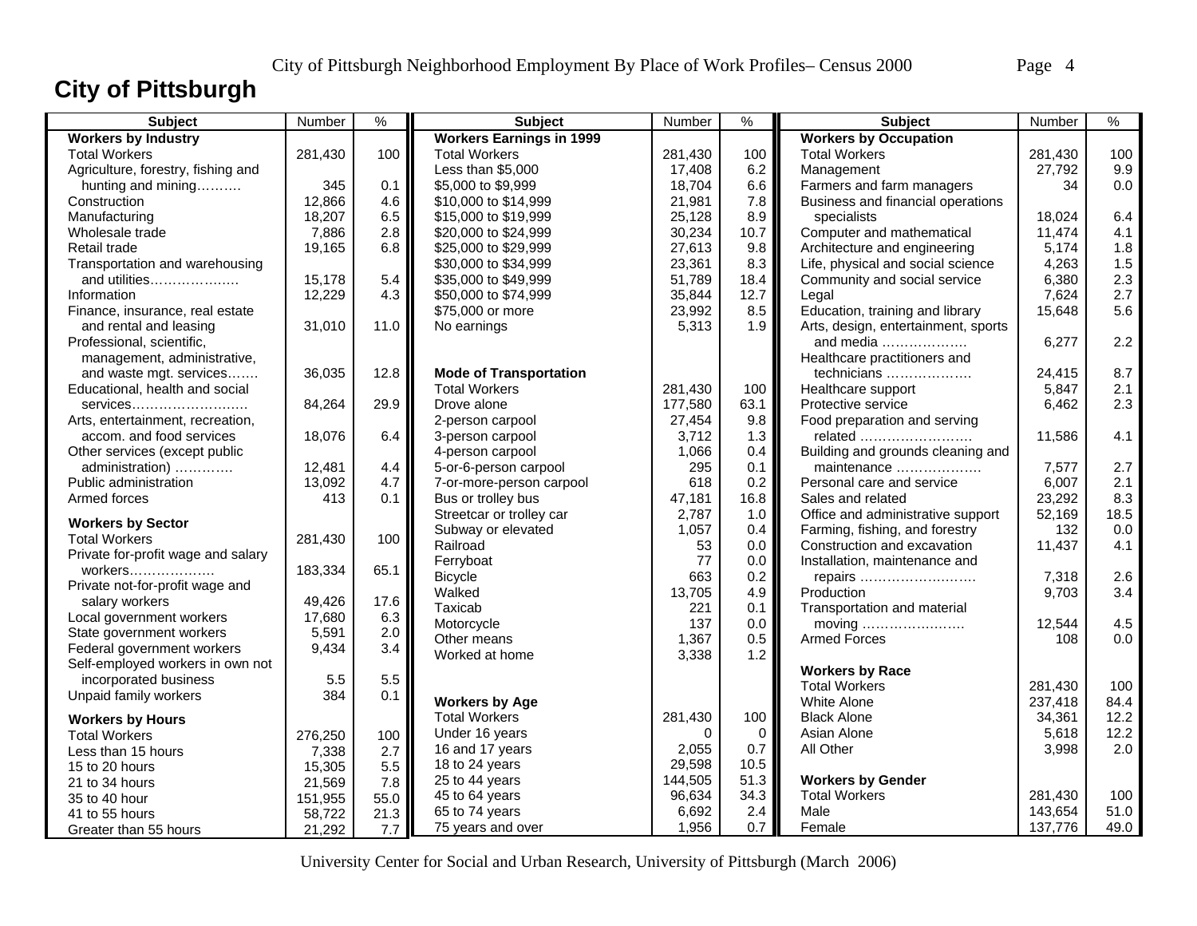# City of Pittsburgh

| Subject | Number | % |
|---|---|---|
| **Workers by Industry** | | |
| Total Workers | 281,430 | 100 |
| Agriculture, forestry, fishing and hunting and mining………. | 345 | 0.1 |
| Construction | 12,866 | 4.6 |
| Manufacturing | 18,207 | 6.5 |
| Wholesale trade | 7,886 | 2.8 |
| Retail trade | 19,165 | 6.8 |
| Transportation and warehousing and utilities………………. | 15,178 | 5.4 |
| Information | 12,229 | 4.3 |
| Finance, insurance, real estate and rental and leasing | 31,010 | 11.0 |
| Professional, scientific, management, administrative, and waste mgt. services……. | 36,035 | 12.8 |
| Educational, health and social services……………………… | 84,264 | 29.9 |
| Arts, entertainment, recreation, accom. and food services | 18,076 | 6.4 |
| Other services (except public administration) …………. | 12,481 | 4.4 |
| Public administration | 13,092 | 4.7 |
| Armed forces | 413 | 0.1 |
| **Workers by Sector** | | |
| Total Workers | 281,430 | 100 |
| Private for-profit wage and salary workers………………. | 183,334 | 65.1 |
| Private not-for-profit wage and salary workers | 49,426 | 17.6 |
| Local government workers | 17,680 | 6.3 |
| State government workers | 5,591 | 2.0 |
| Federal government workers | 9,434 | 3.4 |
| Self-employed workers in own not incorporated business | 5.5 | 5.5 |
| Unpaid family workers | 384 | 0.1 |
| **Workers by Hours** | | |
| Total Workers | 276,250 | 100 |
| Less than 15 hours | 7,338 | 2.7 |
| 15 to 20 hours | 15,305 | 5.5 |
| 21 to 34 hours | 21,569 | 7.8 |
| 35 to 40 hour | 151,955 | 55.0 |
| 41 to 55 hours | 58,722 | 21.3 |
| Greater than 55 hours | 21,292 | 7.7 |

| Subject | Number | % |
|---|---|---|
| **Workers Earnings in 1999** | | |
| Total Workers | 281,430 | 100 |
| Less than $5,000 | 17,408 | 6.2 |
| $5,000 to $9,999 | 18,704 | 6.6 |
| $10,000 to $14,999 | 21,981 | 7.8 |
| $15,000 to $19,999 | 25,128 | 8.9 |
| $20,000 to $24,999 | 30,234 | 10.7 |
| $25,000 to $29,999 | 27,613 | 9.8 |
| $30,000 to $34,999 | 23,361 | 8.3 |
| $35,000 to $49,999 | 51,789 | 18.4 |
| $50,000 to $74,999 | 35,844 | 12.7 |
| $75,000 or more | 23,992 | 8.5 |
| No earnings | 5,313 | 1.9 |
| **Mode of Transportation** | | |
| Total Workers | 281,430 | 100 |
| Drove alone | 177,580 | 63.1 |
| 2-person carpool | 27,454 | 9.8 |
| 3-person carpool | 3,712 | 1.3 |
| 4-person carpool | 1,066 | 0.4 |
| 5-or-6-person carpool | 295 | 0.1 |
| 7-or-more-person carpool | 618 | 0.2 |
| Bus or trolley bus | 47,181 | 16.8 |
| Streetcar or trolley car | 2,787 | 1.0 |
| Subway or elevated | 1,057 | 0.4 |
| Railroad | 53 | 0.0 |
| Ferryboat | 77 | 0.0 |
| Bicycle | 663 | 0.2 |
| Walked | 13,705 | 4.9 |
| Taxicab | 221 | 0.1 |
| Motorcycle | 137 | 0.0 |
| Other means | 1,367 | 0.5 |
| Worked at home | 3,338 | 1.2 |
| **Workers by Age** | | |
| Total Workers | 281,430 | 100 |
| Under 16 years | 0 | 0 |
| 16 and 17 years | 2,055 | 0.7 |
| 18 to 24 years | 29,598 | 10.5 |
| 25 to 44 years | 144,505 | 51.3 |
| 45 to 64 years | 96,634 | 34.3 |
| 65 to 74 years | 6,692 | 2.4 |
| 75 years and over | 1,956 | 0.7 |

| Subject | Number | % |
|---|---|---|
| **Workers by Occupation** | | |
| Total Workers | 281,430 | 100 |
| Management | 27,792 | 9.9 |
| Farmers and farm managers | 34 | 0.0 |
| Business and financial operations specialists | 18,024 | 6.4 |
| Computer and mathematical | 11,474 | 4.1 |
| Architecture and engineering | 5,174 | 1.8 |
| Life, physical and social science | 4,263 | 1.5 |
| Community and social service | 6,380 | 2.3 |
| Legal | 7,624 | 2.7 |
| Education, training and library | 15,648 | 5.6 |
| Arts, design, entertainment, sports and media ………………. | 6,277 | 2.2 |
| Healthcare practitioners and technicians ………………. | 24,415 | 8.7 |
| Healthcare support | 5,847 | 2.1 |
| Protective service | 6,462 | 2.3 |
| Food preparation and serving related ……………………. | 11,586 | 4.1 |
| Building and grounds cleaning and maintenance ………………. | 7,577 | 2.7 |
| Personal care and service | 6,007 | 2.1 |
| Sales and related | 23,292 | 8.3 |
| Office and administrative support | 52,169 | 18.5 |
| Farming, fishing, and forestry | 132 | 0.0 |
| Construction and excavation | 11,437 | 4.1 |
| Installation, maintenance and repairs ……………………… | 7,318 | 2.6 |
| Production | 9,703 | 3.4 |
| Transportation and material moving ………………….. | 12,544 | 4.5 |
| Armed Forces | 108 | 0.0 |
| **Workers by Race** | | |
| Total Workers | 281,430 | 100 |
| White Alone | 237,418 | 84.4 |
| Black Alone | 34,361 | 12.2 |
| Asian Alone | 5,618 | 12.2 |
| All Other | 3,998 | 2.0 |
| **Workers by Gender** | | |
| Total Workers | 281,430 | 100 |
| Male | 143,654 | 51.0 |
| Female | 137,776 | 49.0 |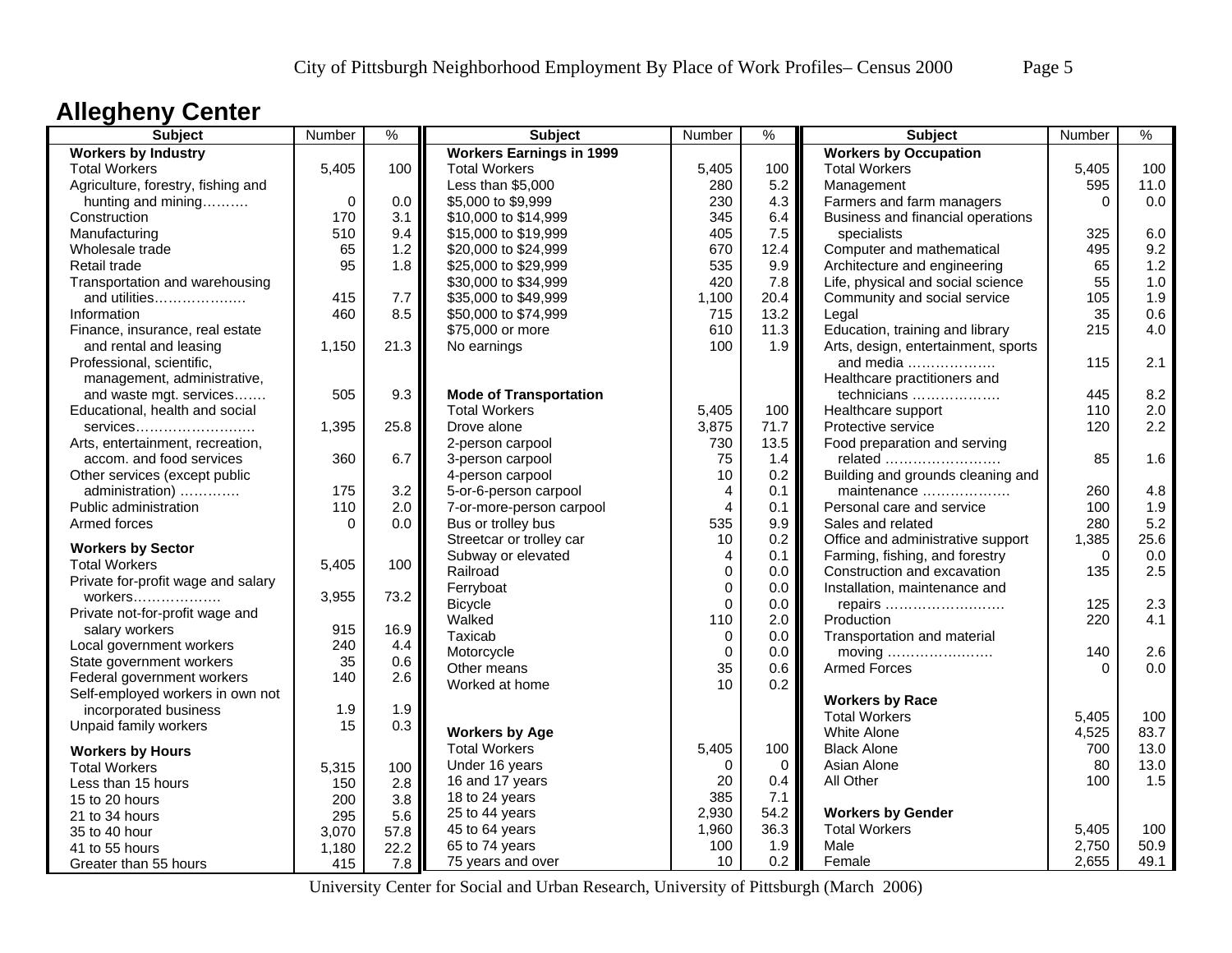## Allegheny Center

| Subject | Number | % |
|---|---|---|
| **Workers by Industry** | | |
| Total Workers | 5,405 | 100 |
| Agriculture, forestry, fishing and hunting and mining………. | 0 | 0.0 |
| Construction | 170 | 3.1 |
| Manufacturing | 510 | 9.4 |
| Wholesale trade | 65 | 1.2 |
| Retail trade | 95 | 1.8 |
| Transportation and warehousing and utilities………………. | 415 | 7.7 |
| Information | 460 | 8.5 |
| Finance, insurance, real estate and rental and leasing | 1,150 | 21.3 |
| Professional, scientific, management, administrative, and waste mgt. services……. | 505 | 9.3 |
| Educational, health and social services……………………. | 1,395 | 25.8 |
| Arts, entertainment, recreation, accom. and food services | 360 | 6.7 |
| Other services (except public administration) …………. | 175 | 3.2 |
| Public administration | 110 | 2.0 |
| Armed forces | 0 | 0.0 |
| **Workers by Sector** | | |
| Total Workers | 5,405 | 100 |
| Private for-profit wage and salary workers………………. | 3,955 | 73.2 |
| Private not-for-profit wage and salary workers | 915 | 16.9 |
| Local government workers | 240 | 4.4 |
| State government workers | 35 | 0.6 |
| Federal government workers | 140 | 2.6 |
| Self-employed workers in own not incorporated business | 1.9 | 1.9 |
| Unpaid family workers | 15 | 0.3 |
| **Workers by Hours** | | |
| Total Workers | 5,315 | 100 |
| Less than 15 hours | 150 | 2.8 |
| 15 to 20 hours | 200 | 3.8 |
| 21 to 34 hours | 295 | 5.6 |
| 35 to 40 hour | 3,070 | 57.8 |
| 41 to 55 hours | 1,180 | 22.2 |
| Greater than 55 hours | 415 | 7.8 |

| Subject | Number | % |
|---|---|---|
| **Workers Earnings in 1999** | | |
| Total Workers | 5,405 | 100 |
| Less than $5,000 | 280 | 5.2 |
| $5,000 to $9,999 | 230 | 4.3 |
| $10,000 to $14,999 | 345 | 6.4 |
| $15,000 to $19,999 | 405 | 7.5 |
| $20,000 to $24,999 | 670 | 12.4 |
| $25,000 to $29,999 | 535 | 9.9 |
| $30,000 to $34,999 | 420 | 7.8 |
| $35,000 to $49,999 | 1,100 | 20.4 |
| $50,000 to $74,999 | 715 | 13.2 |
| $75,000 or more | 610 | 11.3 |
| No earnings | 100 | 1.9 |
| **Mode of Transportation** | | |
| Total Workers | 5,405 | 100 |
| Drove alone | 3,875 | 71.7 |
| 2-person carpool | 730 | 13.5 |
| 3-person carpool | 75 | 1.4 |
| 4-person carpool | 10 | 0.2 |
| 5-or-6-person carpool | 4 | 0.1 |
| 7-or-more-person carpool | 4 | 0.1 |
| Bus or trolley bus | 535 | 9.9 |
| Streetcar or trolley car | 10 | 0.2 |
| Subway or elevated | 4 | 0.1 |
| Railroad | 0 | 0.0 |
| Ferryboat | 0 | 0.0 |
| Bicycle | 0 | 0.0 |
| Walked | 110 | 2.0 |
| Taxicab | 0 | 0.0 |
| Motorcycle | 0 | 0.0 |
| Other means | 35 | 0.6 |
| Worked at home | 10 | 0.2 |
| **Workers by Age** | | |
| Total Workers | 5,405 | 100 |
| Under 16 years | 0 | 0 |
| 16 and 17 years | 20 | 0.4 |
| 18 to 24 years | 385 | 7.1 |
| 25 to 44 years | 2,930 | 54.2 |
| 45 to 64 years | 1,960 | 36.3 |
| 65 to 74 years | 100 | 1.9 |
| 75 years and over | 10 | 0.2 |

| Subject | Number | % |
|---|---|---|
| **Workers by Occupation** | | |
| Total Workers | 5,405 | 100 |
| Management | 595 | 11.0 |
| Farmers and farm managers | 0 | 0.0 |
| Business and financial operations specialists | 325 | 6.0 |
| Computer and mathematical | 495 | 9.2 |
| Architecture and engineering | 65 | 1.2 |
| Life, physical and social science | 55 | 1.0 |
| Community and social service | 105 | 1.9 |
| Legal | 35 | 0.6 |
| Education, training and library | 215 | 4.0 |
| Arts, design, entertainment, sports and media ………………. | 115 | 2.1 |
| Healthcare practitioners and technicians ………………. | 445 | 8.2 |
| Healthcare support | 110 | 2.0 |
| Protective service | 120 | 2.2 |
| Food preparation and serving related ……………………. | 85 | 1.6 |
| Building and grounds cleaning and maintenance ………………. | 260 | 4.8 |
| Personal care and service | 100 | 1.9 |
| Sales and related | 280 | 5.2 |
| Office and administrative support | 1,385 | 25.6 |
| Farming, fishing, and forestry | 0 | 0.0 |
| Construction and excavation | 135 | 2.5 |
| Installation, maintenance and repairs ………………..……. | 125 | 2.3 |
| Production | 220 | 4.1 |
| Transportation and material moving ……………………. | 140 | 2.6 |
| Armed Forces | 0 | 0.0 |
| **Workers by Race** | | |
| Total Workers | 5,405 | 100 |
| White Alone | 4,525 | 83.7 |
| Black Alone | 700 | 13.0 |
| Asian Alone | 80 | 13.0 |
| All Other | 100 | 1.5 |
| **Workers by Gender** | | |
| Total Workers | 5,405 | 100 |
| Male | 2,750 | 50.9 |
| Female | 2,655 | 49.1 |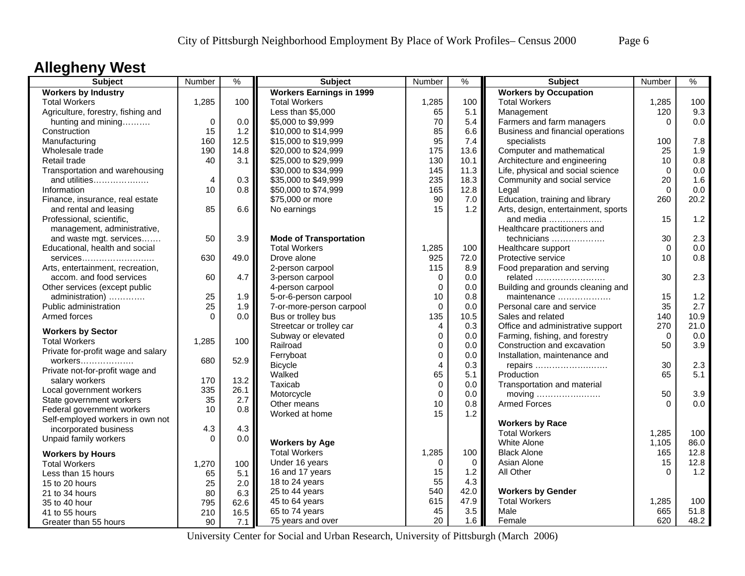# Allegheny West

| Subject | Number | % |
|---|---|---|
| **Workers by Industry** | | |
| Total Workers | 1,285 | 100 |
| Agriculture, forestry, fishing and hunting and mining………. | 0 | 0.0 |
| Construction | 15 | 1.2 |
| Manufacturing | 160 | 12.5 |
| Wholesale trade | 190 | 14.8 |
| Retail trade | 40 | 3.1 |
| Transportation and warehousing and utilities………………. | 4 | 0.3 |
| Information | 10 | 0.8 |
| Finance, insurance, real estate and rental and leasing | 85 | 6.6 |
| Professional, scientific, management, administrative, and waste mgt. services……. | 50 | 3.9 |
| Educational, health and social services……………………. | 630 | 49.0 |
| Arts, entertainment, recreation, accom. and food services | 60 | 4.7 |
| Other services (except public administration) …………. | 25 | 1.9 |
| Public administration | 25 | 1.9 |
| Armed forces | 0 | 0.0 |
| **Workers by Sector** | | |
| Total Workers | 1,285 | 100 |
| Private for-profit wage and salary workers………………. | 680 | 52.9 |
| Private not-for-profit wage and salary workers | 170 | 13.2 |
| Local government workers | 335 | 26.1 |
| State government workers | 35 | 2.7 |
| Federal government workers | 10 | 0.8 |
| Self-employed workers in own not incorporated business | 4.3 | 4.3 |
| Unpaid family workers | 0 | 0.0 |
| **Workers by Hours** | | |
| Total Workers | 1,270 | 100 |
| Less than 15 hours | 65 | 5.1 |
| 15 to 20 hours | 25 | 2.0 |
| 21 to 34 hours | 80 | 6.3 |
| 35 to 40 hour | 795 | 62.6 |
| 41 to 55 hours | 210 | 16.5 |
| Greater than 55 hours | 90 | 7.1 |

| Subject | Number | % |
|---|---|---|
| **Workers Earnings in 1999** | | |
| Total Workers | 1,285 | 100 |
| Less than $5,000 | 65 | 5.1 |
| $5,000 to $9,999 | 70 | 5.4 |
| $10,000 to $14,999 | 85 | 6.6 |
| $15,000 to $19,999 | 95 | 7.4 |
| $20,000 to $24,999 | 175 | 13.6 |
| $25,000 to $29,999 | 130 | 10.1 |
| $30,000 to $34,999 | 145 | 11.3 |
| $35,000 to $49,999 | 235 | 18.3 |
| $50,000 to $74,999 | 165 | 12.8 |
| $75,000 or more | 90 | 7.0 |
| No earnings | 15 | 1.2 |
| **Mode of Transportation** | | |
| Total Workers | 1,285 | 100 |
| Drove alone | 925 | 72.0 |
| 2-person carpool | 115 | 8.9 |
| 3-person carpool | 0 | 0.0 |
| 4-person carpool | 0 | 0.0 |
| 5-or-6-person carpool | 10 | 0.8 |
| 7-or-more-person carpool | 0 | 0.0 |
| Bus or trolley bus | 135 | 10.5 |
| Streetcar or trolley car | 4 | 0.3 |
| Subway or elevated | 0 | 0.0 |
| Railroad | 0 | 0.0 |
| Ferryboat | 0 | 0.0 |
| Bicycle | 4 | 0.3 |
| Walked | 65 | 5.1 |
| Taxicab | 0 | 0.0 |
| Motorcycle | 0 | 0.0 |
| Other means | 10 | 0.8 |
| Worked at home | 15 | 1.2 |
| **Workers by Age** | | |
| Total Workers | 1,285 | 100 |
| Under 16 years | 0 | 0 |
| 16 and 17 years | 15 | 1.2 |
| 18 to 24 years | 55 | 4.3 |
| 25 to 44 years | 540 | 42.0 |
| 45 to 64 years | 615 | 47.9 |
| 65 to 74 years | 45 | 3.5 |
| 75 years and over | 20 | 1.6 |

| Subject | Number | % |
|---|---|---|
| **Workers by Occupation** | | |
| Total Workers | 1,285 | 100 |
| Management | 120 | 9.3 |
| Farmers and farm managers | 0 | 0.0 |
| Business and financial operations specialists | 100 | 7.8 |
| Computer and mathematical | 25 | 1.9 |
| Architecture and engineering | 10 | 0.8 |
| Life, physical and social science | 0 | 0.0 |
| Community and social service | 20 | 1.6 |
| Legal | 0 | 0.0 |
| Education, training and library | 260 | 20.2 |
| Arts, design, entertainment, sports and media ………………. | 15 | 1.2 |
| Healthcare practitioners and technicians ………………. | 30 | 2.3 |
| Healthcare support | 0 | 0.0 |
| Protective service | 10 | 0.8 |
| Food preparation and serving related ……………………. | 30 | 2.3 |
| Building and grounds cleaning and maintenance ………………. | 15 | 1.2 |
| Personal care and service | 35 | 2.7 |
| Sales and related | 140 | 10.9 |
| Office and administrative support | 270 | 21.0 |
| Farming, fishing, and forestry | 0 | 0.0 |
| Construction and excavation | 50 | 3.9 |
| Installation, maintenance and repairs ……………………. | 30 | 2.3 |
| Production | 65 | 5.1 |
| Transportation and material moving ………………….. | 50 | 3.9 |
| Armed Forces | 0 | 0.0 |
| **Workers by Race** | | |
| Total Workers | 1,285 | 100 |
| White Alone | 1,105 | 86.0 |
| Black Alone | 165 | 12.8 |
| Asian Alone | 15 | 12.8 |
| All Other | 0 | 1.2 |
| **Workers by Gender** | | |
| Total Workers | 1,285 | 100 |
| Male | 665 | 51.8 |
| Female | 620 | 48.2 |

University Center for Social and Urban Research, University of Pittsburgh (March 2006)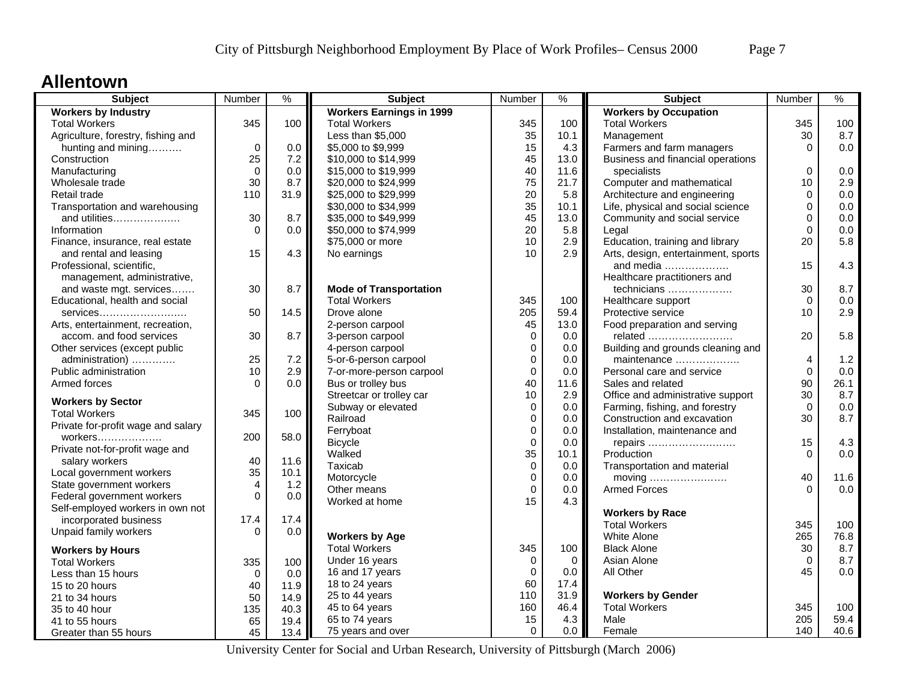## Allentown

| Subject | Number | % |
|---|---|---|
| **Workers by Industry** | | |
| Total Workers | 345 | 100 |
| Agriculture, forestry, fishing and hunting and mining………. | 0 | 0.0 |
| Construction | 25 | 7.2 |
| Manufacturing | 0 | 0.0 |
| Wholesale trade | 30 | 8.7 |
| Retail trade | 110 | 31.9 |
| Transportation and warehousing and utilities………………. | 30 | 8.7 |
| Information | 0 | 0.0 |
| Finance, insurance, real estate and rental and leasing | 15 | 4.3 |
| Professional, scientific, management, administrative, and waste mgt. services……. | 30 | 8.7 |
| Educational, health and social services……………………… | 50 | 14.5 |
| Arts, entertainment, recreation, accom. and food services | 30 | 8.7 |
| Other services (except public administration) …………. | 25 | 7.2 |
| Public administration | 10 | 2.9 |
| Armed forces | 0 | 0.0 |
| **Workers by Sector** | | |
| Total Workers | 345 | 100 |
| Private for-profit wage and salary workers………………. | 200 | 58.0 |
| Private not-for-profit wage and salary workers | 40 | 11.6 |
| Local government workers | 35 | 10.1 |
| State government workers | 4 | 1.2 |
| Federal government workers | 0 | 0.0 |
| Self-employed workers in own not incorporated business | 17.4 | 17.4 |
| Unpaid family workers | 0 | 0.0 |
| **Workers by Hours** | | |
| Total Workers | 335 | 100 |
| Less than 15 hours | 0 | 0.0 |
| 15 to 20 hours | 40 | 11.9 |
| 21 to 34 hours | 50 | 14.9 |
| 35 to 40 hour | 135 | 40.3 |
| 41 to 55 hours | 65 | 19.4 |
| Greater than 55 hours | 45 | 13.4 |

| Subject | Number | % |
|---|---|---|
| **Workers Earnings in 1999** | | |
| Total Workers | 345 | 100 |
| Less than $5,000 | 35 | 10.1 |
| $5,000 to $9,999 | 15 | 4.3 |
| $10,000 to $14,999 | 45 | 13.0 |
| $15,000 to $19,999 | 40 | 11.6 |
| $20,000 to $24,999 | 75 | 21.7 |
| $25,000 to $29,999 | 20 | 5.8 |
| $30,000 to $34,999 | 35 | 10.1 |
| $35,000 to $49,999 | 45 | 13.0 |
| $50,000 to $74,999 | 20 | 5.8 |
| $75,000 or more | 10 | 2.9 |
| No earnings | 10 | 2.9 |
| **Mode of Transportation** | | |
| Total Workers | 345 | 100 |
| Drove alone | 205 | 59.4 |
| 2-person carpool | 45 | 13.0 |
| 3-person carpool | 0 | 0.0 |
| 4-person carpool | 0 | 0.0 |
| 5-or-6-person carpool | 0 | 0.0 |
| 7-or-more-person carpool | 0 | 0.0 |
| Bus or trolley bus | 40 | 11.6 |
| Streetcar or trolley car | 10 | 2.9 |
| Subway or elevated | 0 | 0.0 |
| Railroad | 0 | 0.0 |
| Ferryboat | 0 | 0.0 |
| Bicycle | 0 | 0.0 |
| Walked | 35 | 10.1 |
| Taxicab | 0 | 0.0 |
| Motorcycle | 0 | 0.0 |
| Other means | 0 | 0.0 |
| Worked at home | 15 | 4.3 |
| **Workers by Age** | | |
| Total Workers | 345 | 100 |
| Under 16 years | 0 | 0 |
| 16 and 17 years | 0 | 0.0 |
| 18 to 24 years | 60 | 17.4 |
| 25 to 44 years | 110 | 31.9 |
| 45 to 64 years | 160 | 46.4 |
| 65 to 74 years | 15 | 4.3 |
| 75 years and over | 0 | 0.0 |

| Subject | Number | % |
|---|---|---|
| **Workers by Occupation** | | |
| Total Workers | 345 | 100 |
| Management | 30 | 8.7 |
| Farmers and farm managers | 0 | 0.0 |
| Business and financial operations specialists | 0 | 0.0 |
| Computer and mathematical | 10 | 2.9 |
| Architecture and engineering | 0 | 0.0 |
| Life, physical and social science | 0 | 0.0 |
| Community and social service | 0 | 0.0 |
| Legal | 0 | 0.0 |
| Education, training and library | 20 | 5.8 |
| Arts, design, entertainment, sports and media ………………. | 15 | 4.3 |
| Healthcare practitioners and technicians ………………. | 30 | 8.7 |
| Healthcare support | 0 | 0.0 |
| Protective service | 10 | 2.9 |
| Food preparation and serving related ……………………. | 20 | 5.8 |
| Building and grounds cleaning and maintenance ………………. | 4 | 1.2 |
| Personal care and service | 0 | 0.0 |
| Sales and related | 90 | 26.1 |
| Office and administrative support | 30 | 8.7 |
| Farming, fishing, and forestry | 0 | 0.0 |
| Construction and excavation | 30 | 8.7 |
| Installation, maintenance and repairs ……………………. | 15 | 4.3 |
| Production | 0 | 0.0 |
| Transportation and material moving …………………. | 40 | 11.6 |
| Armed Forces | 0 | 0.0 |
| **Workers by Race** | | |
| Total Workers | 345 | 100 |
| White Alone | 265 | 76.8 |
| Black Alone | 30 | 8.7 |
| Asian Alone | 0 | 8.7 |
| All Other | 45 | 0.0 |
| **Workers by Gender** | | |
| Total Workers | 345 | 100 |
| Male | 205 | 59.4 |
| Female | 140 | 40.6 |

University Center for Social and Urban Research, University of Pittsburgh (March 2006)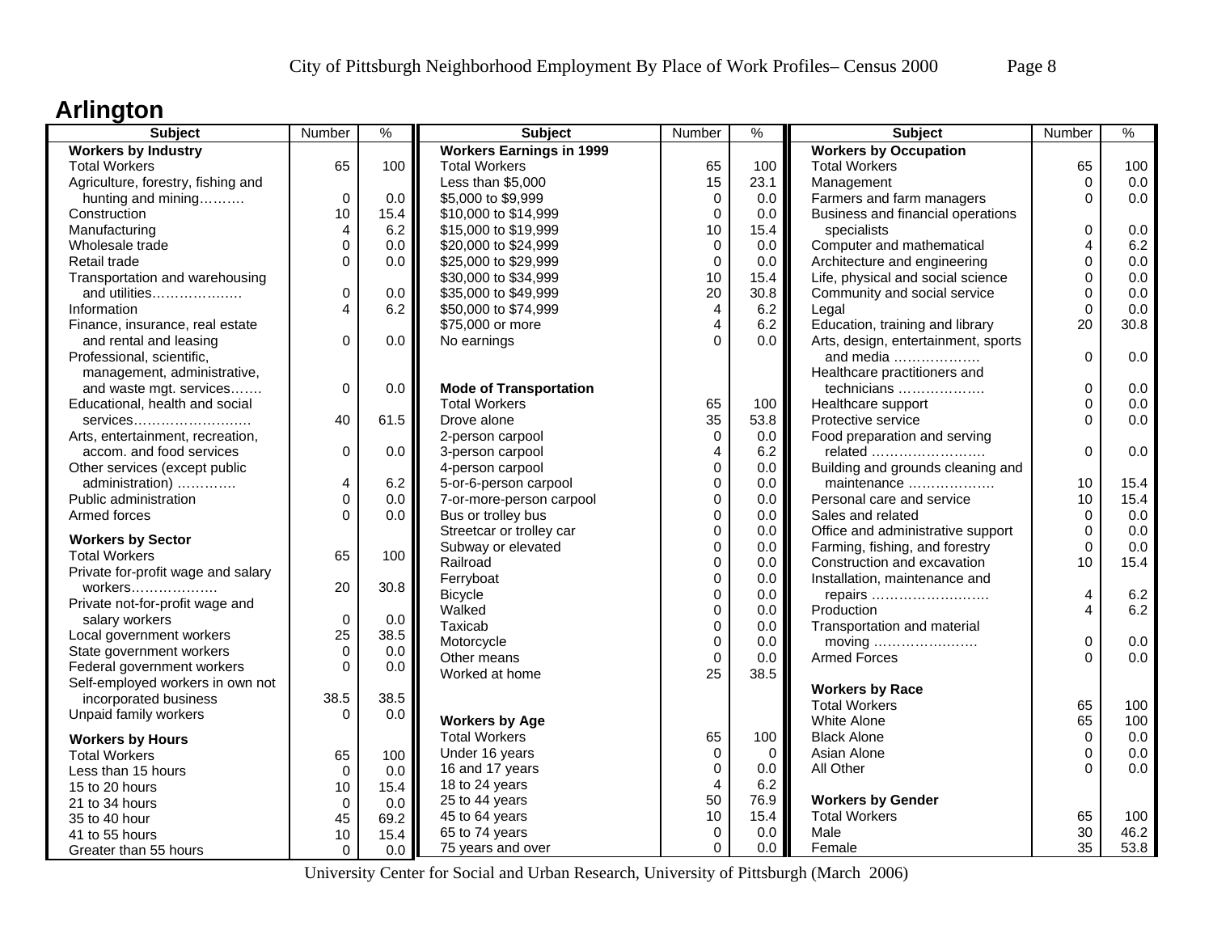## Arlington

| Subject | Number | % |
|---|---|---|
| **Workers by Industry** | | |
| Total Workers | 65 | 100 |
| Agriculture, forestry, fishing and hunting and mining………. | 0 | 0.0 |
| Construction | 10 | 15.4 |
| Manufacturing | 4 | 6.2 |
| Wholesale trade | 0 | 0.0 |
| Retail trade | 0 | 0.0 |
| Transportation and warehousing and utilities………………. | 0 | 0.0 |
| Information | 4 | 6.2 |
| Finance, insurance, real estate and rental and leasing | 0 | 0.0 |
| Professional, scientific, management, administrative, and waste mgt. services……. | 0 | 0.0 |
| Educational, health and social services……………………. | 40 | 61.5 |
| Arts, entertainment, recreation, accom. and food services | 0 | 0.0 |
| Other services (except public administration) …………. | 4 | 6.2 |
| Public administration | 0 | 0.0 |
| Armed forces | 0 | 0.0 |
| **Workers by Sector** | | |
| Total Workers | 65 | 100 |
| Private for-profit wage and salary workers………………. | 20 | 30.8 |
| Private not-for-profit wage and salary workers | 0 | 0.0 |
| Local government workers | 25 | 38.5 |
| State government workers | 0 | 0.0 |
| Federal government workers | 0 | 0.0 |
| Self-employed workers in own not incorporated business | 38.5 | 38.5 |
| Unpaid family workers | 0 | 0.0 |
| **Workers by Hours** | | |
| Total Workers | 65 | 100 |
| Less than 15 hours | 0 | 0.0 |
| 15 to 20 hours | 10 | 15.4 |
| 21 to 34 hours | 0 | 0.0 |
| 35 to 40 hour | 45 | 69.2 |
| 41 to 55 hours | 10 | 15.4 |
| Greater than 55 hours | 0 | 0.0 |

| Subject | Number | % |
|---|---|---|
| **Workers Earnings in 1999** | | |
| Total Workers | 65 | 100 |
| Less than $5,000 | 15 | 23.1 |
| $5,000 to $9,999 | 0 | 0.0 |
| $10,000 to $14,999 | 0 | 0.0 |
| $15,000 to $19,999 | 10 | 15.4 |
| $20,000 to $24,999 | 0 | 0.0 |
| $25,000 to $29,999 | 0 | 0.0 |
| $30,000 to $34,999 | 10 | 15.4 |
| $35,000 to $49,999 | 20 | 30.8 |
| $50,000 to $74,999 | 4 | 6.2 |
| $75,000 or more | 4 | 6.2 |
| No earnings | 0 | 0.0 |
| **Mode of Transportation** | | |
| Total Workers | 65 | 100 |
| Drove alone | 35 | 53.8 |
| 2-person carpool | 0 | 0.0 |
| 3-person carpool | 4 | 6.2 |
| 4-person carpool | 0 | 0.0 |
| 5-or-6-person carpool | 0 | 0.0 |
| 7-or-more-person carpool | 0 | 0.0 |
| Bus or trolley bus | 0 | 0.0 |
| Streetcar or trolley car | 0 | 0.0 |
| Subway or elevated | 0 | 0.0 |
| Railroad | 0 | 0.0 |
| Ferryboat | 0 | 0.0 |
| Bicycle | 0 | 0.0 |
| Walked | 0 | 0.0 |
| Taxicab | 0 | 0.0 |
| Motorcycle | 0 | 0.0 |
| Other means | 0 | 0.0 |
| Worked at home | 25 | 38.5 |
| **Workers by Age** | | |
| Total Workers | 65 | 100 |
| Under 16 years | 0 | 0 |
| 16 and 17 years | 0 | 0.0 |
| 18 to 24 years | 4 | 6.2 |
| 25 to 44 years | 50 | 76.9 |
| 45 to 64 years | 10 | 15.4 |
| 65 to 74 years | 0 | 0.0 |
| 75 years and over | 0 | 0.0 |

| Subject | Number | % |
|---|---|---|
| **Workers by Occupation** | | |
| Total Workers | 65 | 100 |
| Management | 0 | 0.0 |
| Farmers and farm managers | 0 | 0.0 |
| Business and financial operations specialists | 0 | 0.0 |
| Computer and mathematical | 4 | 6.2 |
| Architecture and engineering | 0 | 0.0 |
| Life, physical and social science | 0 | 0.0 |
| Community and social service | 0 | 0.0 |
| Legal | 0 | 0.0 |
| Education, training and library | 20 | 30.8 |
| Arts, design, entertainment, sports and media ………………. | 0 | 0.0 |
| Healthcare practitioners and technicians ………………. | 0 | 0.0 |
| Healthcare support | 0 | 0.0 |
| Protective service | 0 | 0.0 |
| Food preparation and serving related ……………………. | 0 | 0.0 |
| Building and grounds cleaning and maintenance ………………. | 10 | 15.4 |
| Personal care and service | 10 | 15.4 |
| Sales and related | 0 | 0.0 |
| Office and administrative support | 0 | 0.0 |
| Farming, fishing, and forestry | 0 | 0.0 |
| Construction and excavation | 10 | 15.4 |
| Installation, maintenance and repairs ……………………. | 4 | 6.2 |
| Production | 4 | 6.2 |
| Transportation and material moving ……………………. | 0 | 0.0 |
| Armed Forces | 0 | 0.0 |
| **Workers by Race** | | |
| Total Workers | 65 | 100 |
| White Alone | 65 | 100 |
| Black Alone | 0 | 0.0 |
| Asian Alone | 0 | 0.0 |
| All Other | 0 | 0.0 |
| **Workers by Gender** | | |
| Total Workers | 65 | 100 |
| Male | 30 | 46.2 |
| Female | 35 | 53.8 |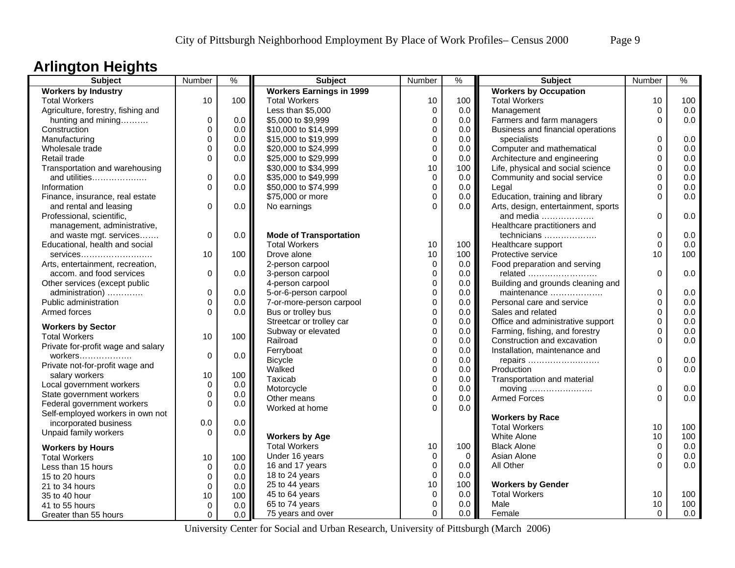## Arlington Heights

| Subject | Number | % |
|---|---|---|
| **Workers by Industry** | | |
| Total Workers | 10 | 100 |
| Agriculture, forestry, fishing and hunting and mining………. | 0 | 0.0 |
| Construction | 0 | 0.0 |
| Manufacturing | 0 | 0.0 |
| Wholesale trade | 0 | 0.0 |
| Retail trade | 0 | 0.0 |
| Transportation and warehousing and utilities………………. | 0 | 0.0 |
| Information | 0 | 0.0 |
| Finance, insurance, real estate and rental and leasing | 0 | 0.0 |
| Professional, scientific, management, administrative, and waste mgt. services……. | 0 | 0.0 |
| Educational, health and social services……………………. | 10 | 100 |
| Arts, entertainment, recreation, accom. and food services | 0 | 0.0 |
| Other services (except public administration) …………. | 0 | 0.0 |
| Public administration | 0 | 0.0 |
| Armed forces | 0 | 0.0 |
| **Workers by Sector** | | |
| Total Workers | 10 | 100 |
| Private for-profit wage and salary workers………………. | 0 | 0.0 |
| Private not-for-profit wage and salary workers | 10 | 100 |
| Local government workers | 0 | 0.0 |
| State government workers | 0 | 0.0 |
| Federal government workers | 0 | 0.0 |
| Self-employed workers in own not incorporated business | 0.0 | 0.0 |
| Unpaid family workers | 0 | 0.0 |
| **Workers by Hours** | | |
| Total Workers | 10 | 100 |
| Less than 15 hours | 0 | 0.0 |
| 15 to 20 hours | 0 | 0.0 |
| 21 to 34 hours | 0 | 0.0 |
| 35 to 40 hour | 10 | 100 |
| 41 to 55 hours | 0 | 0.0 |
| Greater than 55 hours | 0 | 0.0 |

| Subject | Number | % |
|---|---|---|
| **Workers Earnings in 1999** | | |
| Total Workers | 10 | 100 |
| Less than $5,000 | 0 | 0.0 |
| $5,000 to $9,999 | 0 | 0.0 |
| $10,000 to $14,999 | 0 | 0.0 |
| $15,000 to $19,999 | 0 | 0.0 |
| $20,000 to $24,999 | 0 | 0.0 |
| $25,000 to $29,999 | 0 | 0.0 |
| $30,000 to $34,999 | 10 | 100 |
| $35,000 to $49,999 | 0 | 0.0 |
| $50,000 to $74,999 | 0 | 0.0 |
| $75,000 or more | 0 | 0.0 |
| No earnings | 0 | 0.0 |
| **Mode of Transportation** | | |
| Total Workers | 10 | 100 |
| Drove alone | 10 | 100 |
| 2-person carpool | 0 | 0.0 |
| 3-person carpool | 0 | 0.0 |
| 4-person carpool | 0 | 0.0 |
| 5-or-6-person carpool | 0 | 0.0 |
| 7-or-more-person carpool | 0 | 0.0 |
| Bus or trolley bus | 0 | 0.0 |
| Streetcar or trolley car | 0 | 0.0 |
| Subway or elevated | 0 | 0.0 |
| Railroad | 0 | 0.0 |
| Ferryboat | 0 | 0.0 |
| Bicycle | 0 | 0.0 |
| Walked | 0 | 0.0 |
| Taxicab | 0 | 0.0 |
| Motorcycle | 0 | 0.0 |
| Other means | 0 | 0.0 |
| Worked at home | 0 | 0.0 |
| **Workers by Age** | | |
| Total Workers | 10 | 100 |
| Under 16 years | 0 | 0 |
| 16 and 17 years | 0 | 0.0 |
| 18 to 24 years | 0 | 0.0 |
| 25 to 44 years | 10 | 100 |
| 45 to 64 years | 0 | 0.0 |
| 65 to 74 years | 0 | 0.0 |
| 75 years and over | 0 | 0.0 |

| Subject | Number | % |
|---|---|---|
| **Workers by Occupation** | | |
| Total Workers | 10 | 100 |
| Management | 0 | 0.0 |
| Farmers and farm managers | 0 | 0.0 |
| Business and financial operations specialists | 0 | 0.0 |
| Computer and mathematical | 0 | 0.0 |
| Architecture and engineering | 0 | 0.0 |
| Life, physical and social science | 0 | 0.0 |
| Community and social service | 0 | 0.0 |
| Legal | 0 | 0.0 |
| Education, training and library | 0 | 0.0 |
| Arts, design, entertainment, sports and media ………………. | 0 | 0.0 |
| Healthcare practitioners and technicians ………………. | 0 | 0.0 |
| Healthcare support | 0 | 0.0 |
| Protective service | 10 | 100 |
| Food preparation and serving related ……………………. | 0 | 0.0 |
| Building and grounds cleaning and maintenance ………………. | 0 | 0.0 |
| Personal care and service | 0 | 0.0 |
| Sales and related | 0 | 0.0 |
| Office and administrative support | 0 | 0.0 |
| Farming, fishing, and forestry | 0 | 0.0 |
| Construction and excavation | 0 | 0.0 |
| Installation, maintenance and repairs ……………………. | 0 | 0.0 |
| Production | 0 | 0.0 |
| Transportation and material moving ………………….. | 0 | 0.0 |
| Armed Forces | 0 | 0.0 |
| **Workers by Race** | | |
| Total Workers | 10 | 100 |
| White Alone | 10 | 100 |
| Black Alone | 0 | 0.0 |
| Asian Alone | 0 | 0.0 |
| All Other | 0 | 0.0 |
| **Workers by Gender** | | |
| Total Workers | 10 | 100 |
| Male | 10 | 100 |
| Female | 0 | 0.0 |

University Center for Social and Urban Research, University of Pittsburgh (March 2006)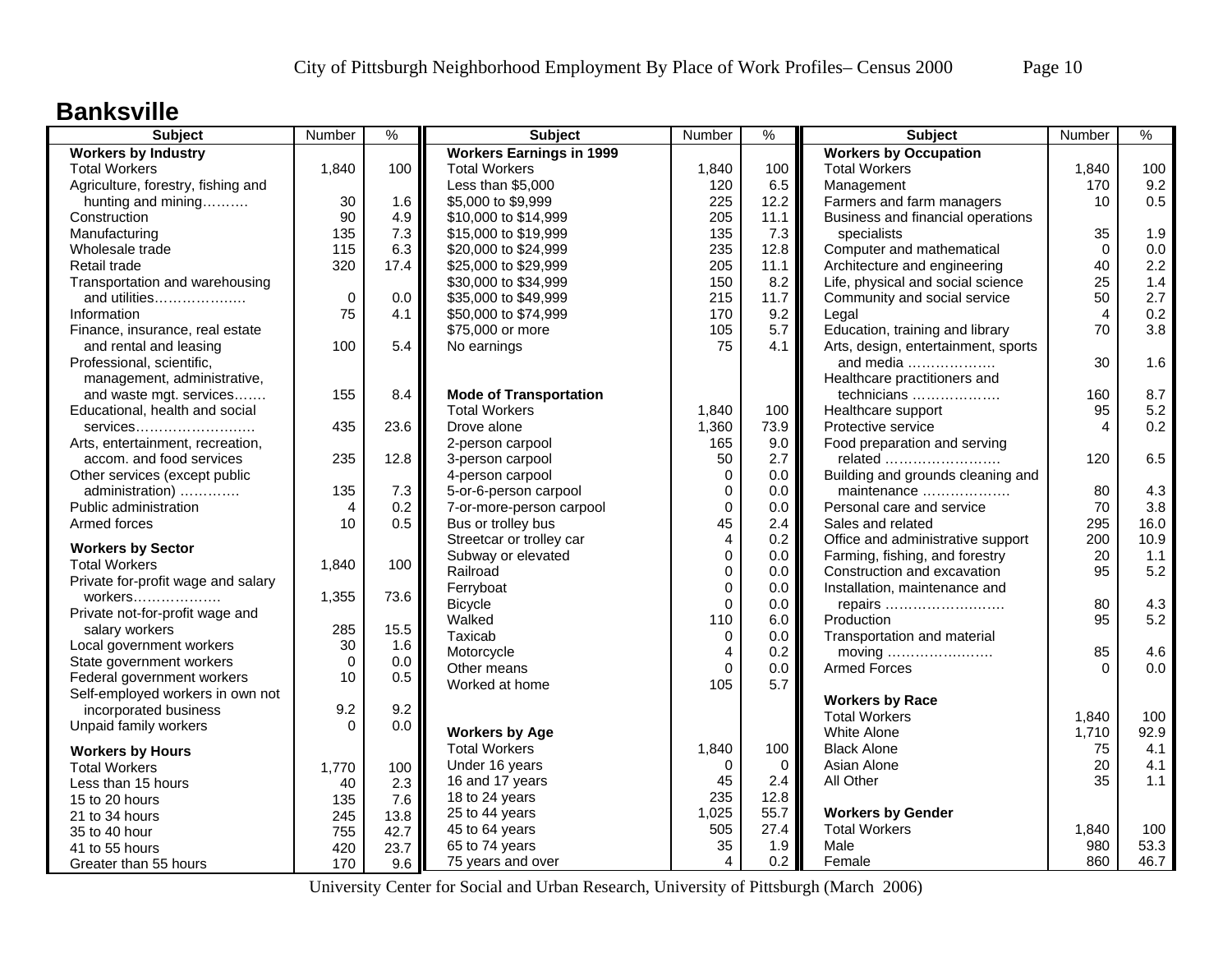# Banksville

| Subject | Number | % |
|---|---|---|
| **Workers by Industry** | | |
| Total Workers | 1,840 | 100 |
| Agriculture, forestry, fishing and hunting and mining………. | 30 | 1.6 |
| Construction | 90 | 4.9 |
| Manufacturing | 135 | 7.3 |
| Wholesale trade | 115 | 6.3 |
| Retail trade | 320 | 17.4 |
| Transportation and warehousing and utilities………………. | 0 | 0.0 |
| Information | 75 | 4.1 |
| Finance, insurance, real estate and rental and leasing | 100 | 5.4 |
| Professional, scientific, management, administrative, and waste mgt. services……. | 155 | 8.4 |
| Educational, health and social services……………………… | 435 | 23.6 |
| Arts, entertainment, recreation, accom. and food services | 235 | 12.8 |
| Other services (except public administration) …………. | 135 | 7.3 |
| Public administration | 4 | 0.2 |
| Armed forces | 10 | 0.5 |
| **Workers by Sector** | | |
| Total Workers | 1,840 | 100 |
| Private for-profit wage and salary workers………………. | 1,355 | 73.6 |
| Private not-for-profit wage and salary workers | 285 | 15.5 |
| Local government workers | 30 | 1.6 |
| State government workers | 0 | 0.0 |
| Federal government workers | 10 | 0.5 |
| Self-employed workers in own not incorporated business | 9.2 | 9.2 |
| Unpaid family workers | 0 | 0.0 |
| **Workers by Hours** | | |
| Total Workers | 1,770 | 100 |
| Less than 15 hours | 40 | 2.3 |
| 15 to 20 hours | 135 | 7.6 |
| 21 to 34 hours | 245 | 13.8 |
| 35 to 40 hour | 755 | 42.7 |
| 41 to 55 hours | 420 | 23.7 |
| Greater than 55 hours | 170 | 9.6 |

| Subject | Number | % |
|---|---|---|
| **Workers Earnings in 1999** | | |
| Total Workers | 1,840 | 100 |
| Less than $5,000 | 120 | 6.5 |
| $5,000 to $9,999 | 225 | 12.2 |
| $10,000 to $14,999 | 205 | 11.1 |
| $15,000 to $19,999 | 135 | 7.3 |
| $20,000 to $24,999 | 235 | 12.8 |
| $25,000 to $29,999 | 205 | 11.1 |
| $30,000 to $34,999 | 150 | 8.2 |
| $35,000 to $49,999 | 215 | 11.7 |
| $50,000 to $74,999 | 170 | 9.2 |
| $75,000 or more | 105 | 5.7 |
| No earnings | 75 | 4.1 |
| **Mode of Transportation** | | |
| Total Workers | 1,840 | 100 |
| Drove alone | 1,360 | 73.9 |
| 2-person carpool | 165 | 9.0 |
| 3-person carpool | 50 | 2.7 |
| 4-person carpool | 0 | 0.0 |
| 5-or-6-person carpool | 0 | 0.0 |
| 7-or-more-person carpool | 0 | 0.0 |
| Bus or trolley bus | 45 | 2.4 |
| Streetcar or trolley car | 4 | 0.2 |
| Subway or elevated | 0 | 0.0 |
| Railroad | 0 | 0.0 |
| Ferryboat | 0 | 0.0 |
| Bicycle | 0 | 0.0 |
| Walked | 110 | 6.0 |
| Taxicab | 0 | 0.0 |
| Motorcycle | 4 | 0.2 |
| Other means | 0 | 0.0 |
| Worked at home | 105 | 5.7 |
| **Workers by Age** | | |
| Total Workers | 1,840 | 100 |
| Under 16 years | 0 | 0 |
| 16 and 17 years | 45 | 2.4 |
| 18 to 24 years | 235 | 12.8 |
| 25 to 44 years | 1,025 | 55.7 |
| 45 to 64 years | 505 | 27.4 |
| 65 to 74 years | 35 | 1.9 |
| 75 years and over | 4 | 0.2 |

| Subject | Number | % |
|---|---|---|
| **Workers by Occupation** | | |
| Total Workers | 1,840 | 100 |
| Management | 170 | 9.2 |
| Farmers and farm managers | 10 | 0.5 |
| Business and financial operations specialists | 35 | 1.9 |
| Computer and mathematical | 0 | 0.0 |
| Architecture and engineering | 40 | 2.2 |
| Life, physical and social science | 25 | 1.4 |
| Community and social service | 50 | 2.7 |
| Legal | 4 | 0.2 |
| Education, training and library | 70 | 3.8 |
| Arts, design, entertainment, sports and media ………………. | 30 | 1.6 |
| Healthcare practitioners and technicians ………………. | 160 | 8.7 |
| Healthcare support | 95 | 5.2 |
| Protective service | 4 | 0.2 |
| Food preparation and serving related ……………………. | 120 | 6.5 |
| Building and grounds cleaning and maintenance ………………. | 80 | 4.3 |
| Personal care and service | 70 | 3.8 |
| Sales and related | 295 | 16.0 |
| Office and administrative support | 200 | 10.9 |
| Farming, fishing, and forestry | 20 | 1.1 |
| Construction and excavation | 95 | 5.2 |
| Installation, maintenance and repairs ……………………… | 80 | 4.3 |
| Production | 95 | 5.2 |
| Transportation and material moving ………………….. | 85 | 4.6 |
| Armed Forces | 0 | 0.0 |
| **Workers by Race** | | |
| Total Workers | 1,840 | 100 |
| White Alone | 1,710 | 92.9 |
| Black Alone | 75 | 4.1 |
| Asian Alone | 20 | 4.1 |
| All Other | 35 | 1.1 |
| **Workers by Gender** | | |
| Total Workers | 1,840 | 100 |
| Male | 980 | 53.3 |
| Female | 860 | 46.7 |

University Center for Social and Urban Research, University of Pittsburgh (March 2006)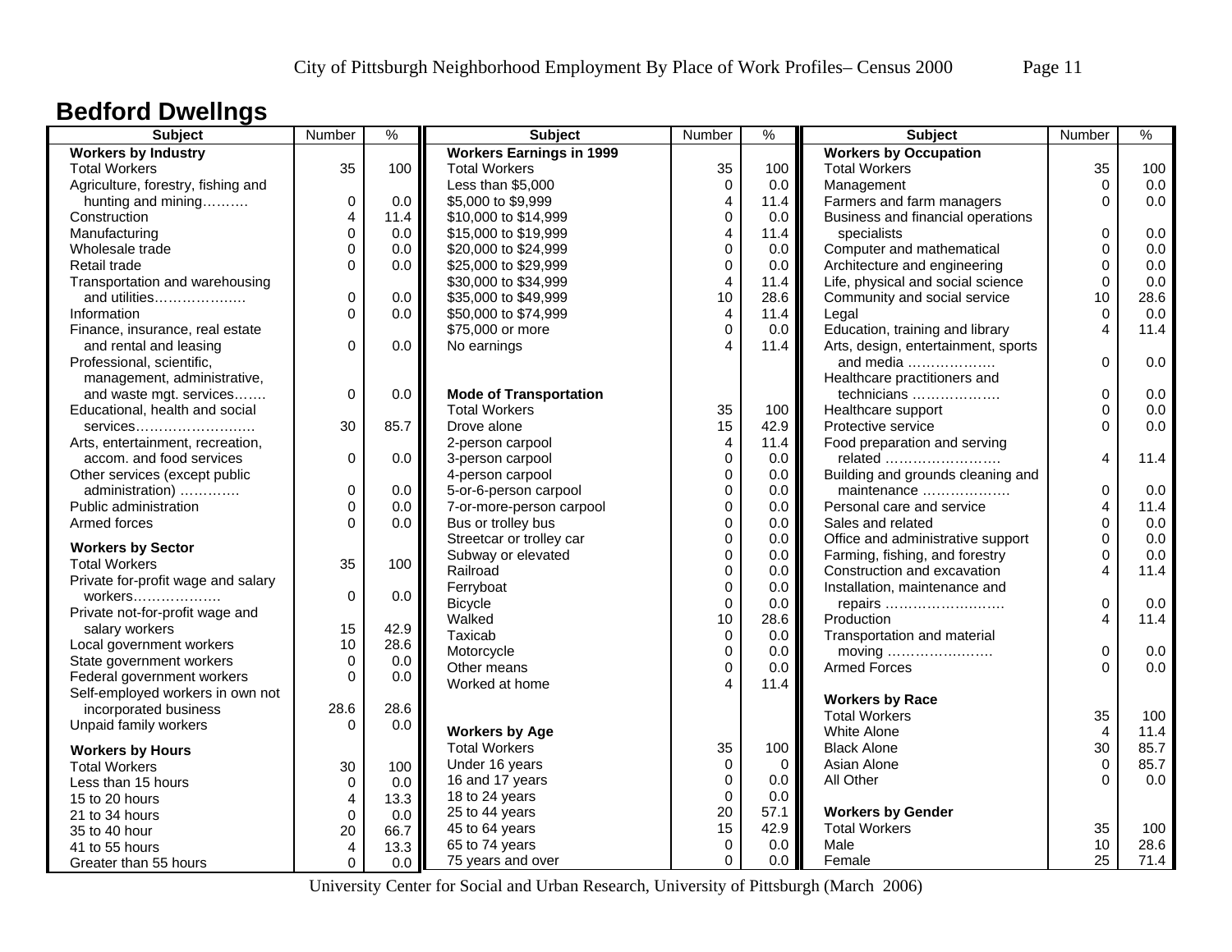# Bedford Dwellngs

| Subject | Number | % |
|---|---|---|
| **Workers by Industry** | | |
| Total Workers | 35 | 100 |
| Agriculture, forestry, fishing and hunting and mining………. | 0 | 0.0 |
| Construction | 4 | 11.4 |
| Manufacturing | 0 | 0.0 |
| Wholesale trade | 0 | 0.0 |
| Retail trade | 0 | 0.0 |
| Transportation and warehousing and utilities………………. | 0 | 0.0 |
| Information | 0 | 0.0 |
| Finance, insurance, real estate and rental and leasing | 0 | 0.0 |
| Professional, scientific, management, administrative, and waste mgt. services……. | 0 | 0.0 |
| Educational, health and social services……………………. | 30 | 85.7 |
| Arts, entertainment, recreation, accom. and food services | 0 | 0.0 |
| Other services (except public administration) …………. | 0 | 0.0 |
| Public administration | 0 | 0.0 |
| Armed forces | 0 | 0.0 |
| **Workers by Sector** | | |
| Total Workers | 35 | 100 |
| Private for-profit wage and salary workers………………. | 0 | 0.0 |
| Private not-for-profit wage and salary workers | 15 | 42.9 |
| Local government workers | 10 | 28.6 |
| State government workers | 0 | 0.0 |
| Federal government workers | 0 | 0.0 |
| Self-employed workers in own not incorporated business | 28.6 | 28.6 |
| Unpaid family workers | 0 | 0.0 |
| **Workers by Hours** | | |
| Total Workers | 30 | 100 |
| Less than 15 hours | 0 | 0.0 |
| 15 to 20 hours | 4 | 13.3 |
| 21 to 34 hours | 0 | 0.0 |
| 35 to 40 hour | 20 | 66.7 |
| 41 to 55 hours | 4 | 13.3 |
| Greater than 55 hours | 0 | 0.0 |

| Subject | Number | % |
|---|---|---|
| **Workers Earnings in 1999** | | |
| Total Workers | 35 | 100 |
| Less than $5,000 | 0 | 0.0 |
| $5,000 to $9,999 | 4 | 11.4 |
| $10,000 to $14,999 | 0 | 0.0 |
| $15,000 to $19,999 | 4 | 11.4 |
| $20,000 to $24,999 | 0 | 0.0 |
| $25,000 to $29,999 | 0 | 0.0 |
| $30,000 to $34,999 | 4 | 11.4 |
| $35,000 to $49,999 | 10 | 28.6 |
| $50,000 to $74,999 | 4 | 11.4 |
| $75,000 or more | 0 | 0.0 |
| No earnings | 4 | 11.4 |
| **Mode of Transportation** | | |
| Total Workers | 35 | 100 |
| Drove alone | 15 | 42.9 |
| 2-person carpool | 4 | 11.4 |
| 3-person carpool | 0 | 0.0 |
| 4-person carpool | 0 | 0.0 |
| 5-or-6-person carpool | 0 | 0.0 |
| 7-or-more-person carpool | 0 | 0.0 |
| Bus or trolley bus | 0 | 0.0 |
| Streetcar or trolley car | 0 | 0.0 |
| Subway or elevated | 0 | 0.0 |
| Railroad | 0 | 0.0 |
| Ferryboat | 0 | 0.0 |
| Bicycle | 0 | 0.0 |
| Walked | 10 | 28.6 |
| Taxicab | 0 | 0.0 |
| Motorcycle | 0 | 0.0 |
| Other means | 0 | 0.0 |
| Worked at home | 4 | 11.4 |
| **Workers by Age** | | |
| Total Workers | 35 | 100 |
| Under 16 years | 0 | 0 |
| 16 and 17 years | 0 | 0.0 |
| 18 to 24 years | 0 | 0.0 |
| 25 to 44 years | 20 | 57.1 |
| 45 to 64 years | 15 | 42.9 |
| 65 to 74 years | 0 | 0.0 |
| 75 years and over | 0 | 0.0 |

| Subject | Number | % |
|---|---|---|
| **Workers by Occupation** | | |
| Total Workers | 35 | 100 |
| Management | 0 | 0.0 |
| Farmers and farm managers | 0 | 0.0 |
| Business and financial operations specialists | 0 | 0.0 |
| Computer and mathematical | 0 | 0.0 |
| Architecture and engineering | 0 | 0.0 |
| Life, physical and social science | 0 | 0.0 |
| Community and social service | 10 | 28.6 |
| Legal | 0 | 0.0 |
| Education, training and library | 4 | 11.4 |
| Arts, design, entertainment, sports and media ………………. | 0 | 0.0 |
| Healthcare practitioners and technicians ………………. | 0 | 0.0 |
| Healthcare support | 0 | 0.0 |
| Protective service | 0 | 0.0 |
| Food preparation and serving related ……………………. | 4 | 11.4 |
| Building and grounds cleaning and maintenance ………………. | 0 | 0.0 |
| Personal care and service | 4 | 11.4 |
| Sales and related | 0 | 0.0 |
| Office and administrative support | 0 | 0.0 |
| Farming, fishing, and forestry | 0 | 0.0 |
| Construction and excavation | 4 | 11.4 |
| Installation, maintenance and repairs ……………………… | 0 | 0.0 |
| Production | 4 | 11.4 |
| Transportation and material moving ………………….. | 0 | 0.0 |
| Armed Forces | 0 | 0.0 |
| **Workers by Race** | | |
| Total Workers | 35 | 100 |
| White Alone | 4 | 11.4 |
| Black Alone | 30 | 85.7 |
| Asian Alone | 0 | 85.7 |
| All Other | 0 | 0.0 |
| **Workers by Gender** | | |
| Total Workers | 35 | 100 |
| Male | 10 | 28.6 |
| Female | 25 | 71.4 |

University Center for Social and Urban Research, University of Pittsburgh (March 2006)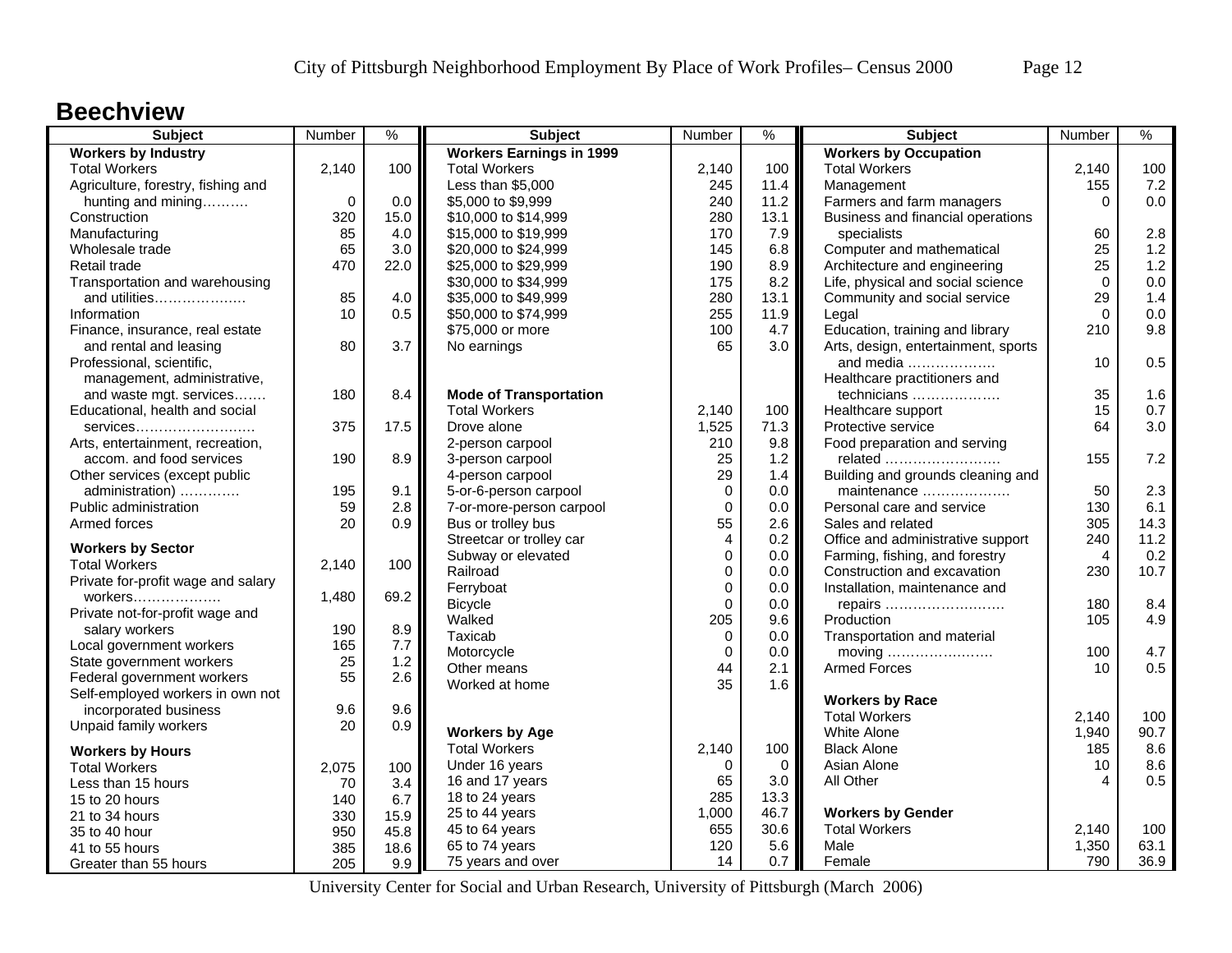# Beechview

| Subject | Number | % |
|---|---|---|
| **Workers by Industry** | | |
| Total Workers | 2,140 | 100 |
| Agriculture, forestry, fishing and hunting and mining………. | 0 | 0.0 |
| Construction | 320 | 15.0 |
| Manufacturing | 85 | 4.0 |
| Wholesale trade | 65 | 3.0 |
| Retail trade | 470 | 22.0 |
| Transportation and warehousing and utilities………………. | 85 | 4.0 |
| Information | 10 | 0.5 |
| Finance, insurance, real estate and rental and leasing | 80 | 3.7 |
| Professional, scientific, management, administrative, and waste mgt. services……. | 180 | 8.4 |
| Educational, health and social services……………………. | 375 | 17.5 |
| Arts, entertainment, recreation, accom. and food services | 190 | 8.9 |
| Other services (except public administration) …………. | 195 | 9.1 |
| Public administration | 59 | 2.8 |
| Armed forces | 20 | 0.9 |
| **Workers by Sector** | | |
| Total Workers | 2,140 | 100 |
| Private for-profit wage and salary workers………………. | 1,480 | 69.2 |
| Private not-for-profit wage and salary workers | 190 | 8.9 |
| Local government workers | 165 | 7.7 |
| State government workers | 25 | 1.2 |
| Federal government workers | 55 | 2.6 |
| Self-employed workers in own not incorporated business | 9.6 | 9.6 |
| Unpaid family workers | 20 | 0.9 |
| **Workers by Hours** | | |
| Total Workers | 2,075 | 100 |
| Less than 15 hours | 70 | 3.4 |
| 15 to 20 hours | 140 | 6.7 |
| 21 to 34 hours | 330 | 15.9 |
| 35 to 40 hour | 950 | 45.8 |
| 41 to 55 hours | 385 | 18.6 |
| Greater than 55 hours | 205 | 9.9 |

| Subject | Number | % |
|---|---|---|
| **Workers Earnings in 1999** | | |
| Total Workers | 2,140 | 100 |
| Less than $5,000 | 245 | 11.4 |
| $5,000 to $9,999 | 240 | 11.2 |
| $10,000 to $14,999 | 280 | 13.1 |
| $15,000 to $19,999 | 170 | 7.9 |
| $20,000 to $24,999 | 145 | 6.8 |
| $25,000 to $29,999 | 190 | 8.9 |
| $30,000 to $34,999 | 175 | 8.2 |
| $35,000 to $49,999 | 280 | 13.1 |
| $50,000 to $74,999 | 255 | 11.9 |
| $75,000 or more | 100 | 4.7 |
| No earnings | 65 | 3.0 |
| **Mode of Transportation** | | |
| Total Workers | 2,140 | 100 |
| Drove alone | 1,525 | 71.3 |
| 2-person carpool | 210 | 9.8 |
| 3-person carpool | 25 | 1.2 |
| 4-person carpool | 29 | 1.4 |
| 5-or-6-person carpool | 0 | 0.0 |
| 7-or-more-person carpool | 0 | 0.0 |
| Bus or trolley bus | 55 | 2.6 |
| Streetcar or trolley car | 4 | 0.2 |
| Subway or elevated | 0 | 0.0 |
| Railroad | 0 | 0.0 |
| Ferryboat | 0 | 0.0 |
| Bicycle | 0 | 0.0 |
| Walked | 205 | 9.6 |
| Taxicab | 0 | 0.0 |
| Motorcycle | 0 | 0.0 |
| Other means | 44 | 2.1 |
| Worked at home | 35 | 1.6 |
| **Workers by Age** | | |
| Total Workers | 2,140 | 100 |
| Under 16 years | 0 | 0 |
| 16 and 17 years | 65 | 3.0 |
| 18 to 24 years | 285 | 13.3 |
| 25 to 44 years | 1,000 | 46.7 |
| 45 to 64 years | 655 | 30.6 |
| 65 to 74 years | 120 | 5.6 |
| 75 years and over | 14 | 0.7 |

| Subject | Number | % |
|---|---|---|
| **Workers by Occupation** | | |
| Total Workers | 2,140 | 100 |
| Management | 155 | 7.2 |
| Farmers and farm managers | 0 | 0.0 |
| Business and financial operations specialists | 60 | 2.8 |
| Computer and mathematical | 25 | 1.2 |
| Architecture and engineering | 25 | 1.2 |
| Life, physical and social science | 0 | 0.0 |
| Community and social service | 29 | 1.4 |
| Legal | 0 | 0.0 |
| Education, training and library | 210 | 9.8 |
| Arts, design, entertainment, sports and media ………………. | 10 | 0.5 |
| Healthcare practitioners and technicians ………………. | 35 | 1.6 |
| Healthcare support | 15 | 0.7 |
| Protective service | 64 | 3.0 |
| Food preparation and serving related ……………………. | 155 | 7.2 |
| Building and grounds cleaning and maintenance ………………. | 50 | 2.3 |
| Personal care and service | 130 | 6.1 |
| Sales and related | 305 | 14.3 |
| Office and administrative support | 240 | 11.2 |
| Farming, fishing, and forestry | 4 | 0.2 |
| Construction and excavation | 230 | 10.7 |
| Installation, maintenance and repairs ……………………. | 180 | 8.4 |
| Production | 105 | 4.9 |
| Transportation and material moving ………………….. | 100 | 4.7 |
| Armed Forces | 10 | 0.5 |
| **Workers by Race** | | |
| Total Workers | 2,140 | 100 |
| White Alone | 1,940 | 90.7 |
| Black Alone | 185 | 8.6 |
| Asian Alone | 10 | 8.6 |
| All Other | 4 | 0.5 |
| **Workers by Gender** | | |
| Total Workers | 2,140 | 100 |
| Male | 1,350 | 63.1 |
| Female | 790 | 36.9 |

University Center for Social and Urban Research, University of Pittsburgh (March 2006)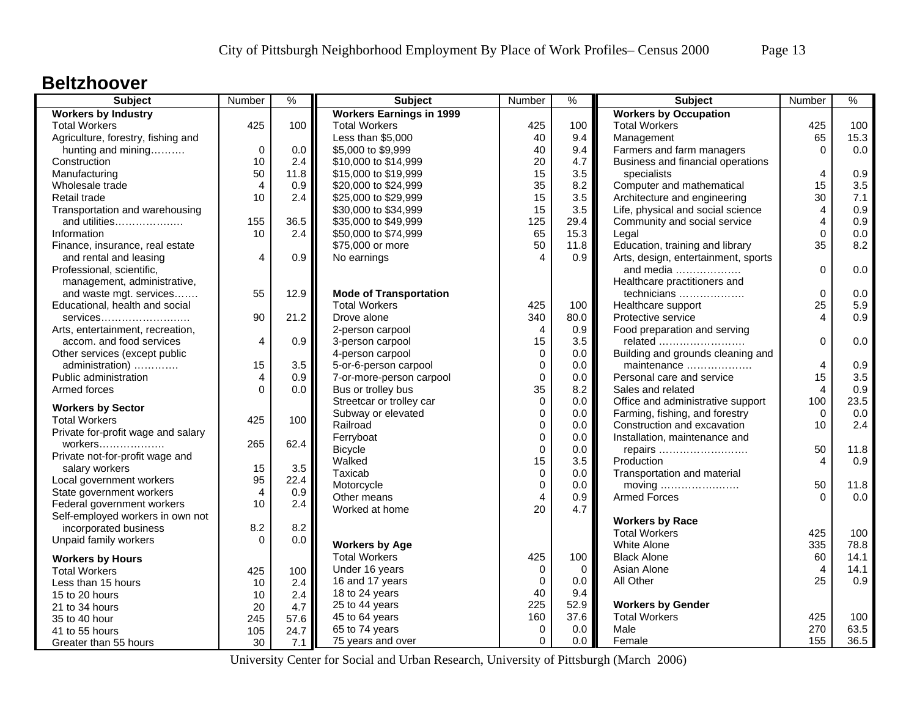# Beltzhoover

| Subject | Number | % |
|---|---|---|
| **Workers by Industry** | | |
| Total Workers | 425 | 100 |
| Agriculture, forestry, fishing and hunting and mining………. | 0 | 0.0 |
| Construction | 10 | 2.4 |
| Manufacturing | 50 | 11.8 |
| Wholesale trade | 4 | 0.9 |
| Retail trade | 10 | 2.4 |
| Transportation and warehousing and utilities………………. | 155 | 36.5 |
| Information | 10 | 2.4 |
| Finance, insurance, real estate and rental and leasing | 4 | 0.9 |
| Professional, scientific, management, administrative, and waste mgt. services……. | 55 | 12.9 |
| Educational, health and social services……………………. | 90 | 21.2 |
| Arts, entertainment, recreation, accom. and food services | 4 | 0.9 |
| Other services (except public administration) …………. | 15 | 3.5 |
| Public administration | 4 | 0.9 |
| Armed forces | 0 | 0.0 |
| **Workers by Sector** | | |
| Total Workers | 425 | 100 |
| Private for-profit wage and salary workers………………. | 265 | 62.4 |
| Private not-for-profit wage and salary workers | 15 | 3.5 |
| Local government workers | 95 | 22.4 |
| State government workers | 4 | 0.9 |
| Federal government workers | 10 | 2.4 |
| Self-employed workers in own not incorporated business | 8.2 | 8.2 |
| Unpaid family workers | 0 | 0.0 |
| **Workers by Hours** | | |
| Total Workers | 425 | 100 |
| Less than 15 hours | 10 | 2.4 |
| 15 to 20 hours | 10 | 2.4 |
| 21 to 34 hours | 20 | 4.7 |
| 35 to 40 hour | 245 | 57.6 |
| 41 to 55 hours | 105 | 24.7 |
| Greater than 55 hours | 30 | 7.1 |

| Subject | Number | % |
|---|---|---|
| **Workers Earnings in 1999** | | |
| Total Workers | 425 | 100 |
| Less than $5,000 | 40 | 9.4 |
| $5,000 to $9,999 | 40 | 9.4 |
| $10,000 to $14,999 | 20 | 4.7 |
| $15,000 to $19,999 | 15 | 3.5 |
| $20,000 to $24,999 | 35 | 8.2 |
| $25,000 to $29,999 | 15 | 3.5 |
| $30,000 to $34,999 | 15 | 3.5 |
| $35,000 to $49,999 | 125 | 29.4 |
| $50,000 to $74,999 | 65 | 15.3 |
| $75,000 or more | 50 | 11.8 |
| No earnings | 4 | 0.9 |
| **Mode of Transportation** | | |
| Total Workers | 425 | 100 |
| Drove alone | 340 | 80.0 |
| 2-person carpool | 4 | 0.9 |
| 3-person carpool | 15 | 3.5 |
| 4-person carpool | 0 | 0.0 |
| 5-or-6-person carpool | 0 | 0.0 |
| 7-or-more-person carpool | 0 | 0.0 |
| Bus or trolley bus | 35 | 8.2 |
| Streetcar or trolley car | 0 | 0.0 |
| Subway or elevated | 0 | 0.0 |
| Railroad | 0 | 0.0 |
| Ferryboat | 0 | 0.0 |
| Bicycle | 0 | 0.0 |
| Walked | 15 | 3.5 |
| Taxicab | 0 | 0.0 |
| Motorcycle | 0 | 0.0 |
| Other means | 4 | 0.9 |
| Worked at home | 20 | 4.7 |
| **Workers by Age** | | |
| Total Workers | 425 | 100 |
| Under 16 years | 0 | 0 |
| 16 and 17 years | 0 | 0.0 |
| 18 to 24 years | 40 | 9.4 |
| 25 to 44 years | 225 | 52.9 |
| 45 to 64 years | 160 | 37.6 |
| 65 to 74 years | 0 | 0.0 |
| 75 years and over | 0 | 0.0 |

| Subject | Number | % |
|---|---|---|
| **Workers by Occupation** | | |
| Total Workers | 425 | 100 |
| Management | 65 | 15.3 |
| Farmers and farm managers | 0 | 0.0 |
| Business and financial operations specialists | 4 | 0.9 |
| Computer and mathematical | 15 | 3.5 |
| Architecture and engineering | 30 | 7.1 |
| Life, physical and social science | 4 | 0.9 |
| Community and social service | 4 | 0.9 |
| Legal | 0 | 0.0 |
| Education, training and library | 35 | 8.2 |
| Arts, design, entertainment, sports and media ………………. | 0 | 0.0 |
| Healthcare practitioners and technicians ………………. | 0 | 0.0 |
| Healthcare support | 25 | 5.9 |
| Protective service | 4 | 0.9 |
| Food preparation and serving related ……………………. | 0 | 0.0 |
| Building and grounds cleaning and maintenance ………………. | 4 | 0.9 |
| Personal care and service | 15 | 3.5 |
| Sales and related | 4 | 0.9 |
| Office and administrative support | 100 | 23.5 |
| Farming, fishing, and forestry | 0 | 0.0 |
| Construction and excavation | 10 | 2.4 |
| Installation, maintenance and repairs ……………………. | 50 | 11.8 |
| Production | 4 | 0.9 |
| Transportation and material moving ………………….. | 50 | 11.8 |
| Armed Forces | 0 | 0.0 |
| **Workers by Race** | | |
| Total Workers | 425 | 100 |
| White Alone | 335 | 78.8 |
| Black Alone | 60 | 14.1 |
| Asian Alone | 4 | 14.1 |
| All Other | 25 | 0.9 |
| **Workers by Gender** | | |
| Total Workers | 425 | 100 |
| Male | 270 | 63.5 |
| Female | 155 | 36.5 |

University Center for Social and Urban Research, University of Pittsburgh (March 2006)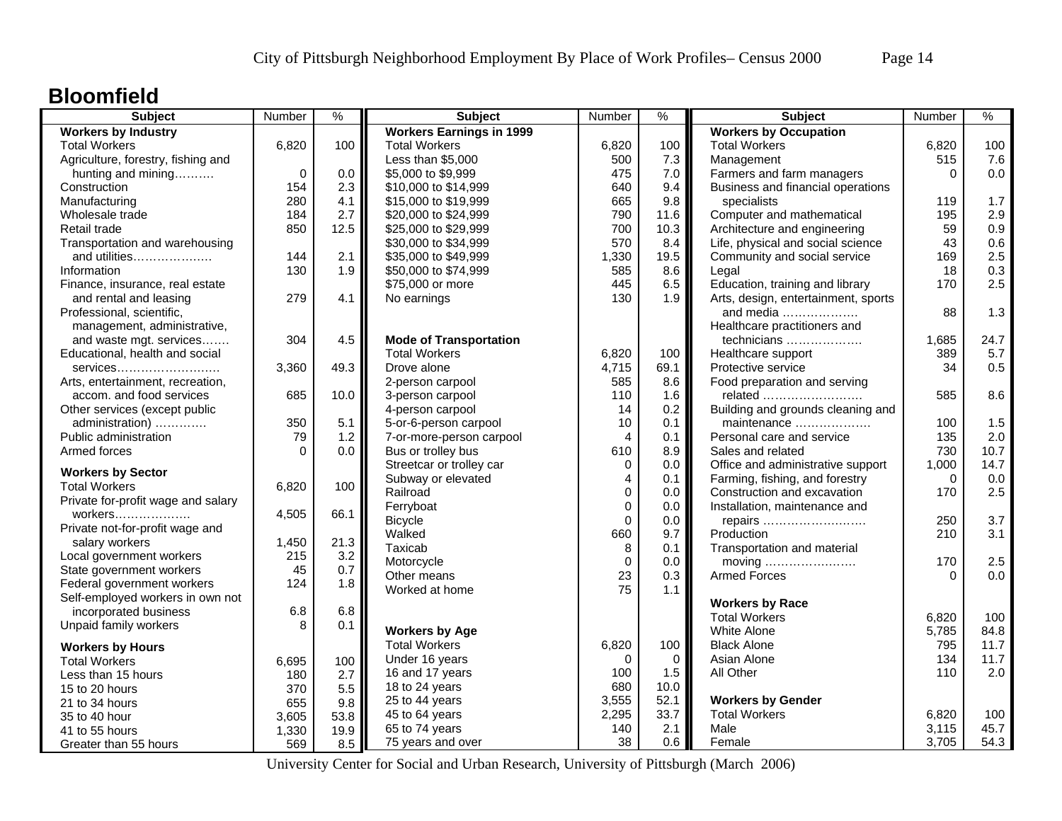## Bloomfield

| Subject | Number | % |
|---|---|---|
| **Workers by Industry** | | |
| Total Workers | 6,820 | 100 |
| Agriculture, forestry, fishing and hunting and mining………. | 0 | 0.0 |
| Construction | 154 | 2.3 |
| Manufacturing | 280 | 4.1 |
| Wholesale trade | 184 | 2.7 |
| Retail trade | 850 | 12.5 |
| Transportation and warehousing and utilities………………. | 144 | 2.1 |
| Information | 130 | 1.9 |
| Finance, insurance, real estate and rental and leasing | 279 | 4.1 |
| Professional, scientific, management, administrative, and waste mgt. services……. | 304 | 4.5 |
| Educational, health and social services…………………….. | 3,360 | 49.3 |
| Arts, entertainment, recreation, accom. and food services | 685 | 10.0 |
| Other services (except public administration) …………. | 350 | 5.1 |
| Public administration | 79 | 1.2 |
| Armed forces | 0 | 0.0 |
| **Workers by Sector** | | |
| Total Workers | 6,820 | 100 |
| Private for-profit wage and salary workers………………. | 4,505 | 66.1 |
| Private not-for-profit wage and salary workers | 1,450 | 21.3 |
| Local government workers | 215 | 3.2 |
| State government workers | 45 | 0.7 |
| Federal government workers | 124 | 1.8 |
| Self-employed workers in own not incorporated business | 6.8 | 6.8 |
| Unpaid family workers | 8 | 0.1 |
| **Workers by Hours** | | |
| Total Workers | 6,695 | 100 |
| Less than 15 hours | 180 | 2.7 |
| 15 to 20 hours | 370 | 5.5 |
| 21 to 34 hours | 655 | 9.8 |
| 35 to 40 hour | 3,605 | 53.8 |
| 41 to 55 hours | 1,330 | 19.9 |
| Greater than 55 hours | 569 | 8.5 |

| Subject | Number | % |
|---|---|---|
| **Workers Earnings in 1999** | | |
| Total Workers | 6,820 | 100 |
| Less than $5,000 | 500 | 7.3 |
| $5,000 to $9,999 | 475 | 7.0 |
| $10,000 to $14,999 | 640 | 9.4 |
| $15,000 to $19,999 | 665 | 9.8 |
| $20,000 to $24,999 | 790 | 11.6 |
| $25,000 to $29,999 | 700 | 10.3 |
| $30,000 to $34,999 | 570 | 8.4 |
| $35,000 to $49,999 | 1,330 | 19.5 |
| $50,000 to $74,999 | 585 | 8.6 |
| $75,000 or more | 445 | 6.5 |
| No earnings | 130 | 1.9 |
| **Mode of Transportation** | | |
| Total Workers | 6,820 | 100 |
| Drove alone | 4,715 | 69.1 |
| 2-person carpool | 585 | 8.6 |
| 3-person carpool | 110 | 1.6 |
| 4-person carpool | 14 | 0.2 |
| 5-or-6-person carpool | 10 | 0.1 |
| 7-or-more-person carpool | 4 | 0.1 |
| Bus or trolley bus | 610 | 8.9 |
| Streetcar or trolley car | 0 | 0.0 |
| Subway or elevated | 4 | 0.1 |
| Railroad | 0 | 0.0 |
| Ferryboat | 0 | 0.0 |
| Bicycle | 0 | 0.0 |
| Walked | 660 | 9.7 |
| Taxicab | 8 | 0.1 |
| Motorcycle | 0 | 0.0 |
| Other means | 23 | 0.3 |
| Worked at home | 75 | 1.1 |
| **Workers by Age** | | |
| Total Workers | 6,820 | 100 |
| Under 16 years | 0 | 0 |
| 16 and 17 years | 100 | 1.5 |
| 18 to 24 years | 680 | 10.0 |
| 25 to 44 years | 3,555 | 52.1 |
| 45 to 64 years | 2,295 | 33.7 |
| 65 to 74 years | 140 | 2.1 |
| 75 years and over | 38 | 0.6 |

| Subject | Number | % |
|---|---|---|
| **Workers by Occupation** | | |
| Total Workers | 6,820 | 100 |
| Management | 515 | 7.6 |
| Farmers and farm managers | 0 | 0.0 |
| Business and financial operations specialists | 119 | 1.7 |
| Computer and mathematical | 195 | 2.9 |
| Architecture and engineering | 59 | 0.9 |
| Life, physical and social science | 43 | 0.6 |
| Community and social service | 169 | 2.5 |
| Legal | 18 | 0.3 |
| Education, training and library | 170 | 2.5 |
| Arts, design, entertainment, sports and media ………………. | 88 | 1.3 |
| Healthcare practitioners and technicians ………………. | 1,685 | 24.7 |
| Healthcare support | 389 | 5.7 |
| Protective service | 34 | 0.5 |
| Food preparation and serving related ……………………. | 585 | 8.6 |
| Building and grounds cleaning and maintenance ………………. | 100 | 1.5 |
| Personal care and service | 135 | 2.0 |
| Sales and related | 730 | 10.7 |
| Office and administrative support | 1,000 | 14.7 |
| Farming, fishing, and forestry | 0 | 0.0 |
| Construction and excavation | 170 | 2.5 |
| Installation, maintenance and repairs …………………….. | 250 | 3.7 |
| Production | 210 | 3.1 |
| Transportation and material moving ………………….. | 170 | 2.5 |
| Armed Forces | 0 | 0.0 |
| **Workers by Race** | | |
| Total Workers | 6,820 | 100 |
| White Alone | 5,785 | 84.8 |
| Black Alone | 795 | 11.7 |
| Asian Alone | 134 | 11.7 |
| All Other | 110 | 2.0 |
| **Workers by Gender** | | |
| Total Workers | 6,820 | 100 |
| Male | 3,115 | 45.7 |
| Female | 3,705 | 54.3 |

University Center for Social and Urban Research, University of Pittsburgh (March 2006)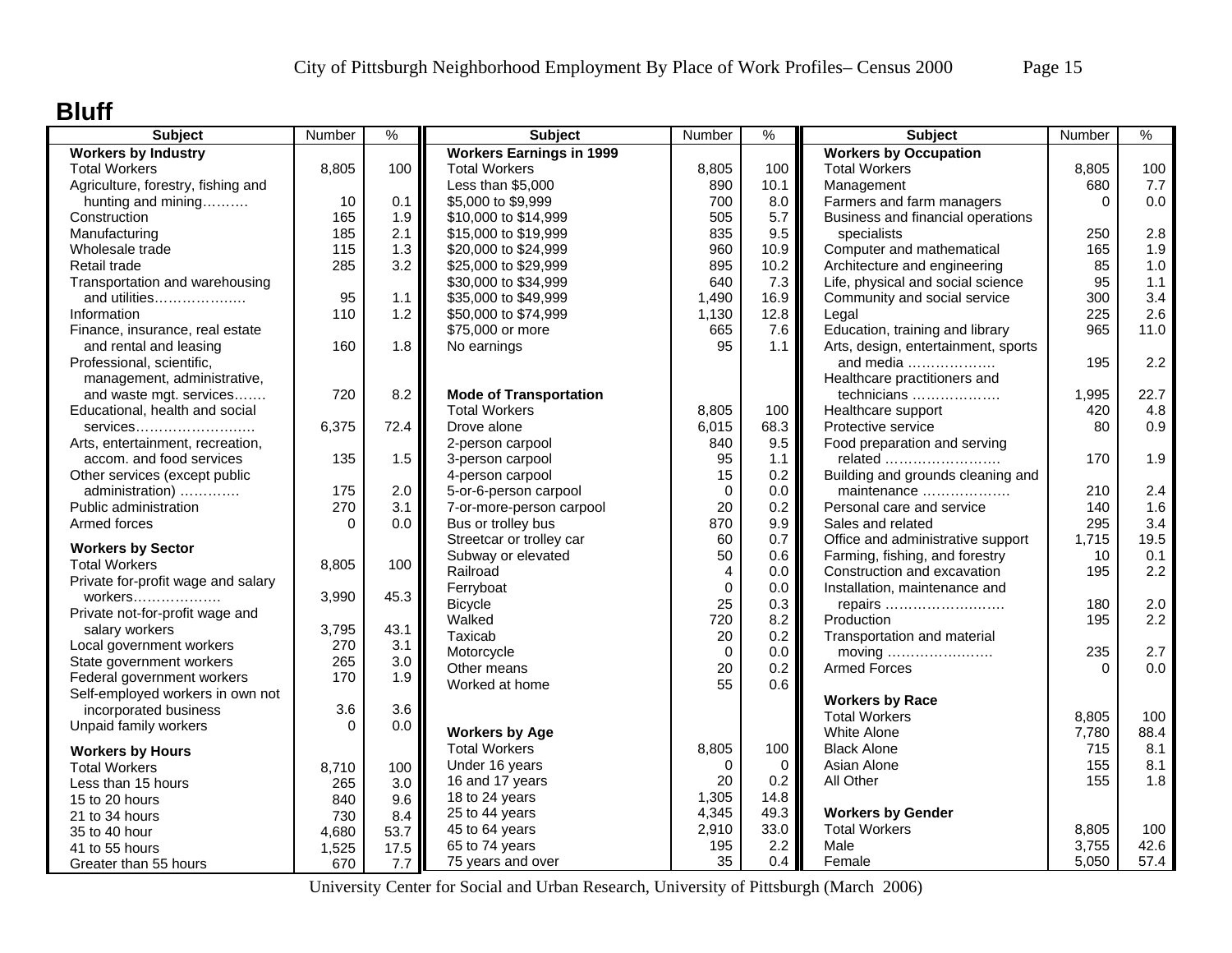# Bluff

| Subject | Number | % |
|---|---|---|
| **Workers by Industry** | | |
| Total Workers | 8,805 | 100 |
| Agriculture, forestry, fishing and hunting and mining………. | 10 | 0.1 |
| Construction | 165 | 1.9 |
| Manufacturing | 185 | 2.1 |
| Wholesale trade | 115 | 1.3 |
| Retail trade | 285 | 3.2 |
| Transportation and warehousing and utilities………………. | 95 | 1.1 |
| Information | 110 | 1.2 |
| Finance, insurance, real estate and rental and leasing | 160 | 1.8 |
| Professional, scientific, management, administrative, and waste mgt. services……. | 720 | 8.2 |
| Educational, health and social services……………………. | 6,375 | 72.4 |
| Arts, entertainment, recreation, accom. and food services | 135 | 1.5 |
| Other services (except public administration) …………. | 175 | 2.0 |
| Public administration | 270 | 3.1 |
| Armed forces | 0 | 0.0 |
| **Workers by Sector** | | |
| Total Workers | 8,805 | 100 |
| Private for-profit wage and salary workers………………. | 3,990 | 45.3 |
| Private not-for-profit wage and salary workers | 3,795 | 43.1 |
| Local government workers | 270 | 3.1 |
| State government workers | 265 | 3.0 |
| Federal government workers | 170 | 1.9 |
| Self-employed workers in own not incorporated business | 3.6 | 3.6 |
| Unpaid family workers | 0 | 0.0 |
| **Workers by Hours** | | |
| Total Workers | 8,710 | 100 |
| Less than 15 hours | 265 | 3.0 |
| 15 to 20 hours | 840 | 9.6 |
| 21 to 34 hours | 730 | 8.4 |
| 35 to 40 hour | 4,680 | 53.7 |
| 41 to 55 hours | 1,525 | 17.5 |
| Greater than 55 hours | 670 | 7.7 |

| Subject | Number | % |
|---|---|---|
| **Workers Earnings in 1999** | | |
| Total Workers | 8,805 | 100 |
| Less than $5,000 | 890 | 10.1 |
| $5,000 to $9,999 | 700 | 8.0 |
| $10,000 to $14,999 | 505 | 5.7 |
| $15,000 to $19,999 | 835 | 9.5 |
| $20,000 to $24,999 | 960 | 10.9 |
| $25,000 to $29,999 | 895 | 10.2 |
| $30,000 to $34,999 | 640 | 7.3 |
| $35,000 to $49,999 | 1,490 | 16.9 |
| $50,000 to $74,999 | 1,130 | 12.8 |
| $75,000 or more | 665 | 7.6 |
| No earnings | 95 | 1.1 |
| **Mode of Transportation** | | |
| Total Workers | 8,805 | 100 |
| Drove alone | 6,015 | 68.3 |
| 2-person carpool | 840 | 9.5 |
| 3-person carpool | 95 | 1.1 |
| 4-person carpool | 15 | 0.2 |
| 5-or-6-person carpool | 0 | 0.0 |
| 7-or-more-person carpool | 20 | 0.2 |
| Bus or trolley bus | 870 | 9.9 |
| Streetcar or trolley car | 60 | 0.7 |
| Subway or elevated | 50 | 0.6 |
| Railroad | 4 | 0.0 |
| Ferryboat | 0 | 0.0 |
| Bicycle | 25 | 0.3 |
| Walked | 720 | 8.2 |
| Taxicab | 20 | 0.2 |
| Motorcycle | 0 | 0.0 |
| Other means | 20 | 0.2 |
| Worked at home | 55 | 0.6 |
| **Workers by Age** | | |
| Total Workers | 8,805 | 100 |
| Under 16 years | 0 | 0 |
| 16 and 17 years | 20 | 0.2 |
| 18 to 24 years | 1,305 | 14.8 |
| 25 to 44 years | 4,345 | 49.3 |
| 45 to 64 years | 2,910 | 33.0 |
| 65 to 74 years | 195 | 2.2 |
| 75 years and over | 35 | 0.4 |

| Subject | Number | % |
|---|---|---|
| **Workers by Occupation** | | |
| Total Workers | 8,805 | 100 |
| Management | 680 | 7.7 |
| Farmers and farm managers | 0 | 0.0 |
| Business and financial operations specialists | 250 | 2.8 |
| Computer and mathematical | 165 | 1.9 |
| Architecture and engineering | 85 | 1.0 |
| Life, physical and social science | 95 | 1.1 |
| Community and social service | 300 | 3.4 |
| Legal | 225 | 2.6 |
| Education, training and library | 965 | 11.0 |
| Arts, design, entertainment, sports and media ………………. | 195 | 2.2 |
| Healthcare practitioners and technicians ………………. | 1,995 | 22.7 |
| Healthcare support | 420 | 4.8 |
| Protective service | 80 | 0.9 |
| Food preparation and serving related ……………………. | 170 | 1.9 |
| Building and grounds cleaning and maintenance ………………. | 210 | 2.4 |
| Personal care and service | 140 | 1.6 |
| Sales and related | 295 | 3.4 |
| Office and administrative support | 1,715 | 19.5 |
| Farming, fishing, and forestry | 10 | 0.1 |
| Construction and excavation | 195 | 2.2 |
| Installation, maintenance and repairs ……………………… | 180 | 2.0 |
| Production | 195 | 2.2 |
| Transportation and material moving ………………….. | 235 | 2.7 |
| Armed Forces | 0 | 0.0 |
| **Workers by Race** | | |
| Total Workers | 8,805 | 100 |
| White Alone | 7,780 | 88.4 |
| Black Alone | 715 | 8.1 |
| Asian Alone | 155 | 8.1 |
| All Other | 155 | 1.8 |
| **Workers by Gender** | | |
| Total Workers | 8,805 | 100 |
| Male | 3,755 | 42.6 |
| Female | 5,050 | 57.4 |

University Center for Social and Urban Research, University of Pittsburgh (March 2006)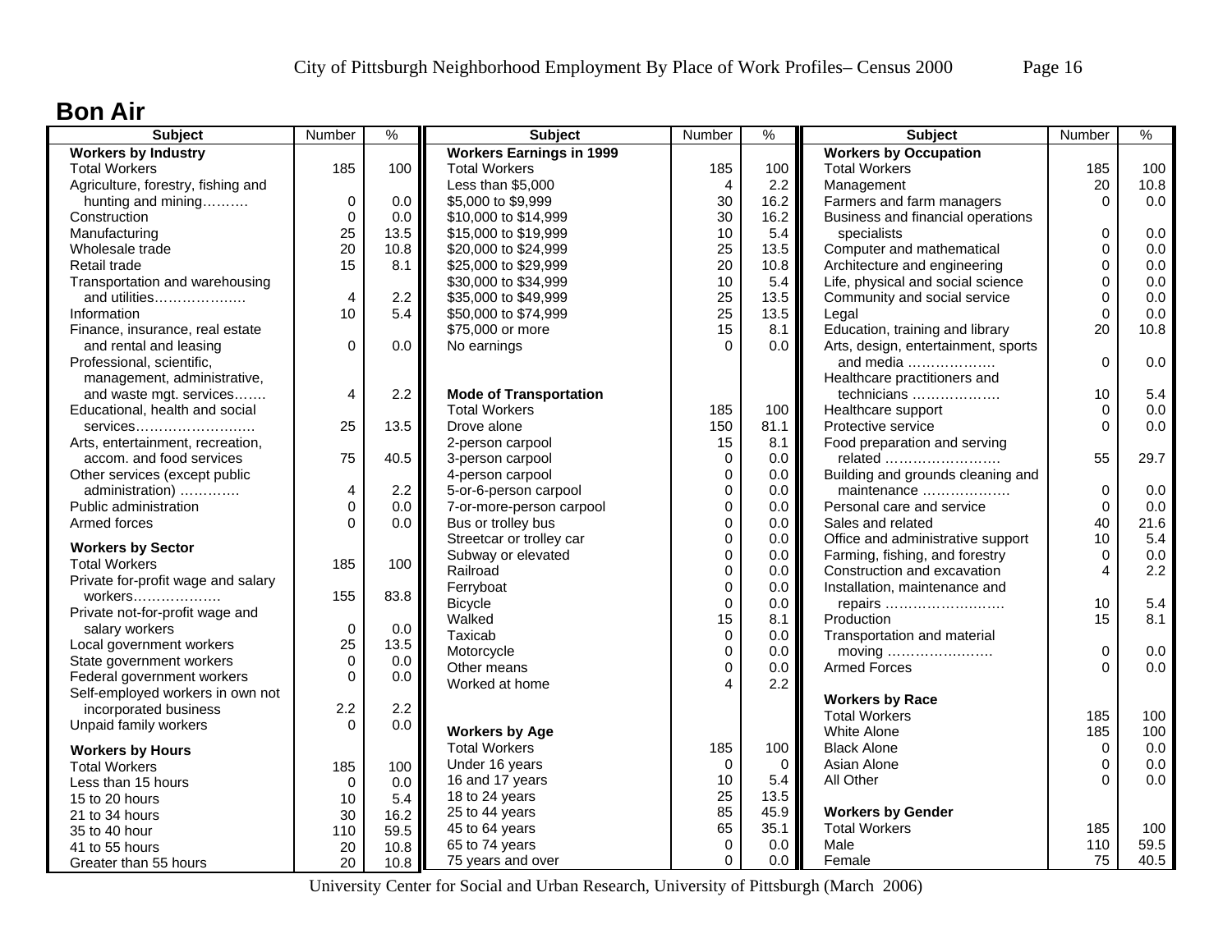## Bon Air

| Subject | Number | % |
|---|---|---|
| **Workers by Industry** | | |
| Total Workers | 185 | 100 |
| Agriculture, forestry, fishing and hunting and mining………. | 0 | 0.0 |
| Construction | 0 | 0.0 |
| Manufacturing | 25 | 13.5 |
| Wholesale trade | 20 | 10.8 |
| Retail trade | 15 | 8.1 |
| Transportation and warehousing and utilities………………. | 4 | 2.2 |
| Information | 10 | 5.4 |
| Finance, insurance, real estate and rental and leasing | 0 | 0.0 |
| Professional, scientific, management, administrative, and waste mgt. services……. | 4 | 2.2 |
| Educational, health and social services…………………….. | 25 | 13.5 |
| Arts, entertainment, recreation, accom. and food services | 75 | 40.5 |
| Other services (except public administration) …………. | 4 | 2.2 |
| Public administration | 0 | 0.0 |
| Armed forces | 0 | 0.0 |
| **Workers by Sector** | | |
| Total Workers | 185 | 100 |
| Private for-profit wage and salary workers………………. | 155 | 83.8 |
| Private not-for-profit wage and salary workers | 0 | 0.0 |
| Local government workers | 25 | 13.5 |
| State government workers | 0 | 0.0 |
| Federal government workers | 0 | 0.0 |
| Self-employed workers in own not incorporated business | 2.2 | 2.2 |
| Unpaid family workers | 0 | 0.0 |
| **Workers by Hours** | | |
| Total Workers | 185 | 100 |
| Less than 15 hours | 0 | 0.0 |
| 15 to 20 hours | 10 | 5.4 |
| 21 to 34 hours | 30 | 16.2 |
| 35 to 40 hour | 110 | 59.5 |
| 41 to 55 hours | 20 | 10.8 |
| Greater than 55 hours | 20 | 10.8 |

| Subject | Number | % |
|---|---|---|
| **Workers Earnings in 1999** | | |
| Total Workers | 185 | 100 |
| Less than $5,000 | 4 | 2.2 |
| $5,000 to $9,999 | 30 | 16.2 |
| $10,000 to $14,999 | 30 | 16.2 |
| $15,000 to $19,999 | 10 | 5.4 |
| $20,000 to $24,999 | 25 | 13.5 |
| $25,000 to $29,999 | 20 | 10.8 |
| $30,000 to $34,999 | 10 | 5.4 |
| $35,000 to $49,999 | 25 | 13.5 |
| $50,000 to $74,999 | 25 | 13.5 |
| $75,000 or more | 15 | 8.1 |
| No earnings | 0 | 0.0 |
| **Mode of Transportation** | | |
| Total Workers | 185 | 100 |
| Drove alone | 150 | 81.1 |
| 2-person carpool | 15 | 8.1 |
| 3-person carpool | 0 | 0.0 |
| 4-person carpool | 0 | 0.0 |
| 5-or-6-person carpool | 0 | 0.0 |
| 7-or-more-person carpool | 0 | 0.0 |
| Bus or trolley bus | 0 | 0.0 |
| Streetcar or trolley car | 0 | 0.0 |
| Subway or elevated | 0 | 0.0 |
| Railroad | 0 | 0.0 |
| Ferryboat | 0 | 0.0 |
| Bicycle | 0 | 0.0 |
| Walked | 15 | 8.1 |
| Taxicab | 0 | 0.0 |
| Motorcycle | 0 | 0.0 |
| Other means | 0 | 0.0 |
| Worked at home | 4 | 2.2 |
| **Workers by Age** | | |
| Total Workers | 185 | 100 |
| Under 16 years | 0 | 0 |
| 16 and 17 years | 10 | 5.4 |
| 18 to 24 years | 25 | 13.5 |
| 25 to 44 years | 85 | 45.9 |
| 45 to 64 years | 65 | 35.1 |
| 65 to 74 years | 0 | 0.0 |
| 75 years and over | 0 | 0.0 |

| Subject | Number | % |
|---|---|---|
| **Workers by Occupation** | | |
| Total Workers | 185 | 100 |
| Management | 20 | 10.8 |
| Farmers and farm managers | 0 | 0.0 |
| Business and financial operations specialists | 0 | 0.0 |
| Computer and mathematical | 0 | 0.0 |
| Architecture and engineering | 0 | 0.0 |
| Life, physical and social science | 0 | 0.0 |
| Community and social service | 0 | 0.0 |
| Legal | 0 | 0.0 |
| Education, training and library | 20 | 10.8 |
| Arts, design, entertainment, sports and media ………………. | 0 | 0.0 |
| Healthcare practitioners and technicians ………………. | 10 | 5.4 |
| Healthcare support | 0 | 0.0 |
| Protective service | 0 | 0.0 |
| Food preparation and serving related ……………………. | 55 | 29.7 |
| Building and grounds cleaning and maintenance ………………. | 0 | 0.0 |
| Personal care and service | 0 | 0.0 |
| Sales and related | 40 | 21.6 |
| Office and administrative support | 10 | 5.4 |
| Farming, fishing, and forestry | 0 | 0.0 |
| Construction and excavation | 4 | 2.2 |
| Installation, maintenance and repairs ……………………. | 10 | 5.4 |
| Production | 15 | 8.1 |
| Transportation and material moving ………………….. | 0 | 0.0 |
| Armed Forces | 0 | 0.0 |
| **Workers by Race** | | |
| Total Workers | 185 | 100 |
| White Alone | 185 | 100 |
| Black Alone | 0 | 0.0 |
| Asian Alone | 0 | 0.0 |
| All Other | 0 | 0.0 |
| **Workers by Gender** | | |
| Total Workers | 185 | 100 |
| Male | 110 | 59.5 |
| Female | 75 | 40.5 |

University Center for Social and Urban Research, University of Pittsburgh (March 2006)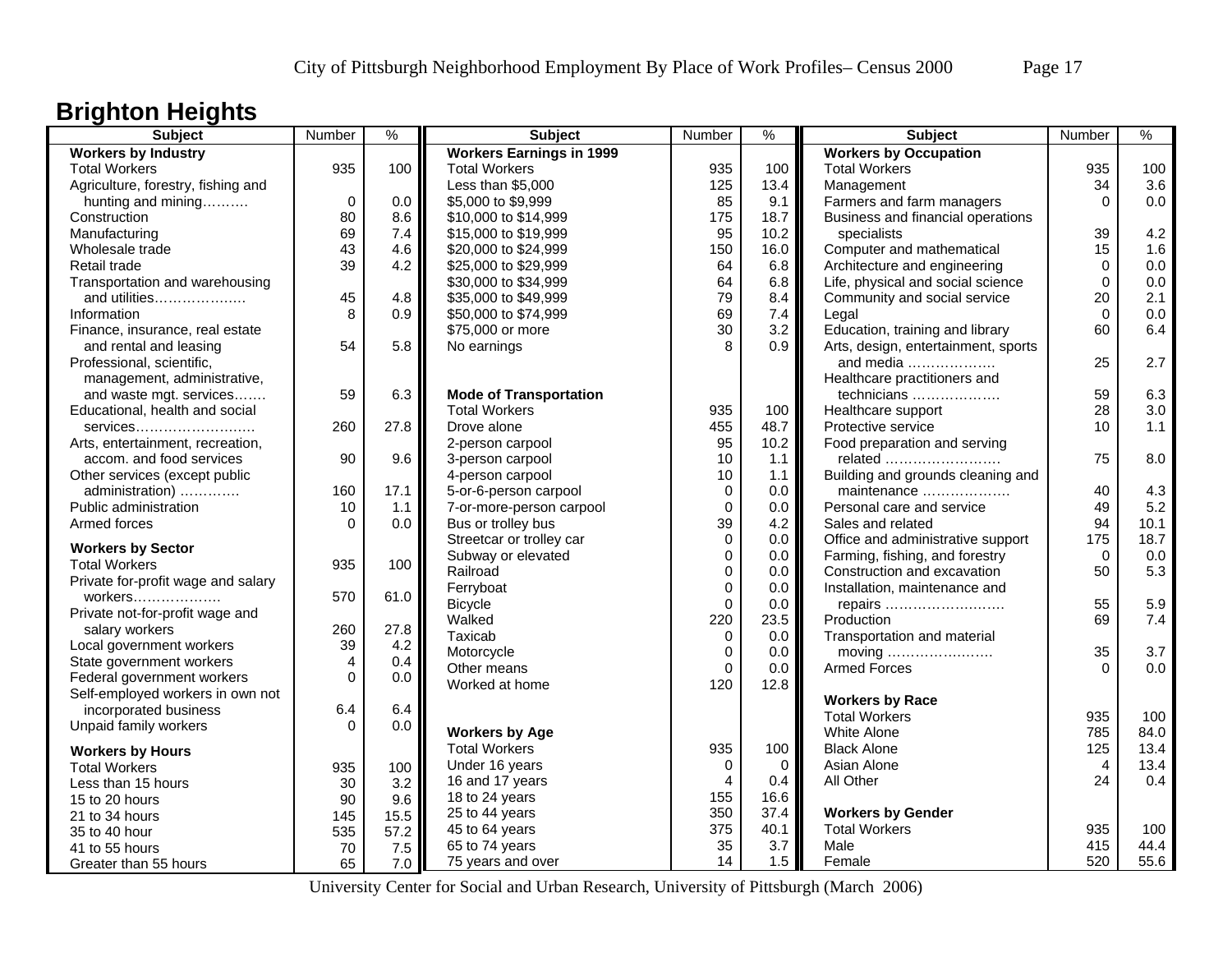# Brighton Heights

| Subject | Number | % |
|---|---|---|
| **Workers by Industry** | | |
| Total Workers | 935 | 100 |
| Agriculture, forestry, fishing and hunting and mining………. | 0 | 0.0 |
| Construction | 80 | 8.6 |
| Manufacturing | 69 | 7.4 |
| Wholesale trade | 43 | 4.6 |
| Retail trade | 39 | 4.2 |
| Transportation and warehousing and utilities………………. | 45 | 4.8 |
| Information | 8 | 0.9 |
| Finance, insurance, real estate and rental and leasing | 54 | 5.8 |
| Professional, scientific, management, administrative, and waste mgt. services……. | 59 | 6.3 |
| Educational, health and social services……………………. | 260 | 27.8 |
| Arts, entertainment, recreation, accom. and food services | 90 | 9.6 |
| Other services (except public administration) …………. | 160 | 17.1 |
| Public administration | 10 | 1.1 |
| Armed forces | 0 | 0.0 |
| **Workers by Sector** | | |
| Total Workers | 935 | 100 |
| Private for-profit wage and salary workers………………. | 570 | 61.0 |
| Private not-for-profit wage and salary workers | 260 | 27.8 |
| Local government workers | 39 | 4.2 |
| State government workers | 4 | 0.4 |
| Federal government workers | 0 | 0.0 |
| Self-employed workers in own not incorporated business | 6.4 | 6.4 |
| Unpaid family workers | 0 | 0.0 |
| **Workers by Hours** | | |
| Total Workers | 935 | 100 |
| Less than 15 hours | 30 | 3.2 |
| 15 to 20 hours | 90 | 9.6 |
| 21 to 34 hours | 145 | 15.5 |
| 35 to 40 hour | 535 | 57.2 |
| 41 to 55 hours | 70 | 7.5 |
| Greater than 55 hours | 65 | 7.0 |

| Subject | Number | % |
|---|---|---|
| **Workers Earnings in 1999** | | |
| Total Workers | 935 | 100 |
| Less than $5,000 | 125 | 13.4 |
| $5,000 to $9,999 | 85 | 9.1 |
| $10,000 to $14,999 | 175 | 18.7 |
| $15,000 to $19,999 | 95 | 10.2 |
| $20,000 to $24,999 | 150 | 16.0 |
| $25,000 to $29,999 | 64 | 6.8 |
| $30,000 to $34,999 | 64 | 6.8 |
| $35,000 to $49,999 | 79 | 8.4 |
| $50,000 to $74,999 | 69 | 7.4 |
| $75,000 or more | 30 | 3.2 |
| No earnings | 8 | 0.9 |
| **Mode of Transportation** | | |
| Total Workers | 935 | 100 |
| Drove alone | 455 | 48.7 |
| 2-person carpool | 95 | 10.2 |
| 3-person carpool | 10 | 1.1 |
| 4-person carpool | 10 | 1.1 |
| 5-or-6-person carpool | 0 | 0.0 |
| 7-or-more-person carpool | 0 | 0.0 |
| Bus or trolley bus | 39 | 4.2 |
| Streetcar or trolley car | 0 | 0.0 |
| Subway or elevated | 0 | 0.0 |
| Railroad | 0 | 0.0 |
| Ferryboat | 0 | 0.0 |
| Bicycle | 0 | 0.0 |
| Walked | 220 | 23.5 |
| Taxicab | 0 | 0.0 |
| Motorcycle | 0 | 0.0 |
| Other means | 0 | 0.0 |
| Worked at home | 120 | 12.8 |
| **Workers by Age** | | |
| Total Workers | 935 | 100 |
| Under 16 years | 0 | 0 |
| 16 and 17 years | 4 | 0.4 |
| 18 to 24 years | 155 | 16.6 |
| 25 to 44 years | 350 | 37.4 |
| 45 to 64 years | 375 | 40.1 |
| 65 to 74 years | 35 | 3.7 |
| 75 years and over | 14 | 1.5 |

| Subject | Number | % |
|---|---|---|
| **Workers by Occupation** | | |
| Total Workers | 935 | 100 |
| Management | 34 | 3.6 |
| Farmers and farm managers | 0 | 0.0 |
| Business and financial operations specialists | 39 | 4.2 |
| Computer and mathematical | 15 | 1.6 |
| Architecture and engineering | 0 | 0.0 |
| Life, physical and social science | 0 | 0.0 |
| Community and social service | 20 | 2.1 |
| Legal | 0 | 0.0 |
| Education, training and library | 60 | 6.4 |
| Arts, design, entertainment, sports and media ………………. | 25 | 2.7 |
| Healthcare practitioners and technicians ………………. | 59 | 6.3 |
| Healthcare support | 28 | 3.0 |
| Protective service | 10 | 1.1 |
| Food preparation and serving related ……………………. | 75 | 8.0 |
| Building and grounds cleaning and maintenance ………………. | 40 | 4.3 |
| Personal care and service | 49 | 5.2 |
| Sales and related | 94 | 10.1 |
| Office and administrative support | 175 | 18.7 |
| Farming, fishing, and forestry | 0 | 0.0 |
| Construction and excavation | 50 | 5.3 |
| Installation, maintenance and repairs ……………………. | 55 | 5.9 |
| Production | 69 | 7.4 |
| Transportation and material moving ………………….. | 35 | 3.7 |
| Armed Forces | 0 | 0.0 |
| **Workers by Race** | | |
| Total Workers | 935 | 100 |
| White Alone | 785 | 84.0 |
| Black Alone | 125 | 13.4 |
| Asian Alone | 4 | 13.4 |
| All Other | 24 | 0.4 |
| **Workers by Gender** | | |
| Total Workers | 935 | 100 |
| Male | 415 | 44.4 |
| Female | 520 | 55.6 |

University Center for Social and Urban Research, University of Pittsburgh (March 2006)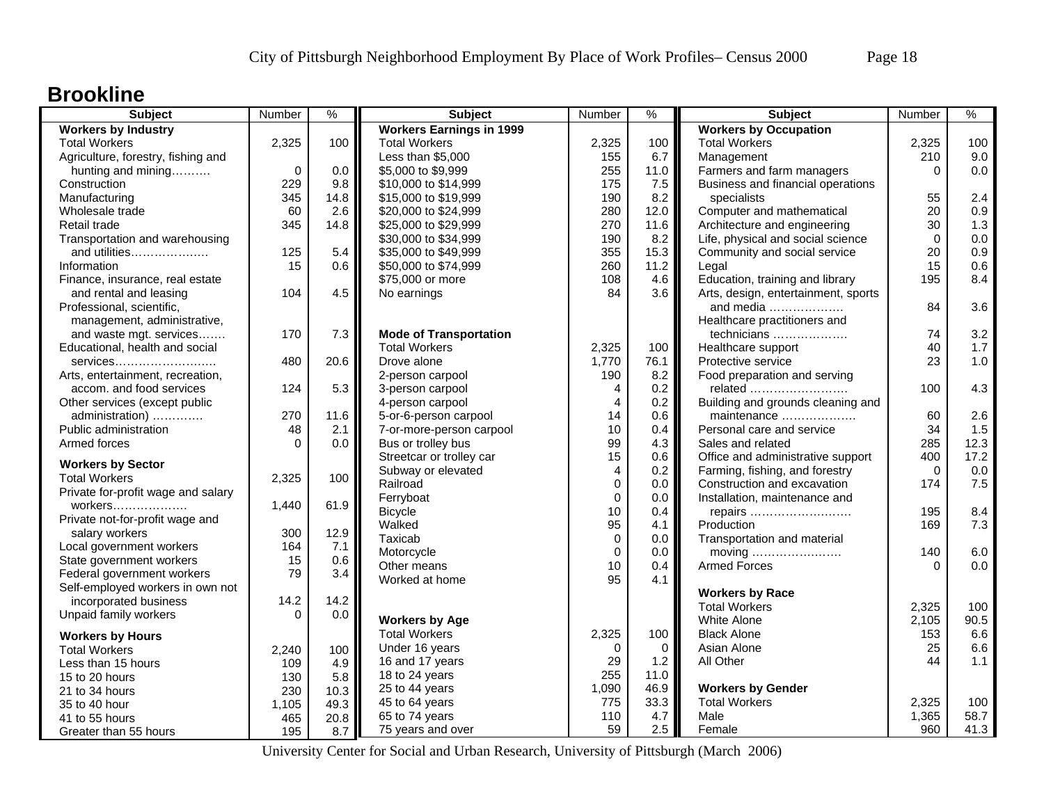# Brookline

| Subject | Number | % |
|---|---|---|
| **Workers by Industry** | | |
| Total Workers | 2,325 | 100 |
| Agriculture, forestry, fishing and hunting and mining………. | 0 | 0.0 |
| Construction | 229 | 9.8 |
| Manufacturing | 345 | 14.8 |
| Wholesale trade | 60 | 2.6 |
| Retail trade | 345 | 14.8 |
| Transportation and warehousing and utilities………………. | 125 | 5.4 |
| Information | 15 | 0.6 |
| Finance, insurance, real estate and rental and leasing | 104 | 4.5 |
| Professional, scientific, management, administrative, and waste mgt. services……. | 170 | 7.3 |
| Educational, health and social services……………………. | 480 | 20.6 |
| Arts, entertainment, recreation, accom. and food services | 124 | 5.3 |
| Other services (except public administration) …………. | 270 | 11.6 |
| Public administration | 48 | 2.1 |
| Armed forces | 0 | 0.0 |
| **Workers by Sector** | | |
| Total Workers | 2,325 | 100 |
| Private for-profit wage and salary workers………………. | 1,440 | 61.9 |
| Private not-for-profit wage and salary workers | 300 | 12.9 |
| Local government workers | 164 | 7.1 |
| State government workers | 15 | 0.6 |
| Federal government workers | 79 | 3.4 |
| Self-employed workers in own not incorporated business | 14.2 | 14.2 |
| Unpaid family workers | 0 | 0.0 |
| **Workers by Hours** | | |
| Total Workers | 2,240 | 100 |
| Less than 15 hours | 109 | 4.9 |
| 15 to 20 hours | 130 | 5.8 |
| 21 to 34 hours | 230 | 10.3 |
| 35 to 40 hour | 1,105 | 49.3 |
| 41 to 55 hours | 465 | 20.8 |
| Greater than 55 hours | 195 | 8.7 |

| Subject | Number | % |
|---|---|---|
| **Workers Earnings in 1999** | | |
| Total Workers | 2,325 | 100 |
| Less than $5,000 | 155 | 6.7 |
| $5,000 to $9,999 | 255 | 11.0 |
| $10,000 to $14,999 | 175 | 7.5 |
| $15,000 to $19,999 | 190 | 8.2 |
| $20,000 to $24,999 | 280 | 12.0 |
| $25,000 to $29,999 | 270 | 11.6 |
| $30,000 to $34,999 | 190 | 8.2 |
| $35,000 to $49,999 | 355 | 15.3 |
| $50,000 to $74,999 | 260 | 11.2 |
| $75,000 or more | 108 | 4.6 |
| No earnings | 84 | 3.6 |
| **Mode of Transportation** | | |
| Total Workers | 2,325 | 100 |
| Drove alone | 1,770 | 76.1 |
| 2-person carpool | 190 | 8.2 |
| 3-person carpool | 4 | 0.2 |
| 4-person carpool | 4 | 0.2 |
| 5-or-6-person carpool | 14 | 0.6 |
| 7-or-more-person carpool | 10 | 0.4 |
| Bus or trolley bus | 99 | 4.3 |
| Streetcar or trolley car | 15 | 0.6 |
| Subway or elevated | 4 | 0.2 |
| Railroad | 0 | 0.0 |
| Ferryboat | 0 | 0.0 |
| Bicycle | 10 | 0.4 |
| Walked | 95 | 4.1 |
| Taxicab | 0 | 0.0 |
| Motorcycle | 0 | 0.0 |
| Other means | 10 | 0.4 |
| Worked at home | 95 | 4.1 |
| **Workers by Age** | | |
| Total Workers | 2,325 | 100 |
| Under 16 years | 0 | 0 |
| 16 and 17 years | 29 | 1.2 |
| 18 to 24 years | 255 | 11.0 |
| 25 to 44 years | 1,090 | 46.9 |
| 45 to 64 years | 775 | 33.3 |
| 65 to 74 years | 110 | 4.7 |
| 75 years and over | 59 | 2.5 |

| Subject | Number | % |
|---|---|---|
| **Workers by Occupation** | | |
| Total Workers | 2,325 | 100 |
| Management | 210 | 9.0 |
| Farmers and farm managers | 0 | 0.0 |
| Business and financial operations specialists | 55 | 2.4 |
| Computer and mathematical | 20 | 0.9 |
| Architecture and engineering | 30 | 1.3 |
| Life, physical and social science | 0 | 0.0 |
| Community and social service | 20 | 0.9 |
| Legal | 15 | 0.6 |
| Education, training and library | 195 | 8.4 |
| Arts, design, entertainment, sports and media ………………. | 84 | 3.6 |
| Healthcare practitioners and technicians ………………. | 74 | 3.2 |
| Healthcare support | 40 | 1.7 |
| Protective service | 23 | 1.0 |
| Food preparation and serving related ……………………. | 100 | 4.3 |
| Building and grounds cleaning and maintenance ………………. | 60 | 2.6 |
| Personal care and service | 34 | 1.5 |
| Sales and related | 285 | 12.3 |
| Office and administrative support | 400 | 17.2 |
| Farming, fishing, and forestry | 0 | 0.0 |
| Construction and excavation | 174 | 7.5 |
| Installation, maintenance and repairs ……………………. | 195 | 8.4 |
| Production | 169 | 7.3 |
| Transportation and material moving ………………….. | 140 | 6.0 |
| Armed Forces | 0 | 0.0 |
| **Workers by Race** | | |
| Total Workers | 2,325 | 100 |
| White Alone | 2,105 | 90.5 |
| Black Alone | 153 | 6.6 |
| Asian Alone | 25 | 6.6 |
| All Other | 44 | 1.1 |
| **Workers by Gender** | | |
| Total Workers | 2,325 | 100 |
| Male | 1,365 | 58.7 |
| Female | 960 | 41.3 |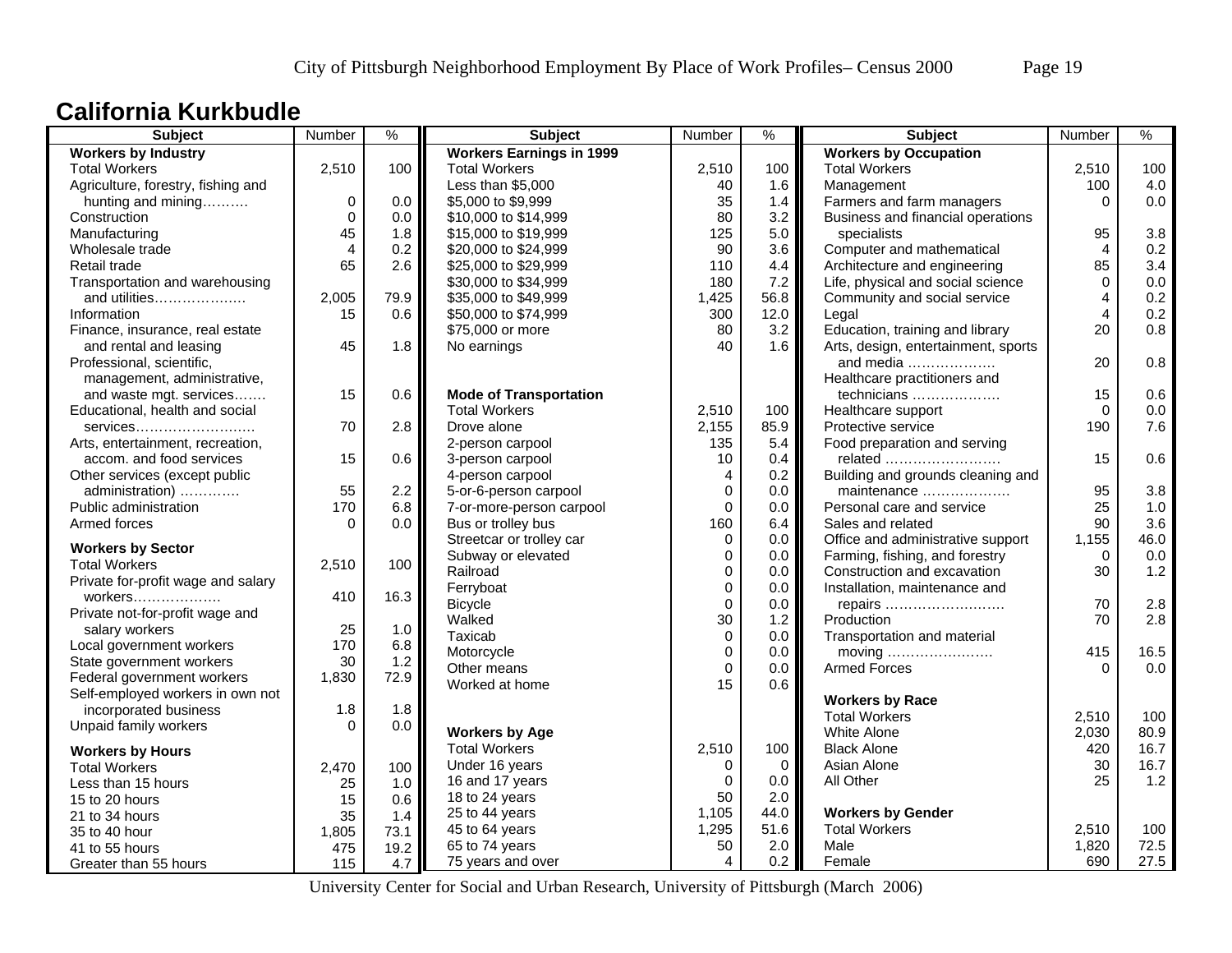## California Kurkbudle

| Subject | Number | % |
|---|---|---|
| **Workers by Industry** | | |
| Total Workers | 2,510 | 100 |
| Agriculture, forestry, fishing and hunting and mining………. | 0 | 0.0 |
| Construction | 0 | 0.0 |
| Manufacturing | 45 | 1.8 |
| Wholesale trade | 4 | 0.2 |
| Retail trade | 65 | 2.6 |
| Transportation and warehousing and utilities………………. | 2,005 | 79.9 |
| Information | 15 | 0.6 |
| Finance, insurance, real estate and rental and leasing | 45 | 1.8 |
| Professional, scientific, management, administrative, and waste mgt. services……. | 15 | 0.6 |
| Educational, health and social services……………………. | 70 | 2.8 |
| Arts, entertainment, recreation, accom. and food services | 15 | 0.6 |
| Other services (except public administration) …………. | 55 | 2.2 |
| Public administration | 170 | 6.8 |
| Armed forces | 0 | 0.0 |
| **Workers by Sector** | | |
| Total Workers | 2,510 | 100 |
| Private for-profit wage and salary workers………………. | 410 | 16.3 |
| Private not-for-profit wage and salary workers | 25 | 1.0 |
| Local government workers | 170 | 6.8 |
| State government workers | 30 | 1.2 |
| Federal government workers | 1,830 | 72.9 |
| Self-employed workers in own not incorporated business | 1.8 | 1.8 |
| Unpaid family workers | 0 | 0.0 |
| **Workers by Hours** | | |
| Total Workers | 2,470 | 100 |
| Less than 15 hours | 25 | 1.0 |
| 15 to 20 hours | 15 | 0.6 |
| 21 to 34 hours | 35 | 1.4 |
| 35 to 40 hour | 1,805 | 73.1 |
| 41 to 55 hours | 475 | 19.2 |
| Greater than 55 hours | 115 | 4.7 |

| Subject | Number | % |
|---|---|---|
| **Workers Earnings in 1999** | | |
| Total Workers | 2,510 | 100 |
| Less than $5,000 | 40 | 1.6 |
| $5,000 to $9,999 | 35 | 1.4 |
| $10,000 to $14,999 | 80 | 3.2 |
| $15,000 to $19,999 | 125 | 5.0 |
| $20,000 to $24,999 | 90 | 3.6 |
| $25,000 to $29,999 | 110 | 4.4 |
| $30,000 to $34,999 | 180 | 7.2 |
| $35,000 to $49,999 | 1,425 | 56.8 |
| $50,000 to $74,999 | 300 | 12.0 |
| $75,000 or more | 80 | 3.2 |
| No earnings | 40 | 1.6 |
| **Mode of Transportation** | | |
| Total Workers | 2,510 | 100 |
| Drove alone | 2,155 | 85.9 |
| 2-person carpool | 135 | 5.4 |
| 3-person carpool | 10 | 0.4 |
| 4-person carpool | 4 | 0.2 |
| 5-or-6-person carpool | 0 | 0.0 |
| 7-or-more-person carpool | 0 | 0.0 |
| Bus or trolley bus | 160 | 6.4 |
| Streetcar or trolley car | 0 | 0.0 |
| Subway or elevated | 0 | 0.0 |
| Railroad | 0 | 0.0 |
| Ferryboat | 0 | 0.0 |
| Bicycle | 0 | 0.0 |
| Walked | 30 | 1.2 |
| Taxicab | 0 | 0.0 |
| Motorcycle | 0 | 0.0 |
| Other means | 0 | 0.0 |
| Worked at home | 15 | 0.6 |
| **Workers by Age** | | |
| Total Workers | 2,510 | 100 |
| Under 16 years | 0 | 0 |
| 16 and 17 years | 0 | 0.0 |
| 18 to 24 years | 50 | 2.0 |
| 25 to 44 years | 1,105 | 44.0 |
| 45 to 64 years | 1,295 | 51.6 |
| 65 to 74 years | 50 | 2.0 |
| 75 years and over | 4 | 0.2 |

| Subject | Number | % |
|---|---|---|
| **Workers by Occupation** | | |
| Total Workers | 2,510 | 100 |
| Management | 100 | 4.0 |
| Farmers and farm managers | 0 | 0.0 |
| Business and financial operations specialists | 95 | 3.8 |
| Computer and mathematical | 4 | 0.2 |
| Architecture and engineering | 85 | 3.4 |
| Life, physical and social science | 0 | 0.0 |
| Community and social service | 4 | 0.2 |
| Legal | 4 | 0.2 |
| Education, training and library | 20 | 0.8 |
| Arts, design, entertainment, sports and media ………………. | 20 | 0.8 |
| Healthcare practitioners and technicians ………………. | 15 | 0.6 |
| Healthcare support | 0 | 0.0 |
| Protective service | 190 | 7.6 |
| Food preparation and serving related ……………………. | 15 | 0.6 |
| Building and grounds cleaning and maintenance ………………. | 95 | 3.8 |
| Personal care and service | 25 | 1.0 |
| Sales and related | 90 | 3.6 |
| Office and administrative support | 1,155 | 46.0 |
| Farming, fishing, and forestry | 0 | 0.0 |
| Construction and excavation | 30 | 1.2 |
| Installation, maintenance and repairs ……………………… | 70 | 2.8 |
| Production | 70 | 2.8 |
| Transportation and material moving ………………….. | 415 | 16.5 |
| Armed Forces | 0 | 0.0 |
| **Workers by Race** | | |
| Total Workers | 2,510 | 100 |
| White Alone | 2,030 | 80.9 |
| Black Alone | 420 | 16.7 |
| Asian Alone | 30 | 16.7 |
| All Other | 25 | 1.2 |
| **Workers by Gender** | | |
| Total Workers | 2,510 | 100 |
| Male | 1,820 | 72.5 |
| Female | 690 | 27.5 |

University Center for Social and Urban Research, University of Pittsburgh (March 2006)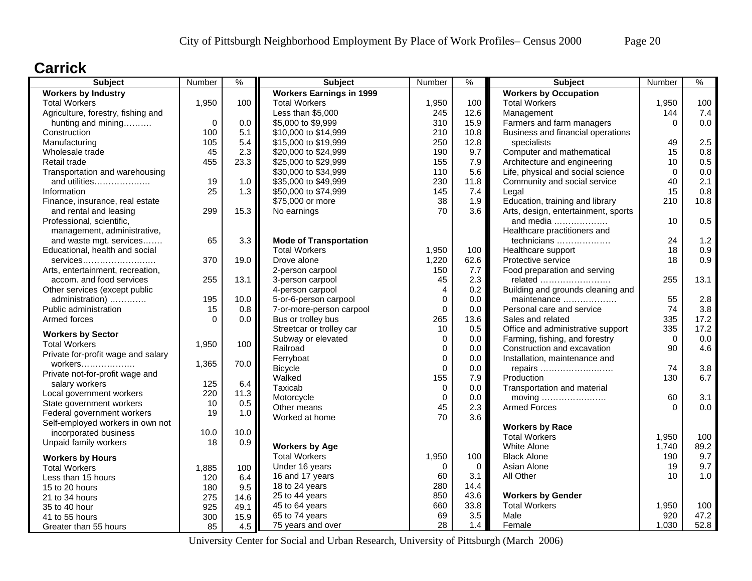# Carrick

| Subject | Number | % |
|---|---|---|
| **Workers by Industry** | | |
| Total Workers | 1,950 | 100 |
| Agriculture, forestry, fishing and hunting and mining………. | 0 | 0.0 |
| Construction | 100 | 5.1 |
| Manufacturing | 105 | 5.4 |
| Wholesale trade | 45 | 2.3 |
| Retail trade | 455 | 23.3 |
| Transportation and warehousing and utilities………………. | 19 | 1.0 |
| Information | 25 | 1.3 |
| Finance, insurance, real estate and rental and leasing | 299 | 15.3 |
| Professional, scientific, management, administrative, and waste mgt. services……. | 65 | 3.3 |
| Educational, health and social services……………………… | 370 | 19.0 |
| Arts, entertainment, recreation, accom. and food services | 255 | 13.1 |
| Other services (except public administration) …………. | 195 | 10.0 |
| Public administration | 15 | 0.8 |
| Armed forces | 0 | 0.0 |
| **Workers by Sector** | | |
| Total Workers | 1,950 | 100 |
| Private for-profit wage and salary workers………………. | 1,365 | 70.0 |
| Private not-for-profit wage and salary workers | 125 | 6.4 |
| Local government workers | 220 | 11.3 |
| State government workers | 10 | 0.5 |
| Federal government workers | 19 | 1.0 |
| Self-employed workers in own not incorporated business | 10.0 | 10.0 |
| Unpaid family workers | 18 | 0.9 |
| **Workers by Hours** | | |
| Total Workers | 1,885 | 100 |
| Less than 15 hours | 120 | 6.4 |
| 15 to 20 hours | 180 | 9.5 |
| 21 to 34 hours | 275 | 14.6 |
| 35 to 40 hour | 925 | 49.1 |
| 41 to 55 hours | 300 | 15.9 |
| Greater than 55 hours | 85 | 4.5 |

| Subject | Number | % |
|---|---|---|
| **Workers Earnings in 1999** | | |
| Total Workers | 1,950 | 100 |
| Less than $5,000 | 245 | 12.6 |
| $5,000 to $9,999 | 310 | 15.9 |
| $10,000 to $14,999 | 210 | 10.8 |
| $15,000 to $19,999 | 250 | 12.8 |
| $20,000 to $24,999 | 190 | 9.7 |
| $25,000 to $29,999 | 155 | 7.9 |
| $30,000 to $34,999 | 110 | 5.6 |
| $35,000 to $49,999 | 230 | 11.8 |
| $50,000 to $74,999 | 145 | 7.4 |
| $75,000 or more | 38 | 1.9 |
| No earnings | 70 | 3.6 |
| **Mode of Transportation** | | |
| Total Workers | 1,950 | 100 |
| Drove alone | 1,220 | 62.6 |
| 2-person carpool | 150 | 7.7 |
| 3-person carpool | 45 | 2.3 |
| 4-person carpool | 4 | 0.2 |
| 5-or-6-person carpool | 0 | 0.0 |
| 7-or-more-person carpool | 0 | 0.0 |
| Bus or trolley bus | 265 | 13.6 |
| Streetcar or trolley car | 10 | 0.5 |
| Subway or elevated | 0 | 0.0 |
| Railroad | 0 | 0.0 |
| Ferryboat | 0 | 0.0 |
| Bicycle | 0 | 0.0 |
| Walked | 155 | 7.9 |
| Taxicab | 0 | 0.0 |
| Motorcycle | 0 | 0.0 |
| Other means | 45 | 2.3 |
| Worked at home | 70 | 3.6 |
| **Workers by Age** | | |
| Total Workers | 1,950 | 100 |
| Under 16 years | 0 | 0 |
| 16 and 17 years | 60 | 3.1 |
| 18 to 24 years | 280 | 14.4 |
| 25 to 44 years | 850 | 43.6 |
| 45 to 64 years | 660 | 33.8 |
| 65 to 74 years | 69 | 3.5 |
| 75 years and over | 28 | 1.4 |

| Subject | Number | % |
|---|---|---|
| **Workers by Occupation** | | |
| Total Workers | 1,950 | 100 |
| Management | 144 | 7.4 |
| Farmers and farm managers | 0 | 0.0 |
| Business and financial operations specialists | 49 | 2.5 |
| Computer and mathematical | 15 | 0.8 |
| Architecture and engineering | 10 | 0.5 |
| Life, physical and social science | 0 | 0.0 |
| Community and social service | 40 | 2.1 |
| Legal | 15 | 0.8 |
| Education, training and library | 210 | 10.8 |
| Arts, design, entertainment, sports and media ………………. | 10 | 0.5 |
| Healthcare practitioners and technicians ………………. | 24 | 1.2 |
| Healthcare support | 18 | 0.9 |
| Protective service | 18 | 0.9 |
| Food preparation and serving related ……………………. | 255 | 13.1 |
| Building and grounds cleaning and maintenance ………………. | 55 | 2.8 |
| Personal care and service | 74 | 3.8 |
| Sales and related | 335 | 17.2 |
| Office and administrative support | 335 | 17.2 |
| Farming, fishing, and forestry | 0 | 0.0 |
| Construction and excavation | 90 | 4.6 |
| Installation, maintenance and repairs ……………………… | 74 | 3.8 |
| Production | 130 | 6.7 |
| Transportation and material moving ………………….. | 60 | 3.1 |
| Armed Forces | 0 | 0.0 |
| **Workers by Race** | | |
| Total Workers | 1,950 | 100 |
| White Alone | 1,740 | 89.2 |
| Black Alone | 190 | 9.7 |
| Asian Alone | 19 | 9.7 |
| All Other | 10 | 1.0 |
| **Workers by Gender** | | |
| Total Workers | 1,950 | 100 |
| Male | 920 | 47.2 |
| Female | 1,030 | 52.8 |

University Center for Social and Urban Research, University of Pittsburgh (March 2006)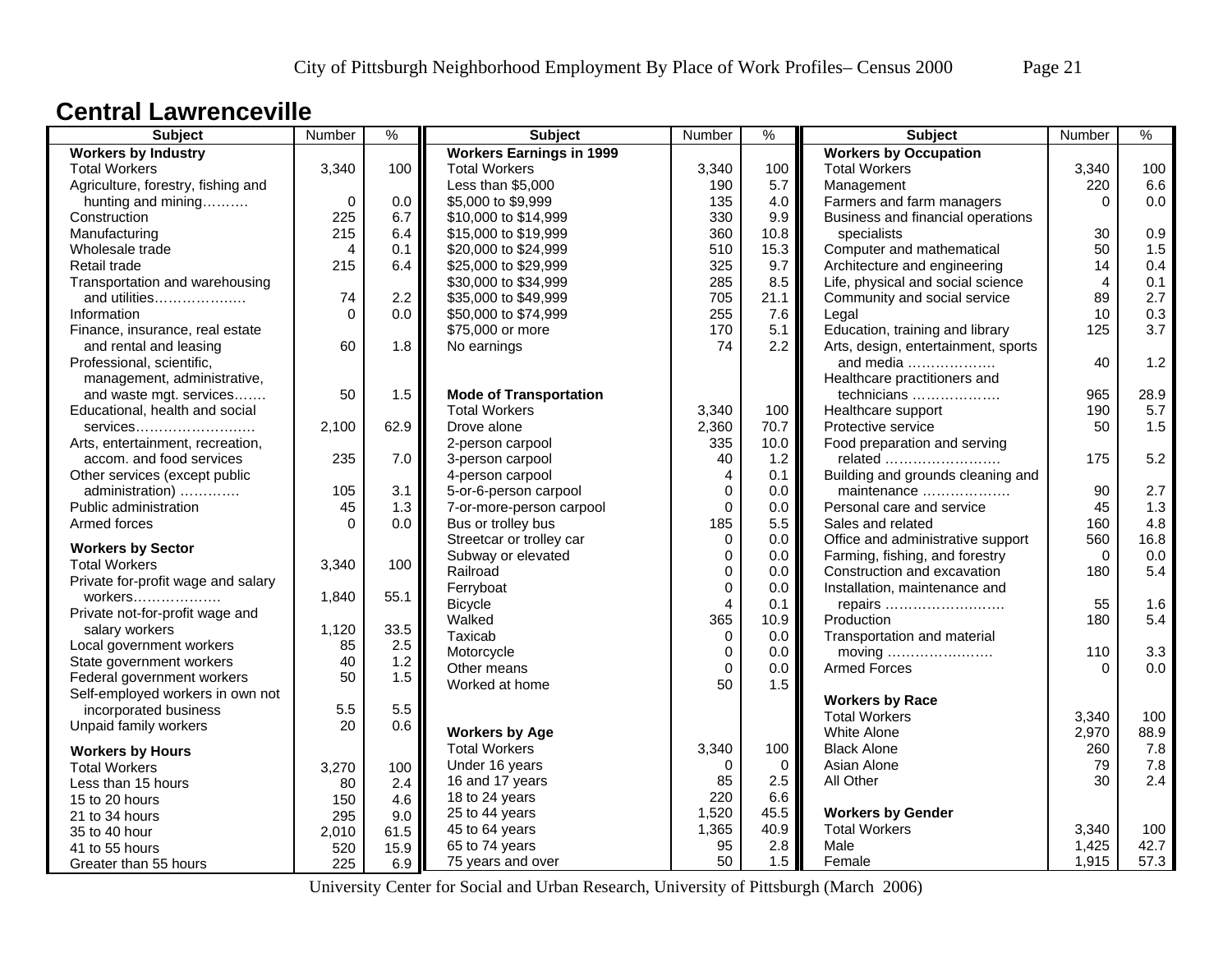# Central Lawrenceville

| Subject | Number | % |
|---|---|---|
| **Workers by Industry** | | |
| Total Workers | 3,340 | 100 |
| Agriculture, forestry, fishing and hunting and mining………. | 0 | 0.0 |
| Construction | 225 | 6.7 |
| Manufacturing | 215 | 6.4 |
| Wholesale trade | 4 | 0.1 |
| Retail trade | 215 | 6.4 |
| Transportation and warehousing and utilities………………. | 74 | 2.2 |
| Information | 0 | 0.0 |
| Finance, insurance, real estate and rental and leasing | 60 | 1.8 |
| Professional, scientific, management, administrative, and waste mgt. services……. | 50 | 1.5 |
| Educational, health and social services……………………. | 2,100 | 62.9 |
| Arts, entertainment, recreation, accom. and food services | 235 | 7.0 |
| Other services (except public administration) …………. | 105 | 3.1 |
| Public administration | 45 | 1.3 |
| Armed forces | 0 | 0.0 |
| **Workers by Sector** | | |
| Total Workers | 3,340 | 100 |
| Private for-profit wage and salary workers………………. | 1,840 | 55.1 |
| Private not-for-profit wage and salary workers | 1,120 | 33.5 |
| Local government workers | 85 | 2.5 |
| State government workers | 40 | 1.2 |
| Federal government workers | 50 | 1.5 |
| Self-employed workers in own not incorporated business | 5.5 | 5.5 |
| Unpaid family workers | 20 | 0.6 |
| **Workers by Hours** | | |
| Total Workers | 3,270 | 100 |
| Less than 15 hours | 80 | 2.4 |
| 15 to 20 hours | 150 | 4.6 |
| 21 to 34 hours | 295 | 9.0 |
| 35 to 40 hour | 2,010 | 61.5 |
| 41 to 55 hours | 520 | 15.9 |
| Greater than 55 hours | 225 | 6.9 |

| Subject | Number | % |
|---|---|---|
| **Workers Earnings in 1999** | | |
| Total Workers | 3,340 | 100 |
| Less than $5,000 | 190 | 5.7 |
| $5,000 to $9,999 | 135 | 4.0 |
| $10,000 to $14,999 | 330 | 9.9 |
| $15,000 to $19,999 | 360 | 10.8 |
| $20,000 to $24,999 | 510 | 15.3 |
| $25,000 to $29,999 | 325 | 9.7 |
| $30,000 to $34,999 | 285 | 8.5 |
| $35,000 to $49,999 | 705 | 21.1 |
| $50,000 to $74,999 | 255 | 7.6 |
| $75,000 or more | 170 | 5.1 |
| No earnings | 74 | 2.2 |
| **Mode of Transportation** | | |
| Total Workers | 3,340 | 100 |
| Drove alone | 2,360 | 70.7 |
| 2-person carpool | 335 | 10.0 |
| 3-person carpool | 40 | 1.2 |
| 4-person carpool | 4 | 0.1 |
| 5-or-6-person carpool | 0 | 0.0 |
| 7-or-more-person carpool | 0 | 0.0 |
| Bus or trolley bus | 185 | 5.5 |
| Streetcar or trolley car | 0 | 0.0 |
| Subway or elevated | 0 | 0.0 |
| Railroad | 0 | 0.0 |
| Ferryboat | 0 | 0.0 |
| Bicycle | 4 | 0.1 |
| Walked | 365 | 10.9 |
| Taxicab | 0 | 0.0 |
| Motorcycle | 0 | 0.0 |
| Other means | 0 | 0.0 |
| Worked at home | 50 | 1.5 |
| **Workers by Age** | | |
| Total Workers | 3,340 | 100 |
| Under 16 years | 0 | 0 |
| 16 and 17 years | 85 | 2.5 |
| 18 to 24 years | 220 | 6.6 |
| 25 to 44 years | 1,520 | 45.5 |
| 45 to 64 years | 1,365 | 40.9 |
| 65 to 74 years | 95 | 2.8 |
| 75 years and over | 50 | 1.5 |

| Subject | Number | % |
|---|---|---|
| **Workers by Occupation** | | |
| Total Workers | 3,340 | 100 |
| Management | 220 | 6.6 |
| Farmers and farm managers | 0 | 0.0 |
| Business and financial operations specialists | 30 | 0.9 |
| Computer and mathematical | 50 | 1.5 |
| Architecture and engineering | 14 | 0.4 |
| Life, physical and social science | 4 | 0.1 |
| Community and social service | 89 | 2.7 |
| Legal | 10 | 0.3 |
| Education, training and library | 125 | 3.7 |
| Arts, design, entertainment, sports and media ………………. | 40 | 1.2 |
| Healthcare practitioners and technicians ………………. | 965 | 28.9 |
| Healthcare support | 190 | 5.7 |
| Protective service | 50 | 1.5 |
| Food preparation and serving related ……………………. | 175 | 5.2 |
| Building and grounds cleaning and maintenance ………………. | 90 | 2.7 |
| Personal care and service | 45 | 1.3 |
| Sales and related | 160 | 4.8 |
| Office and administrative support | 560 | 16.8 |
| Farming, fishing, and forestry | 0 | 0.0 |
| Construction and excavation | 180 | 5.4 |
| Installation, maintenance and repairs ……………………. | 55 | 1.6 |
| Production | 180 | 5.4 |
| Transportation and material moving ………………….. | 110 | 3.3 |
| Armed Forces | 0 | 0.0 |
| **Workers by Race** | | |
| Total Workers | 3,340 | 100 |
| White Alone | 2,970 | 88.9 |
| Black Alone | 260 | 7.8 |
| Asian Alone | 79 | 7.8 |
| All Other | 30 | 2.4 |
| **Workers by Gender** | | |
| Total Workers | 3,340 | 100 |
| Male | 1,425 | 42.7 |
| Female | 1,915 | 57.3 |

University Center for Social and Urban Research, University of Pittsburgh (March 2006)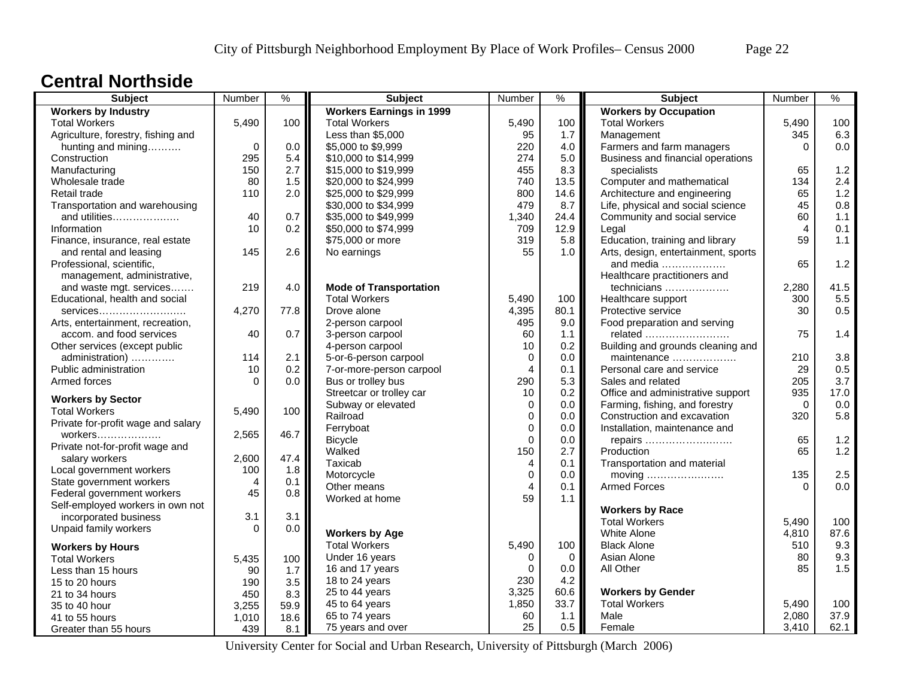# Central Northside

| Subject | Number | % |
|---|---|---|
| **Workers by Industry** | | |
| Total Workers | 5,490 | 100 |
| Agriculture, forestry, fishing and hunting and mining………. | 0 | 0.0 |
| Construction | 295 | 5.4 |
| Manufacturing | 150 | 2.7 |
| Wholesale trade | 80 | 1.5 |
| Retail trade | 110 | 2.0 |
| Transportation and warehousing and utilities………………. | 40 | 0.7 |
| Information | 10 | 0.2 |
| Finance, insurance, real estate and rental and leasing | 145 | 2.6 |
| Professional, scientific, management, administrative, and waste mgt. services……. | 219 | 4.0 |
| Educational, health and social services…………………….. | 4,270 | 77.8 |
| Arts, entertainment, recreation, accom. and food services | 40 | 0.7 |
| Other services (except public administration) …………. | 114 | 2.1 |
| Public administration | 10 | 0.2 |
| Armed forces | 0 | 0.0 |
| **Workers by Sector** | | |
| Total Workers | 5,490 | 100 |
| Private for-profit wage and salary workers………………. | 2,565 | 46.7 |
| Private not-for-profit wage and salary workers | 2,600 | 47.4 |
| Local government workers | 100 | 1.8 |
| State government workers | 4 | 0.1 |
| Federal government workers | 45 | 0.8 |
| Self-employed workers in own not incorporated business | 3.1 | 3.1 |
| Unpaid family workers | 0 | 0.0 |
| **Workers by Hours** | | |
| Total Workers | 5,435 | 100 |
| Less than 15 hours | 90 | 1.7 |
| 15 to 20 hours | 190 | 3.5 |
| 21 to 34 hours | 450 | 8.3 |
| 35 to 40 hour | 3,255 | 59.9 |
| 41 to 55 hours | 1,010 | 18.6 |
| Greater than 55 hours | 439 | 8.1 |

| Subject | Number | % |
|---|---|---|
| **Workers Earnings in 1999** | | |
| Total Workers | 5,490 | 100 |
| Less than $5,000 | 95 | 1.7 |
| $5,000 to $9,999 | 220 | 4.0 |
| $10,000 to $14,999 | 274 | 5.0 |
| $15,000 to $19,999 | 455 | 8.3 |
| $20,000 to $24,999 | 740 | 13.5 |
| $25,000 to $29,999 | 800 | 14.6 |
| $30,000 to $34,999 | 479 | 8.7 |
| $35,000 to $49,999 | 1,340 | 24.4 |
| $50,000 to $74,999 | 709 | 12.9 |
| $75,000 or more | 319 | 5.8 |
| No earnings | 55 | 1.0 |
| **Mode of Transportation** | | |
| Total Workers | 5,490 | 100 |
| Drove alone | 4,395 | 80.1 |
| 2-person carpool | 495 | 9.0 |
| 3-person carpool | 60 | 1.1 |
| 4-person carpool | 10 | 0.2 |
| 5-or-6-person carpool | 0 | 0.0 |
| 7-or-more-person carpool | 4 | 0.1 |
| Bus or trolley bus | 290 | 5.3 |
| Streetcar or trolley car | 10 | 0.2 |
| Subway or elevated | 0 | 0.0 |
| Railroad | 0 | 0.0 |
| Ferryboat | 0 | 0.0 |
| Bicycle | 0 | 0.0 |
| Walked | 150 | 2.7 |
| Taxicab | 4 | 0.1 |
| Motorcycle | 0 | 0.0 |
| Other means | 4 | 0.1 |
| Worked at home | 59 | 1.1 |
| **Workers by Age** | | |
| Total Workers | 5,490 | 100 |
| Under 16 years | 0 | 0 |
| 16 and 17 years | 0 | 0.0 |
| 18 to 24 years | 230 | 4.2 |
| 25 to 44 years | 3,325 | 60.6 |
| 45 to 64 years | 1,850 | 33.7 |
| 65 to 74 years | 60 | 1.1 |
| 75 years and over | 25 | 0.5 |

| Subject | Number | % |
|---|---|---|
| **Workers by Occupation** | | |
| Total Workers | 5,490 | 100 |
| Management | 345 | 6.3 |
| Farmers and farm managers | 0 | 0.0 |
| Business and financial operations specialists | 65 | 1.2 |
| Computer and mathematical | 134 | 2.4 |
| Architecture and engineering | 65 | 1.2 |
| Life, physical and social science | 45 | 0.8 |
| Community and social service | 60 | 1.1 |
| Legal | 4 | 0.1 |
| Education, training and library | 59 | 1.1 |
| Arts, design, entertainment, sports and media ………………. | 65 | 1.2 |
| Healthcare practitioners and technicians ………………. | 2,280 | 41.5 |
| Healthcare support | 300 | 5.5 |
| Protective service | 30 | 0.5 |
| Food preparation and serving related ……………………. | 75 | 1.4 |
| Building and grounds cleaning and maintenance ………………. | 210 | 3.8 |
| Personal care and service | 29 | 0.5 |
| Sales and related | 205 | 3.7 |
| Office and administrative support | 935 | 17.0 |
| Farming, fishing, and forestry | 0 | 0.0 |
| Construction and excavation | 320 | 5.8 |
| Installation, maintenance and repairs ……………………. | 65 | 1.2 |
| Production | 65 | 1.2 |
| Transportation and material moving ………………….. | 135 | 2.5 |
| Armed Forces | 0 | 0.0 |
| **Workers by Race** | | |
| Total Workers | 5,490 | 100 |
| White Alone | 4,810 | 87.6 |
| Black Alone | 510 | 9.3 |
| Asian Alone | 80 | 9.3 |
| All Other | 85 | 1.5 |
| **Workers by Gender** | | |
| Total Workers | 5,490 | 100 |
| Male | 2,080 | 37.9 |
| Female | 3,410 | 62.1 |

University Center for Social and Urban Research, University of Pittsburgh (March 2006)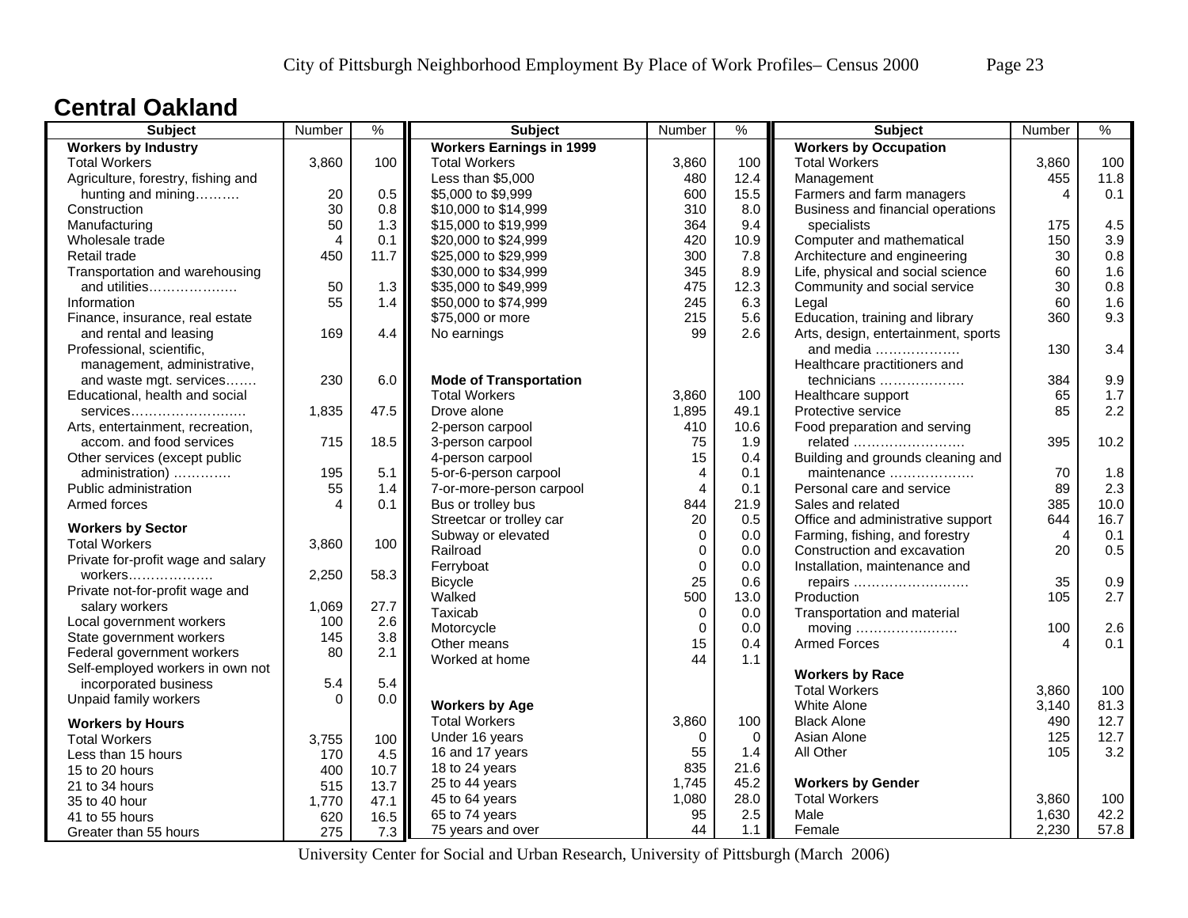## Central Oakland

| Subject | Number | % |
|---|---|---|
| **Workers by Industry** | | |
| Total Workers | 3,860 | 100 |
| Agriculture, forestry, fishing and hunting and mining………. | 20 | 0.5 |
| Construction | 30 | 0.8 |
| Manufacturing | 50 | 1.3 |
| Wholesale trade | 4 | 0.1 |
| Retail trade | 450 | 11.7 |
| Transportation and warehousing and utilities………………. | 50 | 1.3 |
| Information | 55 | 1.4 |
| Finance, insurance, real estate and rental and leasing | 169 | 4.4 |
| Professional, scientific, management, administrative, and waste mgt. services……. | 230 | 6.0 |
| Educational, health and social services……………………. | 1,835 | 47.5 |
| Arts, entertainment, recreation, accom. and food services | 715 | 18.5 |
| Other services (except public administration) …………. | 195 | 5.1 |
| Public administration | 55 | 1.4 |
| Armed forces | 4 | 0.1 |
| **Workers by Sector** | | |
| Total Workers | 3,860 | 100 |
| Private for-profit wage and salary workers………………. | 2,250 | 58.3 |
| Private not-for-profit wage and salary workers | 1,069 | 27.7 |
| Local government workers | 100 | 2.6 |
| State government workers | 145 | 3.8 |
| Federal government workers | 80 | 2.1 |
| Self-employed workers in own not incorporated business | 5.4 | 5.4 |
| Unpaid family workers | 0 | 0.0 |
| **Workers by Hours** | | |
| Total Workers | 3,755 | 100 |
| Less than 15 hours | 170 | 4.5 |
| 15 to 20 hours | 400 | 10.7 |
| 21 to 34 hours | 515 | 13.7 |
| 35 to 40 hour | 1,770 | 47.1 |
| 41 to 55 hours | 620 | 16.5 |
| Greater than 55 hours | 275 | 7.3 |

| Subject | Number | % |
|---|---|---|
| **Workers Earnings in 1999** | | |
| Total Workers | 3,860 | 100 |
| Less than $5,000 | 480 | 12.4 |
| $5,000 to $9,999 | 600 | 15.5 |
| $10,000 to $14,999 | 310 | 8.0 |
| $15,000 to $19,999 | 364 | 9.4 |
| $20,000 to $24,999 | 420 | 10.9 |
| $25,000 to $29,999 | 300 | 7.8 |
| $30,000 to $34,999 | 345 | 8.9 |
| $35,000 to $49,999 | 475 | 12.3 |
| $50,000 to $74,999 | 245 | 6.3 |
| $75,000 or more | 215 | 5.6 |
| No earnings | 99 | 2.6 |
| **Mode of Transportation** | | |
| Total Workers | 3,860 | 100 |
| Drove alone | 1,895 | 49.1 |
| 2-person carpool | 410 | 10.6 |
| 3-person carpool | 75 | 1.9 |
| 4-person carpool | 15 | 0.4 |
| 5-or-6-person carpool | 4 | 0.1 |
| 7-or-more-person carpool | 4 | 0.1 |
| Bus or trolley bus | 844 | 21.9 |
| Streetcar or trolley car | 20 | 0.5 |
| Subway or elevated | 0 | 0.0 |
| Railroad | 0 | 0.0 |
| Ferryboat | 0 | 0.0 |
| Bicycle | 25 | 0.6 |
| Walked | 500 | 13.0 |
| Taxicab | 0 | 0.0 |
| Motorcycle | 0 | 0.0 |
| Other means | 15 | 0.4 |
| Worked at home | 44 | 1.1 |
| **Workers by Age** | | |
| Total Workers | 3,860 | 100 |
| Under 16 years | 0 | 0 |
| 16 and 17 years | 55 | 1.4 |
| 18 to 24 years | 835 | 21.6 |
| 25 to 44 years | 1,745 | 45.2 |
| 45 to 64 years | 1,080 | 28.0 |
| 65 to 74 years | 95 | 2.5 |
| 75 years and over | 44 | 1.1 |

| Subject | Number | % |
|---|---|---|
| **Workers by Occupation** | | |
| Total Workers | 3,860 | 100 |
| Management | 455 | 11.8 |
| Farmers and farm managers | 4 | 0.1 |
| Business and financial operations specialists | 175 | 4.5 |
| Computer and mathematical | 150 | 3.9 |
| Architecture and engineering | 30 | 0.8 |
| Life, physical and social science | 60 | 1.6 |
| Community and social service | 30 | 0.8 |
| Legal | 60 | 1.6 |
| Education, training and library | 360 | 9.3 |
| Arts, design, entertainment, sports and media ………………. | 130 | 3.4 |
| Healthcare practitioners and technicians ………………. | 384 | 9.9 |
| Healthcare support | 65 | 1.7 |
| Protective service | 85 | 2.2 |
| Food preparation and serving related ……………………. | 395 | 10.2 |
| Building and grounds cleaning and maintenance ………………. | 70 | 1.8 |
| Personal care and service | 89 | 2.3 |
| Sales and related | 385 | 10.0 |
| Office and administrative support | 644 | 16.7 |
| Farming, fishing, and forestry | 4 | 0.1 |
| Construction and excavation | 20 | 0.5 |
| Installation, maintenance and repairs ………………….…. | 35 | 0.9 |
| Production | 105 | 2.7 |
| Transportation and material moving ………………….. | 100 | 2.6 |
| Armed Forces | 4 | 0.1 |
| **Workers by Race** | | |
| Total Workers | 3,860 | 100 |
| White Alone | 3,140 | 81.3 |
| Black Alone | 490 | 12.7 |
| Asian Alone | 125 | 12.7 |
| All Other | 105 | 3.2 |
| **Workers by Gender** | | |
| Total Workers | 3,860 | 100 |
| Male | 1,630 | 42.2 |
| Female | 2,230 | 57.8 |

University Center for Social and Urban Research, University of Pittsburgh (March 2006)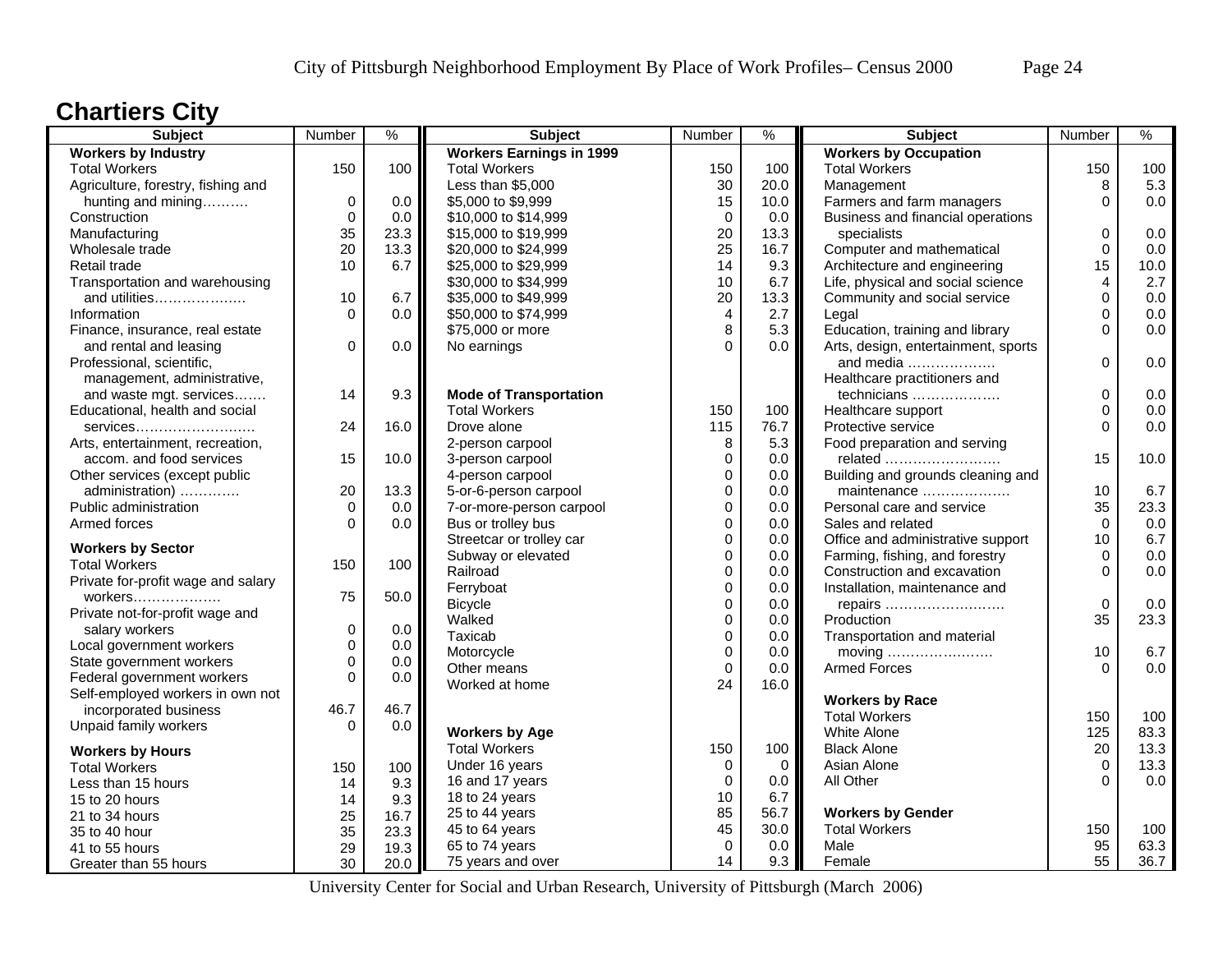## Chartiers City

| Subject | Number | % |
|---|---|---|
| **Workers by Industry** | | |
| Total Workers | 150 | 100 |
| Agriculture, forestry, fishing and hunting and mining………. | 0 | 0.0 |
| Construction | 0 | 0.0 |
| Manufacturing | 35 | 23.3 |
| Wholesale trade | 20 | 13.3 |
| Retail trade | 10 | 6.7 |
| Transportation and warehousing and utilities………………. | 10 | 6.7 |
| Information | 0 | 0.0 |
| Finance, insurance, real estate and rental and leasing | 0 | 0.0 |
| Professional, scientific, management, administrative, and waste mgt. services……. | 14 | 9.3 |
| Educational, health and social services……………………. | 24 | 16.0 |
| Arts, entertainment, recreation, accom. and food services | 15 | 10.0 |
| Other services (except public administration) …………. | 20 | 13.3 |
| Public administration | 0 | 0.0 |
| Armed forces | 0 | 0.0 |
| **Workers by Sector** | | |
| Total Workers | 150 | 100 |
| Private for-profit wage and salary workers………………. | 75 | 50.0 |
| Private not-for-profit wage and salary workers | 0 | 0.0 |
| Local government workers | 0 | 0.0 |
| State government workers | 0 | 0.0 |
| Federal government workers | 0 | 0.0 |
| Self-employed workers in own not incorporated business | 46.7 | 46.7 |
| Unpaid family workers | 0 | 0.0 |
| **Workers by Hours** | | |
| Total Workers | 150 | 100 |
| Less than 15 hours | 14 | 9.3 |
| 15 to 20 hours | 14 | 9.3 |
| 21 to 34 hours | 25 | 16.7 |
| 35 to 40 hour | 35 | 23.3 |
| 41 to 55 hours | 29 | 19.3 |
| Greater than 55 hours | 30 | 20.0 |

| Subject | Number | % |
|---|---|---|
| **Workers Earnings in 1999** | | |
| Total Workers | 150 | 100 |
| Less than $5,000 | 30 | 20.0 |
| $5,000 to $9,999 | 15 | 10.0 |
| $10,000 to $14,999 | 0 | 0.0 |
| $15,000 to $19,999 | 20 | 13.3 |
| $20,000 to $24,999 | 25 | 16.7 |
| $25,000 to $29,999 | 14 | 9.3 |
| $30,000 to $34,999 | 10 | 6.7 |
| $35,000 to $49,999 | 20 | 13.3 |
| $50,000 to $74,999 | 4 | 2.7 |
| $75,000 or more | 8 | 5.3 |
| No earnings | 0 | 0.0 |
| **Mode of Transportation** | | |
| Total Workers | 150 | 100 |
| Drove alone | 115 | 76.7 |
| 2-person carpool | 8 | 5.3 |
| 3-person carpool | 0 | 0.0 |
| 4-person carpool | 0 | 0.0 |
| 5-or-6-person carpool | 0 | 0.0 |
| 7-or-more-person carpool | 0 | 0.0 |
| Bus or trolley bus | 0 | 0.0 |
| Streetcar or trolley car | 0 | 0.0 |
| Subway or elevated | 0 | 0.0 |
| Railroad | 0 | 0.0 |
| Ferryboat | 0 | 0.0 |
| Bicycle | 0 | 0.0 |
| Walked | 0 | 0.0 |
| Taxicab | 0 | 0.0 |
| Motorcycle | 0 | 0.0 |
| Other means | 0 | 0.0 |
| Worked at home | 24 | 16.0 |
| **Workers by Age** | | |
| Total Workers | 150 | 100 |
| Under 16 years | 0 | 0 |
| 16 and 17 years | 0 | 0.0 |
| 18 to 24 years | 10 | 6.7 |
| 25 to 44 years | 85 | 56.7 |
| 45 to 64 years | 45 | 30.0 |
| 65 to 74 years | 0 | 0.0 |
| 75 years and over | 14 | 9.3 |

| Subject | Number | % |
|---|---|---|
| **Workers by Occupation** | | |
| Total Workers | 150 | 100 |
| Management | 8 | 5.3 |
| Farmers and farm managers | 0 | 0.0 |
| Business and financial operations specialists | 0 | 0.0 |
| Computer and mathematical | 0 | 0.0 |
| Architecture and engineering | 15 | 10.0 |
| Life, physical and social science | 4 | 2.7 |
| Community and social service | 0 | 0.0 |
| Legal | 0 | 0.0 |
| Education, training and library | 0 | 0.0 |
| Arts, design, entertainment, sports and media ………………. | 0 | 0.0 |
| Healthcare practitioners and technicians ………………. | 0 | 0.0 |
| Healthcare support | 0 | 0.0 |
| Protective service | 0 | 0.0 |
| Food preparation and serving related ……………………. | 15 | 10.0 |
| Building and grounds cleaning and maintenance ………………. | 10 | 6.7 |
| Personal care and service | 35 | 23.3 |
| Sales and related | 0 | 0.0 |
| Office and administrative support | 10 | 6.7 |
| Farming, fishing, and forestry | 0 | 0.0 |
| Construction and excavation | 0 | 0.0 |
| Installation, maintenance and repairs ……………………. | 0 | 0.0 |
| Production | 35 | 23.3 |
| Transportation and material moving ………………….. | 10 | 6.7 |
| Armed Forces | 0 | 0.0 |
| **Workers by Race** | | |
| Total Workers | 150 | 100 |
| White Alone | 125 | 83.3 |
| Black Alone | 20 | 13.3 |
| Asian Alone | 0 | 13.3 |
| All Other | 0 | 0.0 |
| **Workers by Gender** | | |
| Total Workers | 150 | 100 |
| Male | 95 | 63.3 |
| Female | 55 | 36.7 |

University Center for Social and Urban Research, University of Pittsburgh (March 2006)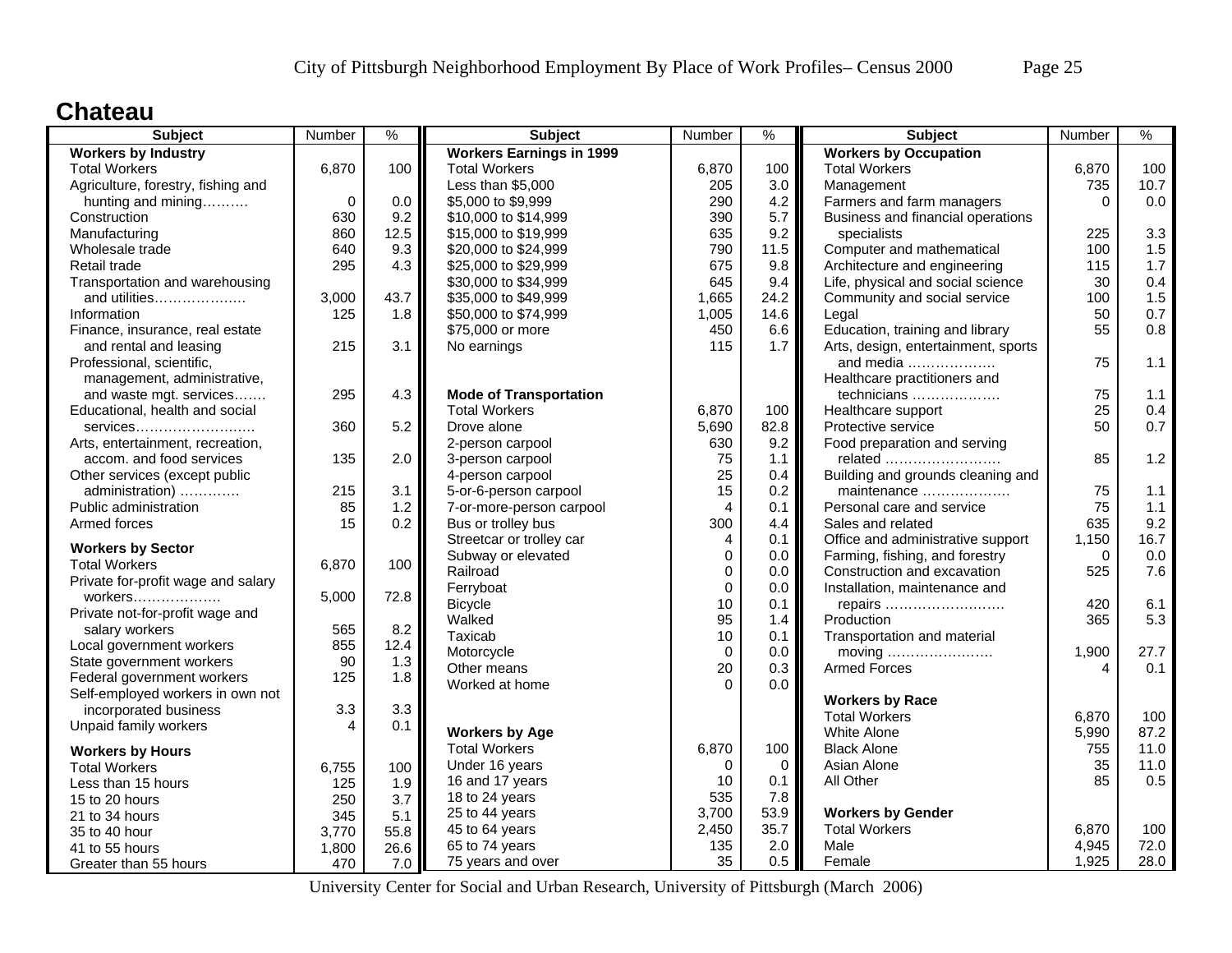# Chateau

| Subject | Number | % |
|---|---|---|
| **Workers by Industry** | | |
| Total Workers | 6,870 | 100 |
| Agriculture, forestry, fishing and hunting and mining………. | 0 | 0.0 |
| Construction | 630 | 9.2 |
| Manufacturing | 860 | 12.5 |
| Wholesale trade | 640 | 9.3 |
| Retail trade | 295 | 4.3 |
| Transportation and warehousing and utilities………………. | 3,000 | 43.7 |
| Information | 125 | 1.8 |
| Finance, insurance, real estate and rental and leasing | 215 | 3.1 |
| Professional, scientific, management, administrative, and waste mgt. services……. | 295 | 4.3 |
| Educational, health and social services……………………. | 360 | 5.2 |
| Arts, entertainment, recreation, accom. and food services | 135 | 2.0 |
| Other services (except public administration) …………. | 215 | 3.1 |
| Public administration | 85 | 1.2 |
| Armed forces | 15 | 0.2 |
| **Workers by Sector** | | |
| Total Workers | 6,870 | 100 |
| Private for-profit wage and salary workers………………. | 5,000 | 72.8 |
| Private not-for-profit wage and salary workers | 565 | 8.2 |
| Local government workers | 855 | 12.4 |
| State government workers | 90 | 1.3 |
| Federal government workers | 125 | 1.8 |
| Self-employed workers in own not incorporated business | 3.3 | 3.3 |
| Unpaid family workers | 4 | 0.1 |
| **Workers by Hours** | | |
| Total Workers | 6,755 | 100 |
| Less than 15 hours | 125 | 1.9 |
| 15 to 20 hours | 250 | 3.7 |
| 21 to 34 hours | 345 | 5.1 |
| 35 to 40 hour | 3,770 | 55.8 |
| 41 to 55 hours | 1,800 | 26.6 |
| Greater than 55 hours | 470 | 7.0 |

| Subject | Number | % |
|---|---|---|
| **Workers Earnings in 1999** | | |
| Total Workers | 6,870 | 100 |
| Less than $5,000 | 205 | 3.0 |
| $5,000 to $9,999 | 290 | 4.2 |
| $10,000 to $14,999 | 390 | 5.7 |
| $15,000 to $19,999 | 635 | 9.2 |
| $20,000 to $24,999 | 790 | 11.5 |
| $25,000 to $29,999 | 675 | 9.8 |
| $30,000 to $34,999 | 645 | 9.4 |
| $35,000 to $49,999 | 1,665 | 24.2 |
| $50,000 to $74,999 | 1,005 | 14.6 |
| $75,000 or more | 450 | 6.6 |
| No earnings | 115 | 1.7 |
| **Mode of Transportation** | | |
| Total Workers | 6,870 | 100 |
| Drove alone | 5,690 | 82.8 |
| 2-person carpool | 630 | 9.2 |
| 3-person carpool | 75 | 1.1 |
| 4-person carpool | 25 | 0.4 |
| 5-or-6-person carpool | 15 | 0.2 |
| 7-or-more-person carpool | 4 | 0.1 |
| Bus or trolley bus | 300 | 4.4 |
| Streetcar or trolley car | 4 | 0.1 |
| Subway or elevated | 0 | 0.0 |
| Railroad | 0 | 0.0 |
| Ferryboat | 0 | 0.0 |
| Bicycle | 10 | 0.1 |
| Walked | 95 | 1.4 |
| Taxicab | 10 | 0.1 |
| Motorcycle | 0 | 0.0 |
| Other means | 20 | 0.3 |
| Worked at home | 0 | 0.0 |
| **Workers by Age** | | |
| Total Workers | 6,870 | 100 |
| Under 16 years | 0 | 0 |
| 16 and 17 years | 10 | 0.1 |
| 18 to 24 years | 535 | 7.8 |
| 25 to 44 years | 3,700 | 53.9 |
| 45 to 64 years | 2,450 | 35.7 |
| 65 to 74 years | 135 | 2.0 |
| 75 years and over | 35 | 0.5 |

| Subject | Number | % |
|---|---|---|
| **Workers by Occupation** | | |
| Total Workers | 6,870 | 100 |
| Management | 735 | 10.7 |
| Farmers and farm managers | 0 | 0.0 |
| Business and financial operations specialists | 225 | 3.3 |
| Computer and mathematical | 100 | 1.5 |
| Architecture and engineering | 115 | 1.7 |
| Life, physical and social science | 30 | 0.4 |
| Community and social service | 100 | 1.5 |
| Legal | 50 | 0.7 |
| Education, training and library | 55 | 0.8 |
| Arts, design, entertainment, sports and media ………………. | 75 | 1.1 |
| Healthcare practitioners and technicians ………………. | 75 | 1.1 |
| Healthcare support | 25 | 0.4 |
| Protective service | 50 | 0.7 |
| Food preparation and serving related ……………………. | 85 | 1.2 |
| Building and grounds cleaning and maintenance ………………. | 75 | 1.1 |
| Personal care and service | 75 | 1.1 |
| Sales and related | 635 | 9.2 |
| Office and administrative support | 1,150 | 16.7 |
| Farming, fishing, and forestry | 0 | 0.0 |
| Construction and excavation | 525 | 7.6 |
| Installation, maintenance and repairs ……………………. | 420 | 6.1 |
| Production | 365 | 5.3 |
| Transportation and material moving ………………….. | 1,900 | 27.7 |
| Armed Forces | 4 | 0.1 |
| **Workers by Race** | | |
| Total Workers | 6,870 | 100 |
| White Alone | 5,990 | 87.2 |
| Black Alone | 755 | 11.0 |
| Asian Alone | 35 | 11.0 |
| All Other | 85 | 0.5 |
| **Workers by Gender** | | |
| Total Workers | 6,870 | 100 |
| Male | 4,945 | 72.0 |
| Female | 1,925 | 28.0 |

University Center for Social and Urban Research, University of Pittsburgh (March 2006)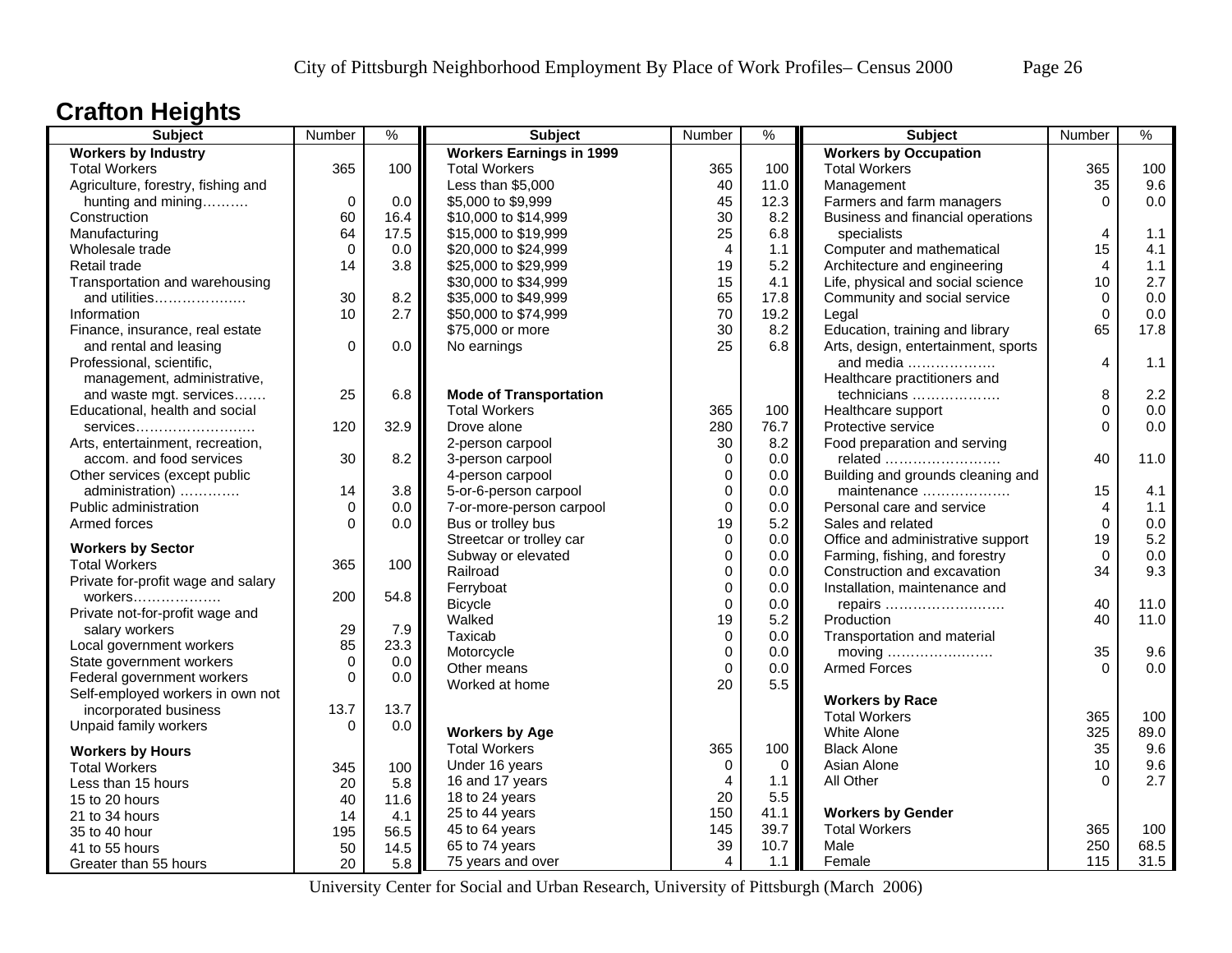# Crafton Heights

| Subject | Number | % |
|---|---|---|
| **Workers by Industry** | | |
| Total Workers | 365 | 100 |
| Agriculture, forestry, fishing and hunting and mining………. | 0 | 0.0 |
| Construction | 60 | 16.4 |
| Manufacturing | 64 | 17.5 |
| Wholesale trade | 0 | 0.0 |
| Retail trade | 14 | 3.8 |
| Transportation and warehousing and utilities………………. | 30 | 8.2 |
| Information | 10 | 2.7 |
| Finance, insurance, real estate and rental and leasing | 0 | 0.0 |
| Professional, scientific, management, administrative, and waste mgt. services……. | 25 | 6.8 |
| Educational, health and social services……………………. | 120 | 32.9 |
| Arts, entertainment, recreation, accom. and food services | 30 | 8.2 |
| Other services (except public administration) …………. | 14 | 3.8 |
| Public administration | 0 | 0.0 |
| Armed forces | 0 | 0.0 |
| **Workers by Sector** | | |
| Total Workers | 365 | 100 |
| Private for-profit wage and salary workers………………. | 200 | 54.8 |
| Private not-for-profit wage and salary workers | 29 | 7.9 |
| Local government workers | 85 | 23.3 |
| State government workers | 0 | 0.0 |
| Federal government workers | 0 | 0.0 |
| Self-employed workers in own not incorporated business | 13.7 | 13.7 |
| Unpaid family workers | 0 | 0.0 |
| **Workers by Hours** | | |
| Total Workers | 345 | 100 |
| Less than 15 hours | 20 | 5.8 |
| 15 to 20 hours | 40 | 11.6 |
| 21 to 34 hours | 14 | 4.1 |
| 35 to 40 hour | 195 | 56.5 |
| 41 to 55 hours | 50 | 14.5 |
| Greater than 55 hours | 20 | 5.8 |

| Subject | Number | % |
|---|---|---|
| **Workers Earnings in 1999** | | |
| Total Workers | 365 | 100 |
| Less than $5,000 | 40 | 11.0 |
| $5,000 to $9,999 | 45 | 12.3 |
| $10,000 to $14,999 | 30 | 8.2 |
| $15,000 to $19,999 | 25 | 6.8 |
| $20,000 to $24,999 | 4 | 1.1 |
| $25,000 to $29,999 | 19 | 5.2 |
| $30,000 to $34,999 | 15 | 4.1 |
| $35,000 to $49,999 | 65 | 17.8 |
| $50,000 to $74,999 | 70 | 19.2 |
| $75,000 or more | 30 | 8.2 |
| No earnings | 25 | 6.8 |
| **Mode of Transportation** | | |
| Total Workers | 365 | 100 |
| Drove alone | 280 | 76.7 |
| 2-person carpool | 30 | 8.2 |
| 3-person carpool | 0 | 0.0 |
| 4-person carpool | 0 | 0.0 |
| 5-or-6-person carpool | 0 | 0.0 |
| 7-or-more-person carpool | 0 | 0.0 |
| Bus or trolley bus | 19 | 5.2 |
| Streetcar or trolley car | 0 | 0.0 |
| Subway or elevated | 0 | 0.0 |
| Railroad | 0 | 0.0 |
| Ferryboat | 0 | 0.0 |
| Bicycle | 0 | 0.0 |
| Walked | 19 | 5.2 |
| Taxicab | 0 | 0.0 |
| Motorcycle | 0 | 0.0 |
| Other means | 0 | 0.0 |
| Worked at home | 20 | 5.5 |
| **Workers by Age** | | |
| Total Workers | 365 | 100 |
| Under 16 years | 0 | 0 |
| 16 and 17 years | 4 | 1.1 |
| 18 to 24 years | 20 | 5.5 |
| 25 to 44 years | 150 | 41.1 |
| 45 to 64 years | 145 | 39.7 |
| 65 to 74 years | 39 | 10.7 |
| 75 years and over | 4 | 1.1 |

| Subject | Number | % |
|---|---|---|
| **Workers by Occupation** | | |
| Total Workers | 365 | 100 |
| Management | 35 | 9.6 |
| Farmers and farm managers | 0 | 0.0 |
| Business and financial operations specialists | 4 | 1.1 |
| Computer and mathematical | 15 | 4.1 |
| Architecture and engineering | 4 | 1.1 |
| Life, physical and social science | 10 | 2.7 |
| Community and social service | 0 | 0.0 |
| Legal | 0 | 0.0 |
| Education, training and library | 65 | 17.8 |
| Arts, design, entertainment, sports and media ………………. | 4 | 1.1 |
| Healthcare practitioners and technicians ………………. | 8 | 2.2 |
| Healthcare support | 0 | 0.0 |
| Protective service | 0 | 0.0 |
| Food preparation and serving related ……………………. | 40 | 11.0 |
| Building and grounds cleaning and maintenance ………………. | 15 | 4.1 |
| Personal care and service | 4 | 1.1 |
| Sales and related | 0 | 0.0 |
| Office and administrative support | 19 | 5.2 |
| Farming, fishing, and forestry | 0 | 0.0 |
| Construction and excavation | 34 | 9.3 |
| Installation, maintenance and repairs ……………………. | 40 | 11.0 |
| Production | 40 | 11.0 |
| Transportation and material moving ……………………. | 35 | 9.6 |
| Armed Forces | 0 | 0.0 |
| **Workers by Race** | | |
| Total Workers | 365 | 100 |
| White Alone | 325 | 89.0 |
| Black Alone | 35 | 9.6 |
| Asian Alone | 10 | 9.6 |
| All Other | 0 | 2.7 |
| **Workers by Gender** | | |
| Total Workers | 365 | 100 |
| Male | 250 | 68.5 |
| Female | 115 | 31.5 |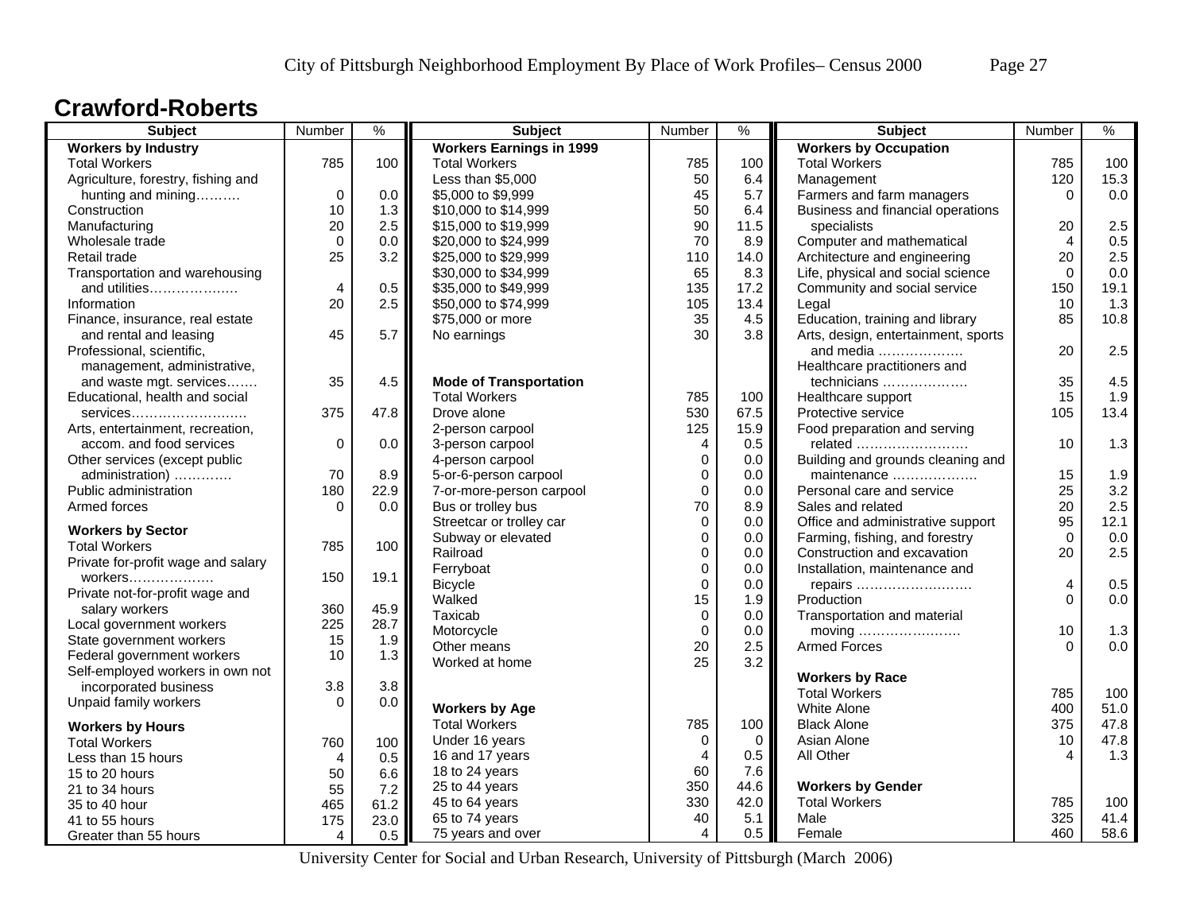## Crawford-Roberts

| Subject | Number | % |
|---|---|---|
| **Workers by Industry** | | |
| Total Workers | 785 | 100 |
| Agriculture, forestry, fishing and hunting and mining………. | 0 | 0.0 |
| Construction | 10 | 1.3 |
| Manufacturing | 20 | 2.5 |
| Wholesale trade | 0 | 0.0 |
| Retail trade | 25 | 3.2 |
| Transportation and warehousing and utilities………………. | 4 | 0.5 |
| Information | 20 | 2.5 |
| Finance, insurance, real estate and rental and leasing | 45 | 5.7 |
| Professional, scientific, management, administrative, and waste mgt. services……. | 35 | 4.5 |
| Educational, health and social services……………………… | 375 | 47.8 |
| Arts, entertainment, recreation, accom. and food services | 0 | 0.0 |
| Other services (except public administration) …………. | 70 | 8.9 |
| Public administration | 180 | 22.9 |
| Armed forces | 0 | 0.0 |
| **Workers by Sector** | | |
| Total Workers | 785 | 100 |
| Private for-profit wage and salary workers………………. | 150 | 19.1 |
| Private not-for-profit wage and salary workers | 360 | 45.9 |
| Local government workers | 225 | 28.7 |
| State government workers | 15 | 1.9 |
| Federal government workers | 10 | 1.3 |
| Self-employed workers in own not incorporated business | 3.8 | 3.8 |
| Unpaid family workers | 0 | 0.0 |
| **Workers by Hours** | | |
| Total Workers | 760 | 100 |
| Less than 15 hours | 4 | 0.5 |
| 15 to 20 hours | 50 | 6.6 |
| 21 to 34 hours | 55 | 7.2 |
| 35 to 40 hour | 465 | 61.2 |
| 41 to 55 hours | 175 | 23.0 |
| Greater than 55 hours | 4 | 0.5 |

| Subject | Number | % |
|---|---|---|
| **Workers Earnings in 1999** | | |
| Total Workers | 785 | 100 |
| Less than $5,000 | 50 | 6.4 |
| $5,000 to $9,999 | 45 | 5.7 |
| $10,000 to $14,999 | 50 | 6.4 |
| $15,000 to $19,999 | 90 | 11.5 |
| $20,000 to $24,999 | 70 | 8.9 |
| $25,000 to $29,999 | 110 | 14.0 |
| $30,000 to $34,999 | 65 | 8.3 |
| $35,000 to $49,999 | 135 | 17.2 |
| $50,000 to $74,999 | 105 | 13.4 |
| $75,000 or more | 35 | 4.5 |
| No earnings | 30 | 3.8 |
| **Mode of Transportation** | | |
| Total Workers | 785 | 100 |
| Drove alone | 530 | 67.5 |
| 2-person carpool | 125 | 15.9 |
| 3-person carpool | 4 | 0.5 |
| 4-person carpool | 0 | 0.0 |
| 5-or-6-person carpool | 0 | 0.0 |
| 7-or-more-person carpool | 0 | 0.0 |
| Bus or trolley bus | 70 | 8.9 |
| Streetcar or trolley car | 0 | 0.0 |
| Subway or elevated | 0 | 0.0 |
| Railroad | 0 | 0.0 |
| Ferryboat | 0 | 0.0 |
| Bicycle | 0 | 0.0 |
| Walked | 15 | 1.9 |
| Taxicab | 0 | 0.0 |
| Motorcycle | 0 | 0.0 |
| Other means | 20 | 2.5 |
| Worked at home | 25 | 3.2 |
| **Workers by Age** | | |
| Total Workers | 785 | 100 |
| Under 16 years | 0 | 0 |
| 16 and 17 years | 4 | 0.5 |
| 18 to 24 years | 60 | 7.6 |
| 25 to 44 years | 350 | 44.6 |
| 45 to 64 years | 330 | 42.0 |
| 65 to 74 years | 40 | 5.1 |
| 75 years and over | 4 | 0.5 |

| Subject | Number | % |
|---|---|---|
| **Workers by Occupation** | | |
| Total Workers | 785 | 100 |
| Management | 120 | 15.3 |
| Farmers and farm managers | 0 | 0.0 |
| Business and financial operations specialists | 20 | 2.5 |
| Computer and mathematical | 4 | 0.5 |
| Architecture and engineering | 20 | 2.5 |
| Life, physical and social science | 0 | 0.0 |
| Community and social service | 150 | 19.1 |
| Legal | 10 | 1.3 |
| Education, training and library | 85 | 10.8 |
| Arts, design, entertainment, sports and media ………………. | 20 | 2.5 |
| Healthcare practitioners and technicians ………………. | 35 | 4.5 |
| Healthcare support | 15 | 1.9 |
| Protective service | 105 | 13.4 |
| Food preparation and serving related ……………………. | 10 | 1.3 |
| Building and grounds cleaning and maintenance ………………. | 15 | 1.9 |
| Personal care and service | 25 | 3.2 |
| Sales and related | 20 | 2.5 |
| Office and administrative support | 95 | 12.1 |
| Farming, fishing, and forestry | 0 | 0.0 |
| Construction and excavation | 20 | 2.5 |
| Installation, maintenance and repairs ……………………… | 4 | 0.5 |
| Production | 0 | 0.0 |
| Transportation and material moving ………………….. | 10 | 1.3 |
| Armed Forces | 0 | 0.0 |
| **Workers by Race** | | |
| Total Workers | 785 | 100 |
| White Alone | 400 | 51.0 |
| Black Alone | 375 | 47.8 |
| Asian Alone | 10 | 47.8 |
| All Other | 4 | 1.3 |
| **Workers by Gender** | | |
| Total Workers | 785 | 100 |
| Male | 325 | 41.4 |
| Female | 460 | 58.6 |

University Center for Social and Urban Research, University of Pittsburgh (March 2006)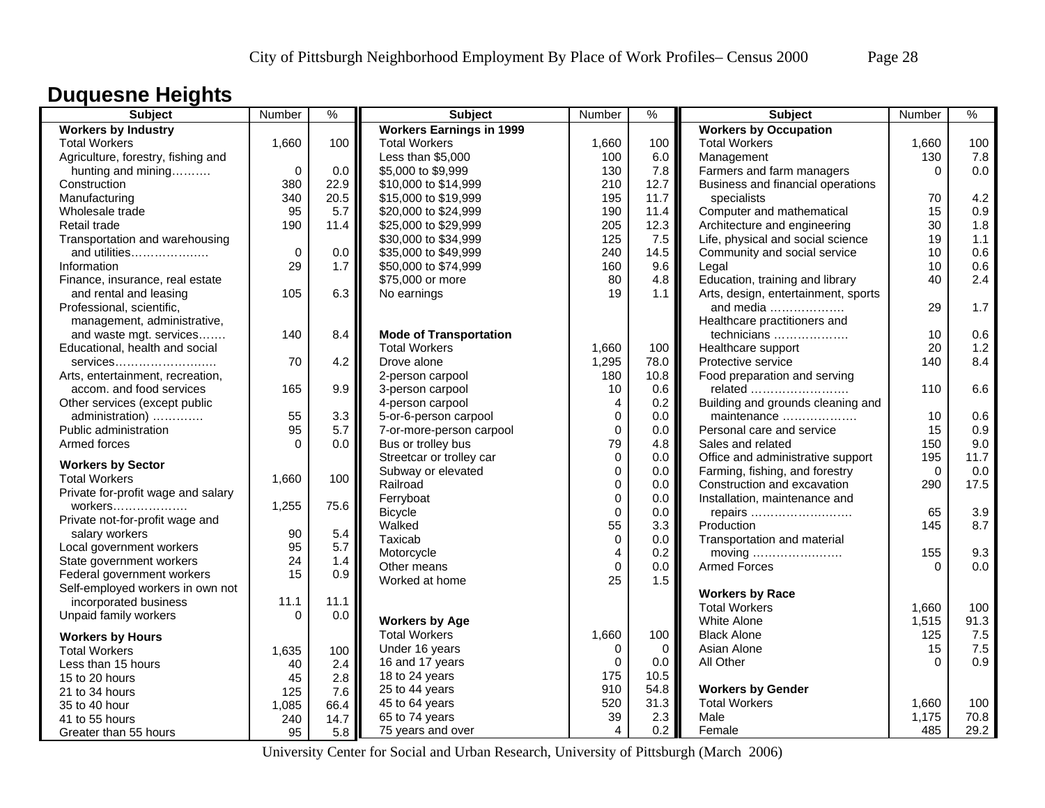# Duquesne Heights

| Subject | Number | % |
|---|---|---|
| **Workers by Industry** | | |
| Total Workers | 1,660 | 100 |
| Agriculture, forestry, fishing and hunting and mining………. | 0 | 0.0 |
| Construction | 380 | 22.9 |
| Manufacturing | 340 | 20.5 |
| Wholesale trade | 95 | 5.7 |
| Retail trade | 190 | 11.4 |
| Transportation and warehousing and utilities………………. | 0 | 0.0 |
| Information | 29 | 1.7 |
| Finance, insurance, real estate and rental and leasing | 105 | 6.3 |
| Professional, scientific, management, administrative, and waste mgt. services……. | 140 | 8.4 |
| Educational, health and social services……………………. | 70 | 4.2 |
| Arts, entertainment, recreation, accom. and food services | 165 | 9.9 |
| Other services (except public administration) …………. | 55 | 3.3 |
| Public administration | 95 | 5.7 |
| Armed forces | 0 | 0.0 |
| **Workers by Sector** | | |
| Total Workers | 1,660 | 100 |
| Private for-profit wage and salary workers………………. | 1,255 | 75.6 |
| Private not-for-profit wage and salary workers | 90 | 5.4 |
| Local government workers | 95 | 5.7 |
| State government workers | 24 | 1.4 |
| Federal government workers | 15 | 0.9 |
| Self-employed workers in own not incorporated business | 11.1 | 11.1 |
| Unpaid family workers | 0 | 0.0 |
| **Workers by Hours** | | |
| Total Workers | 1,635 | 100 |
| Less than 15 hours | 40 | 2.4 |
| 15 to 20 hours | 45 | 2.8 |
| 21 to 34 hours | 125 | 7.6 |
| 35 to 40 hour | 1,085 | 66.4 |
| 41 to 55 hours | 240 | 14.7 |
| Greater than 55 hours | 95 | 5.8 |

| Subject | Number | % |
|---|---|---|
| **Workers Earnings in 1999** | | |
| Total Workers | 1,660 | 100 |
| Less than $5,000 | 100 | 6.0 |
| $5,000 to $9,999 | 130 | 7.8 |
| $10,000 to $14,999 | 210 | 12.7 |
| $15,000 to $19,999 | 195 | 11.7 |
| $20,000 to $24,999 | 190 | 11.4 |
| $25,000 to $29,999 | 205 | 12.3 |
| $30,000 to $34,999 | 125 | 7.5 |
| $35,000 to $49,999 | 240 | 14.5 |
| $50,000 to $74,999 | 160 | 9.6 |
| $75,000 or more | 80 | 4.8 |
| No earnings | 19 | 1.1 |
| **Mode of Transportation** | | |
| Total Workers | 1,660 | 100 |
| Drove alone | 1,295 | 78.0 |
| 2-person carpool | 180 | 10.8 |
| 3-person carpool | 10 | 0.6 |
| 4-person carpool | 4 | 0.2 |
| 5-or-6-person carpool | 0 | 0.0 |
| 7-or-more-person carpool | 0 | 0.0 |
| Bus or trolley bus | 79 | 4.8 |
| Streetcar or trolley car | 0 | 0.0 |
| Subway or elevated | 0 | 0.0 |
| Railroad | 0 | 0.0 |
| Ferryboat | 0 | 0.0 |
| Bicycle | 0 | 0.0 |
| Walked | 55 | 3.3 |
| Taxicab | 0 | 0.0 |
| Motorcycle | 4 | 0.2 |
| Other means | 0 | 0.0 |
| Worked at home | 25 | 1.5 |
| **Workers by Age** | | |
| Total Workers | 1,660 | 100 |
| Under 16 years | 0 | 0 |
| 16 and 17 years | 0 | 0.0 |
| 18 to 24 years | 175 | 10.5 |
| 25 to 44 years | 910 | 54.8 |
| 45 to 64 years | 520 | 31.3 |
| 65 to 74 years | 39 | 2.3 |
| 75 years and over | 4 | 0.2 |

| Subject | Number | % |
|---|---|---|
| **Workers by Occupation** | | |
| Total Workers | 1,660 | 100 |
| Management | 130 | 7.8 |
| Farmers and farm managers | 0 | 0.0 |
| Business and financial operations specialists | 70 | 4.2 |
| Computer and mathematical | 15 | 0.9 |
| Architecture and engineering | 30 | 1.8 |
| Life, physical and social science | 19 | 1.1 |
| Community and social service | 10 | 0.6 |
| Legal | 10 | 0.6 |
| Education, training and library | 40 | 2.4 |
| Arts, design, entertainment, sports and media ………………. | 29 | 1.7 |
| Healthcare practitioners and technicians ………………. | 10 | 0.6 |
| Healthcare support | 20 | 1.2 |
| Protective service | 140 | 8.4 |
| Food preparation and serving related ……………………. | 110 | 6.6 |
| Building and grounds cleaning and maintenance ………………. | 10 | 0.6 |
| Personal care and service | 15 | 0.9 |
| Sales and related | 150 | 9.0 |
| Office and administrative support | 195 | 11.7 |
| Farming, fishing, and forestry | 0 | 0.0 |
| Construction and excavation | 290 | 17.5 |
| Installation, maintenance and repairs ………………….…. | 65 | 3.9 |
| Production | 145 | 8.7 |
| Transportation and material moving ………………..…. | 155 | 9.3 |
| Armed Forces | 0 | 0.0 |
| **Workers by Race** | | |
| Total Workers | 1,660 | 100 |
| White Alone | 1,515 | 91.3 |
| Black Alone | 125 | 7.5 |
| Asian Alone | 15 | 7.5 |
| All Other | 0 | 0.9 |
| **Workers by Gender** | | |
| Total Workers | 1,660 | 100 |
| Male | 1,175 | 70.8 |
| Female | 485 | 29.2 |

University Center for Social and Urban Research, University of Pittsburgh (March 2006)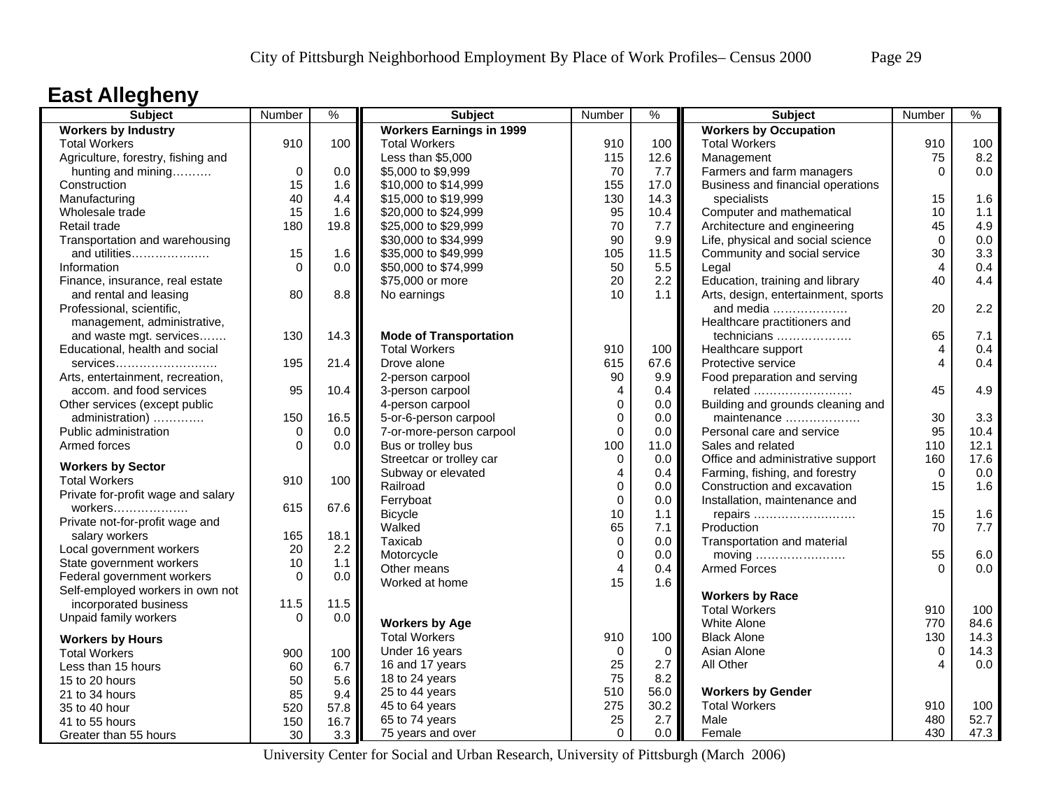# East Allegheny

| Subject | Number | % |
|---|---|---|
| **Workers by Industry** | | |
| Total Workers | 910 | 100 |
| Agriculture, forestry, fishing and hunting and mining………. | 0 | 0.0 |
| Construction | 15 | 1.6 |
| Manufacturing | 40 | 4.4 |
| Wholesale trade | 15 | 1.6 |
| Retail trade | 180 | 19.8 |
| Transportation and warehousing and utilities………………. | 15 | 1.6 |
| Information | 0 | 0.0 |
| Finance, insurance, real estate and rental and leasing | 80 | 8.8 |
| Professional, scientific, management, administrative, and waste mgt. services……. | 130 | 14.3 |
| Educational, health and social services……………………. | 195 | 21.4 |
| Arts, entertainment, recreation, accom. and food services | 95 | 10.4 |
| Other services (except public administration) …………. | 150 | 16.5 |
| Public administration | 0 | 0.0 |
| Armed forces | 0 | 0.0 |
| **Workers by Sector** | | |
| Total Workers | 910 | 100 |
| Private for-profit wage and salary workers………………. | 615 | 67.6 |
| Private not-for-profit wage and salary workers | 165 | 18.1 |
| Local government workers | 20 | 2.2 |
| State government workers | 10 | 1.1 |
| Federal government workers | 0 | 0.0 |
| Self-employed workers in own not incorporated business | 11.5 | 11.5 |
| Unpaid family workers | 0 | 0.0 |
| **Workers by Hours** | | |
| Total Workers | 900 | 100 |
| Less than 15 hours | 60 | 6.7 |
| 15 to 20 hours | 50 | 5.6 |
| 21 to 34 hours | 85 | 9.4 |
| 35 to 40 hour | 520 | 57.8 |
| 41 to 55 hours | 150 | 16.7 |
| Greater than 55 hours | 30 | 3.3 |

| Subject | Number | % |
|---|---|---|
| **Workers Earnings in 1999** | | |
| Total Workers | 910 | 100 |
| Less than $5,000 | 115 | 12.6 |
| $5,000 to $9,999 | 70 | 7.7 |
| $10,000 to $14,999 | 155 | 17.0 |
| $15,000 to $19,999 | 130 | 14.3 |
| $20,000 to $24,999 | 95 | 10.4 |
| $25,000 to $29,999 | 70 | 7.7 |
| $30,000 to $34,999 | 90 | 9.9 |
| $35,000 to $49,999 | 105 | 11.5 |
| $50,000 to $74,999 | 50 | 5.5 |
| $75,000 or more | 20 | 2.2 |
| No earnings | 10 | 1.1 |
| **Mode of Transportation** | | |
| Total Workers | 910 | 100 |
| Drove alone | 615 | 67.6 |
| 2-person carpool | 90 | 9.9 |
| 3-person carpool | 4 | 0.4 |
| 4-person carpool | 0 | 0.0 |
| 5-or-6-person carpool | 0 | 0.0 |
| 7-or-more-person carpool | 0 | 0.0 |
| Bus or trolley bus | 100 | 11.0 |
| Streetcar or trolley car | 0 | 0.0 |
| Subway or elevated | 4 | 0.4 |
| Railroad | 0 | 0.0 |
| Ferryboat | 0 | 0.0 |
| Bicycle | 10 | 1.1 |
| Walked | 65 | 7.1 |
| Taxicab | 0 | 0.0 |
| Motorcycle | 0 | 0.0 |
| Other means | 4 | 0.4 |
| Worked at home | 15 | 1.6 |
| **Workers by Age** | | |
| Total Workers | 910 | 100 |
| Under 16 years | 0 | 0 |
| 16 and 17 years | 25 | 2.7 |
| 18 to 24 years | 75 | 8.2 |
| 25 to 44 years | 510 | 56.0 |
| 45 to 64 years | 275 | 30.2 |
| 65 to 74 years | 25 | 2.7 |
| 75 years and over | 0 | 0.0 |

| Subject | Number | % |
|---|---|---|
| **Workers by Occupation** | | |
| Total Workers | 910 | 100 |
| Management | 75 | 8.2 |
| Farmers and farm managers | 0 | 0.0 |
| Business and financial operations specialists | 15 | 1.6 |
| Computer and mathematical | 10 | 1.1 |
| Architecture and engineering | 45 | 4.9 |
| Life, physical and social science | 0 | 0.0 |
| Community and social service | 30 | 3.3 |
| Legal | 4 | 0.4 |
| Education, training and library | 40 | 4.4 |
| Arts, design, entertainment, sports and media ………………. | 20 | 2.2 |
| Healthcare practitioners and technicians ………………. | 65 | 7.1 |
| Healthcare support | 4 | 0.4 |
| Protective service | 4 | 0.4 |
| Food preparation and serving related ……………………. | 45 | 4.9 |
| Building and grounds cleaning and maintenance ………………. | 30 | 3.3 |
| Personal care and service | 95 | 10.4 |
| Sales and related | 110 | 12.1 |
| Office and administrative support | 160 | 17.6 |
| Farming, fishing, and forestry | 0 | 0.0 |
| Construction and excavation | 15 | 1.6 |
| Installation, maintenance and repairs ……………………. | 15 | 1.6 |
| Production | 70 | 7.7 |
| Transportation and material moving ………………….. | 55 | 6.0 |
| Armed Forces | 0 | 0.0 |
| **Workers by Race** | | |
| Total Workers | 910 | 100 |
| White Alone | 770 | 84.6 |
| Black Alone | 130 | 14.3 |
| Asian Alone | 0 | 14.3 |
| All Other | 4 | 0.0 |
| **Workers by Gender** | | |
| Total Workers | 910 | 100 |
| Male | 480 | 52.7 |
| Female | 430 | 47.3 |

University Center for Social and Urban Research, University of Pittsburgh (March 2006)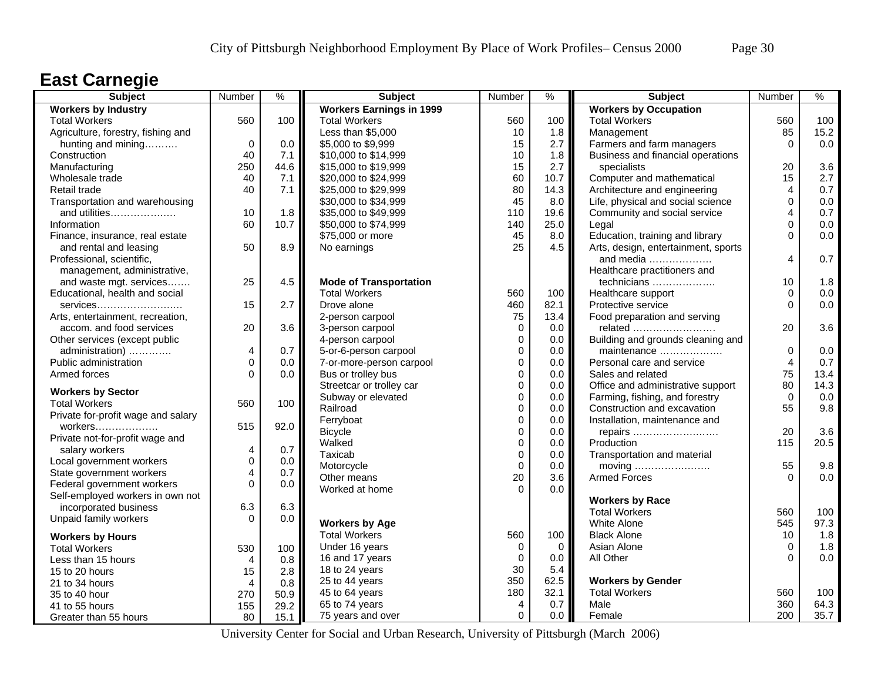# East Carnegie

| Subject | Number | % |
|---|---|---|
| **Workers by Industry** | | |
| Total Workers | 560 | 100 |
| Agriculture, forestry, fishing and hunting and mining………. | 0 | 0.0 |
| Construction | 40 | 7.1 |
| Manufacturing | 250 | 44.6 |
| Wholesale trade | 40 | 7.1 |
| Retail trade | 40 | 7.1 |
| Transportation and warehousing and utilities………………. | 10 | 1.8 |
| Information | 60 | 10.7 |
| Finance, insurance, real estate and rental and leasing | 50 | 8.9 |
| Professional, scientific, management, administrative, and waste mgt. services……. | 25 | 4.5 |
| Educational, health and social services……………………. | 15 | 2.7 |
| Arts, entertainment, recreation, accom. and food services | 20 | 3.6 |
| Other services (except public administration) …………. | 4 | 0.7 |
| Public administration | 0 | 0.0 |
| Armed forces | 0 | 0.0 |
| **Workers by Sector** | | |
| Total Workers | 560 | 100 |
| Private for-profit wage and salary workers………………. | 515 | 92.0 |
| Private not-for-profit wage and salary workers | 4 | 0.7 |
| Local government workers | 0 | 0.0 |
| State government workers | 4 | 0.7 |
| Federal government workers | 0 | 0.0 |
| Self-employed workers in own not incorporated business | 6.3 | 6.3 |
| Unpaid family workers | 0 | 0.0 |
| **Workers by Hours** | | |
| Total Workers | 530 | 100 |
| Less than 15 hours | 4 | 0.8 |
| 15 to 20 hours | 15 | 2.8 |
| 21 to 34 hours | 4 | 0.8 |
| 35 to 40 hour | 270 | 50.9 |
| 41 to 55 hours | 155 | 29.2 |
| Greater than 55 hours | 80 | 15.1 |

| Subject | Number | % |
|---|---|---|
| **Workers Earnings in 1999** | | |
| Total Workers | 560 | 100 |
| Less than $5,000 | 10 | 1.8 |
| $5,000 to $9,999 | 15 | 2.7 |
| $10,000 to $14,999 | 10 | 1.8 |
| $15,000 to $19,999 | 15 | 2.7 |
| $20,000 to $24,999 | 60 | 10.7 |
| $25,000 to $29,999 | 80 | 14.3 |
| $30,000 to $34,999 | 45 | 8.0 |
| $35,000 to $49,999 | 110 | 19.6 |
| $50,000 to $74,999 | 140 | 25.0 |
| $75,000 or more | 45 | 8.0 |
| No earnings | 25 | 4.5 |
| **Mode of Transportation** | | |
| Total Workers | 560 | 100 |
| Drove alone | 460 | 82.1 |
| 2-person carpool | 75 | 13.4 |
| 3-person carpool | 0 | 0.0 |
| 4-person carpool | 0 | 0.0 |
| 5-or-6-person carpool | 0 | 0.0 |
| 7-or-more-person carpool | 0 | 0.0 |
| Bus or trolley bus | 0 | 0.0 |
| Streetcar or trolley car | 0 | 0.0 |
| Subway or elevated | 0 | 0.0 |
| Railroad | 0 | 0.0 |
| Ferryboat | 0 | 0.0 |
| Bicycle | 0 | 0.0 |
| Walked | 0 | 0.0 |
| Taxicab | 0 | 0.0 |
| Motorcycle | 0 | 0.0 |
| Other means | 20 | 3.6 |
| Worked at home | 0 | 0.0 |
| **Workers by Age** | | |
| Total Workers | 560 | 100 |
| Under 16 years | 0 | 0 |
| 16 and 17 years | 0 | 0.0 |
| 18 to 24 years | 30 | 5.4 |
| 25 to 44 years | 350 | 62.5 |
| 45 to 64 years | 180 | 32.1 |
| 65 to 74 years | 4 | 0.7 |
| 75 years and over | 0 | 0.0 |

| Subject | Number | % |
|---|---|---|
| **Workers by Occupation** | | |
| Total Workers | 560 | 100 |
| Management | 85 | 15.2 |
| Farmers and farm managers | 0 | 0.0 |
| Business and financial operations specialists | 20 | 3.6 |
| Computer and mathematical | 15 | 2.7 |
| Architecture and engineering | 4 | 0.7 |
| Life, physical and social science | 0 | 0.0 |
| Community and social service | 4 | 0.7 |
| Legal | 0 | 0.0 |
| Education, training and library | 0 | 0.0 |
| Arts, design, entertainment, sports and media ………………. | 4 | 0.7 |
| Healthcare practitioners and technicians ………………. | 10 | 1.8 |
| Healthcare support | 0 | 0.0 |
| Protective service | 0 | 0.0 |
| Food preparation and serving related ……………………. | 20 | 3.6 |
| Building and grounds cleaning and maintenance ………………. | 0 | 0.0 |
| Personal care and service | 4 | 0.7 |
| Sales and related | 75 | 13.4 |
| Office and administrative support | 80 | 14.3 |
| Farming, fishing, and forestry | 0 | 0.0 |
| Construction and excavation | 55 | 9.8 |
| Installation, maintenance and repairs ………………….…. | 20 | 3.6 |
| Production | 115 | 20.5 |
| Transportation and material moving ………………….. | 55 | 9.8 |
| Armed Forces | 0 | 0.0 |
| **Workers by Race** | | |
| Total Workers | 560 | 100 |
| White Alone | 545 | 97.3 |
| Black Alone | 10 | 1.8 |
| Asian Alone | 0 | 1.8 |
| All Other | 0 | 0.0 |
| **Workers by Gender** | | |
| Total Workers | 560 | 100 |
| Male | 360 | 64.3 |
| Female | 200 | 35.7 |

University Center for Social and Urban Research, University of Pittsburgh (March 2006)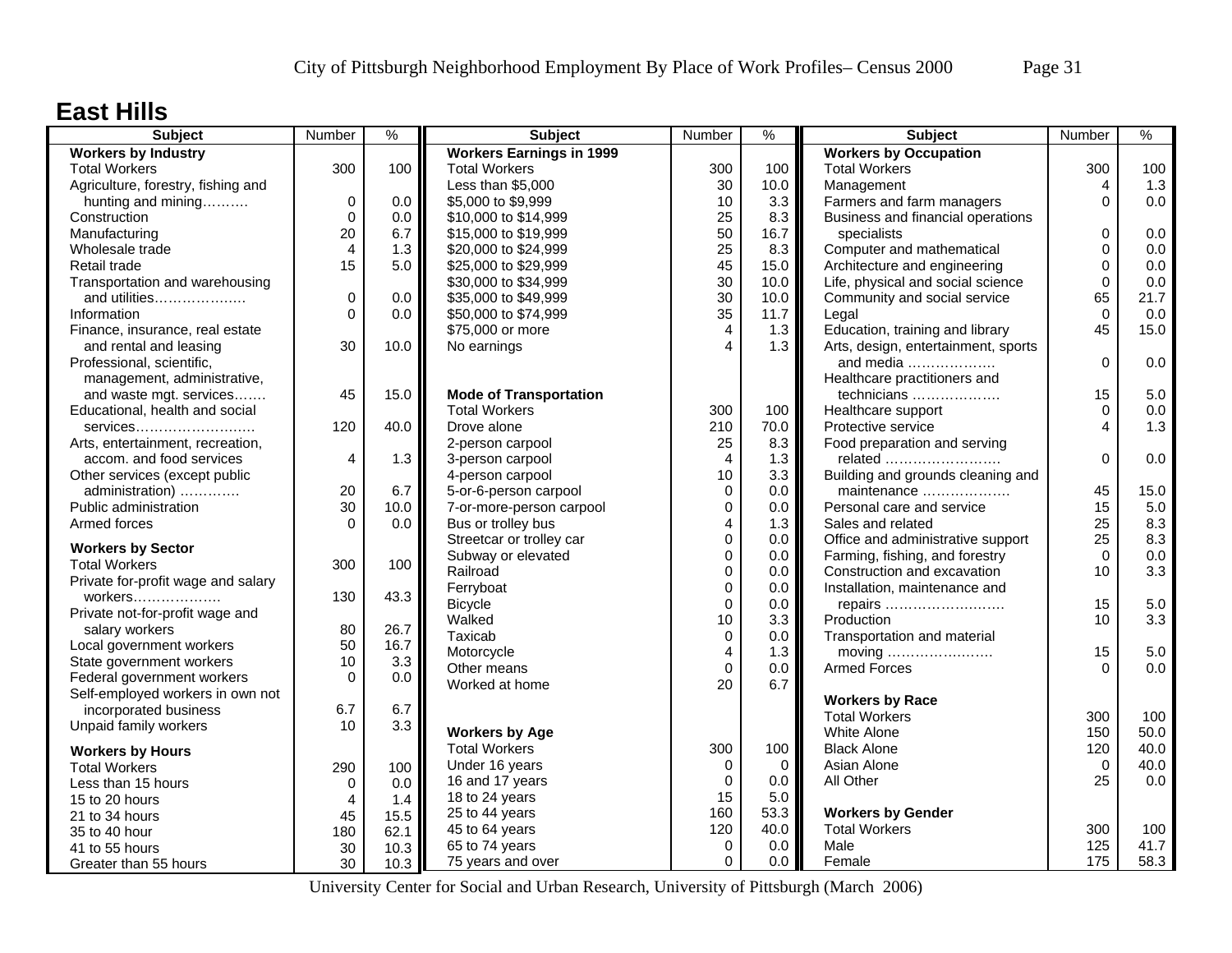## East Hills

| Subject | Number | % |
|---|---|---|
| **Workers by Industry** | | |
| Total Workers | 300 | 100 |
| Agriculture, forestry, fishing and hunting and mining………. | 0 | 0.0 |
| Construction | 0 | 0.0 |
| Manufacturing | 20 | 6.7 |
| Wholesale trade | 4 | 1.3 |
| Retail trade | 15 | 5.0 |
| Transportation and warehousing and utilities………………. | 0 | 0.0 |
| Information | 0 | 0.0 |
| Finance, insurance, real estate and rental and leasing | 30 | 10.0 |
| Professional, scientific, management, administrative, and waste mgt. services……. | 45 | 15.0 |
| Educational, health and social services…………………….. | 120 | 40.0 |
| Arts, entertainment, recreation, accom. and food services | 4 | 1.3 |
| Other services (except public administration) …………. | 20 | 6.7 |
| Public administration | 30 | 10.0 |
| Armed forces | 0 | 0.0 |
| **Workers by Sector** | | |
| Total Workers | 300 | 100 |
| Private for-profit wage and salary workers………………. | 130 | 43.3 |
| Private not-for-profit wage and salary workers | 80 | 26.7 |
| Local government workers | 50 | 16.7 |
| State government workers | 10 | 3.3 |
| Federal government workers | 0 | 0.0 |
| Self-employed workers in own not incorporated business | 6.7 | 6.7 |
| Unpaid family workers | 10 | 3.3 |
| **Workers by Hours** | | |
| Total Workers | 290 | 100 |
| Less than 15 hours | 0 | 0.0 |
| 15 to 20 hours | 4 | 1.4 |
| 21 to 34 hours | 45 | 15.5 |
| 35 to 40 hour | 180 | 62.1 |
| 41 to 55 hours | 30 | 10.3 |
| Greater than 55 hours | 30 | 10.3 |

| Subject | Number | % |
|---|---|---|
| **Workers Earnings in 1999** | | |
| Total Workers | 300 | 100 |
| Less than $5,000 | 30 | 10.0 |
| $5,000 to $9,999 | 10 | 3.3 |
| $10,000 to $14,999 | 25 | 8.3 |
| $15,000 to $19,999 | 50 | 16.7 |
| $20,000 to $24,999 | 25 | 8.3 |
| $25,000 to $29,999 | 45 | 15.0 |
| $30,000 to $34,999 | 30 | 10.0 |
| $35,000 to $49,999 | 30 | 10.0 |
| $50,000 to $74,999 | 35 | 11.7 |
| $75,000 or more | 4 | 1.3 |
| No earnings | 4 | 1.3 |
| **Mode of Transportation** | | |
| Total Workers | 300 | 100 |
| Drove alone | 210 | 70.0 |
| 2-person carpool | 25 | 8.3 |
| 3-person carpool | 4 | 1.3 |
| 4-person carpool | 10 | 3.3 |
| 5-or-6-person carpool | 0 | 0.0 |
| 7-or-more-person carpool | 0 | 0.0 |
| Bus or trolley bus | 4 | 1.3 |
| Streetcar or trolley car | 0 | 0.0 |
| Subway or elevated | 0 | 0.0 |
| Railroad | 0 | 0.0 |
| Ferryboat | 0 | 0.0 |
| Bicycle | 0 | 0.0 |
| Walked | 10 | 3.3 |
| Taxicab | 0 | 0.0 |
| Motorcycle | 4 | 1.3 |
| Other means | 0 | 0.0 |
| Worked at home | 20 | 6.7 |
| **Workers by Age** | | |
| Total Workers | 300 | 100 |
| Under 16 years | 0 | 0 |
| 16 and 17 years | 0 | 0.0 |
| 18 to 24 years | 15 | 5.0 |
| 25 to 44 years | 160 | 53.3 |
| 45 to 64 years | 120 | 40.0 |
| 65 to 74 years | 0 | 0.0 |
| 75 years and over | 0 | 0.0 |

| Subject | Number | % |
|---|---|---|
| **Workers by Occupation** | | |
| Total Workers | 300 | 100 |
| Management | 4 | 1.3 |
| Farmers and farm managers | 0 | 0.0 |
| Business and financial operations specialists | 0 | 0.0 |
| Computer and mathematical | 0 | 0.0 |
| Architecture and engineering | 0 | 0.0 |
| Life, physical and social science | 0 | 0.0 |
| Community and social service | 65 | 21.7 |
| Legal | 0 | 0.0 |
| Education, training and library | 45 | 15.0 |
| Arts, design, entertainment, sports and media ………………. | 0 | 0.0 |
| Healthcare practitioners and technicians ………………. | 15 | 5.0 |
| Healthcare support | 0 | 0.0 |
| Protective service | 4 | 1.3 |
| Food preparation and serving related ……………………. | 0 | 0.0 |
| Building and grounds cleaning and maintenance ………………. | 45 | 15.0 |
| Personal care and service | 15 | 5.0 |
| Sales and related | 25 | 8.3 |
| Office and administrative support | 25 | 8.3 |
| Farming, fishing, and forestry | 0 | 0.0 |
| Construction and excavation | 10 | 3.3 |
| Installation, maintenance and repairs …………………….. | 15 | 5.0 |
| Production | 10 | 3.3 |
| Transportation and material moving ………………….. | 15 | 5.0 |
| Armed Forces | 0 | 0.0 |
| **Workers by Race** | | |
| Total Workers | 300 | 100 |
| White Alone | 150 | 50.0 |
| Black Alone | 120 | 40.0 |
| Asian Alone | 0 | 40.0 |
| All Other | 25 | 0.0 |
| **Workers by Gender** | | |
| Total Workers | 300 | 100 |
| Male | 125 | 41.7 |
| Female | 175 | 58.3 |

University Center for Social and Urban Research, University of Pittsburgh (March 2006)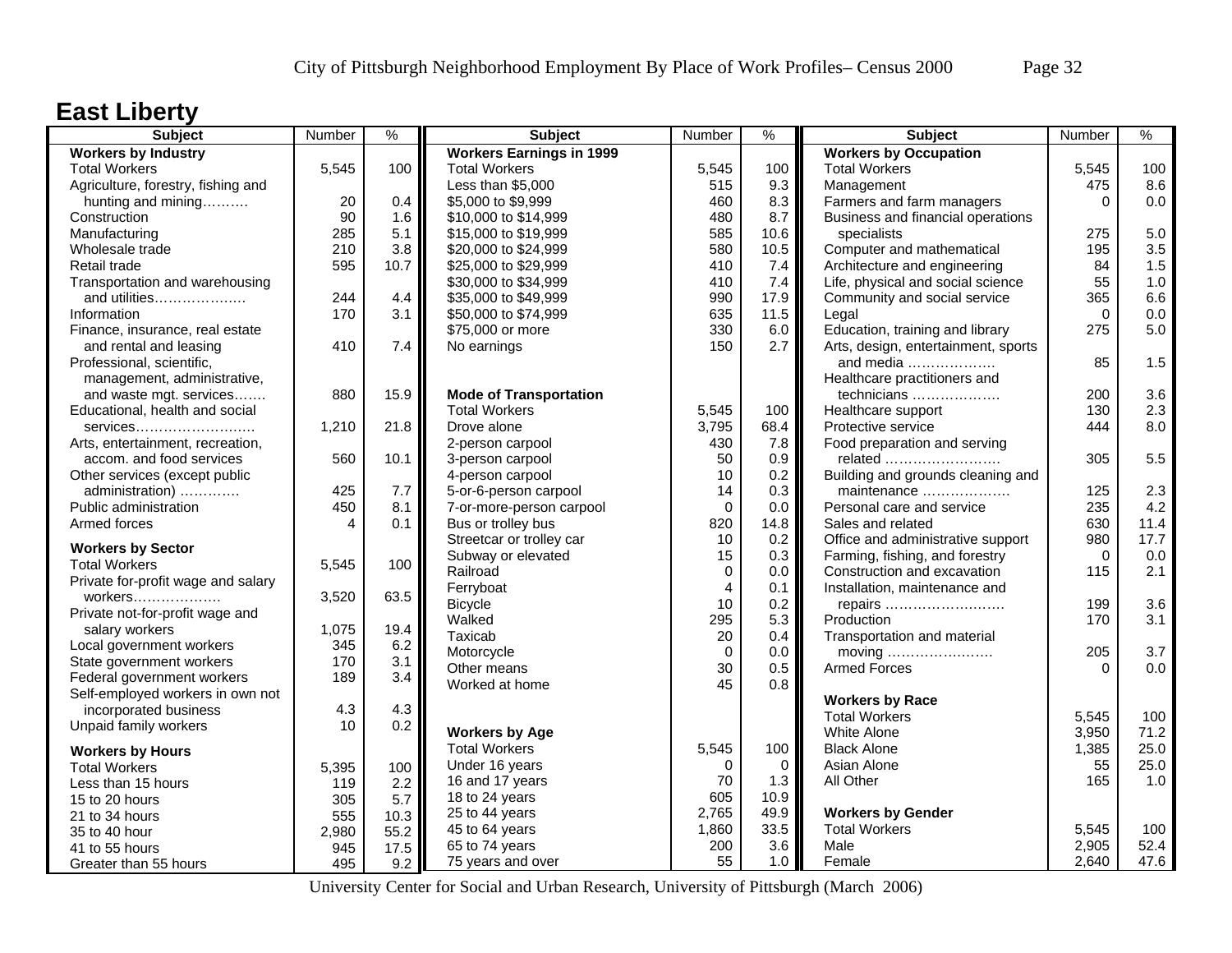## East Liberty

| Subject | Number | % |
|---|---|---|
| **Workers by Industry** | | |
| Total Workers | 5,545 | 100 |
| Agriculture, forestry, fishing and hunting and mining………. | 20 | 0.4 |
| Construction | 90 | 1.6 |
| Manufacturing | 285 | 5.1 |
| Wholesale trade | 210 | 3.8 |
| Retail trade | 595 | 10.7 |
| Transportation and warehousing and utilities………………. | 244 | 4.4 |
| Information | 170 | 3.1 |
| Finance, insurance, real estate and rental and leasing | 410 | 7.4 |
| Professional, scientific, management, administrative, and waste mgt. services……. | 880 | 15.9 |
| Educational, health and social services……………………. | 1,210 | 21.8 |
| Arts, entertainment, recreation, accom. and food services | 560 | 10.1 |
| Other services (except public administration) …………. | 425 | 7.7 |
| Public administration | 450 | 8.1 |
| Armed forces | 4 | 0.1 |
| **Workers by Sector** | | |
| Total Workers | 5,545 | 100 |
| Private for-profit wage and salary workers………………. | 3,520 | 63.5 |
| Private not-for-profit wage and salary workers | 1,075 | 19.4 |
| Local government workers | 345 | 6.2 |
| State government workers | 170 | 3.1 |
| Federal government workers | 189 | 3.4 |
| Self-employed workers in own not incorporated business | 4.3 | 4.3 |
| Unpaid family workers | 10 | 0.2 |
| **Workers by Hours** | | |
| Total Workers | 5,395 | 100 |
| Less than 15 hours | 119 | 2.2 |
| 15 to 20 hours | 305 | 5.7 |
| 21 to 34 hours | 555 | 10.3 |
| 35 to 40 hour | 2,980 | 55.2 |
| 41 to 55 hours | 945 | 17.5 |
| Greater than 55 hours | 495 | 9.2 |

| Subject | Number | % |
|---|---|---|
| **Workers Earnings in 1999** | | |
| Total Workers | 5,545 | 100 |
| Less than $5,000 | 515 | 9.3 |
| $5,000 to $9,999 | 460 | 8.3 |
| $10,000 to $14,999 | 480 | 8.7 |
| $15,000 to $19,999 | 585 | 10.6 |
| $20,000 to $24,999 | 580 | 10.5 |
| $25,000 to $29,999 | 410 | 7.4 |
| $30,000 to $34,999 | 410 | 7.4 |
| $35,000 to $49,999 | 990 | 17.9 |
| $50,000 to $74,999 | 635 | 11.5 |
| $75,000 or more | 330 | 6.0 |
| No earnings | 150 | 2.7 |
| **Mode of Transportation** | | |
| Total Workers | 5,545 | 100 |
| Drove alone | 3,795 | 68.4 |
| 2-person carpool | 430 | 7.8 |
| 3-person carpool | 50 | 0.9 |
| 4-person carpool | 10 | 0.2 |
| 5-or-6-person carpool | 14 | 0.3 |
| 7-or-more-person carpool | 0 | 0.0 |
| Bus or trolley bus | 820 | 14.8 |
| Streetcar or trolley car | 10 | 0.2 |
| Subway or elevated | 15 | 0.3 |
| Railroad | 0 | 0.0 |
| Ferryboat | 4 | 0.1 |
| Bicycle | 10 | 0.2 |
| Walked | 295 | 5.3 |
| Taxicab | 20 | 0.4 |
| Motorcycle | 0 | 0.0 |
| Other means | 30 | 0.5 |
| Worked at home | 45 | 0.8 |
| **Workers by Age** | | |
| Total Workers | 5,545 | 100 |
| Under 16 years | 0 | 0 |
| 16 and 17 years | 70 | 1.3 |
| 18 to 24 years | 605 | 10.9 |
| 25 to 44 years | 2,765 | 49.9 |
| 45 to 64 years | 1,860 | 33.5 |
| 65 to 74 years | 200 | 3.6 |
| 75 years and over | 55 | 1.0 |

| Subject | Number | % |
|---|---|---|
| **Workers by Occupation** | | |
| Total Workers | 5,545 | 100 |
| Management | 475 | 8.6 |
| Farmers and farm managers | 0 | 0.0 |
| Business and financial operations specialists | 275 | 5.0 |
| Computer and mathematical | 195 | 3.5 |
| Architecture and engineering | 84 | 1.5 |
| Life, physical and social science | 55 | 1.0 |
| Community and social service | 365 | 6.6 |
| Legal | 0 | 0.0 |
| Education, training and library | 275 | 5.0 |
| Arts, design, entertainment, sports and media ………………. | 85 | 1.5 |
| Healthcare practitioners and technicians ………………. | 200 | 3.6 |
| Healthcare support | 130 | 2.3 |
| Protective service | 444 | 8.0 |
| Food preparation and serving related ……………………. | 305 | 5.5 |
| Building and grounds cleaning and maintenance ………………. | 125 | 2.3 |
| Personal care and service | 235 | 4.2 |
| Sales and related | 630 | 11.4 |
| Office and administrative support | 980 | 17.7 |
| Farming, fishing, and forestry | 0 | 0.0 |
| Construction and excavation | 115 | 2.1 |
| Installation, maintenance and repairs ……………………… | 199 | 3.6 |
| Production | 170 | 3.1 |
| Transportation and material moving …………………… | 205 | 3.7 |
| Armed Forces | 0 | 0.0 |
| **Workers by Race** | | |
| Total Workers | 5,545 | 100 |
| White Alone | 3,950 | 71.2 |
| Black Alone | 1,385 | 25.0 |
| Asian Alone | 55 | 25.0 |
| All Other | 165 | 1.0 |
| **Workers by Gender** | | |
| Total Workers | 5,545 | 100 |
| Male | 2,905 | 52.4 |
| Female | 2,640 | 47.6 |

University Center for Social and Urban Research, University of Pittsburgh (March 2006)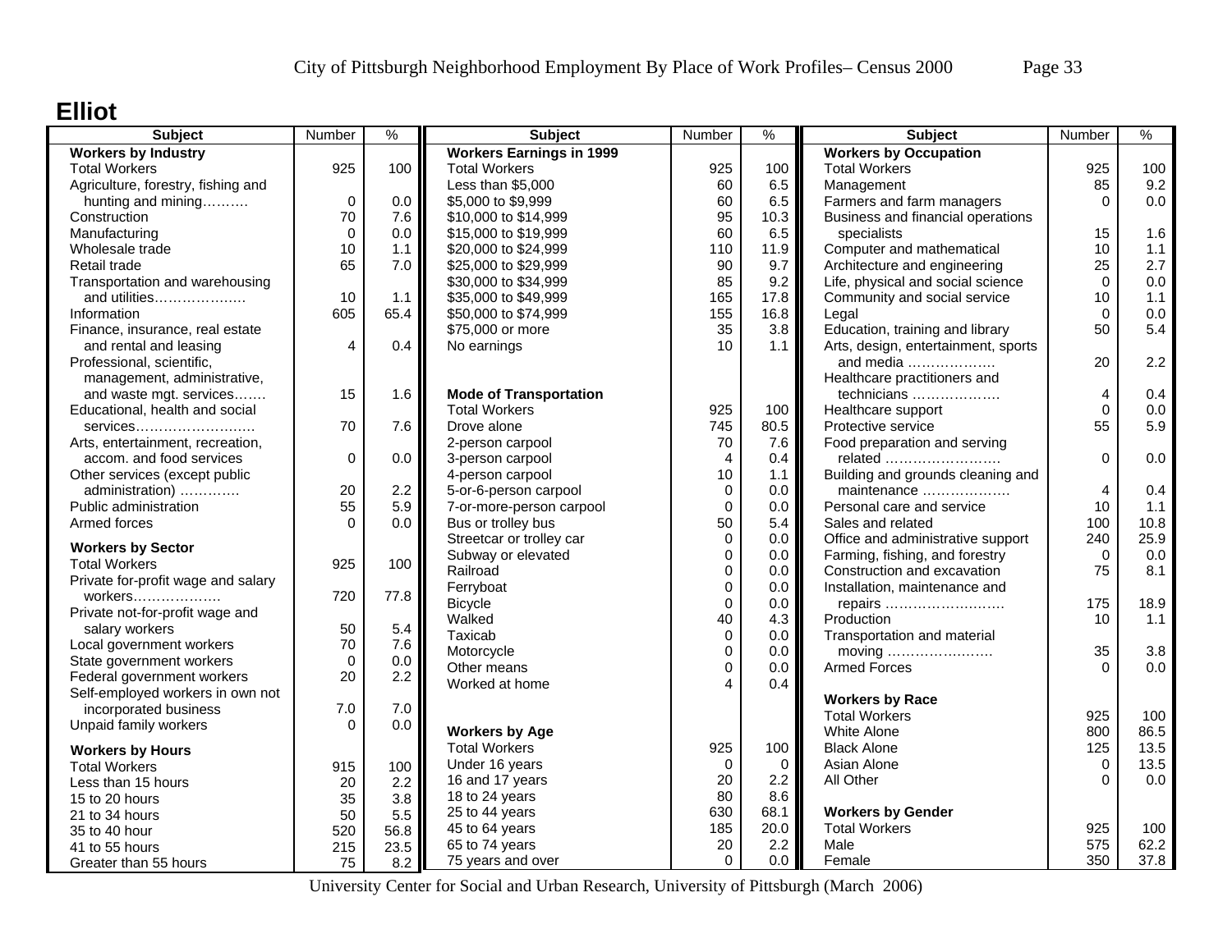# Elliot

| Subject | Number | % |
|---|---|---|
| **Workers by Industry** | | |
| Total Workers | 925 | 100 |
| Agriculture, forestry, fishing and hunting and mining………. | 0 | 0.0 |
| Construction | 70 | 7.6 |
| Manufacturing | 0 | 0.0 |
| Wholesale trade | 10 | 1.1 |
| Retail trade | 65 | 7.0 |
| Transportation and warehousing and utilities………………. | 10 | 1.1 |
| Information | 605 | 65.4 |
| Finance, insurance, real estate and rental and leasing | 4 | 0.4 |
| Professional, scientific, management, administrative, and waste mgt. services……. | 15 | 1.6 |
| Educational, health and social services……………………. | 70 | 7.6 |
| Arts, entertainment, recreation, accom. and food services | 0 | 0.0 |
| Other services (except public administration) …………. | 20 | 2.2 |
| Public administration | 55 | 5.9 |
| Armed forces | 0 | 0.0 |
| **Workers by Sector** | | |
| Total Workers | 925 | 100 |
| Private for-profit wage and salary workers………………. | 720 | 77.8 |
| Private not-for-profit wage and salary workers | 50 | 5.4 |
| Local government workers | 70 | 7.6 |
| State government workers | 0 | 0.0 |
| Federal government workers | 20 | 2.2 |
| Self-employed workers in own not incorporated business | 7.0 | 7.0 |
| Unpaid family workers | 0 | 0.0 |
| **Workers by Hours** | | |
| Total Workers | 915 | 100 |
| Less than 15 hours | 20 | 2.2 |
| 15 to 20 hours | 35 | 3.8 |
| 21 to 34 hours | 50 | 5.5 |
| 35 to 40 hour | 520 | 56.8 |
| 41 to 55 hours | 215 | 23.5 |
| Greater than 55 hours | 75 | 8.2 |

| Subject | Number | % |
|---|---|---|
| **Workers Earnings in 1999** | | |
| Total Workers | 925 | 100 |
| Less than $5,000 | 60 | 6.5 |
| $5,000 to $9,999 | 60 | 6.5 |
| $10,000 to $14,999 | 95 | 10.3 |
| $15,000 to $19,999 | 60 | 6.5 |
| $20,000 to $24,999 | 110 | 11.9 |
| $25,000 to $29,999 | 90 | 9.7 |
| $30,000 to $34,999 | 85 | 9.2 |
| $35,000 to $49,999 | 165 | 17.8 |
| $50,000 to $74,999 | 155 | 16.8 |
| $75,000 or more | 35 | 3.8 |
| No earnings | 10 | 1.1 |
| **Mode of Transportation** | | |
| Total Workers | 925 | 100 |
| Drove alone | 745 | 80.5 |
| 2-person carpool | 70 | 7.6 |
| 3-person carpool | 4 | 0.4 |
| 4-person carpool | 10 | 1.1 |
| 5-or-6-person carpool | 0 | 0.0 |
| 7-or-more-person carpool | 0 | 0.0 |
| Bus or trolley bus | 50 | 5.4 |
| Streetcar or trolley car | 0 | 0.0 |
| Subway or elevated | 0 | 0.0 |
| Railroad | 0 | 0.0 |
| Ferryboat | 0 | 0.0 |
| Bicycle | 0 | 0.0 |
| Walked | 40 | 4.3 |
| Taxicab | 0 | 0.0 |
| Motorcycle | 0 | 0.0 |
| Other means | 0 | 0.0 |
| Worked at home | 4 | 0.4 |
| **Workers by Age** | | |
| Total Workers | 925 | 100 |
| Under 16 years | 0 | 0 |
| 16 and 17 years | 20 | 2.2 |
| 18 to 24 years | 80 | 8.6 |
| 25 to 44 years | 630 | 68.1 |
| 45 to 64 years | 185 | 20.0 |
| 65 to 74 years | 20 | 2.2 |
| 75 years and over | 0 | 0.0 |

| Subject | Number | % |
|---|---|---|
| **Workers by Occupation** | | |
| Total Workers | 925 | 100 |
| Management | 85 | 9.2 |
| Farmers and farm managers | 0 | 0.0 |
| Business and financial operations specialists | 15 | 1.6 |
| Computer and mathematical | 10 | 1.1 |
| Architecture and engineering | 25 | 2.7 |
| Life, physical and social science | 0 | 0.0 |
| Community and social service | 10 | 1.1 |
| Legal | 0 | 0.0 |
| Education, training and library | 50 | 5.4 |
| Arts, design, entertainment, sports and media ………………. | 20 | 2.2 |
| Healthcare practitioners and technicians ………………. | 4 | 0.4 |
| Healthcare support | 0 | 0.0 |
| Protective service | 55 | 5.9 |
| Food preparation and serving related ……………………. | 0 | 0.0 |
| Building and grounds cleaning and maintenance ………………. | 4 | 0.4 |
| Personal care and service | 10 | 1.1 |
| Sales and related | 100 | 10.8 |
| Office and administrative support | 240 | 25.9 |
| Farming, fishing, and forestry | 0 | 0.0 |
| Construction and excavation | 75 | 8.1 |
| Installation, maintenance and repairs ……………………… | 175 | 18.9 |
| Production | 10 | 1.1 |
| Transportation and material moving …………………… | 35 | 3.8 |
| Armed Forces | 0 | 0.0 |
| **Workers by Race** | | |
| Total Workers | 925 | 100 |
| White Alone | 800 | 86.5 |
| Black Alone | 125 | 13.5 |
| Asian Alone | 0 | 13.5 |
| All Other | 0 | 0.0 |
| **Workers by Gender** | | |
| Total Workers | 925 | 100 |
| Male | 575 | 62.2 |
| Female | 350 | 37.8 |

University Center for Social and Urban Research, University of Pittsburgh (March 2006)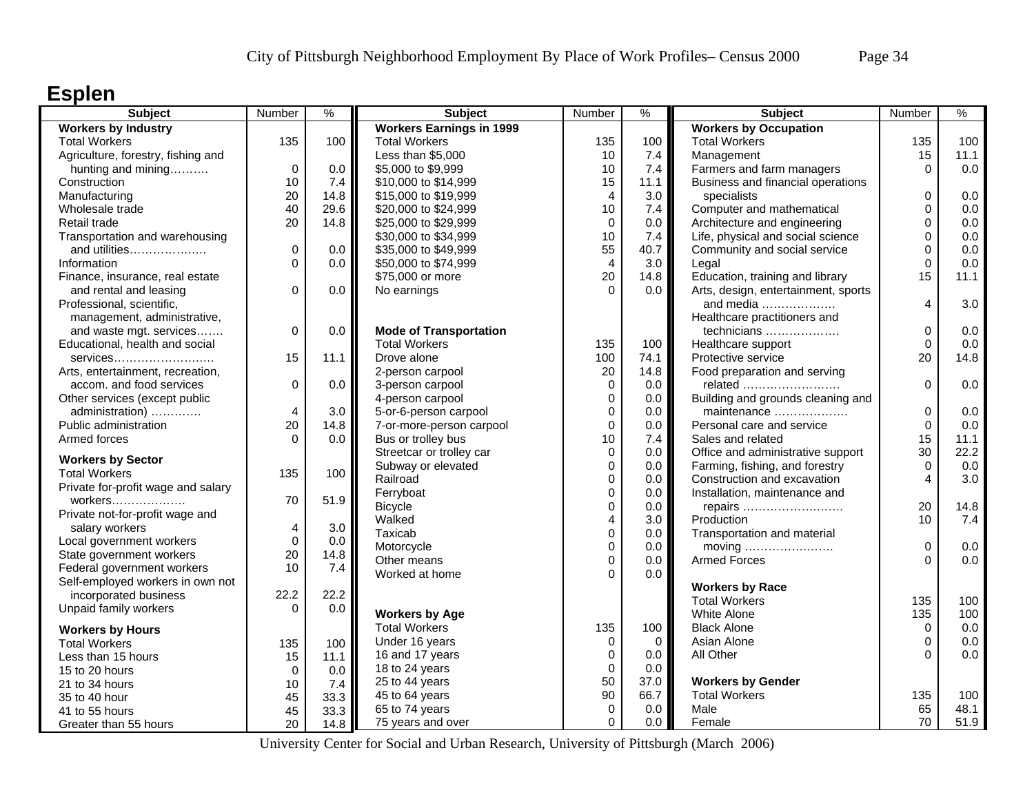# Esplen

| Subject | Number | % |
|---|---|---|
| **Workers by Industry** | | |
| Total Workers | 135 | 100 |
| Agriculture, forestry, fishing and hunting and mining………. | 0 | 0.0 |
| Construction | 10 | 7.4 |
| Manufacturing | 20 | 14.8 |
| Wholesale trade | 40 | 29.6 |
| Retail trade | 20 | 14.8 |
| Transportation and warehousing and utilities………………. | 0 | 0.0 |
| Information | 0 | 0.0 |
| Finance, insurance, real estate and rental and leasing | 0 | 0.0 |
| Professional, scientific, management, administrative, and waste mgt. services……. | 0 | 0.0 |
| Educational, health and social services…………………….. | 15 | 11.1 |
| Arts, entertainment, recreation, accom. and food services | 0 | 0.0 |
| Other services (except public administration) …………. | 4 | 3.0 |
| Public administration | 20 | 14.8 |
| Armed forces | 0 | 0.0 |
| **Workers by Sector** | | |
| Total Workers | 135 | 100 |
| Private for-profit wage and salary workers………………. | 70 | 51.9 |
| Private not-for-profit wage and salary workers | 4 | 3.0 |
| Local government workers | 0 | 0.0 |
| State government workers | 20 | 14.8 |
| Federal government workers | 10 | 7.4 |
| Self-employed workers in own not incorporated business | 22.2 | 22.2 |
| Unpaid family workers | 0 | 0.0 |
| **Workers by Hours** | | |
| Total Workers | 135 | 100 |
| Less than 15 hours | 15 | 11.1 |
| 15 to 20 hours | 0 | 0.0 |
| 21 to 34 hours | 10 | 7.4 |
| 35 to 40 hour | 45 | 33.3 |
| 41 to 55 hours | 45 | 33.3 |
| Greater than 55 hours | 20 | 14.8 |

| Subject | Number | % |
|---|---|---|
| **Workers Earnings in 1999** | | |
| Total Workers | 135 | 100 |
| Less than $5,000 | 10 | 7.4 |
| $5,000 to $9,999 | 10 | 7.4 |
| $10,000 to $14,999 | 15 | 11.1 |
| $15,000 to $19,999 | 4 | 3.0 |
| $20,000 to $24,999 | 10 | 7.4 |
| $25,000 to $29,999 | 0 | 0.0 |
| $30,000 to $34,999 | 10 | 7.4 |
| $35,000 to $49,999 | 55 | 40.7 |
| $50,000 to $74,999 | 4 | 3.0 |
| $75,000 or more | 20 | 14.8 |
| No earnings | 0 | 0.0 |
| **Mode of Transportation** | | |
| Total Workers | 135 | 100 |
| Drove alone | 100 | 74.1 |
| 2-person carpool | 20 | 14.8 |
| 3-person carpool | 0 | 0.0 |
| 4-person carpool | 0 | 0.0 |
| 5-or-6-person carpool | 0 | 0.0 |
| 7-or-more-person carpool | 0 | 0.0 |
| Bus or trolley bus | 10 | 7.4 |
| Streetcar or trolley car | 0 | 0.0 |
| Subway or elevated | 0 | 0.0 |
| Railroad | 0 | 0.0 |
| Ferryboat | 0 | 0.0 |
| Bicycle | 0 | 0.0 |
| Walked | 4 | 3.0 |
| Taxicab | 0 | 0.0 |
| Motorcycle | 0 | 0.0 |
| Other means | 0 | 0.0 |
| Worked at home | 0 | 0.0 |
| **Workers by Age** | | |
| Total Workers | 135 | 100 |
| Under 16 years | 0 | 0 |
| 16 and 17 years | 0 | 0.0 |
| 18 to 24 years | 0 | 0.0 |
| 25 to 44 years | 50 | 37.0 |
| 45 to 64 years | 90 | 66.7 |
| 65 to 74 years | 0 | 0.0 |
| 75 years and over | 0 | 0.0 |

| Subject | Number | % |
|---|---|---|
| **Workers by Occupation** | | |
| Total Workers | 135 | 100 |
| Management | 15 | 11.1 |
| Farmers and farm managers | 0 | 0.0 |
| Business and financial operations specialists | 0 | 0.0 |
| Computer and mathematical | 0 | 0.0 |
| Architecture and engineering | 0 | 0.0 |
| Life, physical and social science | 0 | 0.0 |
| Community and social service | 0 | 0.0 |
| Legal | 0 | 0.0 |
| Education, training and library | 15 | 11.1 |
| Arts, design, entertainment, sports and media ………………. | 4 | 3.0 |
| Healthcare practitioners and technicians ………………. | 0 | 0.0 |
| Healthcare support | 0 | 0.0 |
| Protective service | 20 | 14.8 |
| Food preparation and serving related ……………………. | 0 | 0.0 |
| Building and grounds cleaning and maintenance ………………. | 0 | 0.0 |
| Personal care and service | 0 | 0.0 |
| Sales and related | 15 | 11.1 |
| Office and administrative support | 30 | 22.2 |
| Farming, fishing, and forestry | 0 | 0.0 |
| Construction and excavation | 4 | 3.0 |
| Installation, maintenance and repairs …………………….. | 20 | 14.8 |
| Production | 10 | 7.4 |
| Transportation and material moving ………………….. | 0 | 0.0 |
| Armed Forces | 0 | 0.0 |
| **Workers by Race** | | |
| Total Workers | 135 | 100 |
| White Alone | 135 | 100 |
| Black Alone | 0 | 0.0 |
| Asian Alone | 0 | 0.0 |
| All Other | 0 | 0.0 |
| **Workers by Gender** | | |
| Total Workers | 135 | 100 |
| Male | 65 | 48.1 |
| Female | 70 | 51.9 |

University Center for Social and Urban Research, University of Pittsburgh (March 2006)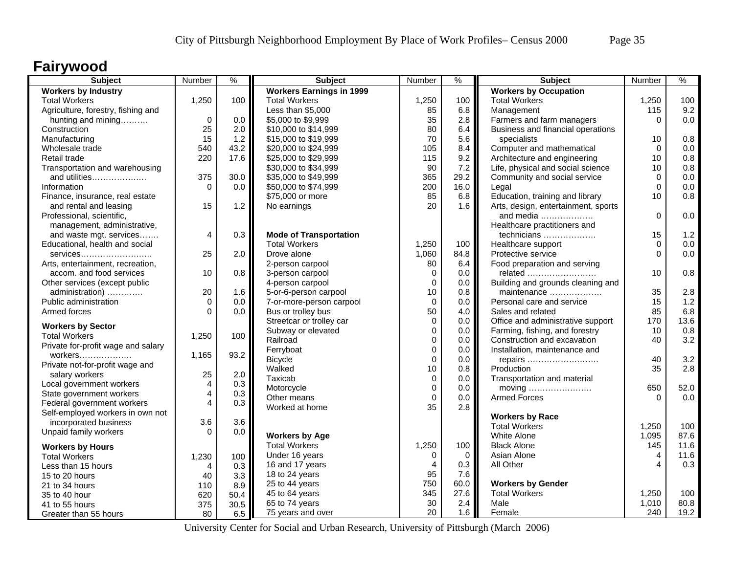# Fairywood

| Subject | Number | % |
|---|---|---|
| **Workers by Industry** | | |
| Total Workers | 1,250 | 100 |
| Agriculture, forestry, fishing and hunting and mining………. | 0 | 0.0 |
| Construction | 25 | 2.0 |
| Manufacturing | 15 | 1.2 |
| Wholesale trade | 540 | 43.2 |
| Retail trade | 220 | 17.6 |
| Transportation and warehousing and utilities………………. | 375 | 30.0 |
| Information | 0 | 0.0 |
| Finance, insurance, real estate and rental and leasing | 15 | 1.2 |
| Professional, scientific, management, administrative, and waste mgt. services……. | 4 | 0.3 |
| Educational, health and social services…………………….. | 25 | 2.0 |
| Arts, entertainment, recreation, accom. and food services | 10 | 0.8 |
| Other services (except public administration) …………. | 20 | 1.6 |
| Public administration | 0 | 0.0 |
| Armed forces | 0 | 0.0 |
| **Workers by Sector** | | |
| Total Workers | 1,250 | 100 |
| Private for-profit wage and salary workers………………. | 1,165 | 93.2 |
| Private not-for-profit wage and salary workers | 25 | 2.0 |
| Local government workers | 4 | 0.3 |
| State government workers | 4 | 0.3 |
| Federal government workers | 4 | 0.3 |
| Self-employed workers in own not incorporated business | 3.6 | 3.6 |
| Unpaid family workers | 0 | 0.0 |
| **Workers by Hours** | | |
| Total Workers | 1,230 | 100 |
| Less than 15 hours | 4 | 0.3 |
| 15 to 20 hours | 40 | 3.3 |
| 21 to 34 hours | 110 | 8.9 |
| 35 to 40 hour | 620 | 50.4 |
| 41 to 55 hours | 375 | 30.5 |
| Greater than 55 hours | 80 | 6.5 |

| Subject | Number | % |
|---|---|---|
| **Workers Earnings in 1999** | | |
| Total Workers | 1,250 | 100 |
| Less than $5,000 | 85 | 6.8 |
| $5,000 to $9,999 | 35 | 2.8 |
| $10,000 to $14,999 | 80 | 6.4 |
| $15,000 to $19,999 | 70 | 5.6 |
| $20,000 to $24,999 | 105 | 8.4 |
| $25,000 to $29,999 | 115 | 9.2 |
| $30,000 to $34,999 | 90 | 7.2 |
| $35,000 to $49,999 | 365 | 29.2 |
| $50,000 to $74,999 | 200 | 16.0 |
| $75,000 or more | 85 | 6.8 |
| No earnings | 20 | 1.6 |
| **Mode of Transportation** | | |
| Total Workers | 1,250 | 100 |
| Drove alone | 1,060 | 84.8 |
| 2-person carpool | 80 | 6.4 |
| 3-person carpool | 0 | 0.0 |
| 4-person carpool | 0 | 0.0 |
| 5-or-6-person carpool | 10 | 0.8 |
| 7-or-more-person carpool | 0 | 0.0 |
| Bus or trolley bus | 50 | 4.0 |
| Streetcar or trolley car | 0 | 0.0 |
| Subway or elevated | 0 | 0.0 |
| Railroad | 0 | 0.0 |
| Ferryboat | 0 | 0.0 |
| Bicycle | 0 | 0.0 |
| Walked | 10 | 0.8 |
| Taxicab | 0 | 0.0 |
| Motorcycle | 0 | 0.0 |
| Other means | 0 | 0.0 |
| Worked at home | 35 | 2.8 |
| **Workers by Age** | | |
| Total Workers | 1,250 | 100 |
| Under 16 years | 0 | 0 |
| 16 and 17 years | 4 | 0.3 |
| 18 to 24 years | 95 | 7.6 |
| 25 to 44 years | 750 | 60.0 |
| 45 to 64 years | 345 | 27.6 |
| 65 to 74 years | 30 | 2.4 |
| 75 years and over | 20 | 1.6 |

| Subject | Number | % |
|---|---|---|
| **Workers by Occupation** | | |
| Total Workers | 1,250 | 100 |
| Management | 115 | 9.2 |
| Farmers and farm managers | 0 | 0.0 |
| Business and financial operations specialists | 10 | 0.8 |
| Computer and mathematical | 0 | 0.0 |
| Architecture and engineering | 10 | 0.8 |
| Life, physical and social science | 10 | 0.8 |
| Community and social service | 0 | 0.0 |
| Legal | 0 | 0.0 |
| Education, training and library | 10 | 0.8 |
| Arts, design, entertainment, sports and media ………………. | 0 | 0.0 |
| Healthcare practitioners and technicians ………………. | 15 | 1.2 |
| Healthcare support | 0 | 0.0 |
| Protective service | 0 | 0.0 |
| Food preparation and serving related ……………………. | 10 | 0.8 |
| Building and grounds cleaning and maintenance ………………. | 35 | 2.8 |
| Personal care and service | 15 | 1.2 |
| Sales and related | 85 | 6.8 |
| Office and administrative support | 170 | 13.6 |
| Farming, fishing, and forestry | 10 | 0.8 |
| Construction and excavation | 40 | 3.2 |
| Installation, maintenance and repairs …………………….. | 40 | 3.2 |
| Production | 35 | 2.8 |
| Transportation and material moving ………………….. | 650 | 52.0 |
| Armed Forces | 0 | 0.0 |
| **Workers by Race** | | |
| Total Workers | 1,250 | 100 |
| White Alone | 1,095 | 87.6 |
| Black Alone | 145 | 11.6 |
| Asian Alone | 4 | 11.6 |
| All Other | 4 | 0.3 |
| **Workers by Gender** | | |
| Total Workers | 1,250 | 100 |
| Male | 1,010 | 80.8 |
| Female | 240 | 19.2 |

University Center for Social and Urban Research, University of Pittsburgh (March 2006)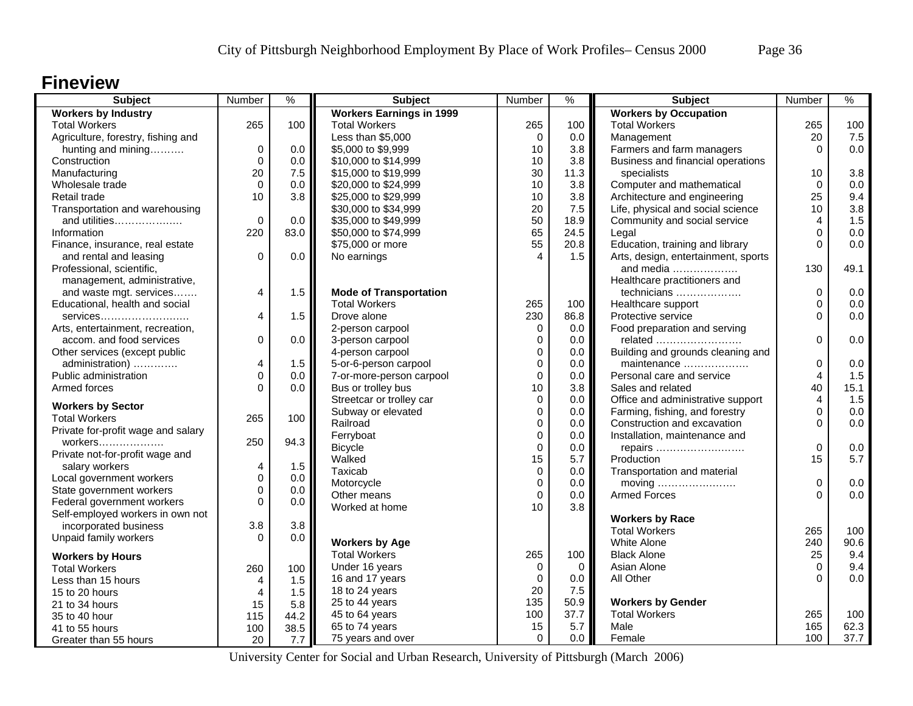## Fineview

| Subject | Number | % |
|---|---|---|
| **Workers by Industry** | | |
| Total Workers | 265 | 100 |
| Agriculture, forestry, fishing and hunting and mining………. | 0 | 0.0 |
| Construction | 0 | 0.0 |
| Manufacturing | 20 | 7.5 |
| Wholesale trade | 0 | 0.0 |
| Retail trade | 10 | 3.8 |
| Transportation and warehousing and utilities………………. | 0 | 0.0 |
| Information | 220 | 83.0 |
| Finance, insurance, real estate and rental and leasing | 0 | 0.0 |
| Professional, scientific, management, administrative, and waste mgt. services……. | 4 | 1.5 |
| Educational, health and social services……………………. | 4 | 1.5 |
| Arts, entertainment, recreation, accom. and food services | 0 | 0.0 |
| Other services (except public administration) …………. | 4 | 1.5 |
| Public administration | 0 | 0.0 |
| Armed forces | 0 | 0.0 |
| **Workers by Sector** | | |
| Total Workers | 265 | 100 |
| Private for-profit wage and salary workers………………. | 250 | 94.3 |
| Private not-for-profit wage and salary workers | 4 | 1.5 |
| Local government workers | 0 | 0.0 |
| State government workers | 0 | 0.0 |
| Federal government workers | 0 | 0.0 |
| Self-employed workers in own not incorporated business | 3.8 | 3.8 |
| Unpaid family workers | 0 | 0.0 |
| **Workers by Hours** | | |
| Total Workers | 260 | 100 |
| Less than 15 hours | 4 | 1.5 |
| 15 to 20 hours | 4 | 1.5 |
| 21 to 34 hours | 15 | 5.8 |
| 35 to 40 hour | 115 | 44.2 |
| 41 to 55 hours | 100 | 38.5 |
| Greater than 55 hours | 20 | 7.7 |

| Subject | Number | % |
|---|---|---|
| **Workers Earnings in 1999** | | |
| Total Workers | 265 | 100 |
| Less than $5,000 | 0 | 0.0 |
| $5,000 to $9,999 | 10 | 3.8 |
| $10,000 to $14,999 | 10 | 3.8 |
| $15,000 to $19,999 | 30 | 11.3 |
| $20,000 to $24,999 | 10 | 3.8 |
| $25,000 to $29,999 | 10 | 3.8 |
| $30,000 to $34,999 | 20 | 7.5 |
| $35,000 to $49,999 | 50 | 18.9 |
| $50,000 to $74,999 | 65 | 24.5 |
| $75,000 or more | 55 | 20.8 |
| No earnings | 4 | 1.5 |
| **Mode of Transportation** | | |
| Total Workers | 265 | 100 |
| Drove alone | 230 | 86.8 |
| 2-person carpool | 0 | 0.0 |
| 3-person carpool | 0 | 0.0 |
| 4-person carpool | 0 | 0.0 |
| 5-or-6-person carpool | 0 | 0.0 |
| 7-or-more-person carpool | 0 | 0.0 |
| Bus or trolley bus | 10 | 3.8 |
| Streetcar or trolley car | 0 | 0.0 |
| Subway or elevated | 0 | 0.0 |
| Railroad | 0 | 0.0 |
| Ferryboat | 0 | 0.0 |
| Bicycle | 0 | 0.0 |
| Walked | 15 | 5.7 |
| Taxicab | 0 | 0.0 |
| Motorcycle | 0 | 0.0 |
| Other means | 0 | 0.0 |
| Worked at home | 10 | 3.8 |
| **Workers by Age** | | |
| Total Workers | 265 | 100 |
| Under 16 years | 0 | 0 |
| 16 and 17 years | 0 | 0.0 |
| 18 to 24 years | 20 | 7.5 |
| 25 to 44 years | 135 | 50.9 |
| 45 to 64 years | 100 | 37.7 |
| 65 to 74 years | 15 | 5.7 |
| 75 years and over | 0 | 0.0 |

| Subject | Number | % |
|---|---|---|
| **Workers by Occupation** | | |
| Total Workers | 265 | 100 |
| Management | 20 | 7.5 |
| Farmers and farm managers | 0 | 0.0 |
| Business and financial operations specialists | 10 | 3.8 |
| Computer and mathematical | 0 | 0.0 |
| Architecture and engineering | 25 | 9.4 |
| Life, physical and social science | 10 | 3.8 |
| Community and social service | 4 | 1.5 |
| Legal | 0 | 0.0 |
| Education, training and library | 0 | 0.0 |
| Arts, design, entertainment, sports and media ………………. | 130 | 49.1 |
| Healthcare practitioners and technicians ………………. | 0 | 0.0 |
| Healthcare support | 0 | 0.0 |
| Protective service | 0 | 0.0 |
| Food preparation and serving related ……………………. | 0 | 0.0 |
| Building and grounds cleaning and maintenance ………………. | 0 | 0.0 |
| Personal care and service | 4 | 1.5 |
| Sales and related | 40 | 15.1 |
| Office and administrative support | 4 | 1.5 |
| Farming, fishing, and forestry | 0 | 0.0 |
| Construction and excavation | 0 | 0.0 |
| Installation, maintenance and repairs ……………………… | 0 | 0.0 |
| Production | 15 | 5.7 |
| Transportation and material moving ………………….. | 0 | 0.0 |
| Armed Forces | 0 | 0.0 |
| **Workers by Race** | | |
| Total Workers | 265 | 100 |
| White Alone | 240 | 90.6 |
| Black Alone | 25 | 9.4 |
| Asian Alone | 0 | 9.4 |
| All Other | 0 | 0.0 |
| **Workers by Gender** | | |
| Total Workers | 265 | 100 |
| Male | 165 | 62.3 |
| Female | 100 | 37.7 |

University Center for Social and Urban Research, University of Pittsburgh (March 2006)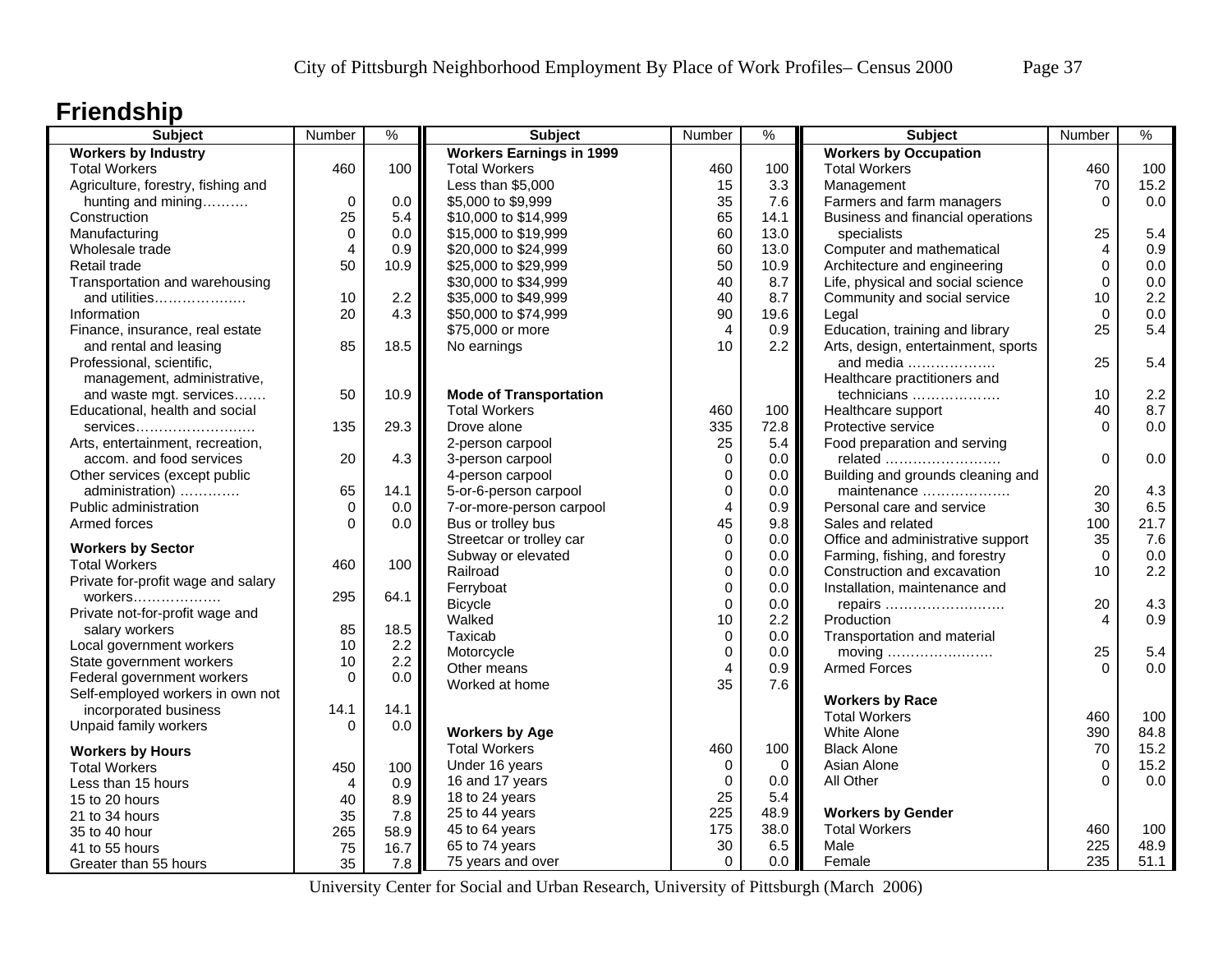# Friendship

| Subject | Number | % |
|---|---|---|
| **Workers by Industry** | | |
| Total Workers | 460 | 100 |
| Agriculture, forestry, fishing and hunting and mining………. | 0 | 0.0 |
| Construction | 25 | 5.4 |
| Manufacturing | 0 | 0.0 |
| Wholesale trade | 4 | 0.9 |
| Retail trade | 50 | 10.9 |
| Transportation and warehousing and utilities………………. | 10 | 2.2 |
| Information | 20 | 4.3 |
| Finance, insurance, real estate and rental and leasing | 85 | 18.5 |
| Professional, scientific, management, administrative, and waste mgt. services……. | 50 | 10.9 |
| Educational, health and social services……………………. | 135 | 29.3 |
| Arts, entertainment, recreation, accom. and food services | 20 | 4.3 |
| Other services (except public administration) …………. | 65 | 14.1 |
| Public administration | 0 | 0.0 |
| Armed forces | 0 | 0.0 |
| **Workers by Sector** | | |
| Total Workers | 460 | 100 |
| Private for-profit wage and salary workers………………. | 295 | 64.1 |
| Private not-for-profit wage and salary workers | 85 | 18.5 |
| Local government workers | 10 | 2.2 |
| State government workers | 10 | 2.2 |
| Federal government workers | 0 | 0.0 |
| Self-employed workers in own not incorporated business | 14.1 | 14.1 |
| Unpaid family workers | 0 | 0.0 |
| **Workers by Hours** | | |
| Total Workers | 450 | 100 |
| Less than 15 hours | 4 | 0.9 |
| 15 to 20 hours | 40 | 8.9 |
| 21 to 34 hours | 35 | 7.8 |
| 35 to 40 hour | 265 | 58.9 |
| 41 to 55 hours | 75 | 16.7 |
| Greater than 55 hours | 35 | 7.8 |

| Subject | Number | % |
|---|---|---|
| **Workers Earnings in 1999** | | |
| Total Workers | 460 | 100 |
| Less than $5,000 | 15 | 3.3 |
| $5,000 to $9,999 | 35 | 7.6 |
| $10,000 to $14,999 | 65 | 14.1 |
| $15,000 to $19,999 | 60 | 13.0 |
| $20,000 to $24,999 | 60 | 13.0 |
| $25,000 to $29,999 | 50 | 10.9 |
| $30,000 to $34,999 | 40 | 8.7 |
| $35,000 to $49,999 | 40 | 8.7 |
| $50,000 to $74,999 | 90 | 19.6 |
| $75,000 or more | 4 | 0.9 |
| No earnings | 10 | 2.2 |
| **Mode of Transportation** | | |
| Total Workers | 460 | 100 |
| Drove alone | 335 | 72.8 |
| 2-person carpool | 25 | 5.4 |
| 3-person carpool | 0 | 0.0 |
| 4-person carpool | 0 | 0.0 |
| 5-or-6-person carpool | 0 | 0.0 |
| 7-or-more-person carpool | 4 | 0.9 |
| Bus or trolley bus | 45 | 9.8 |
| Streetcar or trolley car | 0 | 0.0 |
| Subway or elevated | 0 | 0.0 |
| Railroad | 0 | 0.0 |
| Ferryboat | 0 | 0.0 |
| Bicycle | 0 | 0.0 |
| Walked | 10 | 2.2 |
| Taxicab | 0 | 0.0 |
| Motorcycle | 0 | 0.0 |
| Other means | 4 | 0.9 |
| Worked at home | 35 | 7.6 |
| **Workers by Age** | | |
| Total Workers | 460 | 100 |
| Under 16 years | 0 | 0 |
| 16 and 17 years | 0 | 0.0 |
| 18 to 24 years | 25 | 5.4 |
| 25 to 44 years | 225 | 48.9 |
| 45 to 64 years | 175 | 38.0 |
| 65 to 74 years | 30 | 6.5 |
| 75 years and over | 0 | 0.0 |

| Subject | Number | % |
|---|---|---|
| **Workers by Occupation** | | |
| Total Workers | 460 | 100 |
| Management | 70 | 15.2 |
| Farmers and farm managers | 0 | 0.0 |
| Business and financial operations specialists | 25 | 5.4 |
| Computer and mathematical | 4 | 0.9 |
| Architecture and engineering | 0 | 0.0 |
| Life, physical and social science | 0 | 0.0 |
| Community and social service | 10 | 2.2 |
| Legal | 0 | 0.0 |
| Education, training and library | 25 | 5.4 |
| Arts, design, entertainment, sports and media ………………. | 25 | 5.4 |
| Healthcare practitioners and technicians ………………. | 10 | 2.2 |
| Healthcare support | 40 | 8.7 |
| Protective service | 0 | 0.0 |
| Food preparation and serving related ……………………. | 0 | 0.0 |
| Building and grounds cleaning and maintenance ………………. | 20 | 4.3 |
| Personal care and service | 30 | 6.5 |
| Sales and related | 100 | 21.7 |
| Office and administrative support | 35 | 7.6 |
| Farming, fishing, and forestry | 0 | 0.0 |
| Construction and excavation | 10 | 2.2 |
| Installation, maintenance and repairs ……………………… | 20 | 4.3 |
| Production | 4 | 0.9 |
| Transportation and material moving …………………… | 25 | 5.4 |
| Armed Forces | 0 | 0.0 |
| **Workers by Race** | | |
| Total Workers | 460 | 100 |
| White Alone | 390 | 84.8 |
| Black Alone | 70 | 15.2 |
| Asian Alone | 0 | 15.2 |
| All Other | 0 | 0.0 |
| **Workers by Gender** | | |
| Total Workers | 460 | 100 |
| Male | 225 | 48.9 |
| Female | 235 | 51.1 |

University Center for Social and Urban Research, University of Pittsburgh (March 2006)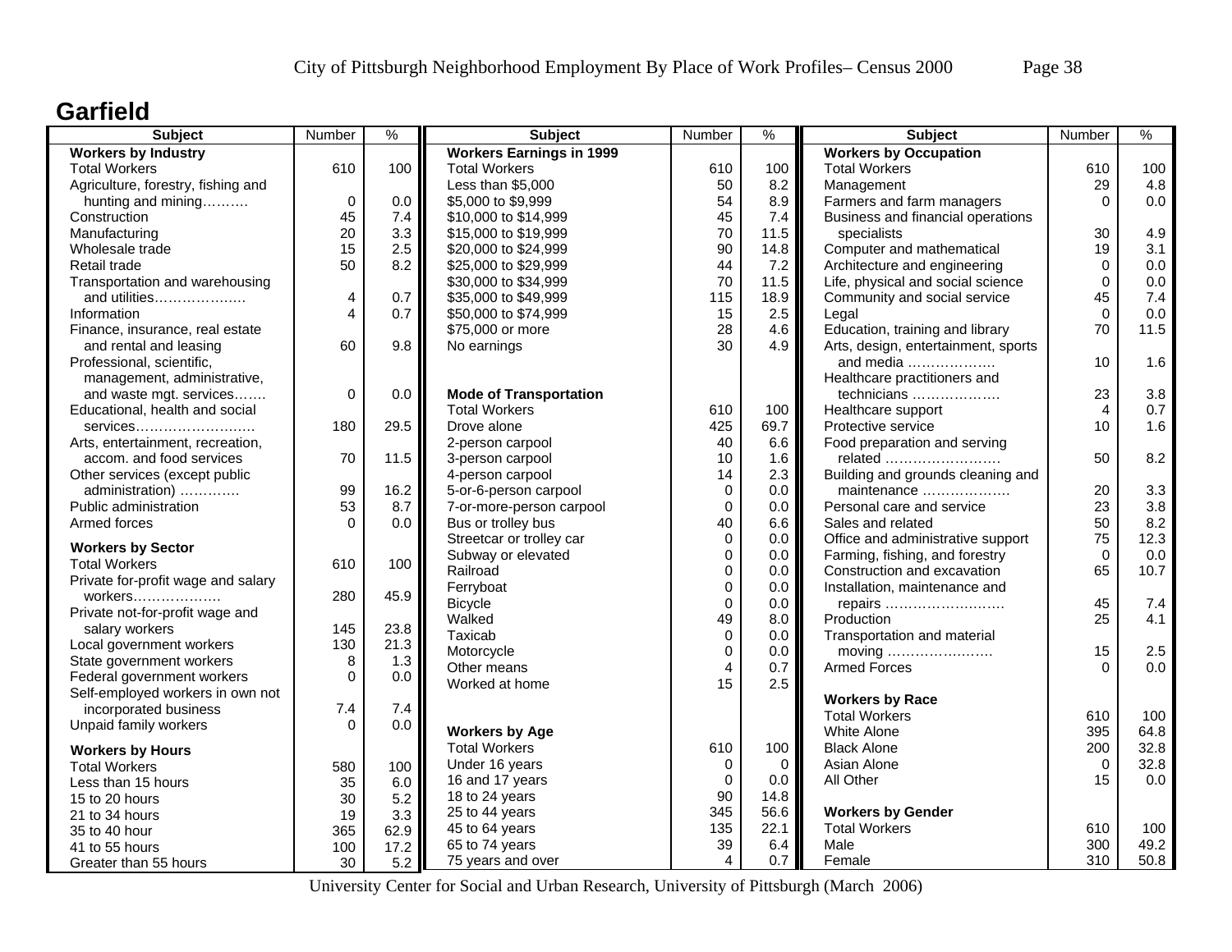# Garfield

| Subject | Number | % |
|---|---|---|
| **Workers by Industry** | | |
| Total Workers | 610 | 100 |
| Agriculture, forestry, fishing and hunting and mining………. | 0 | 0.0 |
| Construction | 45 | 7.4 |
| Manufacturing | 20 | 3.3 |
| Wholesale trade | 15 | 2.5 |
| Retail trade | 50 | 8.2 |
| Transportation and warehousing and utilities………………. | 4 | 0.7 |
| Information | 4 | 0.7 |
| Finance, insurance, real estate and rental and leasing | 60 | 9.8 |
| Professional, scientific, management, administrative, and waste mgt. services……. | 0 | 0.0 |
| Educational, health and social services……………………. | 180 | 29.5 |
| Arts, entertainment, recreation, accom. and food services | 70 | 11.5 |
| Other services (except public administration) …………. | 99 | 16.2 |
| Public administration | 53 | 8.7 |
| Armed forces | 0 | 0.0 |
| **Workers by Sector** | | |
| Total Workers | 610 | 100 |
| Private for-profit wage and salary workers………………. | 280 | 45.9 |
| Private not-for-profit wage and salary workers | 145 | 23.8 |
| Local government workers | 130 | 21.3 |
| State government workers | 8 | 1.3 |
| Federal government workers | 0 | 0.0 |
| Self-employed workers in own not incorporated business | 7.4 | 7.4 |
| Unpaid family workers | 0 | 0.0 |
| **Workers by Hours** | | |
| Total Workers | 580 | 100 |
| Less than 15 hours | 35 | 6.0 |
| 15 to 20 hours | 30 | 5.2 |
| 21 to 34 hours | 19 | 3.3 |
| 35 to 40 hour | 365 | 62.9 |
| 41 to 55 hours | 100 | 17.2 |
| Greater than 55 hours | 30 | 5.2 |

| Subject | Number | % |
|---|---|---|
| **Workers Earnings in 1999** | | |
| Total Workers | 610 | 100 |
| Less than $5,000 | 50 | 8.2 |
| $5,000 to $9,999 | 54 | 8.9 |
| $10,000 to $14,999 | 45 | 7.4 |
| $15,000 to $19,999 | 70 | 11.5 |
| $20,000 to $24,999 | 90 | 14.8 |
| $25,000 to $29,999 | 44 | 7.2 |
| $30,000 to $34,999 | 70 | 11.5 |
| $35,000 to $49,999 | 115 | 18.9 |
| $50,000 to $74,999 | 15 | 2.5 |
| $75,000 or more | 28 | 4.6 |
| No earnings | 30 | 4.9 |
| **Mode of Transportation** | | |
| Total Workers | 610 | 100 |
| Drove alone | 425 | 69.7 |
| 2-person carpool | 40 | 6.6 |
| 3-person carpool | 10 | 1.6 |
| 4-person carpool | 14 | 2.3 |
| 5-or-6-person carpool | 0 | 0.0 |
| 7-or-more-person carpool | 0 | 0.0 |
| Bus or trolley bus | 40 | 6.6 |
| Streetcar or trolley car | 0 | 0.0 |
| Subway or elevated | 0 | 0.0 |
| Railroad | 0 | 0.0 |
| Ferryboat | 0 | 0.0 |
| Bicycle | 0 | 0.0 |
| Walked | 49 | 8.0 |
| Taxicab | 0 | 0.0 |
| Motorcycle | 0 | 0.0 |
| Other means | 4 | 0.7 |
| Worked at home | 15 | 2.5 |
| **Workers by Age** | | |
| Total Workers | 610 | 100 |
| Under 16 years | 0 | 0 |
| 16 and 17 years | 0 | 0.0 |
| 18 to 24 years | 90 | 14.8 |
| 25 to 44 years | 345 | 56.6 |
| 45 to 64 years | 135 | 22.1 |
| 65 to 74 years | 39 | 6.4 |
| 75 years and over | 4 | 0.7 |

| Subject | Number | % |
|---|---|---|
| **Workers by Occupation** | | |
| Total Workers | 610 | 100 |
| Management | 29 | 4.8 |
| Farmers and farm managers | 0 | 0.0 |
| Business and financial operations specialists | 30 | 4.9 |
| Computer and mathematical | 19 | 3.1 |
| Architecture and engineering | 0 | 0.0 |
| Life, physical and social science | 0 | 0.0 |
| Community and social service | 45 | 7.4 |
| Legal | 0 | 0.0 |
| Education, training and library | 70 | 11.5 |
| Arts, design, entertainment, sports and media ………………. | 10 | 1.6 |
| Healthcare practitioners and technicians ………………. | 23 | 3.8 |
| Healthcare support | 4 | 0.7 |
| Protective service | 10 | 1.6 |
| Food preparation and serving related ……………………. | 50 | 8.2 |
| Building and grounds cleaning and maintenance ………………. | 20 | 3.3 |
| Personal care and service | 23 | 3.8 |
| Sales and related | 50 | 8.2 |
| Office and administrative support | 75 | 12.3 |
| Farming, fishing, and forestry | 0 | 0.0 |
| Construction and excavation | 65 | 10.7 |
| Installation, maintenance and repairs ……………………… | 45 | 7.4 |
| Production | 25 | 4.1 |
| Transportation and material moving ………………….. | 15 | 2.5 |
| Armed Forces | 0 | 0.0 |
| **Workers by Race** | | |
| Total Workers | 610 | 100 |
| White Alone | 395 | 64.8 |
| Black Alone | 200 | 32.8 |
| Asian Alone | 0 | 32.8 |
| All Other | 15 | 0.0 |
| **Workers by Gender** | | |
| Total Workers | 610 | 100 |
| Male | 300 | 49.2 |
| Female | 310 | 50.8 |

University Center for Social and Urban Research, University of Pittsburgh (March 2006)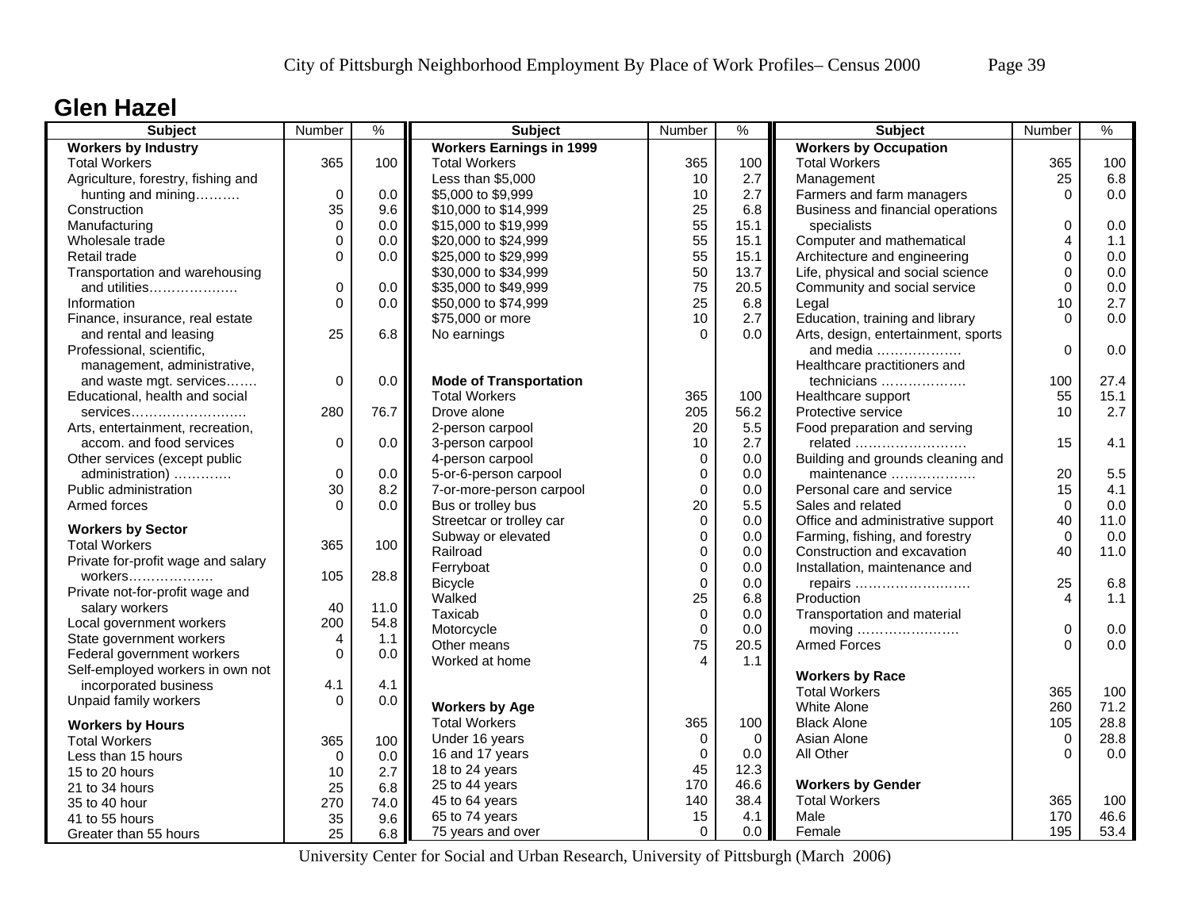## Glen Hazel

| Subject | Number | % |
|---|---|---|
| **Workers by Industry** | | |
| Total Workers | 365 | 100 |
| Agriculture, forestry, fishing and hunting and mining………. | 0 | 0.0 |
| Construction | 35 | 9.6 |
| Manufacturing | 0 | 0.0 |
| Wholesale trade | 0 | 0.0 |
| Retail trade | 0 | 0.0 |
| Transportation and warehousing and utilities………………. | 0 | 0.0 |
| Information | 0 | 0.0 |
| Finance, insurance, real estate and rental and leasing | 25 | 6.8 |
| Professional, scientific, management, administrative, and waste mgt. services……. | 0 | 0.0 |
| Educational, health and social services……………………. | 280 | 76.7 |
| Arts, entertainment, recreation, accom. and food services | 0 | 0.0 |
| Other services (except public administration) …………. | 0 | 0.0 |
| Public administration | 30 | 8.2 |
| Armed forces | 0 | 0.0 |
| **Workers by Sector** | | |
| Total Workers | 365 | 100 |
| Private for-profit wage and salary workers………………. | 105 | 28.8 |
| Private not-for-profit wage and salary workers | 40 | 11.0 |
| Local government workers | 200 | 54.8 |
| State government workers | 4 | 1.1 |
| Federal government workers | 0 | 0.0 |
| Self-employed workers in own not incorporated business | 4.1 | 4.1 |
| Unpaid family workers | 0 | 0.0 |
| **Workers by Hours** | | |
| Total Workers | 365 | 100 |
| Less than 15 hours | 0 | 0.0 |
| 15 to 20 hours | 10 | 2.7 |
| 21 to 34 hours | 25 | 6.8 |
| 35 to 40 hour | 270 | 74.0 |
| 41 to 55 hours | 35 | 9.6 |
| Greater than 55 hours | 25 | 6.8 |

| Subject | Number | % |
|---|---|---|
| **Workers Earnings in 1999** | | |
| Total Workers | 365 | 100 |
| Less than $5,000 | 10 | 2.7 |
| $5,000 to $9,999 | 10 | 2.7 |
| $10,000 to $14,999 | 25 | 6.8 |
| $15,000 to $19,999 | 55 | 15.1 |
| $20,000 to $24,999 | 55 | 15.1 |
| $25,000 to $29,999 | 55 | 15.1 |
| $30,000 to $34,999 | 50 | 13.7 |
| $35,000 to $49,999 | 75 | 20.5 |
| $50,000 to $74,999 | 25 | 6.8 |
| $75,000 or more | 10 | 2.7 |
| No earnings | 0 | 0.0 |
| **Mode of Transportation** | | |
| Total Workers | 365 | 100 |
| Drove alone | 205 | 56.2 |
| 2-person carpool | 20 | 5.5 |
| 3-person carpool | 10 | 2.7 |
| 4-person carpool | 0 | 0.0 |
| 5-or-6-person carpool | 0 | 0.0 |
| 7-or-more-person carpool | 0 | 0.0 |
| Bus or trolley bus | 20 | 5.5 |
| Streetcar or trolley car | 0 | 0.0 |
| Subway or elevated | 0 | 0.0 |
| Railroad | 0 | 0.0 |
| Ferryboat | 0 | 0.0 |
| Bicycle | 0 | 0.0 |
| Walked | 25 | 6.8 |
| Taxicab | 0 | 0.0 |
| Motorcycle | 0 | 0.0 |
| Other means | 75 | 20.5 |
| Worked at home | 4 | 1.1 |
| **Workers by Age** | | |
| Total Workers | 365 | 100 |
| Under 16 years | 0 | 0 |
| 16 and 17 years | 0 | 0.0 |
| 18 to 24 years | 45 | 12.3 |
| 25 to 44 years | 170 | 46.6 |
| 45 to 64 years | 140 | 38.4 |
| 65 to 74 years | 15 | 4.1 |
| 75 years and over | 0 | 0.0 |

| Subject | Number | % |
|---|---|---|
| **Workers by Occupation** | | |
| Total Workers | 365 | 100 |
| Management | 25 | 6.8 |
| Farmers and farm managers | 0 | 0.0 |
| Business and financial operations specialists | 0 | 0.0 |
| Computer and mathematical | 4 | 1.1 |
| Architecture and engineering | 0 | 0.0 |
| Life, physical and social science | 0 | 0.0 |
| Community and social service | 0 | 0.0 |
| Legal | 10 | 2.7 |
| Education, training and library | 0 | 0.0 |
| Arts, design, entertainment, sports and media ………………. | 0 | 0.0 |
| Healthcare practitioners and technicians ………………. | 100 | 27.4 |
| Healthcare support | 55 | 15.1 |
| Protective service | 10 | 2.7 |
| Food preparation and serving related ……………………. | 15 | 4.1 |
| Building and grounds cleaning and maintenance ………………. | 20 | 5.5 |
| Personal care and service | 15 | 4.1 |
| Sales and related | 0 | 0.0 |
| Office and administrative support | 40 | 11.0 |
| Farming, fishing, and forestry | 0 | 0.0 |
| Construction and excavation | 40 | 11.0 |
| Installation, maintenance and repairs ……………………. | 25 | 6.8 |
| Production | 4 | 1.1 |
| Transportation and material moving ………………….. | 0 | 0.0 |
| Armed Forces | 0 | 0.0 |
| **Workers by Race** | | |
| Total Workers | 365 | 100 |
| White Alone | 260 | 71.2 |
| Black Alone | 105 | 28.8 |
| Asian Alone | 0 | 28.8 |
| All Other | 0 | 0.0 |
| **Workers by Gender** | | |
| Total Workers | 365 | 100 |
| Male | 170 | 46.6 |
| Female | 195 | 53.4 |

University Center for Social and Urban Research, University of Pittsburgh (March 2006)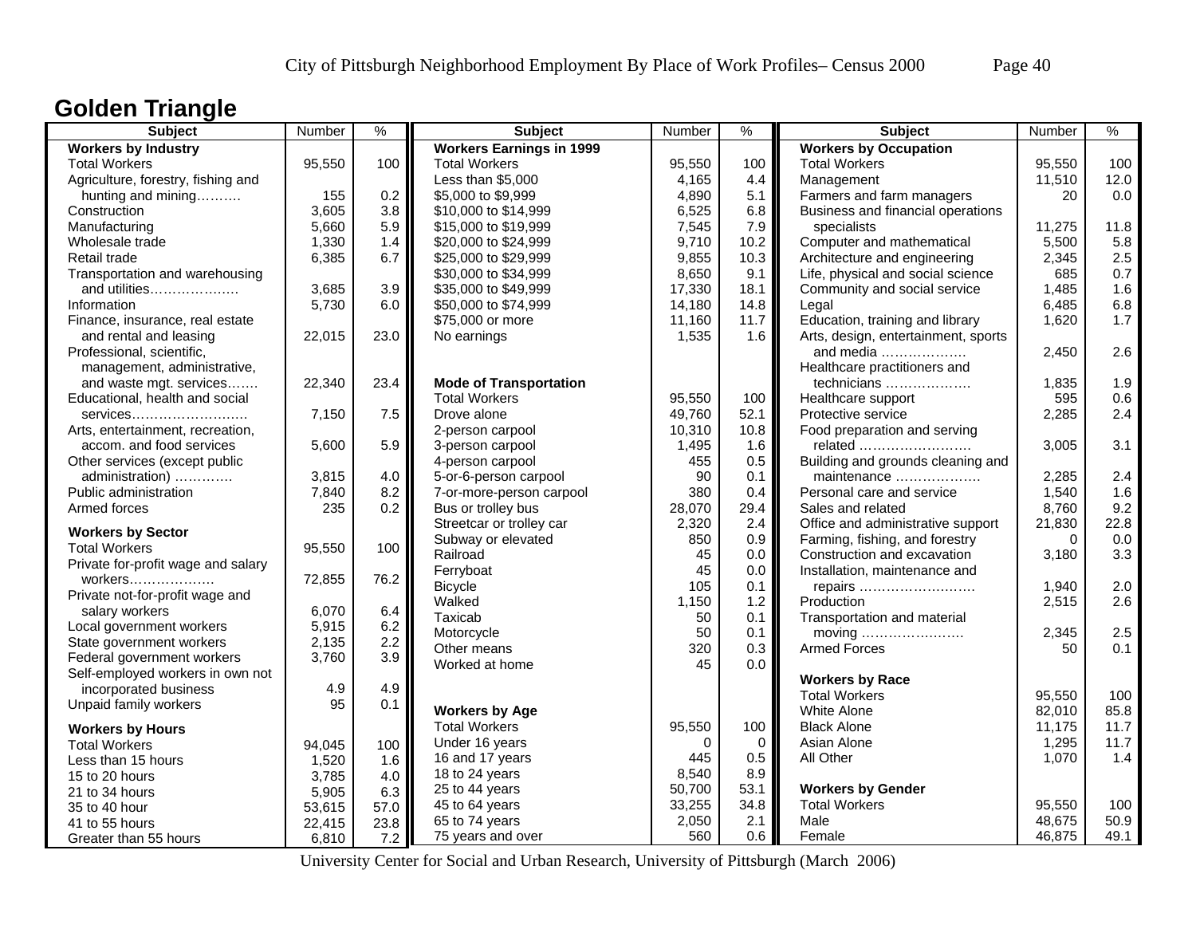## Golden Triangle

| Subject | Number | % | Subject | Number | % | Subject | Number | % |
|---|---|---|---|---|---|---|---|---|
| **Workers by Industry** | | | **Workers Earnings in 1999** | | | **Workers by Occupation** | | |
| Total Workers | 95,550 | 100 | Total Workers | 95,550 | 100 | Total Workers | 95,550 | 100 |
| Agriculture, forestry, fishing and hunting and mining………. | 155 | 0.2 | Less than $5,000 | 4,165 | 4.4 | Management | 11,510 | 12.0 |
| Construction | 3,605 | 3.8 | $5,000 to $9,999 | 4,890 | 5.1 | Farmers and farm managers | 20 | 0.0 |
| Manufacturing | 5,660 | 5.9 | $10,000 to $14,999 | 6,525 | 6.8 | Business and financial operations specialists | 11,275 | 11.8 |
| Wholesale trade | 1,330 | 1.4 | $15,000 to $19,999 | 7,545 | 7.9 | Computer and mathematical | 5,500 | 5.8 |
| Retail trade | 6,385 | 6.7 | $20,000 to $24,999 | 9,710 | 10.2 | Architecture and engineering | 2,345 | 2.5 |
| Transportation and warehousing and utilities………………. | 3,685 | 3.9 | $25,000 to $29,999 | 9,855 | 10.3 | Life, physical and social science | 685 | 0.7 |
| Information | 5,730 | 6.0 | $30,000 to $34,999 | 8,650 | 9.1 | Community and social service | 1,485 | 1.6 |
| Finance, insurance, real estate and rental and leasing | 22,015 | 23.0 | $35,000 to $49,999 | 17,330 | 18.1 | Legal | 6,485 | 6.8 |
| Professional, scientific, management, administrative, and waste mgt. services……. | 22,340 | 23.4 | $50,000 to $74,999 | 14,180 | 14.8 | Education, training and library | 1,620 | 1.7 |
| Educational, health and social services……………………. | 7,150 | 7.5 | $75,000 or more | 11,160 | 11.7 | Arts, design, entertainment, sports and media ………………. | 2,450 | 2.6 |
| Arts, entertainment, recreation, accom. and food services | 5,600 | 5.9 | No earnings | 1,535 | 1.6 | Healthcare practitioners and technicians ………………. | 1,835 | 1.9 |
| Other services (except public administration) …………. | 3,815 | 4.0 | | | | Healthcare support | 595 | 0.6 |
| Public administration | 7,840 | 8.2 | **Mode of Transportation** | | | Protective service | 2,285 | 2.4 |
| Armed forces | 235 | 0.2 | Total Workers | 95,550 | 100 | Food preparation and serving related ……………………. | 3,005 | 3.1 |
| | | | Drove alone | 49,760 | 52.1 | Building and grounds cleaning and maintenance ………………. | 2,285 | 2.4 |
| **Workers by Sector** | | | 2-person carpool | 10,310 | 10.8 | Personal care and service | 1,540 | 1.6 |
| Total Workers | 95,550 | 100 | 3-person carpool | 1,495 | 1.6 | Sales and related | 8,760 | 9.2 |
| Private for-profit wage and salary workers………………. | 72,855 | 76.2 | 4-person carpool | 455 | 0.5 | Office and administrative support | 21,830 | 22.8 |
| Private not-for-profit wage and salary workers | 6,070 | 6.4 | 5-or-6-person carpool | 90 | 0.1 | Farming, fishing, and forestry | 0 | 0.0 |
| Local government workers | 5,915 | 6.2 | 7-or-more-person carpool | 380 | 0.4 | Construction and excavation | 3,180 | 3.3 |
| State government workers | 2,135 | 2.2 | Bus or trolley bus | 28,070 | 29.4 | Installation, maintenance and repairs ……………………. | 1,940 | 2.0 |
| Federal government workers | 3,760 | 3.9 | Streetcar or trolley car | 2,320 | 2.4 | Production | 2,515 | 2.6 |
| Self-employed workers in own not incorporated business | 4.9 | 4.9 | Subway or elevated | 850 | 0.9 | Transportation and material moving ………………….. | 2,345 | 2.5 |
| Unpaid family workers | 95 | 0.1 | Railroad | 45 | 0.0 | Armed Forces | 50 | 0.1 |
| | | | Ferryboat | 45 | 0.0 | | | |
| **Workers by Hours** | | | Bicycle | 105 | 0.1 | **Workers by Race** | | |
| Total Workers | 94,045 | 100 | Walked | 1,150 | 1.2 | Total Workers | 95,550 | 100 |
| Less than 15 hours | 1,520 | 1.6 | Taxicab | 50 | 0.1 | White Alone | 82,010 | 85.8 |
| 15 to 20 hours | 3,785 | 4.0 | Motorcycle | 50 | 0.1 | Black Alone | 11,175 | 11.7 |
| 21 to 34 hours | 5,905 | 6.3 | Other means | 320 | 0.3 | Asian Alone | 1,295 | 11.7 |
| 35 to 40 hour | 53,615 | 57.0 | Worked at home | 45 | 0.0 | All Other | 1,070 | 1.4 |
| 41 to 55 hours | 22,415 | 23.8 | | | | | | |
| Greater than 55 hours | 6,810 | 7.2 | **Workers by Age** | | | **Workers by Gender** | | |
| | | | Total Workers | 95,550 | 100 | Total Workers | 95,550 | 100 |
| | | | Under 16 years | 0 | 0 | Male | 48,675 | 50.9 |
| | | | 16 and 17 years | 445 | 0.5 | Female | 46,875 | 49.1 |
| | | | 18 to 24 years | 8,540 | 8.9 | | | |
| | | | 25 to 44 years | 50,700 | 53.1 | | | |
| | | | 45 to 64 years | 33,255 | 34.8 | | | |
| | | | 65 to 74 years | 2,050 | 2.1 | | | |
| | | | 75 years and over | 560 | 0.6 | | | |

University Center for Social and Urban Research, University of Pittsburgh (March 2006)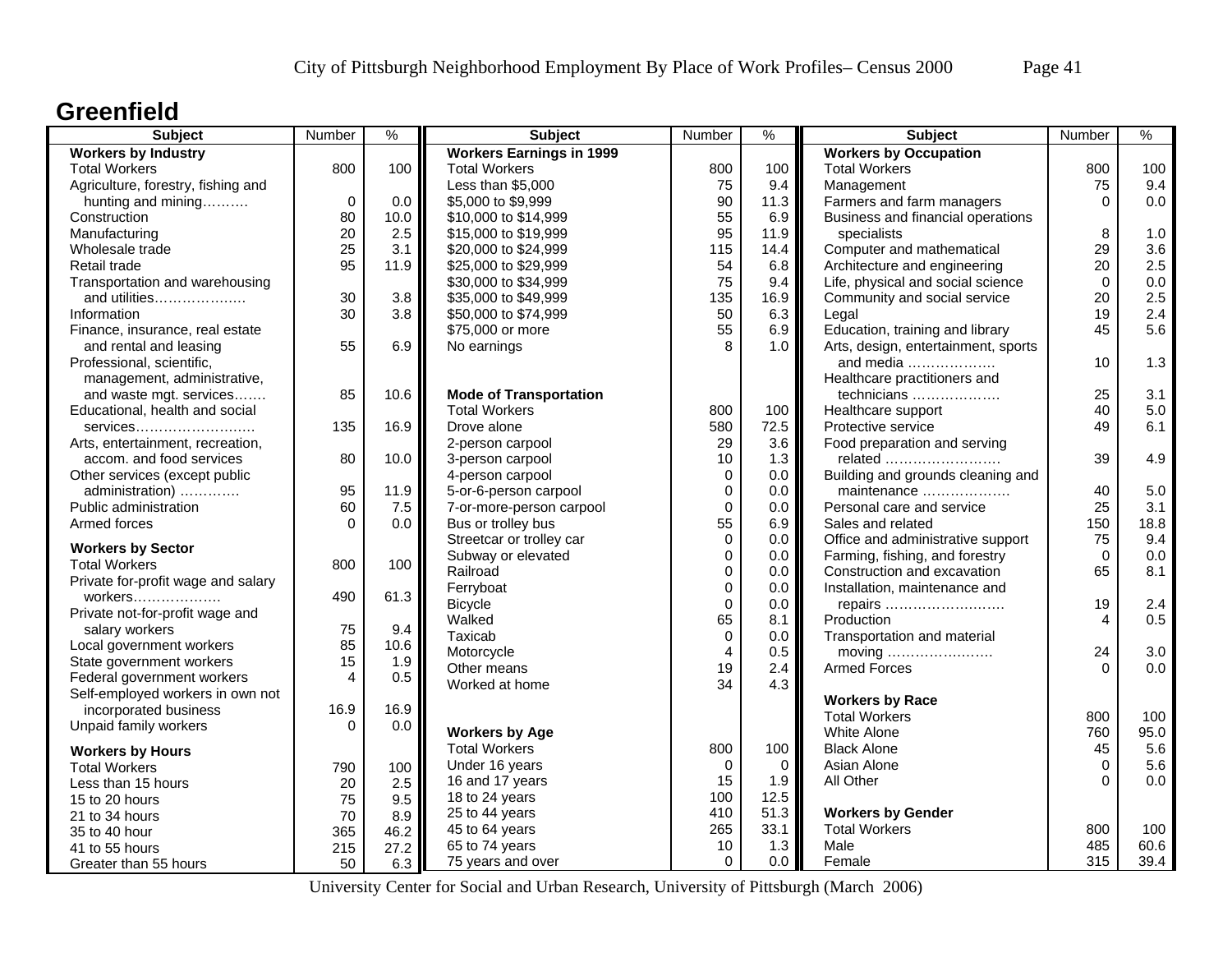City of Pittsburgh Neighborhood Employment By Place of Work Profiles– Census 2000

## Greenfield

| Subject | Number | % |
|---|---|---|
| **Workers by Industry** | | |
| Total Workers | 800 | 100 |
| Agriculture, forestry, fishing and hunting and mining………. | 0 | 0.0 |
| Construction | 80 | 10.0 |
| Manufacturing | 20 | 2.5 |
| Wholesale trade | 25 | 3.1 |
| Retail trade | 95 | 11.9 |
| Transportation and warehousing and utilities………………. | 30 | 3.8 |
| Information | 30 | 3.8 |
| Finance, insurance, real estate and rental and leasing | 55 | 6.9 |
| Professional, scientific, management, administrative, and waste mgt. services……. | 85 | 10.6 |
| Educational, health and social services…………………….. | 135 | 16.9 |
| Arts, entertainment, recreation, accom. and food services | 80 | 10.0 |
| Other services (except public administration) …………. | 95 | 11.9 |
| Public administration | 60 | 7.5 |
| Armed forces | 0 | 0.0 |
| **Workers by Sector** | | |
| Total Workers | 800 | 100 |
| Private for-profit wage and salary workers………………. | 490 | 61.3 |
| Private not-for-profit wage and salary workers | 75 | 9.4 |
| Local government workers | 85 | 10.6 |
| State government workers | 15 | 1.9 |
| Federal government workers | 4 | 0.5 |
| Self-employed workers in own not incorporated business | 16.9 | 16.9 |
| Unpaid family workers | 0 | 0.0 |
| **Workers by Hours** | | |
| Total Workers | 790 | 100 |
| Less than 15 hours | 20 | 2.5 |
| 15 to 20 hours | 75 | 9.5 |
| 21 to 34 hours | 70 | 8.9 |
| 35 to 40 hour | 365 | 46.2 |
| 41 to 55 hours | 215 | 27.2 |
| Greater than 55 hours | 50 | 6.3 |

| Subject | Number | % |
|---|---|---|
| **Workers Earnings in 1999** | | |
| Total Workers | 800 | 100 |
| Less than $5,000 | 75 | 9.4 |
| $5,000 to $9,999 | 90 | 11.3 |
| $10,000 to $14,999 | 55 | 6.9 |
| $15,000 to $19,999 | 95 | 11.9 |
| $20,000 to $24,999 | 115 | 14.4 |
| $25,000 to $29,999 | 54 | 6.8 |
| $30,000 to $34,999 | 75 | 9.4 |
| $35,000 to $49,999 | 135 | 16.9 |
| $50,000 to $74,999 | 50 | 6.3 |
| $75,000 or more | 55 | 6.9 |
| No earnings | 8 | 1.0 |
| **Mode of Transportation** | | |
| Total Workers | 800 | 100 |
| Drove alone | 580 | 72.5 |
| 2-person carpool | 29 | 3.6 |
| 3-person carpool | 10 | 1.3 |
| 4-person carpool | 0 | 0.0 |
| 5-or-6-person carpool | 0 | 0.0 |
| 7-or-more-person carpool | 0 | 0.0 |
| Bus or trolley bus | 55 | 6.9 |
| Streetcar or trolley car | 0 | 0.0 |
| Subway or elevated | 0 | 0.0 |
| Railroad | 0 | 0.0 |
| Ferryboat | 0 | 0.0 |
| Bicycle | 0 | 0.0 |
| Walked | 65 | 8.1 |
| Taxicab | 0 | 0.0 |
| Motorcycle | 4 | 0.5 |
| Other means | 19 | 2.4 |
| Worked at home | 34 | 4.3 |
| **Workers by Age** | | |
| Total Workers | 800 | 100 |
| Under 16 years | 0 | 0 |
| 16 and 17 years | 15 | 1.9 |
| 18 to 24 years | 100 | 12.5 |
| 25 to 44 years | 410 | 51.3 |
| 45 to 64 years | 265 | 33.1 |
| 65 to 74 years | 10 | 1.3 |
| 75 years and over | 0 | 0.0 |

| Subject | Number | % |
|---|---|---|
| **Workers by Occupation** | | |
| Total Workers | 800 | 100 |
| Management | 75 | 9.4 |
| Farmers and farm managers | 0 | 0.0 |
| Business and financial operations specialists | 8 | 1.0 |
| Computer and mathematical | 29 | 3.6 |
| Architecture and engineering | 20 | 2.5 |
| Life, physical and social science | 0 | 0.0 |
| Community and social service | 20 | 2.5 |
| Legal | 19 | 2.4 |
| Education, training and library | 45 | 5.6 |
| Arts, design, entertainment, sports and media ………………. | 10 | 1.3 |
| Healthcare practitioners and technicians ………………. | 25 | 3.1 |
| Healthcare support | 40 | 5.0 |
| Protective service | 49 | 6.1 |
| Food preparation and serving related ……………………. | 39 | 4.9 |
| Building and grounds cleaning and maintenance ………………. | 40 | 5.0 |
| Personal care and service | 25 | 3.1 |
| Sales and related | 150 | 18.8 |
| Office and administrative support | 75 | 9.4 |
| Farming, fishing, and forestry | 0 | 0.0 |
| Construction and excavation | 65 | 8.1 |
| Installation, maintenance and repairs ……………………. | 19 | 2.4 |
| Production | 4 | 0.5 |
| Transportation and material moving ………………….. | 24 | 3.0 |
| Armed Forces | 0 | 0.0 |
| **Workers by Race** | | |
| Total Workers | 800 | 100 |
| White Alone | 760 | 95.0 |
| Black Alone | 45 | 5.6 |
| Asian Alone | 0 | 5.6 |
| All Other | 0 | 0.0 |
| **Workers by Gender** | | |
| Total Workers | 800 | 100 |
| Male | 485 | 60.6 |
| Female | 315 | 39.4 |

University Center for Social and Urban Research, University of Pittsburgh (March 2006)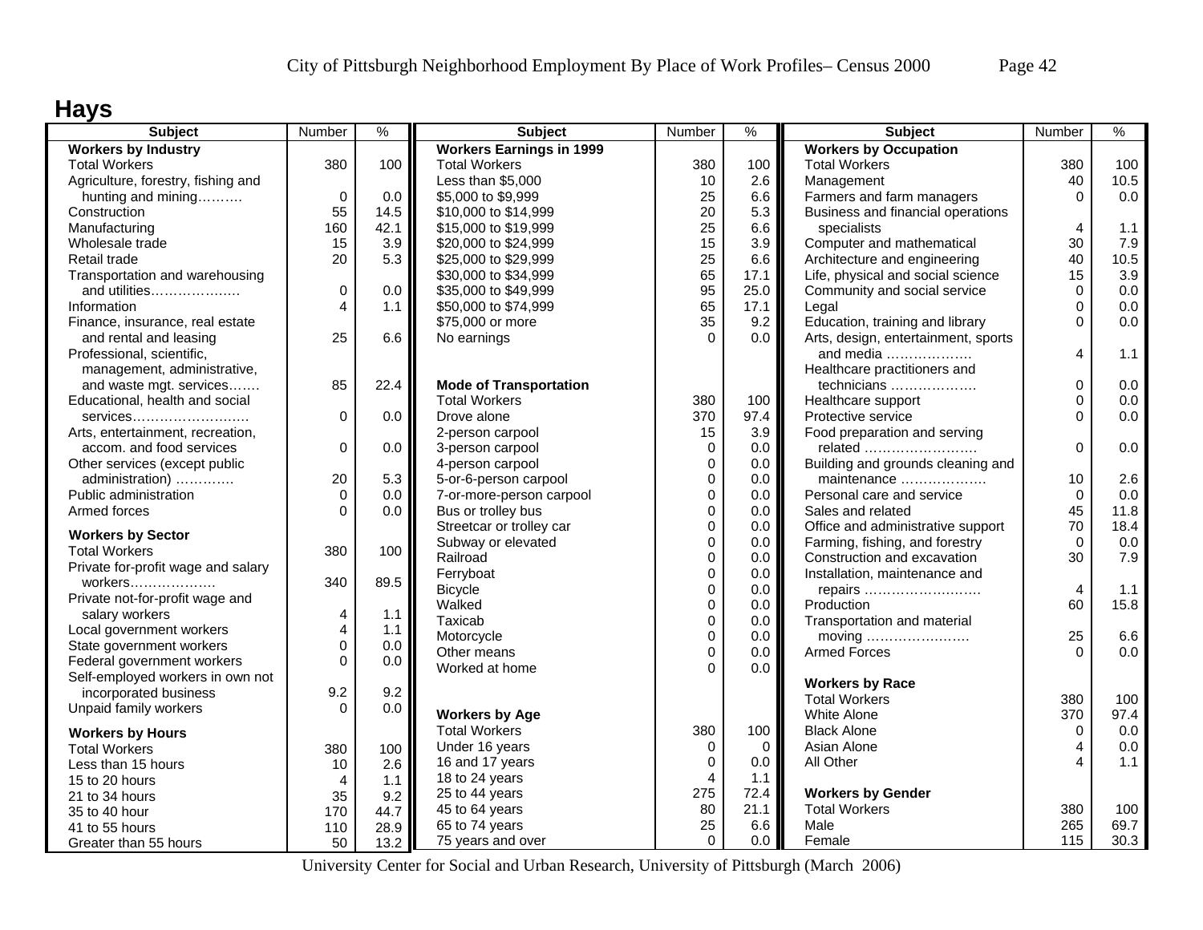# Hays

| Subject | Number | % |
|---|---|---|
| **Workers by Industry** | | |
| Total Workers | 380 | 100 |
| Agriculture, forestry, fishing and hunting and mining………. | 0 | 0.0 |
| Construction | 55 | 14.5 |
| Manufacturing | 160 | 42.1 |
| Wholesale trade | 15 | 3.9 |
| Retail trade | 20 | 5.3 |
| Transportation and warehousing and utilities………………. | 0 | 0.0 |
| Information | 4 | 1.1 |
| Finance, insurance, real estate and rental and leasing | 25 | 6.6 |
| Professional, scientific, management, administrative, and waste mgt. services……. | 85 | 22.4 |
| Educational, health and social services……………………. | 0 | 0.0 |
| Arts, entertainment, recreation, accom. and food services | 0 | 0.0 |
| Other services (except public administration) …………. | 20 | 5.3 |
| Public administration | 0 | 0.0 |
| Armed forces | 0 | 0.0 |
| **Workers by Sector** | | |
| Total Workers | 380 | 100 |
| Private for-profit wage and salary workers………………. | 340 | 89.5 |
| Private not-for-profit wage and salary workers | 4 | 1.1 |
| Local government workers | 4 | 1.1 |
| State government workers | 0 | 0.0 |
| Federal government workers | 0 | 0.0 |
| Self-employed workers in own not incorporated business | 9.2 | 9.2 |
| Unpaid family workers | 0 | 0.0 |
| **Workers by Hours** | | |
| Total Workers | 380 | 100 |
| Less than 15 hours | 10 | 2.6 |
| 15 to 20 hours | 4 | 1.1 |
| 21 to 34 hours | 35 | 9.2 |
| 35 to 40 hour | 170 | 44.7 |
| 41 to 55 hours | 110 | 28.9 |
| Greater than 55 hours | 50 | 13.2 |

| Subject | Number | % |
|---|---|---|
| **Workers Earnings in 1999** | | |
| Total Workers | 380 | 100 |
| Less than $5,000 | 10 | 2.6 |
| $5,000 to $9,999 | 25 | 6.6 |
| $10,000 to $14,999 | 20 | 5.3 |
| $15,000 to $19,999 | 25 | 6.6 |
| $20,000 to $24,999 | 15 | 3.9 |
| $25,000 to $29,999 | 25 | 6.6 |
| $30,000 to $34,999 | 65 | 17.1 |
| $35,000 to $49,999 | 95 | 25.0 |
| $50,000 to $74,999 | 65 | 17.1 |
| $75,000 or more | 35 | 9.2 |
| No earnings | 0 | 0.0 |
| **Mode of Transportation** | | |
| Total Workers | 380 | 100 |
| Drove alone | 370 | 97.4 |
| 2-person carpool | 15 | 3.9 |
| 3-person carpool | 0 | 0.0 |
| 4-person carpool | 0 | 0.0 |
| 5-or-6-person carpool | 0 | 0.0 |
| 7-or-more-person carpool | 0 | 0.0 |
| Bus or trolley bus | 0 | 0.0 |
| Streetcar or trolley car | 0 | 0.0 |
| Subway or elevated | 0 | 0.0 |
| Railroad | 0 | 0.0 |
| Ferryboat | 0 | 0.0 |
| Bicycle | 0 | 0.0 |
| Walked | 0 | 0.0 |
| Taxicab | 0 | 0.0 |
| Motorcycle | 0 | 0.0 |
| Other means | 0 | 0.0 |
| Worked at home | 0 | 0.0 |
| **Workers by Age** | | |
| Total Workers | 380 | 100 |
| Under 16 years | 0 | 0 |
| 16 and 17 years | 0 | 0.0 |
| 18 to 24 years | 4 | 1.1 |
| 25 to 44 years | 275 | 72.4 |
| 45 to 64 years | 80 | 21.1 |
| 65 to 74 years | 25 | 6.6 |
| 75 years and over | 0 | 0.0 |

| Subject | Number | % |
|---|---|---|
| **Workers by Occupation** | | |
| Total Workers | 380 | 100 |
| Management | 40 | 10.5 |
| Farmers and farm managers | 0 | 0.0 |
| Business and financial operations specialists | 4 | 1.1 |
| Computer and mathematical | 30 | 7.9 |
| Architecture and engineering | 40 | 10.5 |
| Life, physical and social science | 15 | 3.9 |
| Community and social service | 0 | 0.0 |
| Legal | 0 | 0.0 |
| Education, training and library | 0 | 0.0 |
| Arts, design, entertainment, sports and media ………………. | 4 | 1.1 |
| Healthcare practitioners and technicians ………………. | 0 | 0.0 |
| Healthcare support | 0 | 0.0 |
| Protective service | 0 | 0.0 |
| Food preparation and serving related ……………………. | 0 | 0.0 |
| Building and grounds cleaning and maintenance ………………. | 10 | 2.6 |
| Personal care and service | 0 | 0.0 |
| Sales and related | 45 | 11.8 |
| Office and administrative support | 70 | 18.4 |
| Farming, fishing, and forestry | 0 | 0.0 |
| Construction and excavation | 30 | 7.9 |
| Installation, maintenance and repairs ……………………. | 4 | 1.1 |
| Production | 60 | 15.8 |
| Transportation and material moving ………………….. | 25 | 6.6 |
| Armed Forces | 0 | 0.0 |
| **Workers by Race** | | |
| Total Workers | 380 | 100 |
| White Alone | 370 | 97.4 |
| Black Alone | 0 | 0.0 |
| Asian Alone | 4 | 0.0 |
| All Other | 4 | 1.1 |
| **Workers by Gender** | | |
| Total Workers | 380 | 100 |
| Male | 265 | 69.7 |
| Female | 115 | 30.3 |

University Center for Social and Urban Research, University of Pittsburgh (March 2006)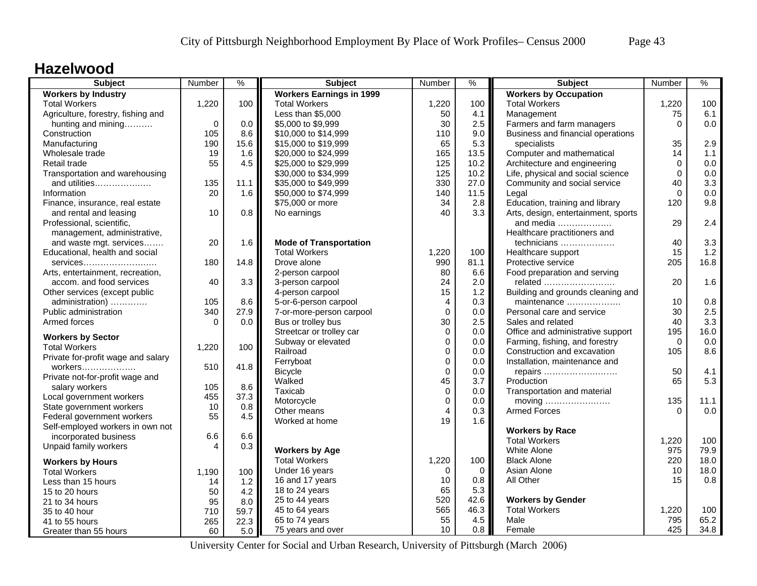# Hazelwood

| Subject | Number | % |
|---|---|---|
| **Workers by Industry** | | |
| Total Workers | 1,220 | 100 |
| Agriculture, forestry, fishing and hunting and mining………. | 0 | 0.0 |
| Construction | 105 | 8.6 |
| Manufacturing | 190 | 15.6 |
| Wholesale trade | 19 | 1.6 |
| Retail trade | 55 | 4.5 |
| Transportation and warehousing and utilities………………. | 135 | 11.1 |
| Information | 20 | 1.6 |
| Finance, insurance, real estate and rental and leasing | 10 | 0.8 |
| Professional, scientific, management, administrative, and waste mgt. services……. | 20 | 1.6 |
| Educational, health and social services……………………. | 180 | 14.8 |
| Arts, entertainment, recreation, accom. and food services | 40 | 3.3 |
| Other services (except public administration) …………. | 105 | 8.6 |
| Public administration | 340 | 27.9 |
| Armed forces | 0 | 0.0 |
| **Workers by Sector** | | |
| Total Workers | 1,220 | 100 |
| Private for-profit wage and salary workers………………. | 510 | 41.8 |
| Private not-for-profit wage and salary workers | 105 | 8.6 |
| Local government workers | 455 | 37.3 |
| State government workers | 10 | 0.8 |
| Federal government workers | 55 | 4.5 |
| Self-employed workers in own not incorporated business | 6.6 | 6.6 |
| Unpaid family workers | 4 | 0.3 |
| **Workers by Hours** | | |
| Total Workers | 1,190 | 100 |
| Less than 15 hours | 14 | 1.2 |
| 15 to 20 hours | 50 | 4.2 |
| 21 to 34 hours | 95 | 8.0 |
| 35 to 40 hour | 710 | 59.7 |
| 41 to 55 hours | 265 | 22.3 |
| Greater than 55 hours | 60 | 5.0 |

| Subject | Number | % |
|---|---|---|
| **Workers Earnings in 1999** | | |
| Total Workers | 1,220 | 100 |
| Less than $5,000 | 50 | 4.1 |
| $5,000 to $9,999 | 30 | 2.5 |
| $10,000 to $14,999 | 110 | 9.0 |
| $15,000 to $19,999 | 65 | 5.3 |
| $20,000 to $24,999 | 165 | 13.5 |
| $25,000 to $29,999 | 125 | 10.2 |
| $30,000 to $34,999 | 125 | 10.2 |
| $35,000 to $49,999 | 330 | 27.0 |
| $50,000 to $74,999 | 140 | 11.5 |
| $75,000 or more | 34 | 2.8 |
| No earnings | 40 | 3.3 |
| **Mode of Transportation** | | |
| Total Workers | 1,220 | 100 |
| Drove alone | 990 | 81.1 |
| 2-person carpool | 80 | 6.6 |
| 3-person carpool | 24 | 2.0 |
| 4-person carpool | 15 | 1.2 |
| 5-or-6-person carpool | 4 | 0.3 |
| 7-or-more-person carpool | 0 | 0.0 |
| Bus or trolley bus | 30 | 2.5 |
| Streetcar or trolley car | 0 | 0.0 |
| Subway or elevated | 0 | 0.0 |
| Railroad | 0 | 0.0 |
| Ferryboat | 0 | 0.0 |
| Bicycle | 0 | 0.0 |
| Walked | 45 | 3.7 |
| Taxicab | 0 | 0.0 |
| Motorcycle | 0 | 0.0 |
| Other means | 4 | 0.3 |
| Worked at home | 19 | 1.6 |
| **Workers by Age** | | |
| Total Workers | 1,220 | 100 |
| Under 16 years | 0 | 0 |
| 16 and 17 years | 10 | 0.8 |
| 18 to 24 years | 65 | 5.3 |
| 25 to 44 years | 520 | 42.6 |
| 45 to 64 years | 565 | 46.3 |
| 65 to 74 years | 55 | 4.5 |
| 75 years and over | 10 | 0.8 |

| Subject | Number | % |
|---|---|---|
| **Workers by Occupation** | | |
| Total Workers | 1,220 | 100 |
| Management | 75 | 6.1 |
| Farmers and farm managers | 0 | 0.0 |
| Business and financial operations specialists | 35 | 2.9 |
| Computer and mathematical | 14 | 1.1 |
| Architecture and engineering | 0 | 0.0 |
| Life, physical and social science | 0 | 0.0 |
| Community and social service | 40 | 3.3 |
| Legal | 0 | 0.0 |
| Education, training and library | 120 | 9.8 |
| Arts, design, entertainment, sports and media ………………. | 29 | 2.4 |
| Healthcare practitioners and technicians ………………. | 40 | 3.3 |
| Healthcare support | 15 | 1.2 |
| Protective service | 205 | 16.8 |
| Food preparation and serving related ……………………. | 20 | 1.6 |
| Building and grounds cleaning and maintenance ………………. | 10 | 0.8 |
| Personal care and service | 30 | 2.5 |
| Sales and related | 40 | 3.3 |
| Office and administrative support | 195 | 16.0 |
| Farming, fishing, and forestry | 0 | 0.0 |
| Construction and excavation | 105 | 8.6 |
| Installation, maintenance and repairs ……………………. | 50 | 4.1 |
| Production | 65 | 5.3 |
| Transportation and material moving ………………….. | 135 | 11.1 |
| Armed Forces | 0 | 0.0 |
| **Workers by Race** | | |
| Total Workers | 1,220 | 100 |
| White Alone | 975 | 79.9 |
| Black Alone | 220 | 18.0 |
| Asian Alone | 10 | 18.0 |
| All Other | 15 | 0.8 |
| **Workers by Gender** | | |
| Total Workers | 1,220 | 100 |
| Male | 795 | 65.2 |
| Female | 425 | 34.8 |

University Center for Social and Urban Research, University of Pittsburgh (March 2006)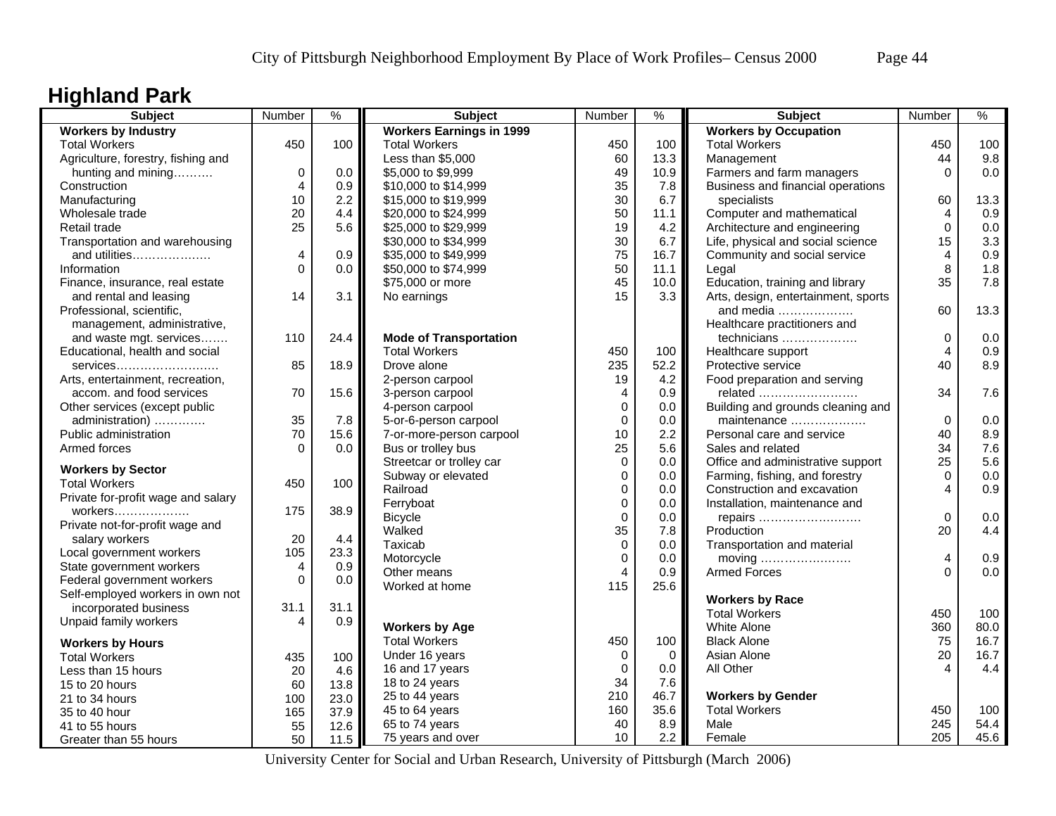# Highland Park

| Subject | Number | % |
|---|---|---|
| **Workers by Industry** | | |
| Total Workers | 450 | 100 |
| Agriculture, forestry, fishing and hunting and mining………. | 0 | 0.0 |
| Construction | 4 | 0.9 |
| Manufacturing | 10 | 2.2 |
| Wholesale trade | 20 | 4.4 |
| Retail trade | 25 | 5.6 |
| Transportation and warehousing and utilities………………. | 4 | 0.9 |
| Information | 0 | 0.0 |
| Finance, insurance, real estate and rental and leasing | 14 | 3.1 |
| Professional, scientific, management, administrative, and waste mgt. services……. | 110 | 24.4 |
| Educational, health and social services…………………….. | 85 | 18.9 |
| Arts, entertainment, recreation, accom. and food services | 70 | 15.6 |
| Other services (except public administration) …………. | 35 | 7.8 |
| Public administration | 70 | 15.6 |
| Armed forces | 0 | 0.0 |
| **Workers by Sector** | | |
| Total Workers | 450 | 100 |
| Private for-profit wage and salary workers………………. | 175 | 38.9 |
| Private not-for-profit wage and salary workers | 20 | 4.4 |
| Local government workers | 105 | 23.3 |
| State government workers | 4 | 0.9 |
| Federal government workers | 0 | 0.0 |
| Self-employed workers in own not incorporated business | 31.1 | 31.1 |
| Unpaid family workers | 4 | 0.9 |
| **Workers by Hours** | | |
| Total Workers | 435 | 100 |
| Less than 15 hours | 20 | 4.6 |
| 15 to 20 hours | 60 | 13.8 |
| 21 to 34 hours | 100 | 23.0 |
| 35 to 40 hour | 165 | 37.9 |
| 41 to 55 hours | 55 | 12.6 |
| Greater than 55 hours | 50 | 11.5 |

| Subject | Number | % |
|---|---|---|
| **Workers Earnings in 1999** | | |
| Total Workers | 450 | 100 |
| Less than $5,000 | 60 | 13.3 |
| $5,000 to $9,999 | 49 | 10.9 |
| $10,000 to $14,999 | 35 | 7.8 |
| $15,000 to $19,999 | 30 | 6.7 |
| $20,000 to $24,999 | 50 | 11.1 |
| $25,000 to $29,999 | 19 | 4.2 |
| $30,000 to $34,999 | 30 | 6.7 |
| $35,000 to $49,999 | 75 | 16.7 |
| $50,000 to $74,999 | 50 | 11.1 |
| $75,000 or more | 45 | 10.0 |
| No earnings | 15 | 3.3 |
| **Mode of Transportation** | | |
| Total Workers | 450 | 100 |
| Drove alone | 235 | 52.2 |
| 2-person carpool | 19 | 4.2 |
| 3-person carpool | 4 | 0.9 |
| 4-person carpool | 0 | 0.0 |
| 5-or-6-person carpool | 0 | 0.0 |
| 7-or-more-person carpool | 10 | 2.2 |
| Bus or trolley bus | 25 | 5.6 |
| Streetcar or trolley car | 0 | 0.0 |
| Subway or elevated | 0 | 0.0 |
| Railroad | 0 | 0.0 |
| Ferryboat | 0 | 0.0 |
| Bicycle | 0 | 0.0 |
| Walked | 35 | 7.8 |
| Taxicab | 0 | 0.0 |
| Motorcycle | 0 | 0.0 |
| Other means | 4 | 0.9 |
| Worked at home | 115 | 25.6 |
| **Workers by Age** | | |
| Total Workers | 450 | 100 |
| Under 16 years | 0 | 0 |
| 16 and 17 years | 0 | 0.0 |
| 18 to 24 years | 34 | 7.6 |
| 25 to 44 years | 210 | 46.7 |
| 45 to 64 years | 160 | 35.6 |
| 65 to 74 years | 40 | 8.9 |
| 75 years and over | 10 | 2.2 |

| Subject | Number | % |
|---|---|---|
| **Workers by Occupation** | | |
| Total Workers | 450 | 100 |
| Management | 44 | 9.8 |
| Farmers and farm managers | 0 | 0.0 |
| Business and financial operations specialists | 60 | 13.3 |
| Computer and mathematical | 4 | 0.9 |
| Architecture and engineering | 0 | 0.0 |
| Life, physical and social science | 15 | 3.3 |
| Community and social service | 4 | 0.9 |
| Legal | 8 | 1.8 |
| Education, training and library | 35 | 7.8 |
| Arts, design, entertainment, sports and media ………………. | 60 | 13.3 |
| Healthcare practitioners and technicians ………………. | 0 | 0.0 |
| Healthcare support | 4 | 0.9 |
| Protective service | 40 | 8.9 |
| Food preparation and serving related ……………………. | 34 | 7.6 |
| Building and grounds cleaning and maintenance ………………. | 0 | 0.0 |
| Personal care and service | 40 | 8.9 |
| Sales and related | 34 | 7.6 |
| Office and administrative support | 25 | 5.6 |
| Farming, fishing, and forestry | 0 | 0.0 |
| Construction and excavation | 4 | 0.9 |
| Installation, maintenance and repairs ……………………… | 0 | 0.0 |
| Production | 20 | 4.4 |
| Transportation and material moving …………………… | 4 | 0.9 |
| Armed Forces | 0 | 0.0 |
| **Workers by Race** | | |
| Total Workers | 450 | 100 |
| White Alone | 360 | 80.0 |
| Black Alone | 75 | 16.7 |
| Asian Alone | 20 | 16.7 |
| All Other | 4 | 4.4 |
| **Workers by Gender** | | |
| Total Workers | 450 | 100 |
| Male | 245 | 54.4 |
| Female | 205 | 45.6 |

University Center for Social and Urban Research, University of Pittsburgh (March 2006)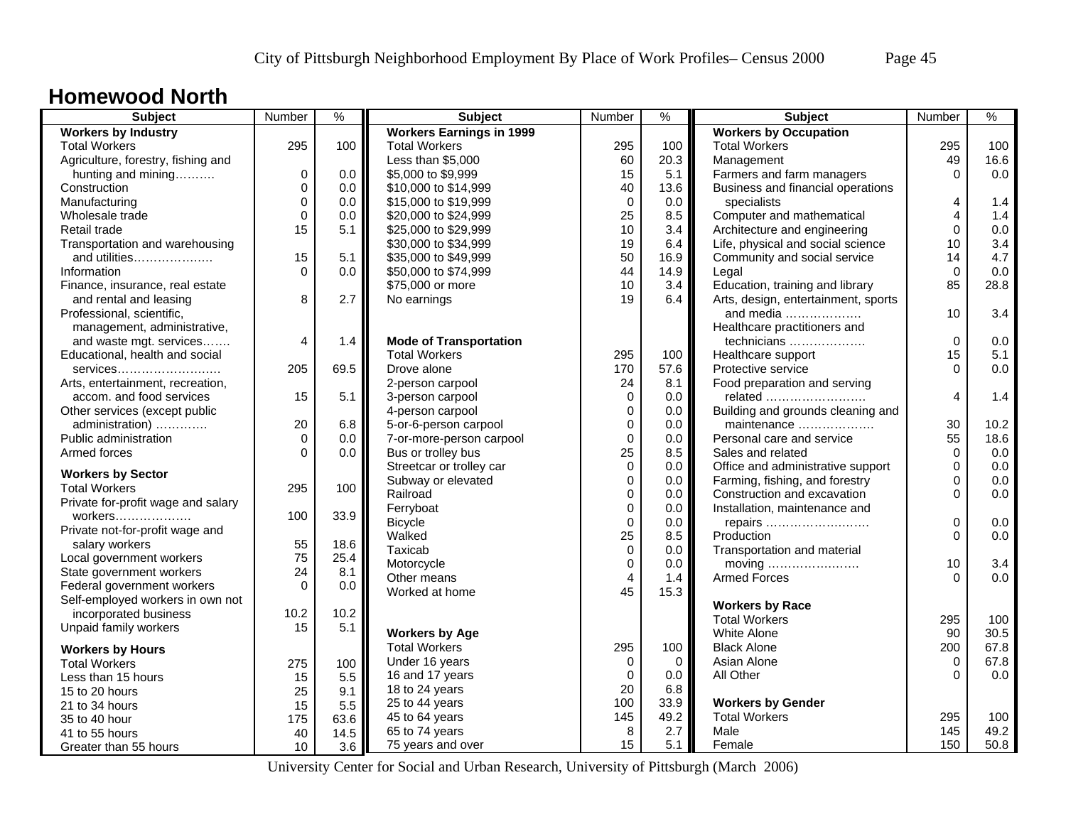# Homewood North

| Subject | Number | % |
|---|---|---|
| **Workers by Industry** | | |
| Total Workers | 295 | 100 |
| Agriculture, forestry, fishing and hunting and mining………. | 0 | 0.0 |
| Construction | 0 | 0.0 |
| Manufacturing | 0 | 0.0 |
| Wholesale trade | 0 | 0.0 |
| Retail trade | 15 | 5.1 |
| Transportation and warehousing and utilities………………. | 15 | 5.1 |
| Information | 0 | 0.0 |
| Finance, insurance, real estate and rental and leasing | 8 | 2.7 |
| Professional, scientific, management, administrative, and waste mgt. services……. | 4 | 1.4 |
| Educational, health and social services…………………….. | 205 | 69.5 |
| Arts, entertainment, recreation, accom. and food services | 15 | 5.1 |
| Other services (except public administration) …………. | 20 | 6.8 |
| Public administration | 0 | 0.0 |
| Armed forces | 0 | 0.0 |
| **Workers by Sector** | | |
| Total Workers | 295 | 100 |
| Private for-profit wage and salary workers………………. | 100 | 33.9 |
| Private not-for-profit wage and salary workers | 55 | 18.6 |
| Local government workers | 75 | 25.4 |
| State government workers | 24 | 8.1 |
| Federal government workers | 0 | 0.0 |
| Self-employed workers in own not incorporated business | 10.2 | 10.2 |
| Unpaid family workers | 15 | 5.1 |
| **Workers by Hours** | | |
| Total Workers | 275 | 100 |
| Less than 15 hours | 15 | 5.5 |
| 15 to 20 hours | 25 | 9.1 |
| 21 to 34 hours | 15 | 5.5 |
| 35 to 40 hour | 175 | 63.6 |
| 41 to 55 hours | 40 | 14.5 |
| Greater than 55 hours | 10 | 3.6 |

| Subject | Number | % |
|---|---|---|
| **Workers Earnings in 1999** | | |
| Total Workers | 295 | 100 |
| Less than $5,000 | 60 | 20.3 |
| $5,000 to $9,999 | 15 | 5.1 |
| $10,000 to $14,999 | 40 | 13.6 |
| $15,000 to $19,999 | 0 | 0.0 |
| $20,000 to $24,999 | 25 | 8.5 |
| $25,000 to $29,999 | 10 | 3.4 |
| $30,000 to $34,999 | 19 | 6.4 |
| $35,000 to $49,999 | 50 | 16.9 |
| $50,000 to $74,999 | 44 | 14.9 |
| $75,000 or more | 10 | 3.4 |
| No earnings | 19 | 6.4 |
| **Mode of Transportation** | | |
| Total Workers | 295 | 100 |
| Drove alone | 170 | 57.6 |
| 2-person carpool | 24 | 8.1 |
| 3-person carpool | 0 | 0.0 |
| 4-person carpool | 0 | 0.0 |
| 5-or-6-person carpool | 0 | 0.0 |
| 7-or-more-person carpool | 0 | 0.0 |
| Bus or trolley bus | 25 | 8.5 |
| Streetcar or trolley car | 0 | 0.0 |
| Subway or elevated | 0 | 0.0 |
| Railroad | 0 | 0.0 |
| Ferryboat | 0 | 0.0 |
| Bicycle | 0 | 0.0 |
| Walked | 25 | 8.5 |
| Taxicab | 0 | 0.0 |
| Motorcycle | 0 | 0.0 |
| Other means | 4 | 1.4 |
| Worked at home | 45 | 15.3 |
| **Workers by Age** | | |
| Total Workers | 295 | 100 |
| Under 16 years | 0 | 0 |
| 16 and 17 years | 0 | 0.0 |
| 18 to 24 years | 20 | 6.8 |
| 25 to 44 years | 100 | 33.9 |
| 45 to 64 years | 145 | 49.2 |
| 65 to 74 years | 8 | 2.7 |
| 75 years and over | 15 | 5.1 |

| Subject | Number | % |
|---|---|---|
| **Workers by Occupation** | | |
| Total Workers | 295 | 100 |
| Management | 49 | 16.6 |
| Farmers and farm managers | 0 | 0.0 |
| Business and financial operations specialists | 4 | 1.4 |
| Computer and mathematical | 4 | 1.4 |
| Architecture and engineering | 0 | 0.0 |
| Life, physical and social science | 10 | 3.4 |
| Community and social service | 14 | 4.7 |
| Legal | 0 | 0.0 |
| Education, training and library | 85 | 28.8 |
| Arts, design, entertainment, sports and media ………………. | 10 | 3.4 |
| Healthcare practitioners and technicians ………………. | 0 | 0.0 |
| Healthcare support | 15 | 5.1 |
| Protective service | 0 | 0.0 |
| Food preparation and serving related ……………………. | 4 | 1.4 |
| Building and grounds cleaning and maintenance ………………. | 30 | 10.2 |
| Personal care and service | 55 | 18.6 |
| Sales and related | 0 | 0.0 |
| Office and administrative support | 0 | 0.0 |
| Farming, fishing, and forestry | 0 | 0.0 |
| Construction and excavation | 0 | 0.0 |
| Installation, maintenance and repairs ……………………… | 0 | 0.0 |
| Production | 0 | 0.0 |
| Transportation and material moving ………………….. | 10 | 3.4 |
| Armed Forces | 0 | 0.0 |
| **Workers by Race** | | |
| Total Workers | 295 | 100 |
| White Alone | 90 | 30.5 |
| Black Alone | 200 | 67.8 |
| Asian Alone | 0 | 67.8 |
| All Other | 0 | 0.0 |
| **Workers by Gender** | | |
| Total Workers | 295 | 100 |
| Male | 145 | 49.2 |
| Female | 150 | 50.8 |

University Center for Social and Urban Research, University of Pittsburgh (March 2006)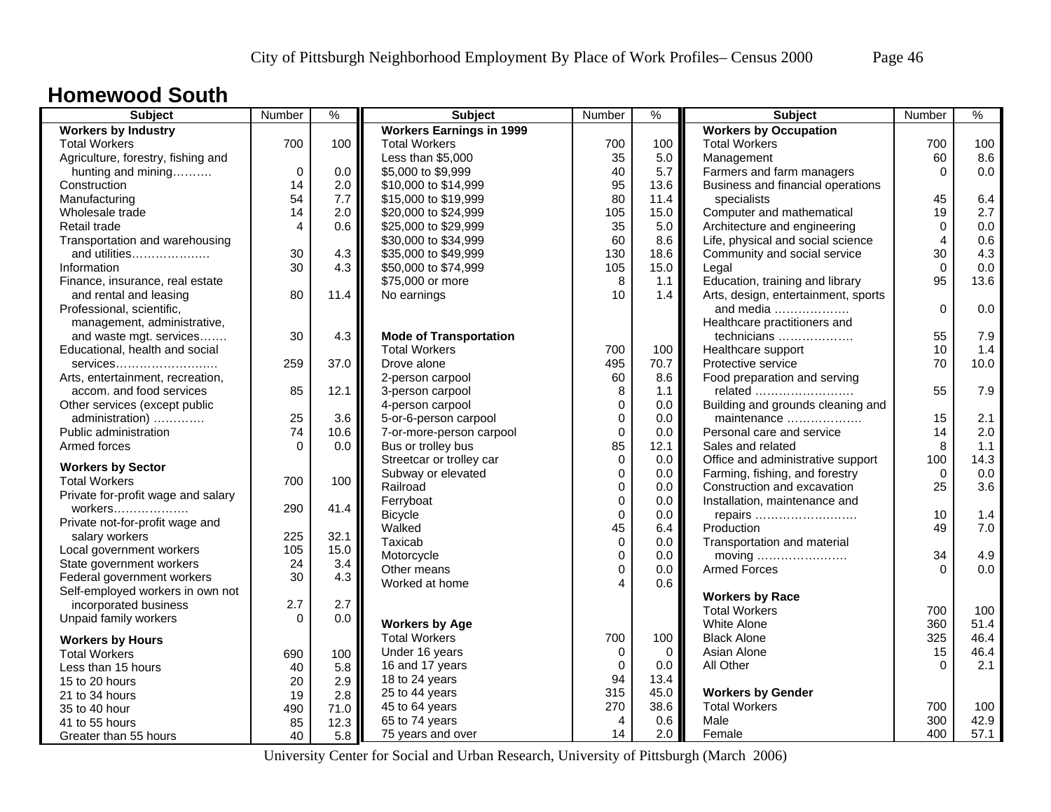## Homewood South

| Subject | Number | % |
|---|---|---|
| **Workers by Industry** | | |
| Total Workers | 700 | 100 |
| Agriculture, forestry, fishing and hunting and mining………. | 0 | 0.0 |
| Construction | 14 | 2.0 |
| Manufacturing | 54 | 7.7 |
| Wholesale trade | 14 | 2.0 |
| Retail trade | 4 | 0.6 |
| Transportation and warehousing and utilities………………. | 30 | 4.3 |
| Information | 30 | 4.3 |
| Finance, insurance, real estate and rental and leasing | 80 | 11.4 |
| Professional, scientific, management, administrative, and waste mgt. services……. | 30 | 4.3 |
| Educational, health and social services……………………. | 259 | 37.0 |
| Arts, entertainment, recreation, accom. and food services | 85 | 12.1 |
| Other services (except public administration) …………. | 25 | 3.6 |
| Public administration | 74 | 10.6 |
| Armed forces | 0 | 0.0 |
| **Workers by Sector** | | |
| Total Workers | 700 | 100 |
| Private for-profit wage and salary workers………………. | 290 | 41.4 |
| Private not-for-profit wage and salary workers | 225 | 32.1 |
| Local government workers | 105 | 15.0 |
| State government workers | 24 | 3.4 |
| Federal government workers | 30 | 4.3 |
| Self-employed workers in own not incorporated business | 2.7 | 2.7 |
| Unpaid family workers | 0 | 0.0 |
| **Workers by Hours** | | |
| Total Workers | 690 | 100 |
| Less than 15 hours | 40 | 5.8 |
| 15 to 20 hours | 20 | 2.9 |
| 21 to 34 hours | 19 | 2.8 |
| 35 to 40 hour | 490 | 71.0 |
| 41 to 55 hours | 85 | 12.3 |
| Greater than 55 hours | 40 | 5.8 |

| Subject | Number | % |
|---|---|---|
| **Workers Earnings in 1999** | | |
| Total Workers | 700 | 100 |
| Less than $5,000 | 35 | 5.0 |
| $5,000 to $9,999 | 40 | 5.7 |
| $10,000 to $14,999 | 95 | 13.6 |
| $15,000 to $19,999 | 80 | 11.4 |
| $20,000 to $24,999 | 105 | 15.0 |
| $25,000 to $29,999 | 35 | 5.0 |
| $30,000 to $34,999 | 60 | 8.6 |
| $35,000 to $49,999 | 130 | 18.6 |
| $50,000 to $74,999 | 105 | 15.0 |
| $75,000 or more | 8 | 1.1 |
| No earnings | 10 | 1.4 |
| **Mode of Transportation** | | |
| Total Workers | 700 | 100 |
| Drove alone | 495 | 70.7 |
| 2-person carpool | 60 | 8.6 |
| 3-person carpool | 8 | 1.1 |
| 4-person carpool | 0 | 0.0 |
| 5-or-6-person carpool | 0 | 0.0 |
| 7-or-more-person carpool | 0 | 0.0 |
| Bus or trolley bus | 85 | 12.1 |
| Streetcar or trolley car | 0 | 0.0 |
| Subway or elevated | 0 | 0.0 |
| Railroad | 0 | 0.0 |
| Ferryboat | 0 | 0.0 |
| Bicycle | 0 | 0.0 |
| Walked | 45 | 6.4 |
| Taxicab | 0 | 0.0 |
| Motorcycle | 0 | 0.0 |
| Other means | 0 | 0.0 |
| Worked at home | 4 | 0.6 |
| **Workers by Age** | | |
| Total Workers | 700 | 100 |
| Under 16 years | 0 | 0 |
| 16 and 17 years | 0 | 0.0 |
| 18 to 24 years | 94 | 13.4 |
| 25 to 44 years | 315 | 45.0 |
| 45 to 64 years | 270 | 38.6 |
| 65 to 74 years | 4 | 0.6 |
| 75 years and over | 14 | 2.0 |

| Subject | Number | % |
|---|---|---|
| **Workers by Occupation** | | |
| Total Workers | 700 | 100 |
| Management | 60 | 8.6 |
| Farmers and farm managers | 0 | 0.0 |
| Business and financial operations specialists | 45 | 6.4 |
| Computer and mathematical | 19 | 2.7 |
| Architecture and engineering | 0 | 0.0 |
| Life, physical and social science | 4 | 0.6 |
| Community and social service | 30 | 4.3 |
| Legal | 0 | 0.0 |
| Education, training and library | 95 | 13.6 |
| Arts, design, entertainment, sports and media ………………. | 0 | 0.0 |
| Healthcare practitioners and technicians ………………. | 55 | 7.9 |
| Healthcare support | 10 | 1.4 |
| Protective service | 70 | 10.0 |
| Food preparation and serving related ……………………. | 55 | 7.9 |
| Building and grounds cleaning and maintenance ………………. | 15 | 2.1 |
| Personal care and service | 14 | 2.0 |
| Sales and related | 8 | 1.1 |
| Office and administrative support | 100 | 14.3 |
| Farming, fishing, and forestry | 0 | 0.0 |
| Construction and excavation | 25 | 3.6 |
| Installation, maintenance and repairs ……………………… | 10 | 1.4 |
| Production | 49 | 7.0 |
| Transportation and material moving ………………….. | 34 | 4.9 |
| Armed Forces | 0 | 0.0 |
| **Workers by Race** | | |
| Total Workers | 700 | 100 |
| White Alone | 360 | 51.4 |
| Black Alone | 325 | 46.4 |
| Asian Alone | 15 | 46.4 |
| All Other | 0 | 2.1 |
| **Workers by Gender** | | |
| Total Workers | 700 | 100 |
| Male | 300 | 42.9 |
| Female | 400 | 57.1 |

University Center for Social and Urban Research, University of Pittsburgh (March 2006)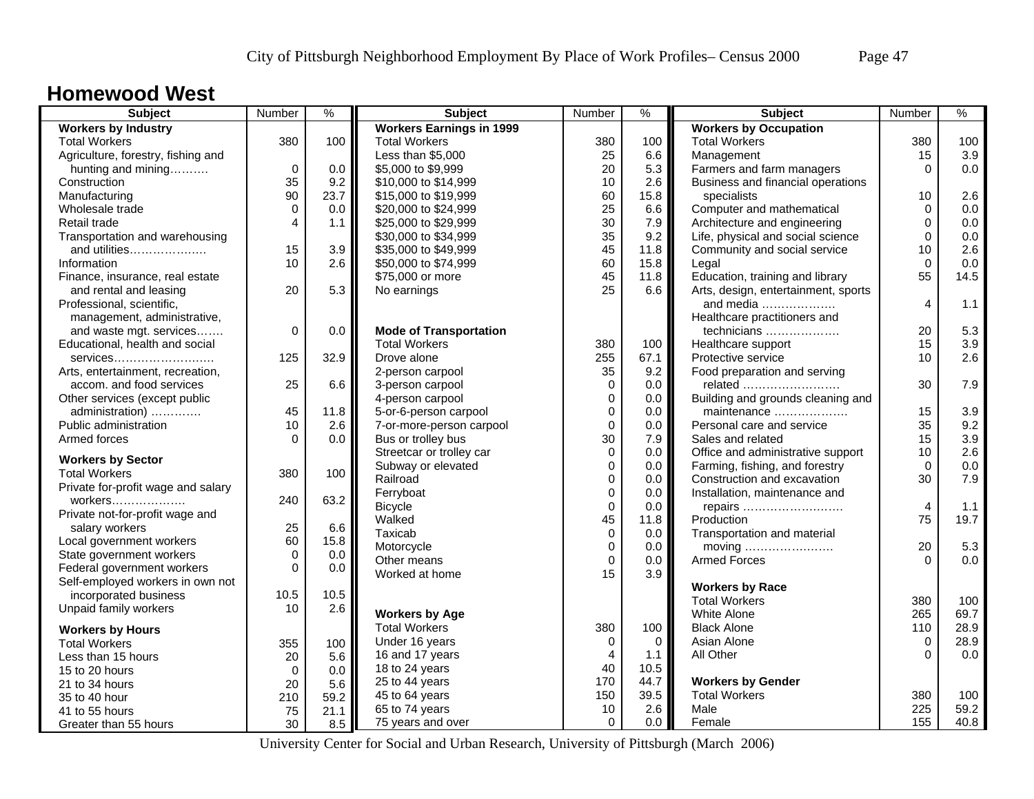# Homewood West

| Subject | Number | % |
|---|---|---|
| **Workers by Industry** | | |
| Total Workers | 380 | 100 |
| Agriculture, forestry, fishing and hunting and mining………. | 0 | 0.0 |
| Construction | 35 | 9.2 |
| Manufacturing | 90 | 23.7 |
| Wholesale trade | 0 | 0.0 |
| Retail trade | 4 | 1.1 |
| Transportation and warehousing and utilities………………. | 15 | 3.9 |
| Information | 10 | 2.6 |
| Finance, insurance, real estate and rental and leasing | 20 | 5.3 |
| Professional, scientific, management, administrative, and waste mgt. services……. | 0 | 0.0 |
| Educational, health and social services……………………. | 125 | 32.9 |
| Arts, entertainment, recreation, accom. and food services | 25 | 6.6 |
| Other services (except public administration) …………. | 45 | 11.8 |
| Public administration | 10 | 2.6 |
| Armed forces | 0 | 0.0 |
| **Workers by Sector** | | |
| Total Workers | 380 | 100 |
| Private for-profit wage and salary workers………………. | 240 | 63.2 |
| Private not-for-profit wage and salary workers | 25 | 6.6 |
| Local government workers | 60 | 15.8 |
| State government workers | 0 | 0.0 |
| Federal government workers | 0 | 0.0 |
| Self-employed workers in own not incorporated business | 10.5 | 10.5 |
| Unpaid family workers | 10 | 2.6 |
| **Workers by Hours** | | |
| Total Workers | 355 | 100 |
| Less than 15 hours | 20 | 5.6 |
| 15 to 20 hours | 0 | 0.0 |
| 21 to 34 hours | 20 | 5.6 |
| 35 to 40 hour | 210 | 59.2 |
| 41 to 55 hours | 75 | 21.1 |
| Greater than 55 hours | 30 | 8.5 |

| Subject | Number | % |
|---|---|---|
| **Workers Earnings in 1999** | | |
| Total Workers | 380 | 100 |
| Less than $5,000 | 25 | 6.6 |
| $5,000 to $9,999 | 20 | 5.3 |
| $10,000 to $14,999 | 10 | 2.6 |
| $15,000 to $19,999 | 60 | 15.8 |
| $20,000 to $24,999 | 25 | 6.6 |
| $25,000 to $29,999 | 30 | 7.9 |
| $30,000 to $34,999 | 35 | 9.2 |
| $35,000 to $49,999 | 45 | 11.8 |
| $50,000 to $74,999 | 60 | 15.8 |
| $75,000 or more | 45 | 11.8 |
| No earnings | 25 | 6.6 |
| **Mode of Transportation** | | |
| Total Workers | 380 | 100 |
| Drove alone | 255 | 67.1 |
| 2-person carpool | 35 | 9.2 |
| 3-person carpool | 0 | 0.0 |
| 4-person carpool | 0 | 0.0 |
| 5-or-6-person carpool | 0 | 0.0 |
| 7-or-more-person carpool | 0 | 0.0 |
| Bus or trolley bus | 30 | 7.9 |
| Streetcar or trolley car | 0 | 0.0 |
| Subway or elevated | 0 | 0.0 |
| Railroad | 0 | 0.0 |
| Ferryboat | 0 | 0.0 |
| Bicycle | 0 | 0.0 |
| Walked | 45 | 11.8 |
| Taxicab | 0 | 0.0 |
| Motorcycle | 0 | 0.0 |
| Other means | 0 | 0.0 |
| Worked at home | 15 | 3.9 |
| **Workers by Age** | | |
| Total Workers | 380 | 100 |
| Under 16 years | 0 | 0 |
| 16 and 17 years | 4 | 1.1 |
| 18 to 24 years | 40 | 10.5 |
| 25 to 44 years | 170 | 44.7 |
| 45 to 64 years | 150 | 39.5 |
| 65 to 74 years | 10 | 2.6 |
| 75 years and over | 0 | 0.0 |

| Subject | Number | % |
|---|---|---|
| **Workers by Occupation** | | |
| Total Workers | 380 | 100 |
| Management | 15 | 3.9 |
| Farmers and farm managers | 0 | 0.0 |
| Business and financial operations specialists | 10 | 2.6 |
| Computer and mathematical | 0 | 0.0 |
| Architecture and engineering | 0 | 0.0 |
| Life, physical and social science | 0 | 0.0 |
| Community and social service | 10 | 2.6 |
| Legal | 0 | 0.0 |
| Education, training and library | 55 | 14.5 |
| Arts, design, entertainment, sports and media ………………. | 4 | 1.1 |
| Healthcare practitioners and technicians ………………. | 20 | 5.3 |
| Healthcare support | 15 | 3.9 |
| Protective service | 10 | 2.6 |
| Food preparation and serving related ……………………. | 30 | 7.9 |
| Building and grounds cleaning and maintenance ………………. | 15 | 3.9 |
| Personal care and service | 35 | 9.2 |
| Sales and related | 15 | 3.9 |
| Office and administrative support | 10 | 2.6 |
| Farming, fishing, and forestry | 0 | 0.0 |
| Construction and excavation | 30 | 7.9 |
| Installation, maintenance and repairs ……………………. | 4 | 1.1 |
| Production | 75 | 19.7 |
| Transportation and material moving ………………….. | 20 | 5.3 |
| Armed Forces | 0 | 0.0 |
| **Workers by Race** | | |
| Total Workers | 380 | 100 |
| White Alone | 265 | 69.7 |
| Black Alone | 110 | 28.9 |
| Asian Alone | 0 | 28.9 |
| All Other | 0 | 0.0 |
| **Workers by Gender** | | |
| Total Workers | 380 | 100 |
| Male | 225 | 59.2 |
| Female | 155 | 40.8 |

University Center for Social and Urban Research, University of Pittsburgh (March 2006)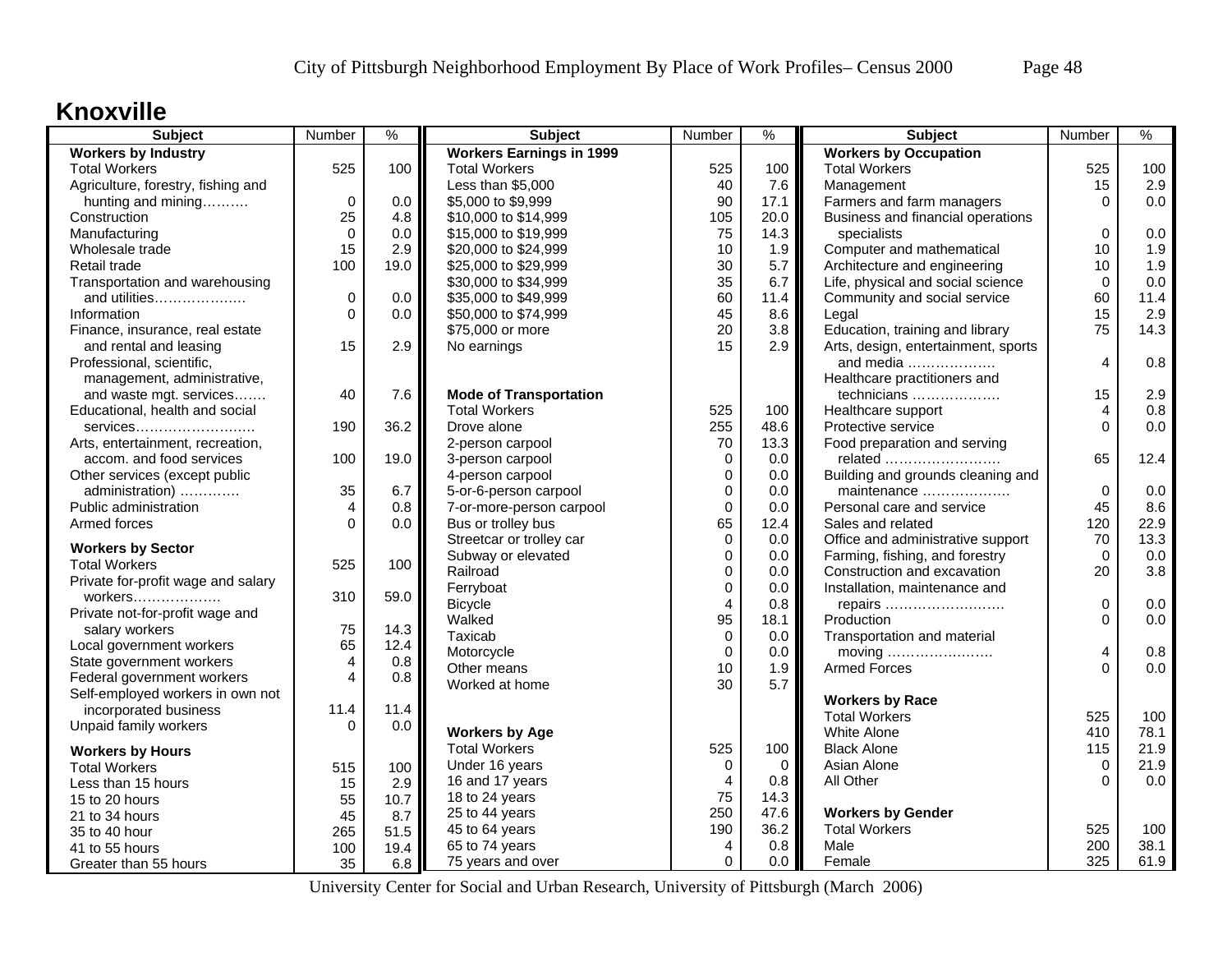## Knoxville

| Subject | Number | % |
|---|---|---|
| **Workers by Industry** | | |
| Total Workers | 525 | 100 |
| Agriculture, forestry, fishing and hunting and mining………. | 0 | 0.0 |
| Construction | 25 | 4.8 |
| Manufacturing | 0 | 0.0 |
| Wholesale trade | 15 | 2.9 |
| Retail trade | 100 | 19.0 |
| Transportation and warehousing and utilities………………. | 0 | 0.0 |
| Information | 0 | 0.0 |
| Finance, insurance, real estate and rental and leasing | 15 | 2.9 |
| Professional, scientific, management, administrative, and waste mgt. services……. | 40 | 7.6 |
| Educational, health and social services……………………. | 190 | 36.2 |
| Arts, entertainment, recreation, accom. and food services | 100 | 19.0 |
| Other services (except public administration) …………. | 35 | 6.7 |
| Public administration | 4 | 0.8 |
| Armed forces | 0 | 0.0 |
| **Workers by Sector** | | |
| Total Workers | 525 | 100 |
| Private for-profit wage and salary workers………………. | 310 | 59.0 |
| Private not-for-profit wage and salary workers | 75 | 14.3 |
| Local government workers | 65 | 12.4 |
| State government workers | 4 | 0.8 |
| Federal government workers | 4 | 0.8 |
| Self-employed workers in own not incorporated business | 11.4 | 11.4 |
| Unpaid family workers | 0 | 0.0 |
| **Workers by Hours** | | |
| Total Workers | 515 | 100 |
| Less than 15 hours | 15 | 2.9 |
| 15 to 20 hours | 55 | 10.7 |
| 21 to 34 hours | 45 | 8.7 |
| 35 to 40 hour | 265 | 51.5 |
| 41 to 55 hours | 100 | 19.4 |
| Greater than 55 hours | 35 | 6.8 |

| Subject | Number | % |
|---|---|---|
| **Workers Earnings in 1999** | | |
| Total Workers | 525 | 100 |
| Less than $5,000 | 40 | 7.6 |
| $5,000 to $9,999 | 90 | 17.1 |
| $10,000 to $14,999 | 105 | 20.0 |
| $15,000 to $19,999 | 75 | 14.3 |
| $20,000 to $24,999 | 10 | 1.9 |
| $25,000 to $29,999 | 30 | 5.7 |
| $30,000 to $34,999 | 35 | 6.7 |
| $35,000 to $49,999 | 60 | 11.4 |
| $50,000 to $74,999 | 45 | 8.6 |
| $75,000 or more | 20 | 3.8 |
| No earnings | 15 | 2.9 |
| **Mode of Transportation** | | |
| Total Workers | 525 | 100 |
| Drove alone | 255 | 48.6 |
| 2-person carpool | 70 | 13.3 |
| 3-person carpool | 0 | 0.0 |
| 4-person carpool | 0 | 0.0 |
| 5-or-6-person carpool | 0 | 0.0 |
| 7-or-more-person carpool | 0 | 0.0 |
| Bus or trolley bus | 65 | 12.4 |
| Streetcar or trolley car | 0 | 0.0 |
| Subway or elevated | 0 | 0.0 |
| Railroad | 0 | 0.0 |
| Ferryboat | 0 | 0.0 |
| Bicycle | 4 | 0.8 |
| Walked | 95 | 18.1 |
| Taxicab | 0 | 0.0 |
| Motorcycle | 0 | 0.0 |
| Other means | 10 | 1.9 |
| Worked at home | 30 | 5.7 |
| **Workers by Age** | | |
| Total Workers | 525 | 100 |
| Under 16 years | 0 | 0 |
| 16 and 17 years | 4 | 0.8 |
| 18 to 24 years | 75 | 14.3 |
| 25 to 44 years | 250 | 47.6 |
| 45 to 64 years | 190 | 36.2 |
| 65 to 74 years | 4 | 0.8 |
| 75 years and over | 0 | 0.0 |

| Subject | Number | % |
|---|---|---|
| **Workers by Occupation** | | |
| Total Workers | 525 | 100 |
| Management | 15 | 2.9 |
| Farmers and farm managers | 0 | 0.0 |
| Business and financial operations specialists | 0 | 0.0 |
| Computer and mathematical | 10 | 1.9 |
| Architecture and engineering | 10 | 1.9 |
| Life, physical and social science | 0 | 0.0 |
| Community and social service | 60 | 11.4 |
| Legal | 15 | 2.9 |
| Education, training and library | 75 | 14.3 |
| Arts, design, entertainment, sports and media ………………. | 4 | 0.8 |
| Healthcare practitioners and technicians ………………. | 15 | 2.9 |
| Healthcare support | 4 | 0.8 |
| Protective service | 0 | 0.0 |
| Food preparation and serving related ……………………. | 65 | 12.4 |
| Building and grounds cleaning and maintenance ………………. | 0 | 0.0 |
| Personal care and service | 45 | 8.6 |
| Sales and related | 120 | 22.9 |
| Office and administrative support | 70 | 13.3 |
| Farming, fishing, and forestry | 0 | 0.0 |
| Construction and excavation | 20 | 3.8 |
| Installation, maintenance and repairs ……………………. | 0 | 0.0 |
| Production | 0 | 0.0 |
| Transportation and material moving ……………………. | 4 | 0.8 |
| Armed Forces | 0 | 0.0 |
| **Workers by Race** | | |
| Total Workers | 525 | 100 |
| White Alone | 410 | 78.1 |
| Black Alone | 115 | 21.9 |
| Asian Alone | 0 | 21.9 |
| All Other | 0 | 0.0 |
| **Workers by Gender** | | |
| Total Workers | 525 | 100 |
| Male | 200 | 38.1 |
| Female | 325 | 61.9 |

University Center for Social and Urban Research, University of Pittsburgh (March 2006)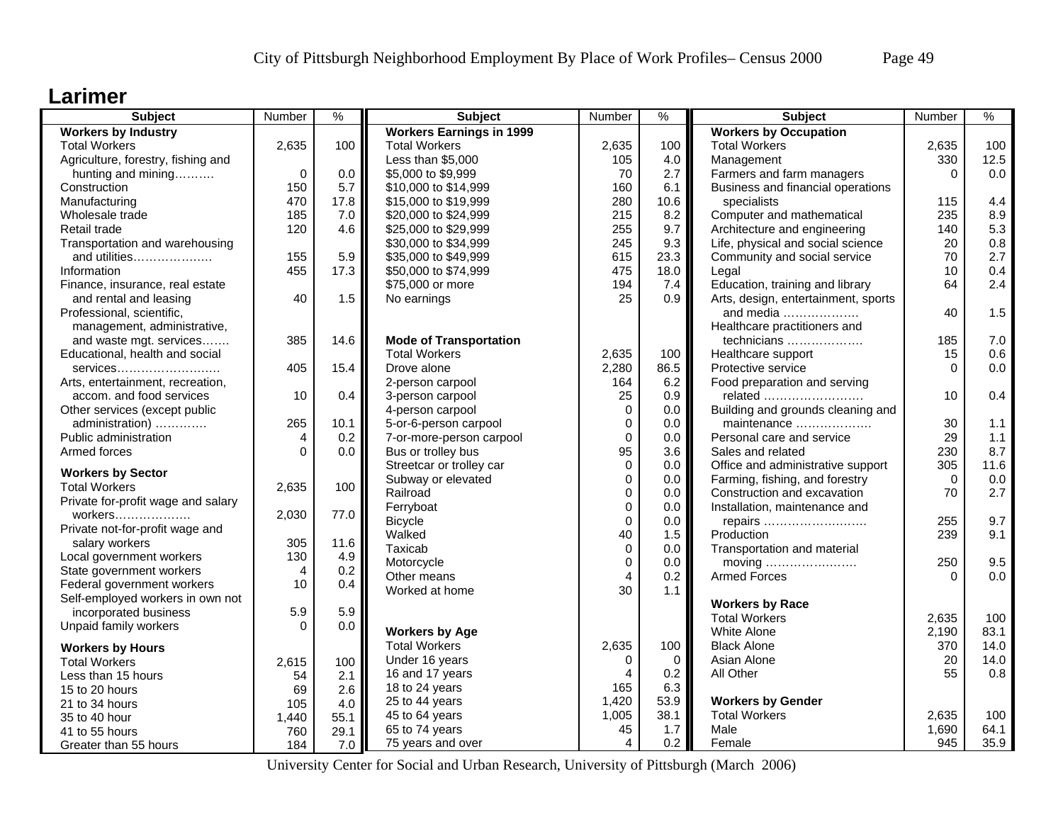## Larimer

| Subject | Number | % |
|---|---|---|
| **Workers by Industry** | | |
| Total Workers | 2,635 | 100 |
| Agriculture, forestry, fishing and hunting and mining………. | 0 | 0.0 |
| Construction | 150 | 5.7 |
| Manufacturing | 470 | 17.8 |
| Wholesale trade | 185 | 7.0 |
| Retail trade | 120 | 4.6 |
| Transportation and warehousing and utilities………………. | 155 | 5.9 |
| Information | 455 | 17.3 |
| Finance, insurance, real estate and rental and leasing | 40 | 1.5 |
| Professional, scientific, management, administrative, and waste mgt. services……. | 385 | 14.6 |
| Educational, health and social services……………………… | 405 | 15.4 |
| Arts, entertainment, recreation, accom. and food services | 10 | 0.4 |
| Other services (except public administration) …………. | 265 | 10.1 |
| Public administration | 4 | 0.2 |
| Armed forces | 0 | 0.0 |
| **Workers by Sector** | | |
| Total Workers | 2,635 | 100 |
| Private for-profit wage and salary workers………………. | 2,030 | 77.0 |
| Private not-for-profit wage and salary workers | 305 | 11.6 |
| Local government workers | 130 | 4.9 |
| State government workers | 4 | 0.2 |
| Federal government workers | 10 | 0.4 |
| Self-employed workers in own not incorporated business | 5.9 | 5.9 |
| Unpaid family workers | 0 | 0.0 |
| **Workers by Hours** | | |
| Total Workers | 2,615 | 100 |
| Less than 15 hours | 54 | 2.1 |
| 15 to 20 hours | 69 | 2.6 |
| 21 to 34 hours | 105 | 4.0 |
| 35 to 40 hour | 1,440 | 55.1 |
| 41 to 55 hours | 760 | 29.1 |
| Greater than 55 hours | 184 | 7.0 |

| Subject | Number | % |
|---|---|---|
| **Workers Earnings in 1999** | | |
| Total Workers | 2,635 | 100 |
| Less than $5,000 | 105 | 4.0 |
| $5,000 to $9,999 | 70 | 2.7 |
| $10,000 to $14,999 | 160 | 6.1 |
| $15,000 to $19,999 | 280 | 10.6 |
| $20,000 to $24,999 | 215 | 8.2 |
| $25,000 to $29,999 | 255 | 9.7 |
| $30,000 to $34,999 | 245 | 9.3 |
| $35,000 to $49,999 | 615 | 23.3 |
| $50,000 to $74,999 | 475 | 18.0 |
| $75,000 or more | 194 | 7.4 |
| No earnings | 25 | 0.9 |
| **Mode of Transportation** | | |
| Total Workers | 2,635 | 100 |
| Drove alone | 2,280 | 86.5 |
| 2-person carpool | 164 | 6.2 |
| 3-person carpool | 25 | 0.9 |
| 4-person carpool | 0 | 0.0 |
| 5-or-6-person carpool | 0 | 0.0 |
| 7-or-more-person carpool | 0 | 0.0 |
| Bus or trolley bus | 95 | 3.6 |
| Streetcar or trolley car | 0 | 0.0 |
| Subway or elevated | 0 | 0.0 |
| Railroad | 0 | 0.0 |
| Ferryboat | 0 | 0.0 |
| Bicycle | 0 | 0.0 |
| Walked | 40 | 1.5 |
| Taxicab | 0 | 0.0 |
| Motorcycle | 0 | 0.0 |
| Other means | 4 | 0.2 |
| Worked at home | 30 | 1.1 |
| **Workers by Age** | | |
| Total Workers | 2,635 | 100 |
| Under 16 years | 0 | 0 |
| 16 and 17 years | 4 | 0.2 |
| 18 to 24 years | 165 | 6.3 |
| 25 to 44 years | 1,420 | 53.9 |
| 45 to 64 years | 1,005 | 38.1 |
| 65 to 74 years | 45 | 1.7 |
| 75 years and over | 4 | 0.2 |

| Subject | Number | % |
|---|---|---|
| **Workers by Occupation** | | |
| Total Workers | 2,635 | 100 |
| Management | 330 | 12.5 |
| Farmers and farm managers | 0 | 0.0 |
| Business and financial operations specialists | 115 | 4.4 |
| Computer and mathematical | 235 | 8.9 |
| Architecture and engineering | 140 | 5.3 |
| Life, physical and social science | 20 | 0.8 |
| Community and social service | 70 | 2.7 |
| Legal | 10 | 0.4 |
| Education, training and library | 64 | 2.4 |
| Arts, design, entertainment, sports and media ………………. | 40 | 1.5 |
| Healthcare practitioners and technicians ………………. | 185 | 7.0 |
| Healthcare support | 15 | 0.6 |
| Protective service | 0 | 0.0 |
| Food preparation and serving related ……………………. | 10 | 0.4 |
| Building and grounds cleaning and maintenance ………………. | 30 | 1.1 |
| Personal care and service | 29 | 1.1 |
| Sales and related | 230 | 8.7 |
| Office and administrative support | 305 | 11.6 |
| Farming, fishing, and forestry | 0 | 0.0 |
| Construction and excavation | 70 | 2.7 |
| Installation, maintenance and repairs ……………………. | 255 | 9.7 |
| Production | 239 | 9.1 |
| Transportation and material moving ……………………. | 250 | 9.5 |
| Armed Forces | 0 | 0.0 |
| **Workers by Race** | | |
| Total Workers | 2,635 | 100 |
| White Alone | 2,190 | 83.1 |
| Black Alone | 370 | 14.0 |
| Asian Alone | 20 | 14.0 |
| All Other | 55 | 0.8 |
| **Workers by Gender** | | |
| Total Workers | 2,635 | 100 |
| Male | 1,690 | 64.1 |
| Female | 945 | 35.9 |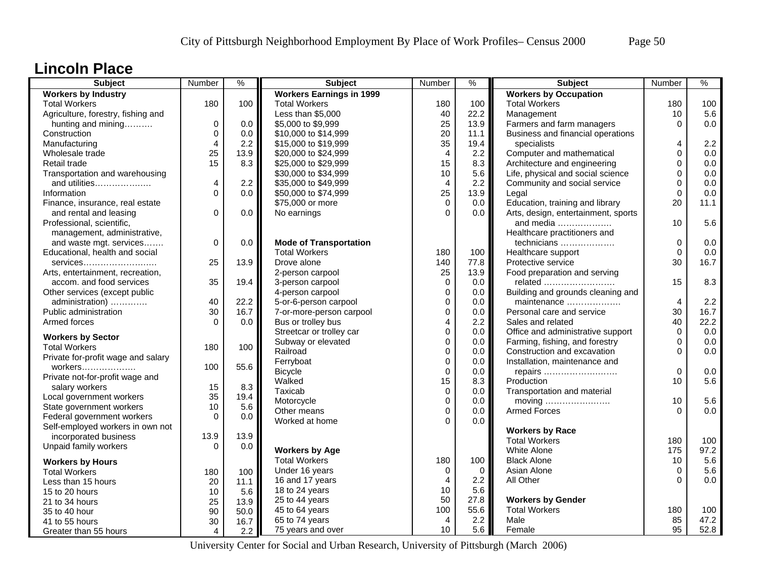# Lincoln Place

| Subject | Number | % |
|---|---|---|
| **Workers by Industry** | | |
| Total Workers | 180 | 100 |
| Agriculture, forestry, fishing and hunting and mining………. | 0 | 0.0 |
| Construction | 0 | 0.0 |
| Manufacturing | 4 | 2.2 |
| Wholesale trade | 25 | 13.9 |
| Retail trade | 15 | 8.3 |
| Transportation and warehousing and utilities………………. | 4 | 2.2 |
| Information | 0 | 0.0 |
| Finance, insurance, real estate and rental and leasing | 0 | 0.0 |
| Professional, scientific, management, administrative, and waste mgt. services……. | 0 | 0.0 |
| Educational, health and social services……………………. | 25 | 13.9 |
| Arts, entertainment, recreation, accom. and food services | 35 | 19.4 |
| Other services (except public administration) …………. | 40 | 22.2 |
| Public administration | 30 | 16.7 |
| Armed forces | 0 | 0.0 |
| **Workers by Sector** | | |
| Total Workers | 180 | 100 |
| Private for-profit wage and salary workers………………. | 100 | 55.6 |
| Private not-for-profit wage and salary workers | 15 | 8.3 |
| Local government workers | 35 | 19.4 |
| State government workers | 10 | 5.6 |
| Federal government workers | 0 | 0.0 |
| Self-employed workers in own not incorporated business | 13.9 | 13.9 |
| Unpaid family workers | 0 | 0.0 |
| **Workers by Hours** | | |
| Total Workers | 180 | 100 |
| Less than 15 hours | 20 | 11.1 |
| 15 to 20 hours | 10 | 5.6 |
| 21 to 34 hours | 25 | 13.9 |
| 35 to 40 hour | 90 | 50.0 |
| 41 to 55 hours | 30 | 16.7 |
| Greater than 55 hours | 4 | 2.2 |

| Subject | Number | % |
|---|---|---|
| **Workers Earnings in 1999** | | |
| Total Workers | 180 | 100 |
| Less than $5,000 | 40 | 22.2 |
| $5,000 to $9,999 | 25 | 13.9 |
| $10,000 to $14,999 | 20 | 11.1 |
| $15,000 to $19,999 | 35 | 19.4 |
| $20,000 to $24,999 | 4 | 2.2 |
| $25,000 to $29,999 | 15 | 8.3 |
| $30,000 to $34,999 | 10 | 5.6 |
| $35,000 to $49,999 | 4 | 2.2 |
| $50,000 to $74,999 | 25 | 13.9 |
| $75,000 or more | 0 | 0.0 |
| No earnings | 0 | 0.0 |
| **Mode of Transportation** | | |
| Total Workers | 180 | 100 |
| Drove alone | 140 | 77.8 |
| 2-person carpool | 25 | 13.9 |
| 3-person carpool | 0 | 0.0 |
| 4-person carpool | 0 | 0.0 |
| 5-or-6-person carpool | 0 | 0.0 |
| 7-or-more-person carpool | 0 | 0.0 |
| Bus or trolley bus | 4 | 2.2 |
| Streetcar or trolley car | 0 | 0.0 |
| Subway or elevated | 0 | 0.0 |
| Railroad | 0 | 0.0 |
| Ferryboat | 0 | 0.0 |
| Bicycle | 0 | 0.0 |
| Walked | 15 | 8.3 |
| Taxicab | 0 | 0.0 |
| Motorcycle | 0 | 0.0 |
| Other means | 0 | 0.0 |
| Worked at home | 0 | 0.0 |
| **Workers by Age** | | |
| Total Workers | 180 | 100 |
| Under 16 years | 0 | 0 |
| 16 and 17 years | 4 | 2.2 |
| 18 to 24 years | 10 | 5.6 |
| 25 to 44 years | 50 | 27.8 |
| 45 to 64 years | 100 | 55.6 |
| 65 to 74 years | 4 | 2.2 |
| 75 years and over | 10 | 5.6 |

| Subject | Number | % |
|---|---|---|
| **Workers by Occupation** | | |
| Total Workers | 180 | 100 |
| Management | 10 | 5.6 |
| Farmers and farm managers | 0 | 0.0 |
| Business and financial operations specialists | 4 | 2.2 |
| Computer and mathematical | 0 | 0.0 |
| Architecture and engineering | 0 | 0.0 |
| Life, physical and social science | 0 | 0.0 |
| Community and social service | 0 | 0.0 |
| Legal | 0 | 0.0 |
| Education, training and library | 20 | 11.1 |
| Arts, design, entertainment, sports and media ………………. | 10 | 5.6 |
| Healthcare practitioners and technicians ………………. | 0 | 0.0 |
| Healthcare support | 0 | 0.0 |
| Protective service | 30 | 16.7 |
| Food preparation and serving related ……………………. | 15 | 8.3 |
| Building and grounds cleaning and maintenance ………………. | 4 | 2.2 |
| Personal care and service | 30 | 16.7 |
| Sales and related | 40 | 22.2 |
| Office and administrative support | 0 | 0.0 |
| Farming, fishing, and forestry | 0 | 0.0 |
| Construction and excavation | 0 | 0.0 |
| Installation, maintenance and repairs ……………………. | 0 | 0.0 |
| Production | 10 | 5.6 |
| Transportation and material moving ……………………. | 10 | 5.6 |
| Armed Forces | 0 | 0.0 |
| **Workers by Race** | | |
| Total Workers | 180 | 100 |
| White Alone | 175 | 97.2 |
| Black Alone | 10 | 5.6 |
| Asian Alone | 0 | 5.6 |
| All Other | 0 | 0.0 |
| **Workers by Gender** | | |
| Total Workers | 180 | 100 |
| Male | 85 | 47.2 |
| Female | 95 | 52.8 |

University Center for Social and Urban Research, University of Pittsburgh (March 2006)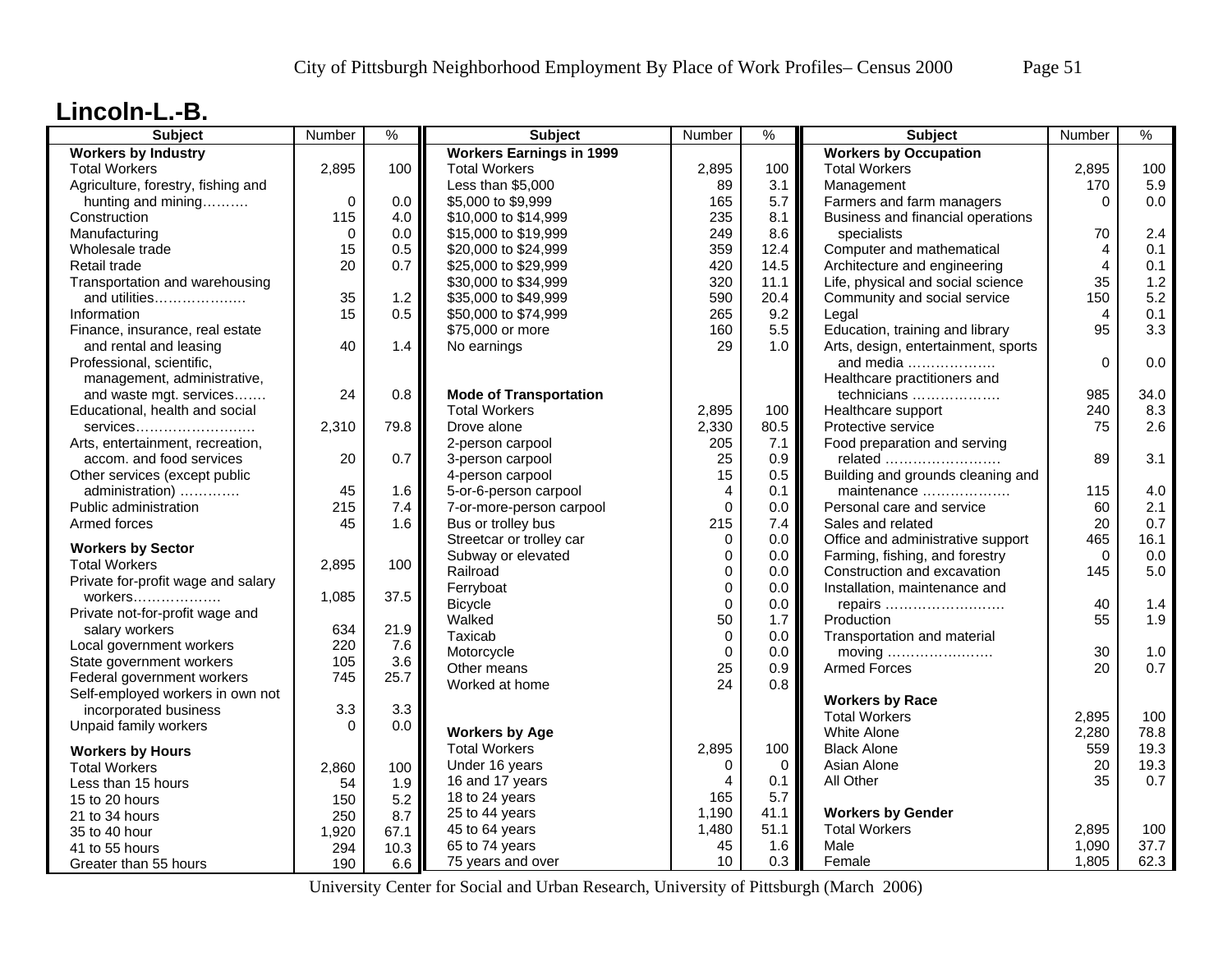## Lincoln-L.-B.

| Subject | Number | % |
|---|---|---|
| **Workers by Industry** | | |
| Total Workers | 2,895 | 100 |
| Agriculture, forestry, fishing and hunting and mining………. | 0 | 0.0 |
| Construction | 115 | 4.0 |
| Manufacturing | 0 | 0.0 |
| Wholesale trade | 15 | 0.5 |
| Retail trade | 20 | 0.7 |
| Transportation and warehousing and utilities………………. | 35 | 1.2 |
| Information | 15 | 0.5 |
| Finance, insurance, real estate and rental and leasing | 40 | 1.4 |
| Professional, scientific, management, administrative, and waste mgt. services……. | 24 | 0.8 |
| Educational, health and social services……………………. | 2,310 | 79.8 |
| Arts, entertainment, recreation, accom. and food services | 20 | 0.7 |
| Other services (except public administration) …………. | 45 | 1.6 |
| Public administration | 215 | 7.4 |
| Armed forces | 45 | 1.6 |
| **Workers by Sector** | | |
| Total Workers | 2,895 | 100 |
| Private for-profit wage and salary workers………………. | 1,085 | 37.5 |
| Private not-for-profit wage and salary workers | 634 | 21.9 |
| Local government workers | 220 | 7.6 |
| State government workers | 105 | 3.6 |
| Federal government workers | 745 | 25.7 |
| Self-employed workers in own not incorporated business | 3.3 | 3.3 |
| Unpaid family workers | 0 | 0.0 |
| **Workers by Hours** | | |
| Total Workers | 2,860 | 100 |
| Less than 15 hours | 54 | 1.9 |
| 15 to 20 hours | 150 | 5.2 |
| 21 to 34 hours | 250 | 8.7 |
| 35 to 40 hour | 1,920 | 67.1 |
| 41 to 55 hours | 294 | 10.3 |
| Greater than 55 hours | 190 | 6.6 |

| Subject | Number | % |
|---|---|---|
| **Workers Earnings in 1999** | | |
| Total Workers | 2,895 | 100 |
| Less than $5,000 | 89 | 3.1 |
| $5,000 to $9,999 | 165 | 5.7 |
| $10,000 to $14,999 | 235 | 8.1 |
| $15,000 to $19,999 | 249 | 8.6 |
| $20,000 to $24,999 | 359 | 12.4 |
| $25,000 to $29,999 | 420 | 14.5 |
| $30,000 to $34,999 | 320 | 11.1 |
| $35,000 to $49,999 | 590 | 20.4 |
| $50,000 to $74,999 | 265 | 9.2 |
| $75,000 or more | 160 | 5.5 |
| No earnings | 29 | 1.0 |
| **Mode of Transportation** | | |
| Total Workers | 2,895 | 100 |
| Drove alone | 2,330 | 80.5 |
| 2-person carpool | 205 | 7.1 |
| 3-person carpool | 25 | 0.9 |
| 4-person carpool | 15 | 0.5 |
| 5-or-6-person carpool | 4 | 0.1 |
| 7-or-more-person carpool | 0 | 0.0 |
| Bus or trolley bus | 215 | 7.4 |
| Streetcar or trolley car | 0 | 0.0 |
| Subway or elevated | 0 | 0.0 |
| Railroad | 0 | 0.0 |
| Ferryboat | 0 | 0.0 |
| Bicycle | 0 | 0.0 |
| Walked | 50 | 1.7 |
| Taxicab | 0 | 0.0 |
| Motorcycle | 0 | 0.0 |
| Other means | 25 | 0.9 |
| Worked at home | 24 | 0.8 |
| **Workers by Age** | | |
| Total Workers | 2,895 | 100 |
| Under 16 years | 0 | 0 |
| 16 and 17 years | 4 | 0.1 |
| 18 to 24 years | 165 | 5.7 |
| 25 to 44 years | 1,190 | 41.1 |
| 45 to 64 years | 1,480 | 51.1 |
| 65 to 74 years | 45 | 1.6 |
| 75 years and over | 10 | 0.3 |

| Subject | Number | % |
|---|---|---|
| **Workers by Occupation** | | |
| Total Workers | 2,895 | 100 |
| Management | 170 | 5.9 |
| Farmers and farm managers | 0 | 0.0 |
| Business and financial operations specialists | 70 | 2.4 |
| Computer and mathematical | 4 | 0.1 |
| Architecture and engineering | 4 | 0.1 |
| Life, physical and social science | 35 | 1.2 |
| Community and social service | 150 | 5.2 |
| Legal | 4 | 0.1 |
| Education, training and library | 95 | 3.3 |
| Arts, design, entertainment, sports and media ………………. | 0 | 0.0 |
| Healthcare practitioners and technicians ………………. | 985 | 34.0 |
| Healthcare support | 240 | 8.3 |
| Protective service | 75 | 2.6 |
| Food preparation and serving related ……………………. | 89 | 3.1 |
| Building and grounds cleaning and maintenance ………………. | 115 | 4.0 |
| Personal care and service | 60 | 2.1 |
| Sales and related | 20 | 0.7 |
| Office and administrative support | 465 | 16.1 |
| Farming, fishing, and forestry | 0 | 0.0 |
| Construction and excavation | 145 | 5.0 |
| Installation, maintenance and repairs ……………………. | 40 | 1.4 |
| Production | 55 | 1.9 |
| Transportation and material moving ……………………. | 30 | 1.0 |
| Armed Forces | 20 | 0.7 |
| **Workers by Race** | | |
| Total Workers | 2,895 | 100 |
| White Alone | 2,280 | 78.8 |
| Black Alone | 559 | 19.3 |
| Asian Alone | 20 | 19.3 |
| All Other | 35 | 0.7 |
| **Workers by Gender** | | |
| Total Workers | 2,895 | 100 |
| Male | 1,090 | 37.7 |
| Female | 1,805 | 62.3 |

University Center for Social and Urban Research, University of Pittsburgh (March 2006)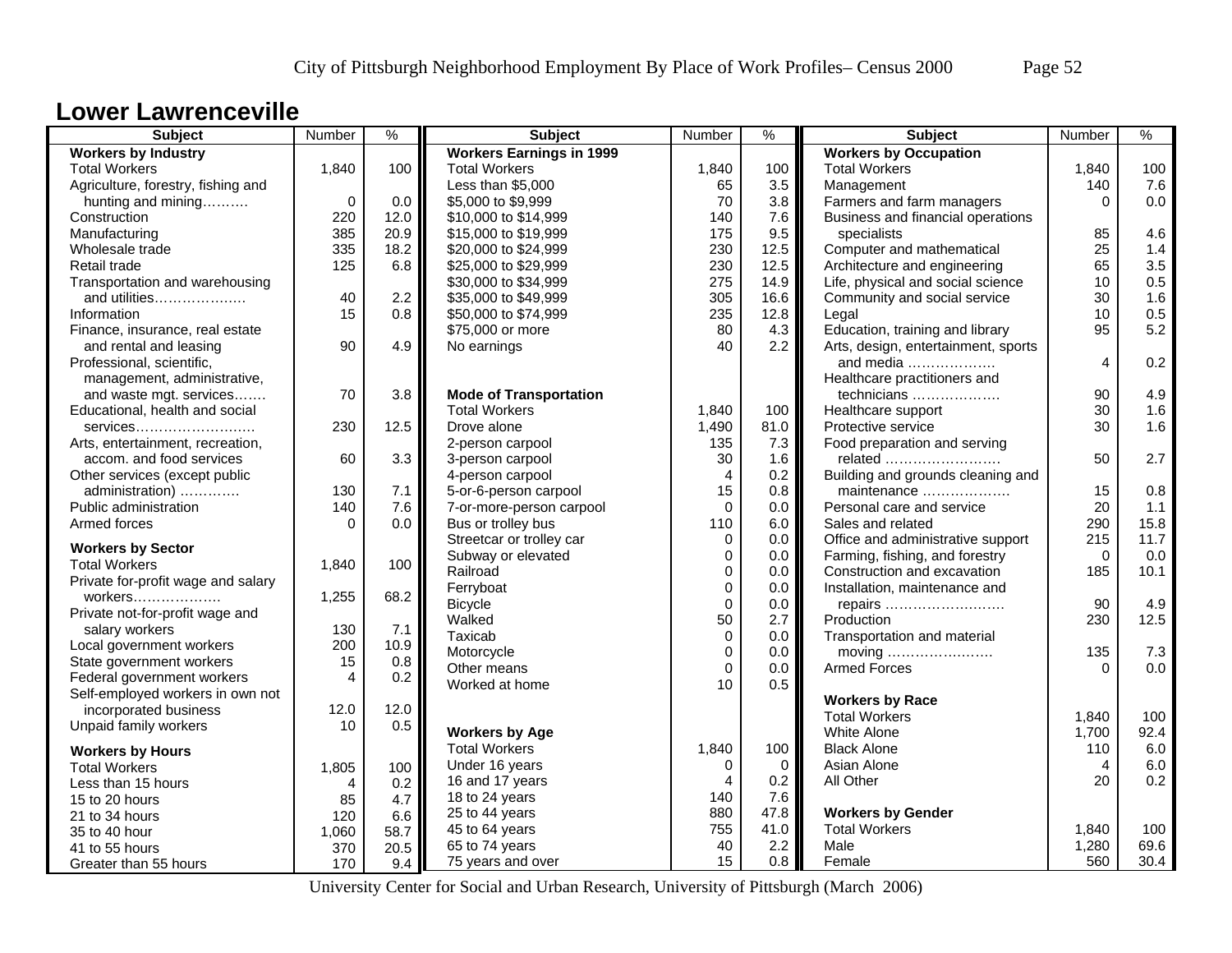# Lower Lawrenceville

| Subject | Number | % |
|---|---|---|
| **Workers by Industry** | | |
| Total Workers | 1,840 | 100 |
| Agriculture, forestry, fishing and hunting and mining………. | 0 | 0.0 |
| Construction | 220 | 12.0 |
| Manufacturing | 385 | 20.9 |
| Wholesale trade | 335 | 18.2 |
| Retail trade | 125 | 6.8 |
| Transportation and warehousing and utilities………………. | 40 | 2.2 |
| Information | 15 | 0.8 |
| Finance, insurance, real estate and rental and leasing | 90 | 4.9 |
| Professional, scientific, management, administrative, and waste mgt. services……. | 70 | 3.8 |
| Educational, health and social services……………………… | 230 | 12.5 |
| Arts, entertainment, recreation, accom. and food services | 60 | 3.3 |
| Other services (except public administration) …………. | 130 | 7.1 |
| Public administration | 140 | 7.6 |
| Armed forces | 0 | 0.0 |
| **Workers by Sector** | | |
| Total Workers | 1,840 | 100 |
| Private for-profit wage and salary workers………………. | 1,255 | 68.2 |
| Private not-for-profit wage and salary workers | 130 | 7.1 |
| Local government workers | 200 | 10.9 |
| State government workers | 15 | 0.8 |
| Federal government workers | 4 | 0.2 |
| Self-employed workers in own not incorporated business | 12.0 | 12.0 |
| Unpaid family workers | 10 | 0.5 |
| **Workers by Hours** | | |
| Total Workers | 1,805 | 100 |
| Less than 15 hours | 4 | 0.2 |
| 15 to 20 hours | 85 | 4.7 |
| 21 to 34 hours | 120 | 6.6 |
| 35 to 40 hour | 1,060 | 58.7 |
| 41 to 55 hours | 370 | 20.5 |
| Greater than 55 hours | 170 | 9.4 |

| Subject | Number | % |
|---|---|---|
| **Workers Earnings in 1999** | | |
| Total Workers | 1,840 | 100 |
| Less than $5,000 | 65 | 3.5 |
| $5,000 to $9,999 | 70 | 3.8 |
| $10,000 to $14,999 | 140 | 7.6 |
| $15,000 to $19,999 | 175 | 9.5 |
| $20,000 to $24,999 | 230 | 12.5 |
| $25,000 to $29,999 | 230 | 12.5 |
| $30,000 to $34,999 | 275 | 14.9 |
| $35,000 to $49,999 | 305 | 16.6 |
| $50,000 to $74,999 | 235 | 12.8 |
| $75,000 or more | 80 | 4.3 |
| No earnings | 40 | 2.2 |
| **Mode of Transportation** | | |
| Total Workers | 1,840 | 100 |
| Drove alone | 1,490 | 81.0 |
| 2-person carpool | 135 | 7.3 |
| 3-person carpool | 30 | 1.6 |
| 4-person carpool | 4 | 0.2 |
| 5-or-6-person carpool | 15 | 0.8 |
| 7-or-more-person carpool | 0 | 0.0 |
| Bus or trolley bus | 110 | 6.0 |
| Streetcar or trolley car | 0 | 0.0 |
| Subway or elevated | 0 | 0.0 |
| Railroad | 0 | 0.0 |
| Ferryboat | 0 | 0.0 |
| Bicycle | 0 | 0.0 |
| Walked | 50 | 2.7 |
| Taxicab | 0 | 0.0 |
| Motorcycle | 0 | 0.0 |
| Other means | 0 | 0.0 |
| Worked at home | 10 | 0.5 |
| **Workers by Age** | | |
| Total Workers | 1,840 | 100 |
| Under 16 years | 0 | 0 |
| 16 and 17 years | 4 | 0.2 |
| 18 to 24 years | 140 | 7.6 |
| 25 to 44 years | 880 | 47.8 |
| 45 to 64 years | 755 | 41.0 |
| 65 to 74 years | 40 | 2.2 |
| 75 years and over | 15 | 0.8 |

| Subject | Number | % |
|---|---|---|
| **Workers by Occupation** | | |
| Total Workers | 1,840 | 100 |
| Management | 140 | 7.6 |
| Farmers and farm managers | 0 | 0.0 |
| Business and financial operations specialists | 85 | 4.6 |
| Computer and mathematical | 25 | 1.4 |
| Architecture and engineering | 65 | 3.5 |
| Life, physical and social science | 10 | 0.5 |
| Community and social service | 30 | 1.6 |
| Legal | 10 | 0.5 |
| Education, training and library | 95 | 5.2 |
| Arts, design, entertainment, sports and media ………………. | 4 | 0.2 |
| Healthcare practitioners and technicians ………………. | 90 | 4.9 |
| Healthcare support | 30 | 1.6 |
| Protective service | 30 | 1.6 |
| Food preparation and serving related ……………………. | 50 | 2.7 |
| Building and grounds cleaning and maintenance ………………. | 15 | 0.8 |
| Personal care and service | 20 | 1.1 |
| Sales and related | 290 | 15.8 |
| Office and administrative support | 215 | 11.7 |
| Farming, fishing, and forestry | 0 | 0.0 |
| Construction and excavation | 185 | 10.1 |
| Installation, maintenance and repairs ……………………. | 90 | 4.9 |
| Production | 230 | 12.5 |
| Transportation and material moving ………………….. | 135 | 7.3 |
| Armed Forces | 0 | 0.0 |
| **Workers by Race** | | |
| Total Workers | 1,840 | 100 |
| White Alone | 1,700 | 92.4 |
| Black Alone | 110 | 6.0 |
| Asian Alone | 4 | 6.0 |
| All Other | 20 | 0.2 |
| **Workers by Gender** | | |
| Total Workers | 1,840 | 100 |
| Male | 1,280 | 69.6 |
| Female | 560 | 30.4 |

University Center for Social and Urban Research, University of Pittsburgh (March 2006)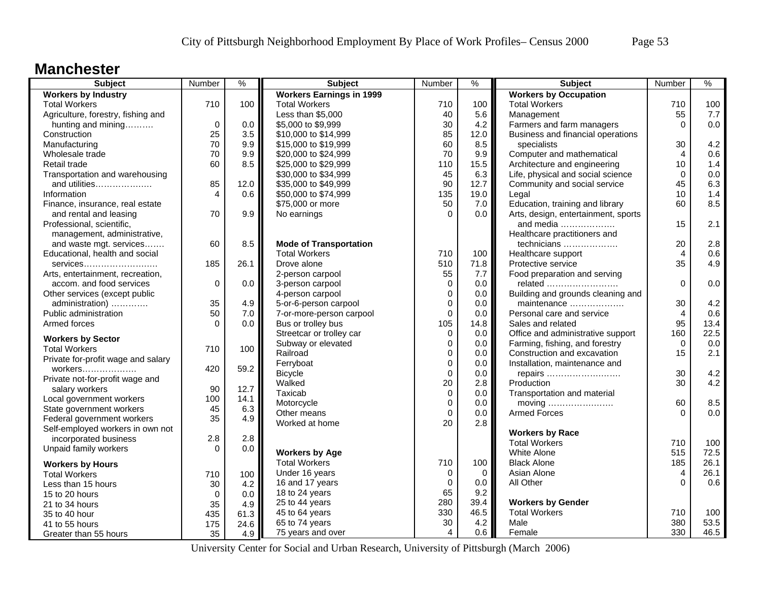# Manchester

| Subject | Number | % |
|---|---|---|
| **Workers by Industry** | | |
| Total Workers | 710 | 100 |
| Agriculture, forestry, fishing and hunting and mining………. | 0 | 0.0 |
| Construction | 25 | 3.5 |
| Manufacturing | 70 | 9.9 |
| Wholesale trade | 70 | 9.9 |
| Retail trade | 60 | 8.5 |
| Transportation and warehousing and utilities………………. | 85 | 12.0 |
| Information | 4 | 0.6 |
| Finance, insurance, real estate and rental and leasing | 70 | 9.9 |
| Professional, scientific, management, administrative, and waste mgt. services……. | 60 | 8.5 |
| Educational, health and social services……………………. | 185 | 26.1 |
| Arts, entertainment, recreation, accom. and food services | 0 | 0.0 |
| Other services (except public administration) …………. | 35 | 4.9 |
| Public administration | 50 | 7.0 |
| Armed forces | 0 | 0.0 |
| **Workers by Sector** | | |
| Total Workers | 710 | 100 |
| Private for-profit wage and salary workers………………. | 420 | 59.2 |
| Private not-for-profit wage and salary workers | 90 | 12.7 |
| Local government workers | 100 | 14.1 |
| State government workers | 45 | 6.3 |
| Federal government workers | 35 | 4.9 |
| Self-employed workers in own not incorporated business | 2.8 | 2.8 |
| Unpaid family workers | 0 | 0.0 |
| **Workers by Hours** | | |
| Total Workers | 710 | 100 |
| Less than 15 hours | 30 | 4.2 |
| 15 to 20 hours | 0 | 0.0 |
| 21 to 34 hours | 35 | 4.9 |
| 35 to 40 hour | 435 | 61.3 |
| 41 to 55 hours | 175 | 24.6 |
| Greater than 55 hours | 35 | 4.9 |

| Subject | Number | % |
|---|---|---|
| **Workers Earnings in 1999** | | |
| Total Workers | 710 | 100 |
| Less than $5,000 | 40 | 5.6 |
| $5,000 to $9,999 | 30 | 4.2 |
| $10,000 to $14,999 | 85 | 12.0 |
| $15,000 to $19,999 | 60 | 8.5 |
| $20,000 to $24,999 | 70 | 9.9 |
| $25,000 to $29,999 | 110 | 15.5 |
| $30,000 to $34,999 | 45 | 6.3 |
| $35,000 to $49,999 | 90 | 12.7 |
| $50,000 to $74,999 | 135 | 19.0 |
| $75,000 or more | 50 | 7.0 |
| No earnings | 0 | 0.0 |
| **Mode of Transportation** | | |
| Total Workers | 710 | 100 |
| Drove alone | 510 | 71.8 |
| 2-person carpool | 55 | 7.7 |
| 3-person carpool | 0 | 0.0 |
| 4-person carpool | 0 | 0.0 |
| 5-or-6-person carpool | 0 | 0.0 |
| 7-or-more-person carpool | 0 | 0.0 |
| Bus or trolley bus | 105 | 14.8 |
| Streetcar or trolley car | 0 | 0.0 |
| Subway or elevated | 0 | 0.0 |
| Railroad | 0 | 0.0 |
| Ferryboat | 0 | 0.0 |
| Bicycle | 0 | 0.0 |
| Walked | 20 | 2.8 |
| Taxicab | 0 | 0.0 |
| Motorcycle | 0 | 0.0 |
| Other means | 0 | 0.0 |
| Worked at home | 20 | 2.8 |
| **Workers by Age** | | |
| Total Workers | 710 | 100 |
| Under 16 years | 0 | 0 |
| 16 and 17 years | 0 | 0.0 |
| 18 to 24 years | 65 | 9.2 |
| 25 to 44 years | 280 | 39.4 |
| 45 to 64 years | 330 | 46.5 |
| 65 to 74 years | 30 | 4.2 |
| 75 years and over | 4 | 0.6 |

| Subject | Number | % |
|---|---|---|
| **Workers by Occupation** | | |
| Total Workers | 710 | 100 |
| Management | 55 | 7.7 |
| Farmers and farm managers | 0 | 0.0 |
| Business and financial operations specialists | 30 | 4.2 |
| Computer and mathematical | 4 | 0.6 |
| Architecture and engineering | 10 | 1.4 |
| Life, physical and social science | 0 | 0.0 |
| Community and social service | 45 | 6.3 |
| Legal | 10 | 1.4 |
| Education, training and library | 60 | 8.5 |
| Arts, design, entertainment, sports and media ………………. | 15 | 2.1 |
| Healthcare practitioners and technicians ………………. | 20 | 2.8 |
| Healthcare support | 4 | 0.6 |
| Protective service | 35 | 4.9 |
| Food preparation and serving related ……………………. | 0 | 0.0 |
| Building and grounds cleaning and maintenance ………………. | 30 | 4.2 |
| Personal care and service | 4 | 0.6 |
| Sales and related | 95 | 13.4 |
| Office and administrative support | 160 | 22.5 |
| Farming, fishing, and forestry | 0 | 0.0 |
| Construction and excavation | 15 | 2.1 |
| Installation, maintenance and repairs ……………………. | 30 | 4.2 |
| Production | 30 | 4.2 |
| Transportation and material moving ……………………. | 60 | 8.5 |
| Armed Forces | 0 | 0.0 |
| **Workers by Race** | | |
| Total Workers | 710 | 100 |
| White Alone | 515 | 72.5 |
| Black Alone | 185 | 26.1 |
| Asian Alone | 4 | 26.1 |
| All Other | 0 | 0.6 |
| **Workers by Gender** | | |
| Total Workers | 710 | 100 |
| Male | 380 | 53.5 |
| Female | 330 | 46.5 |

University Center for Social and Urban Research, University of Pittsburgh (March 2006)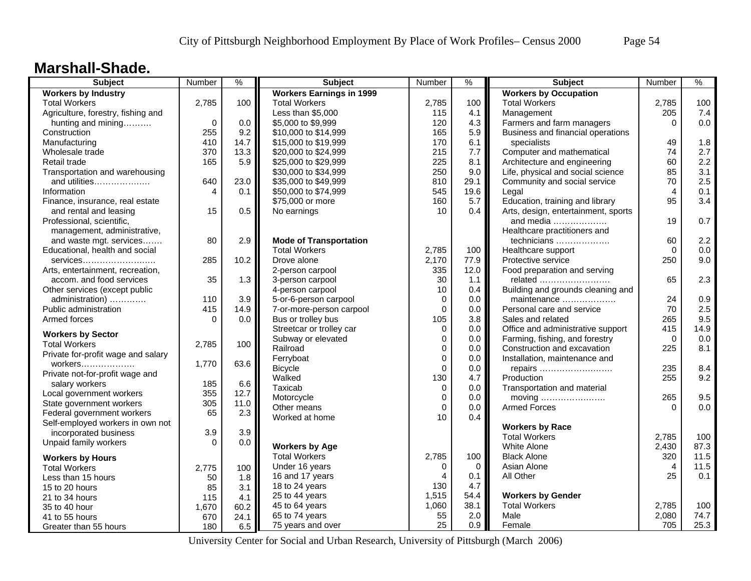# Marshall-Shade.

| Subject | Number | % |
|---|---|---|
| **Workers by Industry** | | |
| Total Workers | 2,785 | 100 |
| Agriculture, forestry, fishing and hunting and mining………. | 0 | 0.0 |
| Construction | 255 | 9.2 |
| Manufacturing | 410 | 14.7 |
| Wholesale trade | 370 | 13.3 |
| Retail trade | 165 | 5.9 |
| Transportation and warehousing and utilities………………. | 640 | 23.0 |
| Information | 4 | 0.1 |
| Finance, insurance, real estate and rental and leasing | 15 | 0.5 |
| Professional, scientific, management, administrative, and waste mgt. services……. | 80 | 2.9 |
| Educational, health and social services…………………….. | 285 | 10.2 |
| Arts, entertainment, recreation, accom. and food services | 35 | 1.3 |
| Other services (except public administration) …………. | 110 | 3.9 |
| Public administration | 415 | 14.9 |
| Armed forces | 0 | 0.0 |
| **Workers by Sector** | | |
| Total Workers | 2,785 | 100 |
| Private for-profit wage and salary workers………………. | 1,770 | 63.6 |
| Private not-for-profit wage and salary workers | 185 | 6.6 |
| Local government workers | 355 | 12.7 |
| State government workers | 305 | 11.0 |
| Federal government workers | 65 | 2.3 |
| Self-employed workers in own not incorporated business | 3.9 | 3.9 |
| Unpaid family workers | 0 | 0.0 |
| **Workers by Hours** | | |
| Total Workers | 2,775 | 100 |
| Less than 15 hours | 50 | 1.8 |
| 15 to 20 hours | 85 | 3.1 |
| 21 to 34 hours | 115 | 4.1 |
| 35 to 40 hour | 1,670 | 60.2 |
| 41 to 55 hours | 670 | 24.1 |
| Greater than 55 hours | 180 | 6.5 |

| Subject | Number | % |
|---|---|---|
| **Workers Earnings in 1999** | | |
| Total Workers | 2,785 | 100 |
| Less than $5,000 | 115 | 4.1 |
| $5,000 to $9,999 | 120 | 4.3 |
| $10,000 to $14,999 | 165 | 5.9 |
| $15,000 to $19,999 | 170 | 6.1 |
| $20,000 to $24,999 | 215 | 7.7 |
| $25,000 to $29,999 | 225 | 8.1 |
| $30,000 to $34,999 | 250 | 9.0 |
| $35,000 to $49,999 | 810 | 29.1 |
| $50,000 to $74,999 | 545 | 19.6 |
| $75,000 or more | 160 | 5.7 |
| No earnings | 10 | 0.4 |
| **Mode of Transportation** | | |
| Total Workers | 2,785 | 100 |
| Drove alone | 2,170 | 77.9 |
| 2-person carpool | 335 | 12.0 |
| 3-person carpool | 30 | 1.1 |
| 4-person carpool | 10 | 0.4 |
| 5-or-6-person carpool | 0 | 0.0 |
| 7-or-more-person carpool | 0 | 0.0 |
| Bus or trolley bus | 105 | 3.8 |
| Streetcar or trolley car | 0 | 0.0 |
| Subway or elevated | 0 | 0.0 |
| Railroad | 0 | 0.0 |
| Ferryboat | 0 | 0.0 |
| Bicycle | 0 | 0.0 |
| Walked | 130 | 4.7 |
| Taxicab | 0 | 0.0 |
| Motorcycle | 0 | 0.0 |
| Other means | 0 | 0.0 |
| Worked at home | 10 | 0.4 |
| **Workers by Age** | | |
| Total Workers | 2,785 | 100 |
| Under 16 years | 0 | 0 |
| 16 and 17 years | 4 | 0.1 |
| 18 to 24 years | 130 | 4.7 |
| 25 to 44 years | 1,515 | 54.4 |
| 45 to 64 years | 1,060 | 38.1 |
| 65 to 74 years | 55 | 2.0 |
| 75 years and over | 25 | 0.9 |

| Subject | Number | % |
|---|---|---|
| **Workers by Occupation** | | |
| Total Workers | 2,785 | 100 |
| Management | 205 | 7.4 |
| Farmers and farm managers | 0 | 0.0 |
| Business and financial operations specialists | 49 | 1.8 |
| Computer and mathematical | 74 | 2.7 |
| Architecture and engineering | 60 | 2.2 |
| Life, physical and social science | 85 | 3.1 |
| Community and social service | 70 | 2.5 |
| Legal | 4 | 0.1 |
| Education, training and library | 95 | 3.4 |
| Arts, design, entertainment, sports and media ………………. | 19 | 0.7 |
| Healthcare practitioners and technicians ………………. | 60 | 2.2 |
| Healthcare support | 0 | 0.0 |
| Protective service | 250 | 9.0 |
| Food preparation and serving related ……………………. | 65 | 2.3 |
| Building and grounds cleaning and maintenance ………………. | 24 | 0.9 |
| Personal care and service | 70 | 2.5 |
| Sales and related | 265 | 9.5 |
| Office and administrative support | 415 | 14.9 |
| Farming, fishing, and forestry | 0 | 0.0 |
| Construction and excavation | 225 | 8.1 |
| Installation, maintenance and repairs …………………….. | 235 | 8.4 |
| Production | 255 | 9.2 |
| Transportation and material moving ………………….. | 265 | 9.5 |
| Armed Forces | 0 | 0.0 |
| **Workers by Race** | | |
| Total Workers | 2,785 | 100 |
| White Alone | 2,430 | 87.3 |
| Black Alone | 320 | 11.5 |
| Asian Alone | 4 | 11.5 |
| All Other | 25 | 0.1 |
| **Workers by Gender** | | |
| Total Workers | 2,785 | 100 |
| Male | 2,080 | 74.7 |
| Female | 705 | 25.3 |

University Center for Social and Urban Research, University of Pittsburgh (March 2006)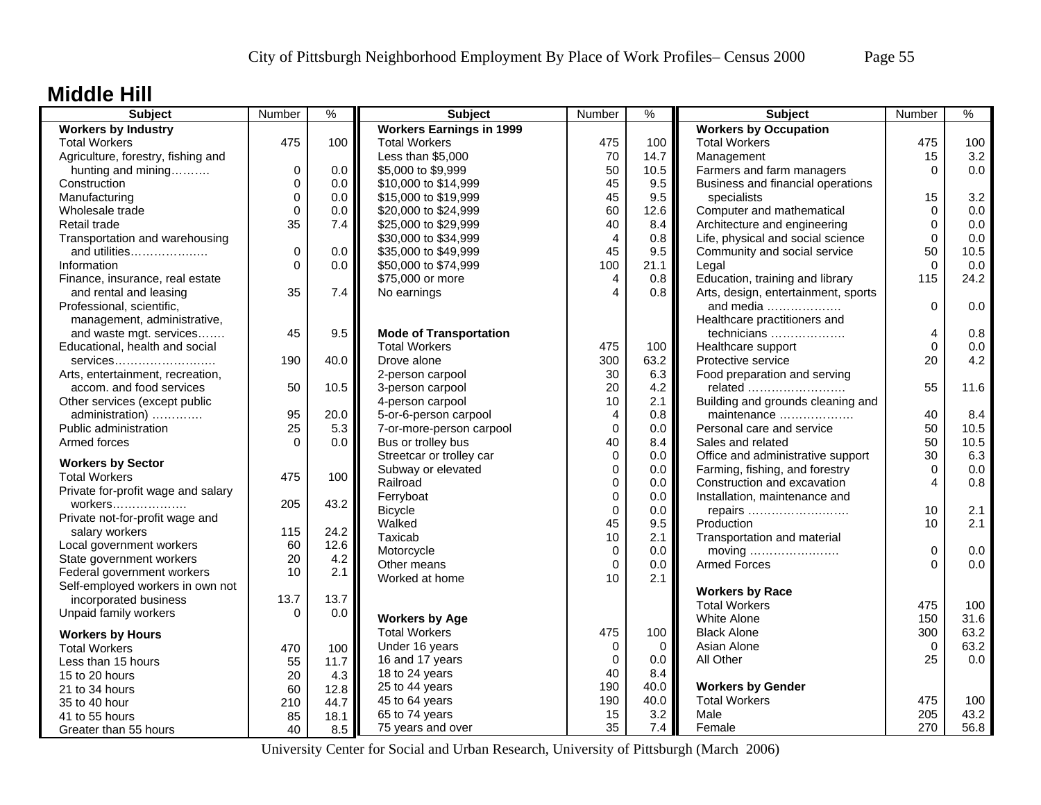## Middle Hill

| Subject | Number | % |
|---|---|---|
| **Workers by Industry** | | |
| Total Workers | 475 | 100 |
| Agriculture, forestry, fishing and hunting and mining………. | 0 | 0.0 |
| Construction | 0 | 0.0 |
| Manufacturing | 0 | 0.0 |
| Wholesale trade | 0 | 0.0 |
| Retail trade | 35 | 7.4 |
| Transportation and warehousing and utilities………………. | 0 | 0.0 |
| Information | 0 | 0.0 |
| Finance, insurance, real estate and rental and leasing | 35 | 7.4 |
| Professional, scientific, management, administrative, and waste mgt. services……. | 45 | 9.5 |
| Educational, health and social services……………………. | 190 | 40.0 |
| Arts, entertainment, recreation, accom. and food services | 50 | 10.5 |
| Other services (except public administration) …………. | 95 | 20.0 |
| Public administration | 25 | 5.3 |
| Armed forces | 0 | 0.0 |
| **Workers by Sector** | | |
| Total Workers | 475 | 100 |
| Private for-profit wage and salary workers………………. | 205 | 43.2 |
| Private not-for-profit wage and salary workers | 115 | 24.2 |
| Local government workers | 60 | 12.6 |
| State government workers | 20 | 4.2 |
| Federal government workers | 10 | 2.1 |
| Self-employed workers in own not incorporated business | 13.7 | 13.7 |
| Unpaid family workers | 0 | 0.0 |
| **Workers by Hours** | | |
| Total Workers | 470 | 100 |
| Less than 15 hours | 55 | 11.7 |
| 15 to 20 hours | 20 | 4.3 |
| 21 to 34 hours | 60 | 12.8 |
| 35 to 40 hour | 210 | 44.7 |
| 41 to 55 hours | 85 | 18.1 |
| Greater than 55 hours | 40 | 8.5 |

| Subject | Number | % |
|---|---|---|
| **Workers Earnings in 1999** | | |
| Total Workers | 475 | 100 |
| Less than $5,000 | 70 | 14.7 |
| $5,000 to $9,999 | 50 | 10.5 |
| $10,000 to $14,999 | 45 | 9.5 |
| $15,000 to $19,999 | 45 | 9.5 |
| $20,000 to $24,999 | 60 | 12.6 |
| $25,000 to $29,999 | 40 | 8.4 |
| $30,000 to $34,999 | 4 | 0.8 |
| $35,000 to $49,999 | 45 | 9.5 |
| $50,000 to $74,999 | 100 | 21.1 |
| $75,000 or more | 4 | 0.8 |
| No earnings | 4 | 0.8 |
| **Mode of Transportation** | | |
| Total Workers | 475 | 100 |
| Drove alone | 300 | 63.2 |
| 2-person carpool | 30 | 6.3 |
| 3-person carpool | 20 | 4.2 |
| 4-person carpool | 10 | 2.1 |
| 5-or-6-person carpool | 4 | 0.8 |
| 7-or-more-person carpool | 0 | 0.0 |
| Bus or trolley bus | 40 | 8.4 |
| Streetcar or trolley car | 0 | 0.0 |
| Subway or elevated | 0 | 0.0 |
| Railroad | 0 | 0.0 |
| Ferryboat | 0 | 0.0 |
| Bicycle | 0 | 0.0 |
| Walked | 45 | 9.5 |
| Taxicab | 10 | 2.1 |
| Motorcycle | 0 | 0.0 |
| Other means | 0 | 0.0 |
| Worked at home | 10 | 2.1 |
| **Workers by Age** | | |
| Total Workers | 475 | 100 |
| Under 16 years | 0 | 0 |
| 16 and 17 years | 0 | 0.0 |
| 18 to 24 years | 40 | 8.4 |
| 25 to 44 years | 190 | 40.0 |
| 45 to 64 years | 190 | 40.0 |
| 65 to 74 years | 15 | 3.2 |
| 75 years and over | 35 | 7.4 |

| Subject | Number | % |
|---|---|---|
| **Workers by Occupation** | | |
| Total Workers | 475 | 100 |
| Management | 15 | 3.2 |
| Farmers and farm managers | 0 | 0.0 |
| Business and financial operations specialists | 15 | 3.2 |
| Computer and mathematical | 0 | 0.0 |
| Architecture and engineering | 0 | 0.0 |
| Life, physical and social science | 0 | 0.0 |
| Community and social service | 50 | 10.5 |
| Legal | 0 | 0.0 |
| Education, training and library | 115 | 24.2 |
| Arts, design, entertainment, sports and media ………………. | 0 | 0.0 |
| Healthcare practitioners and technicians ………………. | 4 | 0.8 |
| Healthcare support | 0 | 0.0 |
| Protective service | 20 | 4.2 |
| Food preparation and serving related ……………………. | 55 | 11.6 |
| Building and grounds cleaning and maintenance ………………. | 40 | 8.4 |
| Personal care and service | 50 | 10.5 |
| Sales and related | 50 | 10.5 |
| Office and administrative support | 30 | 6.3 |
| Farming, fishing, and forestry | 0 | 0.0 |
| Construction and excavation | 4 | 0.8 |
| Installation, maintenance and repairs …………………….. | 10 | 2.1 |
| Production | 10 | 2.1 |
| Transportation and material moving ………………….. | 0 | 0.0 |
| Armed Forces | 0 | 0.0 |
| **Workers by Race** | | |
| Total Workers | 475 | 100 |
| White Alone | 150 | 31.6 |
| Black Alone | 300 | 63.2 |
| Asian Alone | 0 | 63.2 |
| All Other | 25 | 0.0 |
| **Workers by Gender** | | |
| Total Workers | 475 | 100 |
| Male | 205 | 43.2 |
| Female | 270 | 56.8 |

University Center for Social and Urban Research, University of Pittsburgh (March 2006)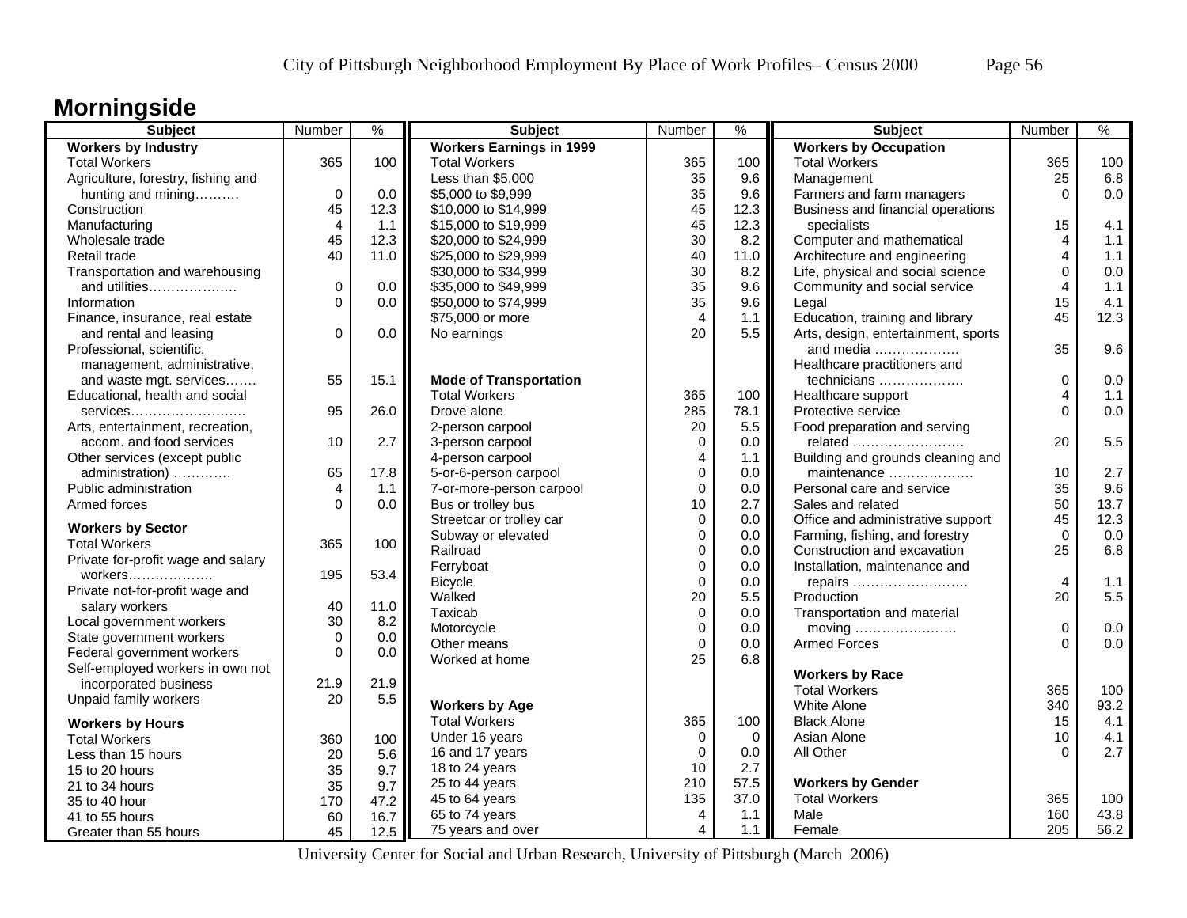# Morningside

| Subject | Number | % |
|---|---|---|
| **Workers by Industry** | | |
| Total Workers | 365 | 100 |
| Agriculture, forestry, fishing and hunting and mining………. | 0 | 0.0 |
| Construction | 45 | 12.3 |
| Manufacturing | 4 | 1.1 |
| Wholesale trade | 45 | 12.3 |
| Retail trade | 40 | 11.0 |
| Transportation and warehousing and utilities………………. | 0 | 0.0 |
| Information | 0 | 0.0 |
| Finance, insurance, real estate and rental and leasing | 0 | 0.0 |
| Professional, scientific, management, administrative, and waste mgt. services……. | 55 | 15.1 |
| Educational, health and social services……………………… | 95 | 26.0 |
| Arts, entertainment, recreation, accom. and food services | 10 | 2.7 |
| Other services (except public administration) …………. | 65 | 17.8 |
| Public administration | 4 | 1.1 |
| Armed forces | 0 | 0.0 |
| **Workers by Sector** | | |
| Total Workers | 365 | 100 |
| Private for-profit wage and salary workers………………. | 195 | 53.4 |
| Private not-for-profit wage and salary workers | 40 | 11.0 |
| Local government workers | 30 | 8.2 |
| State government workers | 0 | 0.0 |
| Federal government workers | 0 | 0.0 |
| Self-employed workers in own not incorporated business | 21.9 | 21.9 |
| Unpaid family workers | 20 | 5.5 |
| **Workers by Hours** | | |
| Total Workers | 360 | 100 |
| Less than 15 hours | 20 | 5.6 |
| 15 to 20 hours | 35 | 9.7 |
| 21 to 34 hours | 35 | 9.7 |
| 35 to 40 hour | 170 | 47.2 |
| 41 to 55 hours | 60 | 16.7 |
| Greater than 55 hours | 45 | 12.5 |

| Subject | Number | % |
|---|---|---|
| **Workers Earnings in 1999** | | |
| Total Workers | 365 | 100 |
| Less than $5,000 | 35 | 9.6 |
| $5,000 to $9,999 | 35 | 9.6 |
| $10,000 to $14,999 | 45 | 12.3 |
| $15,000 to $19,999 | 45 | 12.3 |
| $20,000 to $24,999 | 30 | 8.2 |
| $25,000 to $29,999 | 40 | 11.0 |
| $30,000 to $34,999 | 30 | 8.2 |
| $35,000 to $49,999 | 35 | 9.6 |
| $50,000 to $74,999 | 35 | 9.6 |
| $75,000 or more | 4 | 1.1 |
| No earnings | 20 | 5.5 |
| **Mode of Transportation** | | |
| Total Workers | 365 | 100 |
| Drove alone | 285 | 78.1 |
| 2-person carpool | 20 | 5.5 |
| 3-person carpool | 0 | 0.0 |
| 4-person carpool | 4 | 1.1 |
| 5-or-6-person carpool | 0 | 0.0 |
| 7-or-more-person carpool | 0 | 0.0 |
| Bus or trolley bus | 10 | 2.7 |
| Streetcar or trolley car | 0 | 0.0 |
| Subway or elevated | 0 | 0.0 |
| Railroad | 0 | 0.0 |
| Ferryboat | 0 | 0.0 |
| Bicycle | 0 | 0.0 |
| Walked | 20 | 5.5 |
| Taxicab | 0 | 0.0 |
| Motorcycle | 0 | 0.0 |
| Other means | 0 | 0.0 |
| Worked at home | 25 | 6.8 |
| **Workers by Age** | | |
| Total Workers | 365 | 100 |
| Under 16 years | 0 | 0 |
| 16 and 17 years | 0 | 0.0 |
| 18 to 24 years | 10 | 2.7 |
| 25 to 44 years | 210 | 57.5 |
| 45 to 64 years | 135 | 37.0 |
| 65 to 74 years | 4 | 1.1 |
| 75 years and over | 4 | 1.1 |

| Subject | Number | % |
|---|---|---|
| **Workers by Occupation** | | |
| Total Workers | 365 | 100 |
| Management | 25 | 6.8 |
| Farmers and farm managers | 0 | 0.0 |
| Business and financial operations specialists | 15 | 4.1 |
| Computer and mathematical | 4 | 1.1 |
| Architecture and engineering | 4 | 1.1 |
| Life, physical and social science | 0 | 0.0 |
| Community and social service | 4 | 1.1 |
| Legal | 15 | 4.1 |
| Education, training and library | 45 | 12.3 |
| Arts, design, entertainment, sports and media ………………. | 35 | 9.6 |
| Healthcare practitioners and technicians ………………. | 0 | 0.0 |
| Healthcare support | 4 | 1.1 |
| Protective service | 0 | 0.0 |
| Food preparation and serving related ……………………. | 20 | 5.5 |
| Building and grounds cleaning and maintenance ………………. | 10 | 2.7 |
| Personal care and service | 35 | 9.6 |
| Sales and related | 50 | 13.7 |
| Office and administrative support | 45 | 12.3 |
| Farming, fishing, and forestry | 0 | 0.0 |
| Construction and excavation | 25 | 6.8 |
| Installation, maintenance and repairs ……………………. | 4 | 1.1 |
| Production | 20 | 5.5 |
| Transportation and material moving ……………………. | 0 | 0.0 |
| Armed Forces | 0 | 0.0 |
| **Workers by Race** | | |
| Total Workers | 365 | 100 |
| White Alone | 340 | 93.2 |
| Black Alone | 15 | 4.1 |
| Asian Alone | 10 | 4.1 |
| All Other | 0 | 2.7 |
| **Workers by Gender** | | |
| Total Workers | 365 | 100 |
| Male | 160 | 43.8 |
| Female | 205 | 56.2 |

University Center for Social and Urban Research, University of Pittsburgh (March 2006)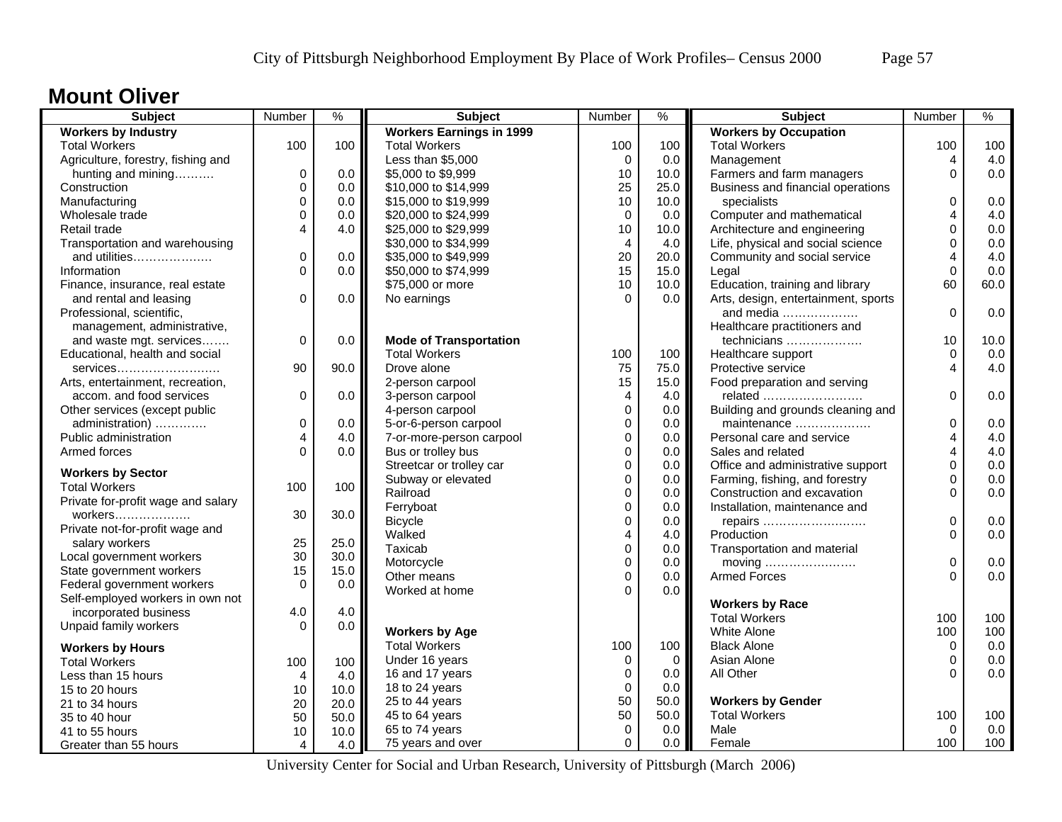# Mount Oliver

| Subject | Number | % |
|---|---|---|
| **Workers by Industry** | | |
| Total Workers | 100 | 100 |
| Agriculture, forestry, fishing and hunting and mining………. | 0 | 0.0 |
| Construction | 0 | 0.0 |
| Manufacturing | 0 | 0.0 |
| Wholesale trade | 0 | 0.0 |
| Retail trade | 4 | 4.0 |
| Transportation and warehousing and utilities………………. | 0 | 0.0 |
| Information | 0 | 0.0 |
| Finance, insurance, real estate and rental and leasing | 0 | 0.0 |
| Professional, scientific, management, administrative, and waste mgt. services……. | 0 | 0.0 |
| Educational, health and social services……………………. | 90 | 90.0 |
| Arts, entertainment, recreation, accom. and food services | 0 | 0.0 |
| Other services (except public administration) …………. | 0 | 0.0 |
| Public administration | 4 | 4.0 |
| Armed forces | 0 | 0.0 |
| **Workers by Sector** | | |
| Total Workers | 100 | 100 |
| Private for-profit wage and salary workers………………. | 30 | 30.0 |
| Private not-for-profit wage and salary workers | 25 | 25.0 |
| Local government workers | 30 | 30.0 |
| State government workers | 15 | 15.0 |
| Federal government workers | 0 | 0.0 |
| Self-employed workers in own not incorporated business | 4.0 | 4.0 |
| Unpaid family workers | 0 | 0.0 |
| **Workers by Hours** | | |
| Total Workers | 100 | 100 |
| Less than 15 hours | 4 | 4.0 |
| 15 to 20 hours | 10 | 10.0 |
| 21 to 34 hours | 20 | 20.0 |
| 35 to 40 hour | 50 | 50.0 |
| 41 to 55 hours | 10 | 10.0 |
| Greater than 55 hours | 4 | 4.0 |

| Subject | Number | % |
|---|---|---|
| **Workers Earnings in 1999** | | |
| Total Workers | 100 | 100 |
| Less than $5,000 | 0 | 0.0 |
| $5,000 to $9,999 | 10 | 10.0 |
| $10,000 to $14,999 | 25 | 25.0 |
| $15,000 to $19,999 | 10 | 10.0 |
| $20,000 to $24,999 | 0 | 0.0 |
| $25,000 to $29,999 | 10 | 10.0 |
| $30,000 to $34,999 | 4 | 4.0 |
| $35,000 to $49,999 | 20 | 20.0 |
| $50,000 to $74,999 | 15 | 15.0 |
| $75,000 or more | 10 | 10.0 |
| No earnings | 0 | 0.0 |
| **Mode of Transportation** | | |
| Total Workers | 100 | 100 |
| Drove alone | 75 | 75.0 |
| 2-person carpool | 15 | 15.0 |
| 3-person carpool | 4 | 4.0 |
| 4-person carpool | 0 | 0.0 |
| 5-or-6-person carpool | 0 | 0.0 |
| 7-or-more-person carpool | 0 | 0.0 |
| Bus or trolley bus | 0 | 0.0 |
| Streetcar or trolley car | 0 | 0.0 |
| Subway or elevated | 0 | 0.0 |
| Railroad | 0 | 0.0 |
| Ferryboat | 0 | 0.0 |
| Bicycle | 0 | 0.0 |
| Walked | 4 | 4.0 |
| Taxicab | 0 | 0.0 |
| Motorcycle | 0 | 0.0 |
| Other means | 0 | 0.0 |
| Worked at home | 0 | 0.0 |
| **Workers by Age** | | |
| Total Workers | 100 | 100 |
| Under 16 years | 0 | 0 |
| 16 and 17 years | 0 | 0.0 |
| 18 to 24 years | 0 | 0.0 |
| 25 to 44 years | 50 | 50.0 |
| 45 to 64 years | 50 | 50.0 |
| 65 to 74 years | 0 | 0.0 |
| 75 years and over | 0 | 0.0 |

| Subject | Number | % |
|---|---|---|
| **Workers by Occupation** | | |
| Total Workers | 100 | 100 |
| Management | 4 | 4.0 |
| Farmers and farm managers | 0 | 0.0 |
| Business and financial operations specialists | 0 | 0.0 |
| Computer and mathematical | 4 | 4.0 |
| Architecture and engineering | 0 | 0.0 |
| Life, physical and social science | 0 | 0.0 |
| Community and social service | 4 | 4.0 |
| Legal | 0 | 0.0 |
| Education, training and library | 60 | 60.0 |
| Arts, design, entertainment, sports and media ………………. | 0 | 0.0 |
| Healthcare practitioners and technicians ………………. | 10 | 10.0 |
| Healthcare support | 0 | 0.0 |
| Protective service | 4 | 4.0 |
| Food preparation and serving related ……………………. | 0 | 0.0 |
| Building and grounds cleaning and maintenance ………………. | 0 | 0.0 |
| Personal care and service | 4 | 4.0 |
| Sales and related | 4 | 4.0 |
| Office and administrative support | 0 | 0.0 |
| Farming, fishing, and forestry | 0 | 0.0 |
| Construction and excavation | 0 | 0.0 |
| Installation, maintenance and repairs ……………………. | 0 | 0.0 |
| Production | 0 | 0.0 |
| Transportation and material moving ……………………. | 0 | 0.0 |
| Armed Forces | 0 | 0.0 |
| **Workers by Race** | | |
| Total Workers | 100 | 100 |
| White Alone | 100 | 100 |
| Black Alone | 0 | 0.0 |
| Asian Alone | 0 | 0.0 |
| All Other | 0 | 0.0 |
| **Workers by Gender** | | |
| Total Workers | 100 | 100 |
| Male | 0 | 0.0 |
| Female | 100 | 100 |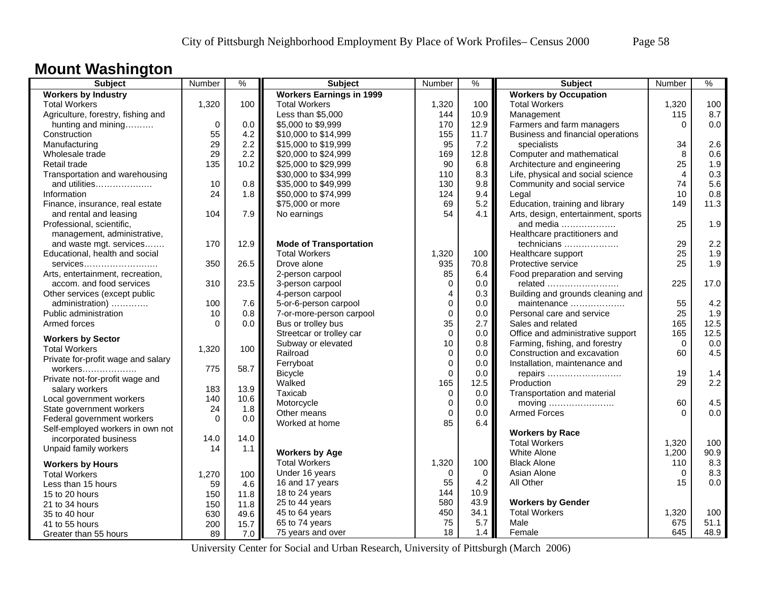# Mount Washington

| Subject | Number | % |
|---|---|---|
| **Workers by Industry** | | |
| Total Workers | 1,320 | 100 |
| Agriculture, forestry, fishing and hunting and mining………. | 0 | 0.0 |
| Construction | 55 | 4.2 |
| Manufacturing | 29 | 2.2 |
| Wholesale trade | 29 | 2.2 |
| Retail trade | 135 | 10.2 |
| Transportation and warehousing and utilities………………. | 10 | 0.8 |
| Information | 24 | 1.8 |
| Finance, insurance, real estate and rental and leasing | 104 | 7.9 |
| Professional, scientific, management, administrative, and waste mgt. services……. | 170 | 12.9 |
| Educational, health and social services……………………. | 350 | 26.5 |
| Arts, entertainment, recreation, accom. and food services | 310 | 23.5 |
| Other services (except public administration) …………. | 100 | 7.6 |
| Public administration | 10 | 0.8 |
| Armed forces | 0 | 0.0 |
| **Workers by Sector** | | |
| Total Workers | 1,320 | 100 |
| Private for-profit wage and salary workers………………. | 775 | 58.7 |
| Private not-for-profit wage and salary workers | 183 | 13.9 |
| Local government workers | 140 | 10.6 |
| State government workers | 24 | 1.8 |
| Federal government workers | 0 | 0.0 |
| Self-employed workers in own not incorporated business | 14.0 | 14.0 |
| Unpaid family workers | 14 | 1.1 |
| **Workers by Hours** | | |
| Total Workers | 1,270 | 100 |
| Less than 15 hours | 59 | 4.6 |
| 15 to 20 hours | 150 | 11.8 |
| 21 to 34 hours | 150 | 11.8 |
| 35 to 40 hour | 630 | 49.6 |
| 41 to 55 hours | 200 | 15.7 |
| Greater than 55 hours | 89 | 7.0 |

| Subject | Number | % |
|---|---|---|
| **Workers Earnings in 1999** | | |
| Total Workers | 1,320 | 100 |
| Less than $5,000 | 144 | 10.9 |
| $5,000 to $9,999 | 170 | 12.9 |
| $10,000 to $14,999 | 155 | 11.7 |
| $15,000 to $19,999 | 95 | 7.2 |
| $20,000 to $24,999 | 169 | 12.8 |
| $25,000 to $29,999 | 90 | 6.8 |
| $30,000 to $34,999 | 110 | 8.3 |
| $35,000 to $49,999 | 130 | 9.8 |
| $50,000 to $74,999 | 124 | 9.4 |
| $75,000 or more | 69 | 5.2 |
| No earnings | 54 | 4.1 |
| **Mode of Transportation** | | |
| Total Workers | 1,320 | 100 |
| Drove alone | 935 | 70.8 |
| 2-person carpool | 85 | 6.4 |
| 3-person carpool | 0 | 0.0 |
| 4-person carpool | 4 | 0.3 |
| 5-or-6-person carpool | 0 | 0.0 |
| 7-or-more-person carpool | 0 | 0.0 |
| Bus or trolley bus | 35 | 2.7 |
| Streetcar or trolley car | 0 | 0.0 |
| Subway or elevated | 10 | 0.8 |
| Railroad | 0 | 0.0 |
| Ferryboat | 0 | 0.0 |
| Bicycle | 0 | 0.0 |
| Walked | 165 | 12.5 |
| Taxicab | 0 | 0.0 |
| Motorcycle | 0 | 0.0 |
| Other means | 0 | 0.0 |
| Worked at home | 85 | 6.4 |
| **Workers by Age** | | |
| Total Workers | 1,320 | 100 |
| Under 16 years | 0 | 0 |
| 16 and 17 years | 55 | 4.2 |
| 18 to 24 years | 144 | 10.9 |
| 25 to 44 years | 580 | 43.9 |
| 45 to 64 years | 450 | 34.1 |
| 65 to 74 years | 75 | 5.7 |
| 75 years and over | 18 | 1.4 |

| Subject | Number | % |
|---|---|---|
| **Workers by Occupation** | | |
| Total Workers | 1,320 | 100 |
| Management | 115 | 8.7 |
| Farmers and farm managers | 0 | 0.0 |
| Business and financial operations specialists | 34 | 2.6 |
| Computer and mathematical | 8 | 0.6 |
| Architecture and engineering | 25 | 1.9 |
| Life, physical and social science | 4 | 0.3 |
| Community and social service | 74 | 5.6 |
| Legal | 10 | 0.8 |
| Education, training and library | 149 | 11.3 |
| Arts, design, entertainment, sports and media ………………. | 25 | 1.9 |
| Healthcare practitioners and technicians ………………. | 29 | 2.2 |
| Healthcare support | 25 | 1.9 |
| Protective service | 25 | 1.9 |
| Food preparation and serving related ……………………. | 225 | 17.0 |
| Building and grounds cleaning and maintenance ………………. | 55 | 4.2 |
| Personal care and service | 25 | 1.9 |
| Sales and related | 165 | 12.5 |
| Office and administrative support | 165 | 12.5 |
| Farming, fishing, and forestry | 0 | 0.0 |
| Construction and excavation | 60 | 4.5 |
| Installation, maintenance and repairs ……………………. | 19 | 1.4 |
| Production | 29 | 2.2 |
| Transportation and material moving ……………………. | 60 | 4.5 |
| Armed Forces | 0 | 0.0 |
| **Workers by Race** | | |
| Total Workers | 1,320 | 100 |
| White Alone | 1,200 | 90.9 |
| Black Alone | 110 | 8.3 |
| Asian Alone | 0 | 8.3 |
| All Other | 15 | 0.0 |
| **Workers by Gender** | | |
| Total Workers | 1,320 | 100 |
| Male | 675 | 51.1 |
| Female | 645 | 48.9 |

University Center for Social and Urban Research, University of Pittsburgh (March 2006)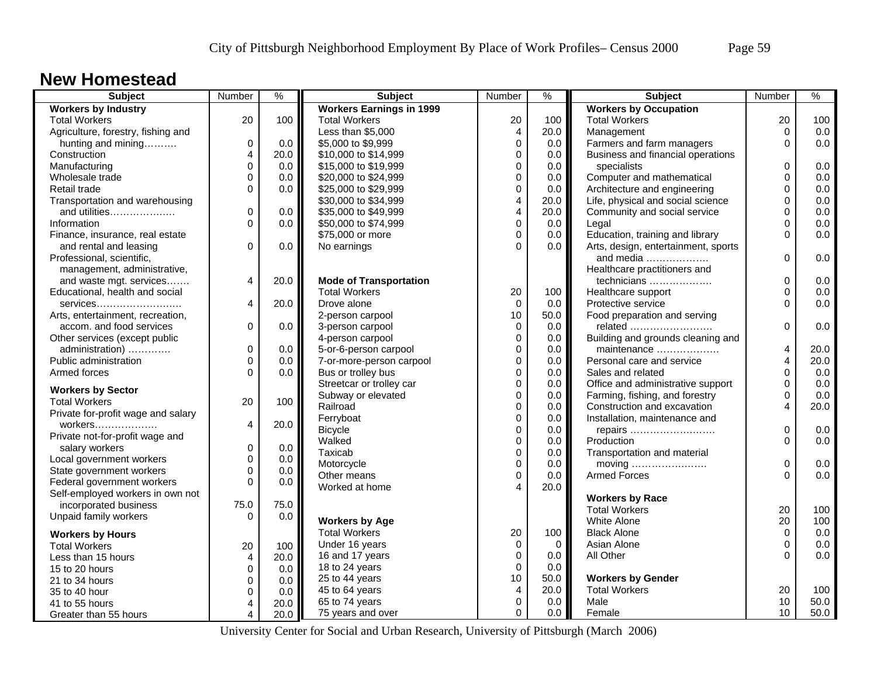# New Homestead

| Subject | Number | % |
|---|---|---|
| **Workers by Industry** | | |
| Total Workers | 20 | 100 |
| Agriculture, forestry, fishing and hunting and mining………. | 0 | 0.0 |
| Construction | 4 | 20.0 |
| Manufacturing | 0 | 0.0 |
| Wholesale trade | 0 | 0.0 |
| Retail trade | 0 | 0.0 |
| Transportation and warehousing and utilities………………. | 0 | 0.0 |
| Information | 0 | 0.0 |
| Finance, insurance, real estate and rental and leasing | 0 | 0.0 |
| Professional, scientific, management, administrative, and waste mgt. services……. | 4 | 20.0 |
| Educational, health and social services……………………. | 4 | 20.0 |
| Arts, entertainment, recreation, accom. and food services | 0 | 0.0 |
| Other services (except public administration) …………. | 0 | 0.0 |
| Public administration | 0 | 0.0 |
| Armed forces | 0 | 0.0 |
| **Workers by Sector** | | |
| Total Workers | 20 | 100 |
| Private for-profit wage and salary workers………………. | 4 | 20.0 |
| Private not-for-profit wage and salary workers | 0 | 0.0 |
| Local government workers | 0 | 0.0 |
| State government workers | 0 | 0.0 |
| Federal government workers | 0 | 0.0 |
| Self-employed workers in own not incorporated business | 75.0 | 75.0 |
| Unpaid family workers | 0 | 0.0 |
| **Workers by Hours** | | |
| Total Workers | 20 | 100 |
| Less than 15 hours | 4 | 20.0 |
| 15 to 20 hours | 0 | 0.0 |
| 21 to 34 hours | 0 | 0.0 |
| 35 to 40 hour | 0 | 0.0 |
| 41 to 55 hours | 4 | 20.0 |
| Greater than 55 hours | 4 | 20.0 |

| Subject | Number | % |
|---|---|---|
| **Workers Earnings in 1999** | | |
| Total Workers | 20 | 100 |
| Less than $5,000 | 4 | 20.0 |
| $5,000 to $9,999 | 0 | 0.0 |
| $10,000 to $14,999 | 0 | 0.0 |
| $15,000 to $19,999 | 0 | 0.0 |
| $20,000 to $24,999 | 0 | 0.0 |
| $25,000 to $29,999 | 0 | 0.0 |
| $30,000 to $34,999 | 4 | 20.0 |
| $35,000 to $49,999 | 4 | 20.0 |
| $50,000 to $74,999 | 0 | 0.0 |
| $75,000 or more | 0 | 0.0 |
| No earnings | 0 | 0.0 |
| **Mode of Transportation** | | |
| Total Workers | 20 | 100 |
| Drove alone | 0 | 0.0 |
| 2-person carpool | 10 | 50.0 |
| 3-person carpool | 0 | 0.0 |
| 4-person carpool | 0 | 0.0 |
| 5-or-6-person carpool | 0 | 0.0 |
| 7-or-more-person carpool | 0 | 0.0 |
| Bus or trolley bus | 0 | 0.0 |
| Streetcar or trolley car | 0 | 0.0 |
| Subway or elevated | 0 | 0.0 |
| Railroad | 0 | 0.0 |
| Ferryboat | 0 | 0.0 |
| Bicycle | 0 | 0.0 |
| Walked | 0 | 0.0 |
| Taxicab | 0 | 0.0 |
| Motorcycle | 0 | 0.0 |
| Other means | 0 | 0.0 |
| Worked at home | 4 | 20.0 |
| **Workers by Age** | | |
| Total Workers | 20 | 100 |
| Under 16 years | 0 | 0 |
| 16 and 17 years | 0 | 0.0 |
| 18 to 24 years | 0 | 0.0 |
| 25 to 44 years | 10 | 50.0 |
| 45 to 64 years | 4 | 20.0 |
| 65 to 74 years | 0 | 0.0 |
| 75 years and over | 0 | 0.0 |

| Subject | Number | % |
|---|---|---|
| **Workers by Occupation** | | |
| Total Workers | 20 | 100 |
| Management | 0 | 0.0 |
| Farmers and farm managers | 0 | 0.0 |
| Business and financial operations specialists | 0 | 0.0 |
| Computer and mathematical | 0 | 0.0 |
| Architecture and engineering | 0 | 0.0 |
| Life, physical and social science | 0 | 0.0 |
| Community and social service | 0 | 0.0 |
| Legal | 0 | 0.0 |
| Education, training and library | 0 | 0.0 |
| Arts, design, entertainment, sports and media ………………. | 0 | 0.0 |
| Healthcare practitioners and technicians ………………. | 0 | 0.0 |
| Healthcare support | 0 | 0.0 |
| Protective service | 0 | 0.0 |
| Food preparation and serving related ……………………. | 0 | 0.0 |
| Building and grounds cleaning and maintenance ………………. | 4 | 20.0 |
| Personal care and service | 4 | 20.0 |
| Sales and related | 0 | 0.0 |
| Office and administrative support | 0 | 0.0 |
| Farming, fishing, and forestry | 0 | 0.0 |
| Construction and excavation | 4 | 20.0 |
| Installation, maintenance and repairs ……………………. | 0 | 0.0 |
| Production | 0 | 0.0 |
| Transportation and material moving ……………………. | 0 | 0.0 |
| Armed Forces | 0 | 0.0 |
| **Workers by Race** | | |
| Total Workers | 20 | 100 |
| White Alone | 20 | 100 |
| Black Alone | 0 | 0.0 |
| Asian Alone | 0 | 0.0 |
| All Other | 0 | 0.0 |
| **Workers by Gender** | | |
| Total Workers | 20 | 100 |
| Male | 10 | 50.0 |
| Female | 10 | 50.0 |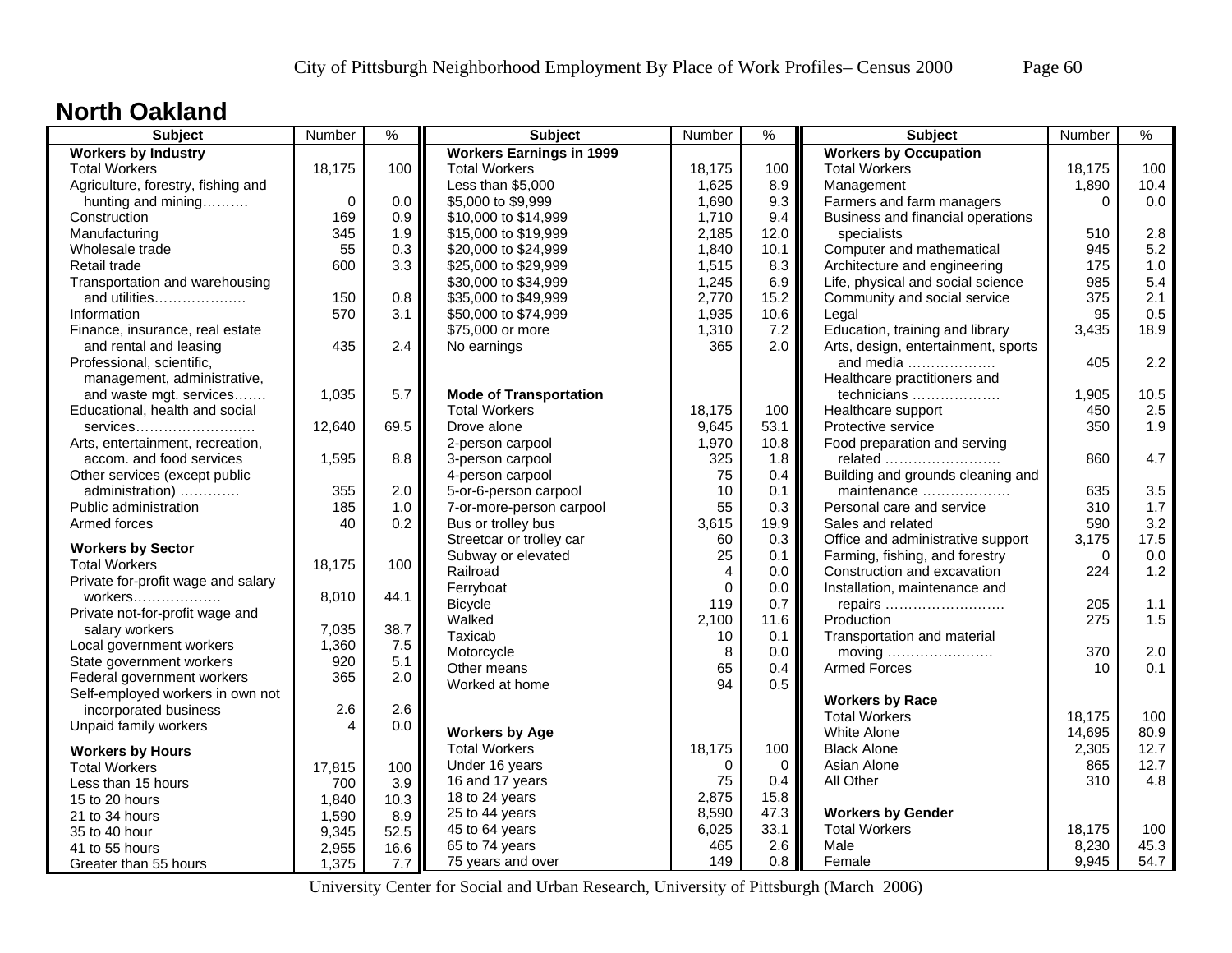# North Oakland

| Subject | Number | % |
|---|---|---|
| **Workers by Industry** | | |
| Total Workers | 18,175 | 100 |
| Agriculture, forestry, fishing and hunting and mining………. | 0 | 0.0 |
| Construction | 169 | 0.9 |
| Manufacturing | 345 | 1.9 |
| Wholesale trade | 55 | 0.3 |
| Retail trade | 600 | 3.3 |
| Transportation and warehousing and utilities………………. | 150 | 0.8 |
| Information | 570 | 3.1 |
| Finance, insurance, real estate and rental and leasing | 435 | 2.4 |
| Professional, scientific, management, administrative, and waste mgt. services……. | 1,035 | 5.7 |
| Educational, health and social services……………………. | 12,640 | 69.5 |
| Arts, entertainment, recreation, accom. and food services | 1,595 | 8.8 |
| Other services (except public administration) …………. | 355 | 2.0 |
| Public administration | 185 | 1.0 |
| Armed forces | 40 | 0.2 |
| **Workers by Sector** | | |
| Total Workers | 18,175 | 100 |
| Private for-profit wage and salary workers………………. | 8,010 | 44.1 |
| Private not-for-profit wage and salary workers | 7,035 | 38.7 |
| Local government workers | 1,360 | 7.5 |
| State government workers | 920 | 5.1 |
| Federal government workers | 365 | 2.0 |
| Self-employed workers in own not incorporated business | 2.6 | 2.6 |
| Unpaid family workers | 4 | 0.0 |
| **Workers by Hours** | | |
| Total Workers | 17,815 | 100 |
| Less than 15 hours | 700 | 3.9 |
| 15 to 20 hours | 1,840 | 10.3 |
| 21 to 34 hours | 1,590 | 8.9 |
| 35 to 40 hour | 9,345 | 52.5 |
| 41 to 55 hours | 2,955 | 16.6 |
| Greater than 55 hours | 1,375 | 7.7 |

| Subject | Number | % |
|---|---|---|
| **Workers Earnings in 1999** | | |
| Total Workers | 18,175 | 100 |
| Less than $5,000 | 1,625 | 8.9 |
| $5,000 to $9,999 | 1,690 | 9.3 |
| $10,000 to $14,999 | 1,710 | 9.4 |
| $15,000 to $19,999 | 2,185 | 12.0 |
| $20,000 to $24,999 | 1,840 | 10.1 |
| $25,000 to $29,999 | 1,515 | 8.3 |
| $30,000 to $34,999 | 1,245 | 6.9 |
| $35,000 to $49,999 | 2,770 | 15.2 |
| $50,000 to $74,999 | 1,935 | 10.6 |
| $75,000 or more | 1,310 | 7.2 |
| No earnings | 365 | 2.0 |
| **Mode of Transportation** | | |
| Total Workers | 18,175 | 100 |
| Drove alone | 9,645 | 53.1 |
| 2-person carpool | 1,970 | 10.8 |
| 3-person carpool | 325 | 1.8 |
| 4-person carpool | 75 | 0.4 |
| 5-or-6-person carpool | 10 | 0.1 |
| 7-or-more-person carpool | 55 | 0.3 |
| Bus or trolley bus | 3,615 | 19.9 |
| Streetcar or trolley car | 60 | 0.3 |
| Subway or elevated | 25 | 0.1 |
| Railroad | 4 | 0.0 |
| Ferryboat | 0 | 0.0 |
| Bicycle | 119 | 0.7 |
| Walked | 2,100 | 11.6 |
| Taxicab | 10 | 0.1 |
| Motorcycle | 8 | 0.0 |
| Other means | 65 | 0.4 |
| Worked at home | 94 | 0.5 |
| **Workers by Age** | | |
| Total Workers | 18,175 | 100 |
| Under 16 years | 0 | 0 |
| 16 and 17 years | 75 | 0.4 |
| 18 to 24 years | 2,875 | 15.8 |
| 25 to 44 years | 8,590 | 47.3 |
| 45 to 64 years | 6,025 | 33.1 |
| 65 to 74 years | 465 | 2.6 |
| 75 years and over | 149 | 0.8 |

| Subject | Number | % |
|---|---|---|
| **Workers by Occupation** | | |
| Total Workers | 18,175 | 100 |
| Management | 1,890 | 10.4 |
| Farmers and farm managers | 0 | 0.0 |
| Business and financial operations specialists | 510 | 2.8 |
| Computer and mathematical | 945 | 5.2 |
| Architecture and engineering | 175 | 1.0 |
| Life, physical and social science | 985 | 5.4 |
| Community and social service | 375 | 2.1 |
| Legal | 95 | 0.5 |
| Education, training and library | 3,435 | 18.9 |
| Arts, design, entertainment, sports and media ………………. | 405 | 2.2 |
| Healthcare practitioners and technicians ………………. | 1,905 | 10.5 |
| Healthcare support | 450 | 2.5 |
| Protective service | 350 | 1.9 |
| Food preparation and serving related ……………………. | 860 | 4.7 |
| Building and grounds cleaning and maintenance ………………. | 635 | 3.5 |
| Personal care and service | 310 | 1.7 |
| Sales and related | 590 | 3.2 |
| Office and administrative support | 3,175 | 17.5 |
| Farming, fishing, and forestry | 0 | 0.0 |
| Construction and excavation | 224 | 1.2 |
| Installation, maintenance and repairs ……………………. | 205 | 1.1 |
| Production | 275 | 1.5 |
| Transportation and material moving ……………………. | 370 | 2.0 |
| Armed Forces | 10 | 0.1 |
| **Workers by Race** | | |
| Total Workers | 18,175 | 100 |
| White Alone | 14,695 | 80.9 |
| Black Alone | 2,305 | 12.7 |
| Asian Alone | 865 | 12.7 |
| All Other | 310 | 4.8 |
| **Workers by Gender** | | |
| Total Workers | 18,175 | 100 |
| Male | 8,230 | 45.3 |
| Female | 9,945 | 54.7 |

University Center for Social and Urban Research, University of Pittsburgh (March 2006)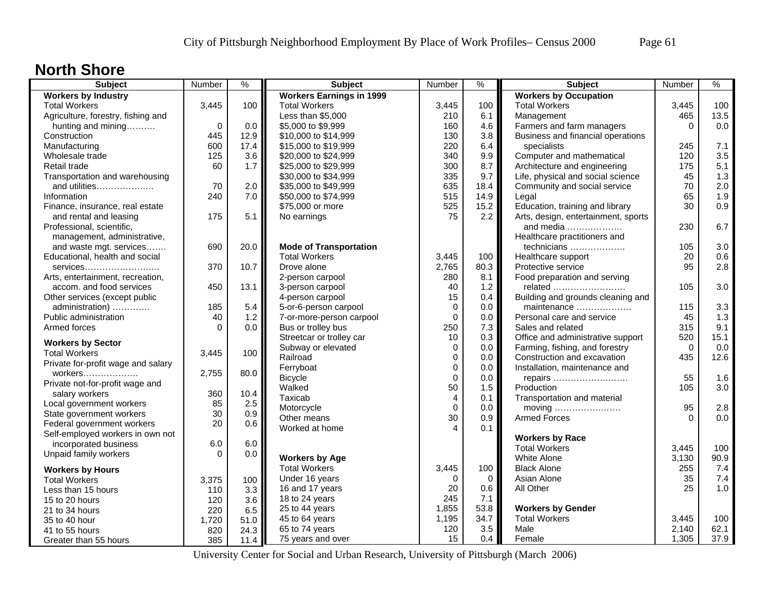# North Shore

| Subject | Number | % | Subject | Number | % | Subject | Number | % |
|---|---|---|---|---|---|---|---|---|
| **Workers by Industry** | | | **Workers Earnings in 1999** | | | **Workers by Occupation** | | |
| Total Workers | 3,445 | 100 | Total Workers | 3,445 | 100 | Total Workers | 3,445 | 100 |
| Agriculture, forestry, fishing and hunting and mining………. | 0 | 0.0 | Less than $5,000 | 210 | 6.1 | Management | 465 | 13.5 |
| Construction | 445 | 12.9 | $5,000 to $9,999 | 160 | 4.6 | Farmers and farm managers | 0 | 0.0 |
| Manufacturing | 600 | 17.4 | $10,000 to $14,999 | 130 | 3.8 | Business and financial operations specialists | 245 | 7.1 |
| Wholesale trade | 125 | 3.6 | $15,000 to $19,999 | 220 | 6.4 | Computer and mathematical | 120 | 3.5 |
| Retail trade | 60 | 1.7 | $20,000 to $24,999 | 340 | 9.9 | Architecture and engineering | 175 | 5.1 |
| Transportation and warehousing and utilities………………. | 70 | 2.0 | $25,000 to $29,999 | 300 | 8.7 | Life, physical and social science | 45 | 1.3 |
| Information | 240 | 7.0 | $30,000 to $34,999 | 335 | 9.7 | Community and social service | 70 | 2.0 |
| Finance, insurance, real estate and rental and leasing | 175 | 5.1 | $35,000 to $49,999 | 635 | 18.4 | Legal | 65 | 1.9 |
| Professional, scientific, management, administrative, and waste mgt. services……. | 690 | 20.0 | $50,000 to $74,999 | 515 | 14.9 | Education, training and library | 30 | 0.9 |
| Educational, health and social services……………………. | 370 | 10.7 | $75,000 or more | 525 | 15.2 | Arts, design, entertainment, sports and media ………………. | 230 | 6.7 |
| Arts, entertainment, recreation, accom. and food services | 450 | 13.1 | No earnings | 75 | 2.2 | Healthcare practitioners and technicians ………………. | 105 | 3.0 |
| Other services (except public administration) …………. | 185 | 5.4 | | | | Healthcare support | 20 | 0.6 |
| Public administration | 40 | 1.2 | **Mode of Transportation** | | | Protective service | 95 | 2.8 |
| Armed forces | 0 | 0.0 | Total Workers | 3,445 | 100 | Food preparation and serving related ……………………. | 105 | 3.0 |
| | | | Drove alone | 2,765 | 80.3 | Building and grounds cleaning and maintenance ………………. | 115 | 3.3 |
| **Workers by Sector** | | | 2-person carpool | 280 | 8.1 | Personal care and service | 45 | 1.3 |
| Total Workers | 3,445 | 100 | 3-person carpool | 40 | 1.2 | Sales and related | 315 | 9.1 |
| Private for-profit wage and salary workers………………. | 2,755 | 80.0 | 4-person carpool | 15 | 0.4 | Office and administrative support | 520 | 15.1 |
| Private not-for-profit wage and salary workers | 360 | 10.4 | 5-or-6-person carpool | 0 | 0.0 | Farming, fishing, and forestry | 0 | 0.0 |
| Local government workers | 85 | 2.5 | 7-or-more-person carpool | 0 | 0.0 | Construction and excavation | 435 | 12.6 |
| State government workers | 30 | 0.9 | Bus or trolley bus | 250 | 7.3 | Installation, maintenance and repairs ……………………. | 55 | 1.6 |
| Federal government workers | 20 | 0.6 | Streetcar or trolley car | 10 | 0.3 | Production | 105 | 3.0 |
| Self-employed workers in own not incorporated business | 6.0 | 6.0 | Subway or elevated | 0 | 0.0 | Transportation and material moving ………………….. | 95 | 2.8 |
| Unpaid family workers | 0 | 0.0 | Railroad | 0 | 0.0 | Armed Forces | 0 | 0.0 |
| | | | Ferryboat | 0 | 0.0 | | | |
| **Workers by Hours** | | | Bicycle | 0 | 0.0 | **Workers by Race** | | |
| Total Workers | 3,375 | 100 | Walked | 50 | 1.5 | Total Workers | 3,445 | 100 |
| Less than 15 hours | 110 | 3.3 | Taxicab | 4 | 0.1 | White Alone | 3,130 | 90.9 |
| 15 to 20 hours | 120 | 3.6 | Motorcycle | 0 | 0.0 | Black Alone | 255 | 7.4 |
| 21 to 34 hours | 220 | 6.5 | Other means | 30 | 0.9 | Asian Alone | 35 | 7.4 |
| 35 to 40 hour | 1,720 | 51.0 | Worked at home | 4 | 0.1 | All Other | 25 | 1.0 |
| 41 to 55 hours | 820 | 24.3 | | | | | | |
| Greater than 55 hours | 385 | 11.4 | **Workers by Age** | | | **Workers by Gender** | | |
| | | | Total Workers | 3,445 | 100 | Total Workers | 3,445 | 100 |
| | | | Under 16 years | 0 | 0 | Male | 2,140 | 62.1 |
| | | | 16 and 17 years | 20 | 0.6 | Female | 1,305 | 37.9 |
| | | | 18 to 24 years | 245 | 7.1 | | | |
| | | | 25 to 44 years | 1,855 | 53.8 | | | |
| | | | 45 to 64 years | 1,195 | 34.7 | | | |
| | | | 65 to 74 years | 120 | 3.5 | | | |
| | | | 75 years and over | 15 | 0.4 | | | |

University Center for Social and Urban Research, University of Pittsburgh (March 2006)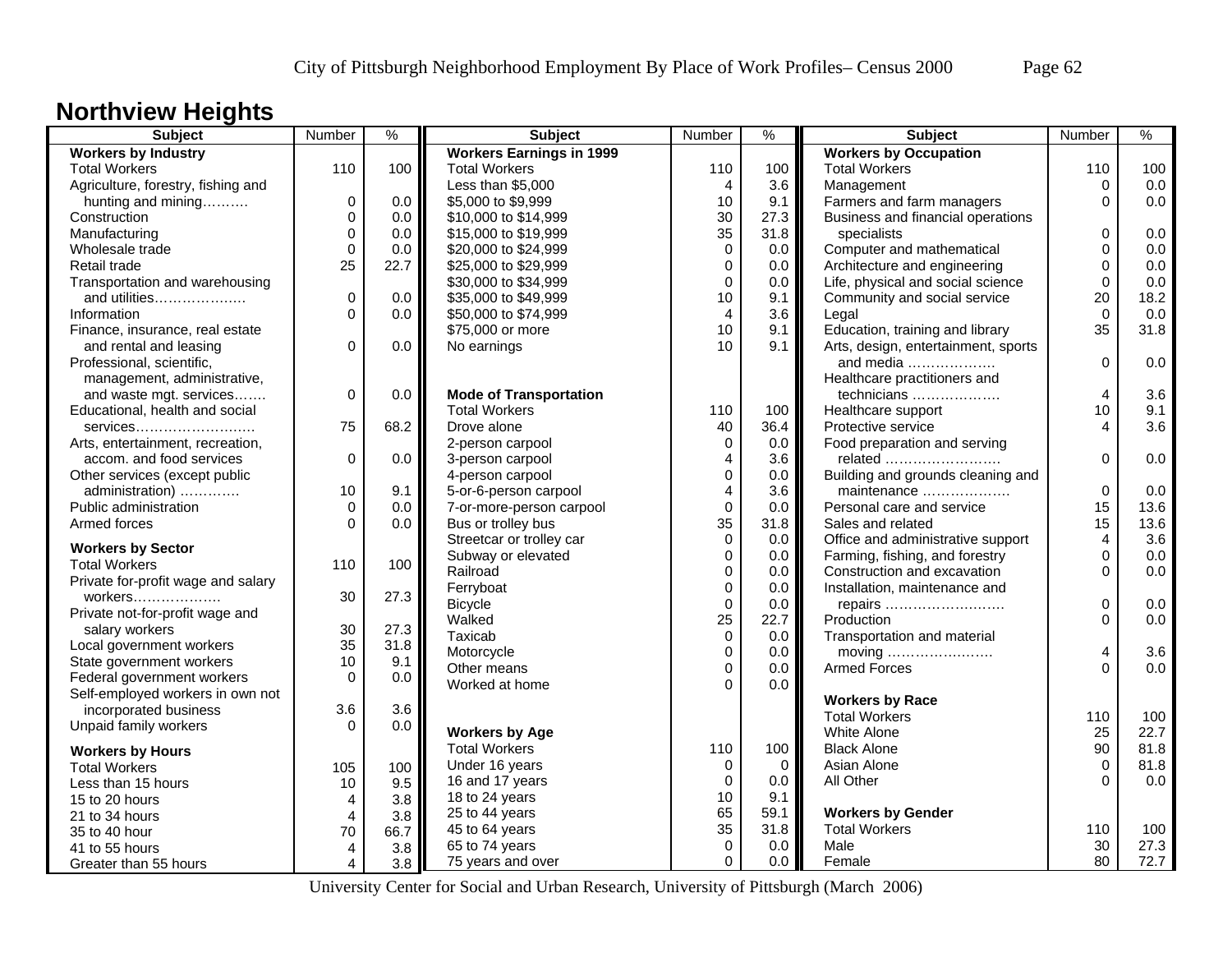# Northview Heights

| Subject | Number | % |
|---|---|---|
| **Workers by Industry** | | |
| Total Workers | 110 | 100 |
| Agriculture, forestry, fishing and hunting and mining………. | 0 | 0.0 |
| Construction | 0 | 0.0 |
| Manufacturing | 0 | 0.0 |
| Wholesale trade | 0 | 0.0 |
| Retail trade | 25 | 22.7 |
| Transportation and warehousing and utilities………………. | 0 | 0.0 |
| Information | 0 | 0.0 |
| Finance, insurance, real estate and rental and leasing | 0 | 0.0 |
| Professional, scientific, management, administrative, and waste mgt. services……. | 0 | 0.0 |
| Educational, health and social services……………………. | 75 | 68.2 |
| Arts, entertainment, recreation, accom. and food services | 0 | 0.0 |
| Other services (except public administration) …………. | 10 | 9.1 |
| Public administration | 0 | 0.0 |
| Armed forces | 0 | 0.0 |
| **Workers by Sector** | | |
| Total Workers | 110 | 100 |
| Private for-profit wage and salary workers………………. | 30 | 27.3 |
| Private not-for-profit wage and salary workers | 30 | 27.3 |
| Local government workers | 35 | 31.8 |
| State government workers | 10 | 9.1 |
| Federal government workers | 0 | 0.0 |
| Self-employed workers in own not incorporated business | 3.6 | 3.6 |
| Unpaid family workers | 0 | 0.0 |
| **Workers by Hours** | | |
| Total Workers | 105 | 100 |
| Less than 15 hours | 10 | 9.5 |
| 15 to 20 hours | 4 | 3.8 |
| 21 to 34 hours | 4 | 3.8 |
| 35 to 40 hour | 70 | 66.7 |
| 41 to 55 hours | 4 | 3.8 |
| Greater than 55 hours | 4 | 3.8 |

| Subject | Number | % |
|---|---|---|
| **Workers Earnings in 1999** | | |
| Total Workers | 110 | 100 |
| Less than $5,000 | 4 | 3.6 |
| $5,000 to $9,999 | 10 | 9.1 |
| $10,000 to $14,999 | 30 | 27.3 |
| $15,000 to $19,999 | 35 | 31.8 |
| $20,000 to $24,999 | 0 | 0.0 |
| $25,000 to $29,999 | 0 | 0.0 |
| $30,000 to $34,999 | 0 | 0.0 |
| $35,000 to $49,999 | 10 | 9.1 |
| $50,000 to $74,999 | 4 | 3.6 |
| $75,000 or more | 10 | 9.1 |
| No earnings | 10 | 9.1 |
| **Mode of Transportation** | | |
| Total Workers | 110 | 100 |
| Drove alone | 40 | 36.4 |
| 2-person carpool | 0 | 0.0 |
| 3-person carpool | 4 | 3.6 |
| 4-person carpool | 0 | 0.0 |
| 5-or-6-person carpool | 4 | 3.6 |
| 7-or-more-person carpool | 0 | 0.0 |
| Bus or trolley bus | 35 | 31.8 |
| Streetcar or trolley car | 0 | 0.0 |
| Subway or elevated | 0 | 0.0 |
| Railroad | 0 | 0.0 |
| Ferryboat | 0 | 0.0 |
| Bicycle | 0 | 0.0 |
| Walked | 25 | 22.7 |
| Taxicab | 0 | 0.0 |
| Motorcycle | 0 | 0.0 |
| Other means | 0 | 0.0 |
| Worked at home | 0 | 0.0 |
| **Workers by Age** | | |
| Total Workers | 110 | 100 |
| Under 16 years | 0 | 0 |
| 16 and 17 years | 0 | 0.0 |
| 18 to 24 years | 10 | 9.1 |
| 25 to 44 years | 65 | 59.1 |
| 45 to 64 years | 35 | 31.8 |
| 65 to 74 years | 0 | 0.0 |
| 75 years and over | 0 | 0.0 |

| Subject | Number | % |
|---|---|---|
| **Workers by Occupation** | | |
| Total Workers | 110 | 100 |
| Management | 0 | 0.0 |
| Farmers and farm managers | 0 | 0.0 |
| Business and financial operations specialists | 0 | 0.0 |
| Computer and mathematical | 0 | 0.0 |
| Architecture and engineering | 0 | 0.0 |
| Life, physical and social science | 0 | 0.0 |
| Community and social service | 20 | 18.2 |
| Legal | 0 | 0.0 |
| Education, training and library | 35 | 31.8 |
| Arts, design, entertainment, sports and media ………………. | 0 | 0.0 |
| Healthcare practitioners and technicians ………………. | 4 | 3.6 |
| Healthcare support | 10 | 9.1 |
| Protective service | 4 | 3.6 |
| Food preparation and serving related ……………………. | 0 | 0.0 |
| Building and grounds cleaning and maintenance ………………. | 0 | 0.0 |
| Personal care and service | 15 | 13.6 |
| Sales and related | 15 | 13.6 |
| Office and administrative support | 4 | 3.6 |
| Farming, fishing, and forestry | 0 | 0.0 |
| Construction and excavation | 0 | 0.0 |
| Installation, maintenance and repairs ……………………. | 0 | 0.0 |
| Production | 0 | 0.0 |
| Transportation and material moving ………………….. | 4 | 3.6 |
| Armed Forces | 0 | 0.0 |
| **Workers by Race** | | |
| Total Workers | 110 | 100 |
| White Alone | 25 | 22.7 |
| Black Alone | 90 | 81.8 |
| Asian Alone | 0 | 81.8 |
| All Other | 0 | 0.0 |
| **Workers by Gender** | | |
| Total Workers | 110 | 100 |
| Male | 30 | 27.3 |
| Female | 80 | 72.7 |

University Center for Social and Urban Research, University of Pittsburgh (March 2006)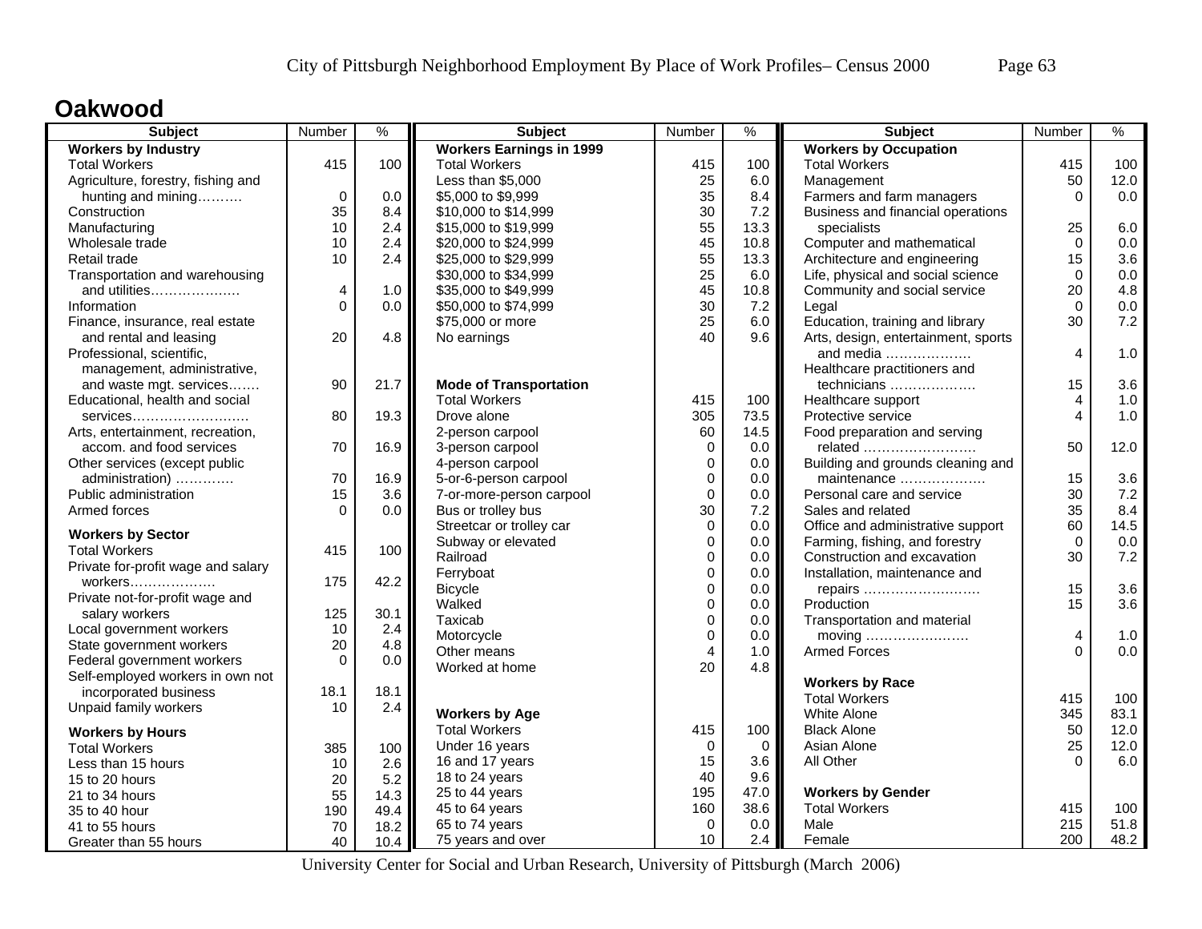## Oakwood

| Subject | Number | % |
|---|---|---|
| **Workers by Industry** | | |
| Total Workers | 415 | 100 |
| Agriculture, forestry, fishing and hunting and mining………. | 0 | 0.0 |
| Construction | 35 | 8.4 |
| Manufacturing | 10 | 2.4 |
| Wholesale trade | 10 | 2.4 |
| Retail trade | 10 | 2.4 |
| Transportation and warehousing and utilities………………. | 4 | 1.0 |
| Information | 0 | 0.0 |
| Finance, insurance, real estate and rental and leasing | 20 | 4.8 |
| Professional, scientific, management, administrative, and waste mgt. services……. | 90 | 21.7 |
| Educational, health and social services……………………. | 80 | 19.3 |
| Arts, entertainment, recreation, accom. and food services | 70 | 16.9 |
| Other services (except public administration) …………. | 70 | 16.9 |
| Public administration | 15 | 3.6 |
| Armed forces | 0 | 0.0 |
| **Workers by Sector** | | |
| Total Workers | 415 | 100 |
| Private for-profit wage and salary workers………………. | 175 | 42.2 |
| Private not-for-profit wage and salary workers | 125 | 30.1 |
| Local government workers | 10 | 2.4 |
| State government workers | 20 | 4.8 |
| Federal government workers | 0 | 0.0 |
| Self-employed workers in own not incorporated business | 18.1 | 18.1 |
| Unpaid family workers | 10 | 2.4 |
| **Workers by Hours** | | |
| Total Workers | 385 | 100 |
| Less than 15 hours | 10 | 2.6 |
| 15 to 20 hours | 20 | 5.2 |
| 21 to 34 hours | 55 | 14.3 |
| 35 to 40 hour | 190 | 49.4 |
| 41 to 55 hours | 70 | 18.2 |
| Greater than 55 hours | 40 | 10.4 |

| Subject | Number | % |
|---|---|---|
| **Workers Earnings in 1999** | | |
| Total Workers | 415 | 100 |
| Less than $5,000 | 25 | 6.0 |
| $5,000 to $9,999 | 35 | 8.4 |
| $10,000 to $14,999 | 30 | 7.2 |
| $15,000 to $19,999 | 55 | 13.3 |
| $20,000 to $24,999 | 45 | 10.8 |
| $25,000 to $29,999 | 55 | 13.3 |
| $30,000 to $34,999 | 25 | 6.0 |
| $35,000 to $49,999 | 45 | 10.8 |
| $50,000 to $74,999 | 30 | 7.2 |
| $75,000 or more | 25 | 6.0 |
| No earnings | 40 | 9.6 |
| **Mode of Transportation** | | |
| Total Workers | 415 | 100 |
| Drove alone | 305 | 73.5 |
| 2-person carpool | 60 | 14.5 |
| 3-person carpool | 0 | 0.0 |
| 4-person carpool | 0 | 0.0 |
| 5-or-6-person carpool | 0 | 0.0 |
| 7-or-more-person carpool | 0 | 0.0 |
| Bus or trolley bus | 30 | 7.2 |
| Streetcar or trolley car | 0 | 0.0 |
| Subway or elevated | 0 | 0.0 |
| Railroad | 0 | 0.0 |
| Ferryboat | 0 | 0.0 |
| Bicycle | 0 | 0.0 |
| Walked | 0 | 0.0 |
| Taxicab | 0 | 0.0 |
| Motorcycle | 0 | 0.0 |
| Other means | 4 | 1.0 |
| Worked at home | 20 | 4.8 |
| **Workers by Age** | | |
| Total Workers | 415 | 100 |
| Under 16 years | 0 | 0 |
| 16 and 17 years | 15 | 3.6 |
| 18 to 24 years | 40 | 9.6 |
| 25 to 44 years | 195 | 47.0 |
| 45 to 64 years | 160 | 38.6 |
| 65 to 74 years | 0 | 0.0 |
| 75 years and over | 10 | 2.4 |

| Subject | Number | % |
|---|---|---|
| **Workers by Occupation** | | |
| Total Workers | 415 | 100 |
| Management | 50 | 12.0 |
| Farmers and farm managers | 0 | 0.0 |
| Business and financial operations specialists | 25 | 6.0 |
| Computer and mathematical | 0 | 0.0 |
| Architecture and engineering | 15 | 3.6 |
| Life, physical and social science | 0 | 0.0 |
| Community and social service | 20 | 4.8 |
| Legal | 0 | 0.0 |
| Education, training and library | 30 | 7.2 |
| Arts, design, entertainment, sports and media ………………. | 4 | 1.0 |
| Healthcare practitioners and technicians ………………. | 15 | 3.6 |
| Healthcare support | 4 | 1.0 |
| Protective service | 4 | 1.0 |
| Food preparation and serving related ……………………. | 50 | 12.0 |
| Building and grounds cleaning and maintenance ………………. | 15 | 3.6 |
| Personal care and service | 30 | 7.2 |
| Sales and related | 35 | 8.4 |
| Office and administrative support | 60 | 14.5 |
| Farming, fishing, and forestry | 0 | 0.0 |
| Construction and excavation | 30 | 7.2 |
| Installation, maintenance and repairs ……………………. | 15 | 3.6 |
| Production | 15 | 3.6 |
| Transportation and material moving ……………………. | 4 | 1.0 |
| Armed Forces | 0 | 0.0 |
| **Workers by Race** | | |
| Total Workers | 415 | 100 |
| White Alone | 345 | 83.1 |
| Black Alone | 50 | 12.0 |
| Asian Alone | 25 | 12.0 |
| All Other | 0 | 6.0 |
| **Workers by Gender** | | |
| Total Workers | 415 | 100 |
| Male | 215 | 51.8 |
| Female | 200 | 48.2 |

University Center for Social and Urban Research, University of Pittsburgh (March 2006)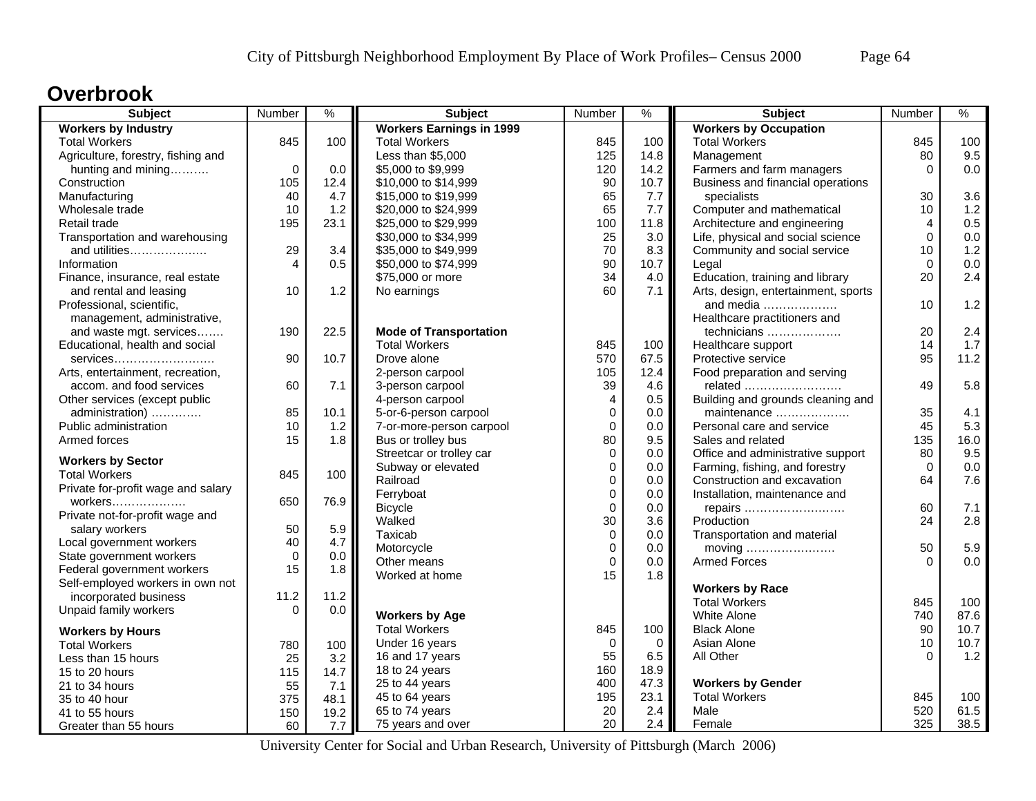# Overbrook

| Subject | Number | % |
|---|---|---|
| **Workers by Industry** | | |
| Total Workers | 845 | 100 |
| Agriculture, forestry, fishing and hunting and mining………. | 0 | 0.0 |
| Construction | 105 | 12.4 |
| Manufacturing | 40 | 4.7 |
| Wholesale trade | 10 | 1.2 |
| Retail trade | 195 | 23.1 |
| Transportation and warehousing and utilities………………. | 29 | 3.4 |
| Information | 4 | 0.5 |
| Finance, insurance, real estate and rental and leasing | 10 | 1.2 |
| Professional, scientific, management, administrative, and waste mgt. services……. | 190 | 22.5 |
| Educational, health and social services……………………. | 90 | 10.7 |
| Arts, entertainment, recreation, accom. and food services | 60 | 7.1 |
| Other services (except public administration) …………. | 85 | 10.1 |
| Public administration | 10 | 1.2 |
| Armed forces | 15 | 1.8 |
| **Workers by Sector** | | |
| Total Workers | 845 | 100 |
| Private for-profit wage and salary workers………………. | 650 | 76.9 |
| Private not-for-profit wage and salary workers | 50 | 5.9 |
| Local government workers | 40 | 4.7 |
| State government workers | 0 | 0.0 |
| Federal government workers | 15 | 1.8 |
| Self-employed workers in own not incorporated business | 11.2 | 11.2 |
| Unpaid family workers | 0 | 0.0 |
| **Workers by Hours** | | |
| Total Workers | 780 | 100 |
| Less than 15 hours | 25 | 3.2 |
| 15 to 20 hours | 115 | 14.7 |
| 21 to 34 hours | 55 | 7.1 |
| 35 to 40 hour | 375 | 48.1 |
| 41 to 55 hours | 150 | 19.2 |
| Greater than 55 hours | 60 | 7.7 |

| Subject | Number | % |
|---|---|---|
| **Workers Earnings in 1999** | | |
| Total Workers | 845 | 100 |
| Less than $5,000 | 125 | 14.8 |
| $5,000 to $9,999 | 120 | 14.2 |
| $10,000 to $14,999 | 90 | 10.7 |
| $15,000 to $19,999 | 65 | 7.7 |
| $20,000 to $24,999 | 65 | 7.7 |
| $25,000 to $29,999 | 100 | 11.8 |
| $30,000 to $34,999 | 25 | 3.0 |
| $35,000 to $49,999 | 70 | 8.3 |
| $50,000 to $74,999 | 90 | 10.7 |
| $75,000 or more | 34 | 4.0 |
| No earnings | 60 | 7.1 |
| **Mode of Transportation** | | |
| Total Workers | 845 | 100 |
| Drove alone | 570 | 67.5 |
| 2-person carpool | 105 | 12.4 |
| 3-person carpool | 39 | 4.6 |
| 4-person carpool | 4 | 0.5 |
| 5-or-6-person carpool | 0 | 0.0 |
| 7-or-more-person carpool | 0 | 0.0 |
| Bus or trolley bus | 80 | 9.5 |
| Streetcar or trolley car | 0 | 0.0 |
| Subway or elevated | 0 | 0.0 |
| Railroad | 0 | 0.0 |
| Ferryboat | 0 | 0.0 |
| Bicycle | 0 | 0.0 |
| Walked | 30 | 3.6 |
| Taxicab | 0 | 0.0 |
| Motorcycle | 0 | 0.0 |
| Other means | 0 | 0.0 |
| Worked at home | 15 | 1.8 |
| **Workers by Age** | | |
| Total Workers | 845 | 100 |
| Under 16 years | 0 | 0 |
| 16 and 17 years | 55 | 6.5 |
| 18 to 24 years | 160 | 18.9 |
| 25 to 44 years | 400 | 47.3 |
| 45 to 64 years | 195 | 23.1 |
| 65 to 74 years | 20 | 2.4 |
| 75 years and over | 20 | 2.4 |

| Subject | Number | % |
|---|---|---|
| **Workers by Occupation** | | |
| Total Workers | 845 | 100 |
| Management | 80 | 9.5 |
| Farmers and farm managers | 0 | 0.0 |
| Business and financial operations specialists | 30 | 3.6 |
| Computer and mathematical | 10 | 1.2 |
| Architecture and engineering | 4 | 0.5 |
| Life, physical and social science | 0 | 0.0 |
| Community and social service | 10 | 1.2 |
| Legal | 0 | 0.0 |
| Education, training and library | 20 | 2.4 |
| Arts, design, entertainment, sports and media ………………. | 10 | 1.2 |
| Healthcare practitioners and technicians ………………. | 20 | 2.4 |
| Healthcare support | 14 | 1.7 |
| Protective service | 95 | 11.2 |
| Food preparation and serving related ……………………. | 49 | 5.8 |
| Building and grounds cleaning and maintenance ………………. | 35 | 4.1 |
| Personal care and service | 45 | 5.3 |
| Sales and related | 135 | 16.0 |
| Office and administrative support | 80 | 9.5 |
| Farming, fishing, and forestry | 0 | 0.0 |
| Construction and excavation | 64 | 7.6 |
| Installation, maintenance and repairs ……………………. | 60 | 7.1 |
| Production | 24 | 2.8 |
| Transportation and material moving ………………….. | 50 | 5.9 |
| Armed Forces | 0 | 0.0 |
| **Workers by Race** | | |
| Total Workers | 845 | 100 |
| White Alone | 740 | 87.6 |
| Black Alone | 90 | 10.7 |
| Asian Alone | 10 | 10.7 |
| All Other | 0 | 1.2 |
| **Workers by Gender** | | |
| Total Workers | 845 | 100 |
| Male | 520 | 61.5 |
| Female | 325 | 38.5 |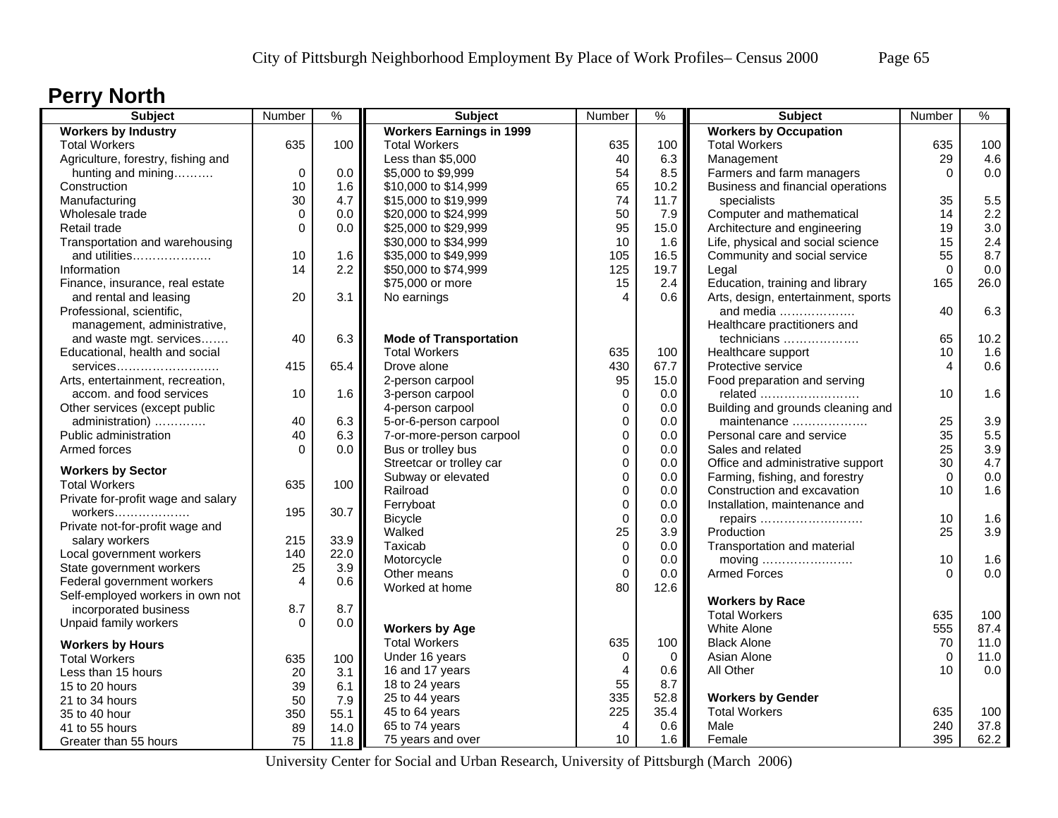## Perry North

| Subject | Number | % |
|---|---|---|
| **Workers by Industry** | | |
| Total Workers | 635 | 100 |
| Agriculture, forestry, fishing and hunting and mining………. | 0 | 0.0 |
| Construction | 10 | 1.6 |
| Manufacturing | 30 | 4.7 |
| Wholesale trade | 0 | 0.0 |
| Retail trade | 0 | 0.0 |
| Transportation and warehousing and utilities………………. | 10 | 1.6 |
| Information | 14 | 2.2 |
| Finance, insurance, real estate and rental and leasing | 20 | 3.1 |
| Professional, scientific, management, administrative, and waste mgt. services……. | 40 | 6.3 |
| Educational, health and social services…………………….. | 415 | 65.4 |
| Arts, entertainment, recreation, accom. and food services | 10 | 1.6 |
| Other services (except public administration) …………. | 40 | 6.3 |
| Public administration | 40 | 6.3 |
| Armed forces | 0 | 0.0 |
| **Workers by Sector** | | |
| Total Workers | 635 | 100 |
| Private for-profit wage and salary workers………………. | 195 | 30.7 |
| Private not-for-profit wage and salary workers | 215 | 33.9 |
| Local government workers | 140 | 22.0 |
| State government workers | 25 | 3.9 |
| Federal government workers | 4 | 0.6 |
| Self-employed workers in own not incorporated business | 8.7 | 8.7 |
| Unpaid family workers | 0 | 0.0 |
| **Workers by Hours** | | |
| Total Workers | 635 | 100 |
| Less than 15 hours | 20 | 3.1 |
| 15 to 20 hours | 39 | 6.1 |
| 21 to 34 hours | 50 | 7.9 |
| 35 to 40 hour | 350 | 55.1 |
| 41 to 55 hours | 89 | 14.0 |
| Greater than 55 hours | 75 | 11.8 |

| Subject | Number | % |
|---|---|---|
| **Workers Earnings in 1999** | | |
| Total Workers | 635 | 100 |
| Less than $5,000 | 40 | 6.3 |
| $5,000 to $9,999 | 54 | 8.5 |
| $10,000 to $14,999 | 65 | 10.2 |
| $15,000 to $19,999 | 74 | 11.7 |
| $20,000 to $24,999 | 50 | 7.9 |
| $25,000 to $29,999 | 95 | 15.0 |
| $30,000 to $34,999 | 10 | 1.6 |
| $35,000 to $49,999 | 105 | 16.5 |
| $50,000 to $74,999 | 125 | 19.7 |
| $75,000 or more | 15 | 2.4 |
| No earnings | 4 | 0.6 |
| **Mode of Transportation** | | |
| Total Workers | 635 | 100 |
| Drove alone | 430 | 67.7 |
| 2-person carpool | 95 | 15.0 |
| 3-person carpool | 0 | 0.0 |
| 4-person carpool | 0 | 0.0 |
| 5-or-6-person carpool | 0 | 0.0 |
| 7-or-more-person carpool | 0 | 0.0 |
| Bus or trolley bus | 0 | 0.0 |
| Streetcar or trolley car | 0 | 0.0 |
| Subway or elevated | 0 | 0.0 |
| Railroad | 0 | 0.0 |
| Ferryboat | 0 | 0.0 |
| Bicycle | 0 | 0.0 |
| Walked | 25 | 3.9 |
| Taxicab | 0 | 0.0 |
| Motorcycle | 0 | 0.0 |
| Other means | 0 | 0.0 |
| Worked at home | 80 | 12.6 |
| **Workers by Age** | | |
| Total Workers | 635 | 100 |
| Under 16 years | 0 | 0 |
| 16 and 17 years | 4 | 0.6 |
| 18 to 24 years | 55 | 8.7 |
| 25 to 44 years | 335 | 52.8 |
| 45 to 64 years | 225 | 35.4 |
| 65 to 74 years | 4 | 0.6 |
| 75 years and over | 10 | 1.6 |

| Subject | Number | % |
|---|---|---|
| **Workers by Occupation** | | |
| Total Workers | 635 | 100 |
| Management | 29 | 4.6 |
| Farmers and farm managers | 0 | 0.0 |
| Business and financial operations specialists | 35 | 5.5 |
| Computer and mathematical | 14 | 2.2 |
| Architecture and engineering | 19 | 3.0 |
| Life, physical and social science | 15 | 2.4 |
| Community and social service | 55 | 8.7 |
| Legal | 0 | 0.0 |
| Education, training and library | 165 | 26.0 |
| Arts, design, entertainment, sports and media ………………. | 40 | 6.3 |
| Healthcare practitioners and technicians ………………. | 65 | 10.2 |
| Healthcare support | 10 | 1.6 |
| Protective service | 4 | 0.6 |
| Food preparation and serving related ……………………. | 10 | 1.6 |
| Building and grounds cleaning and maintenance ………………. | 25 | 3.9 |
| Personal care and service | 35 | 5.5 |
| Sales and related | 25 | 3.9 |
| Office and administrative support | 30 | 4.7 |
| Farming, fishing, and forestry | 0 | 0.0 |
| Construction and excavation | 10 | 1.6 |
| Installation, maintenance and repairs …………………….. | 10 | 1.6 |
| Production | 25 | 3.9 |
| Transportation and material moving ………………….. | 10 | 1.6 |
| Armed Forces | 0 | 0.0 |
| **Workers by Race** | | |
| Total Workers | 635 | 100 |
| White Alone | 555 | 87.4 |
| Black Alone | 70 | 11.0 |
| Asian Alone | 0 | 11.0 |
| All Other | 10 | 0.0 |
| **Workers by Gender** | | |
| Total Workers | 635 | 100 |
| Male | 240 | 37.8 |
| Female | 395 | 62.2 |

University Center for Social and Urban Research, University of Pittsburgh (March 2006)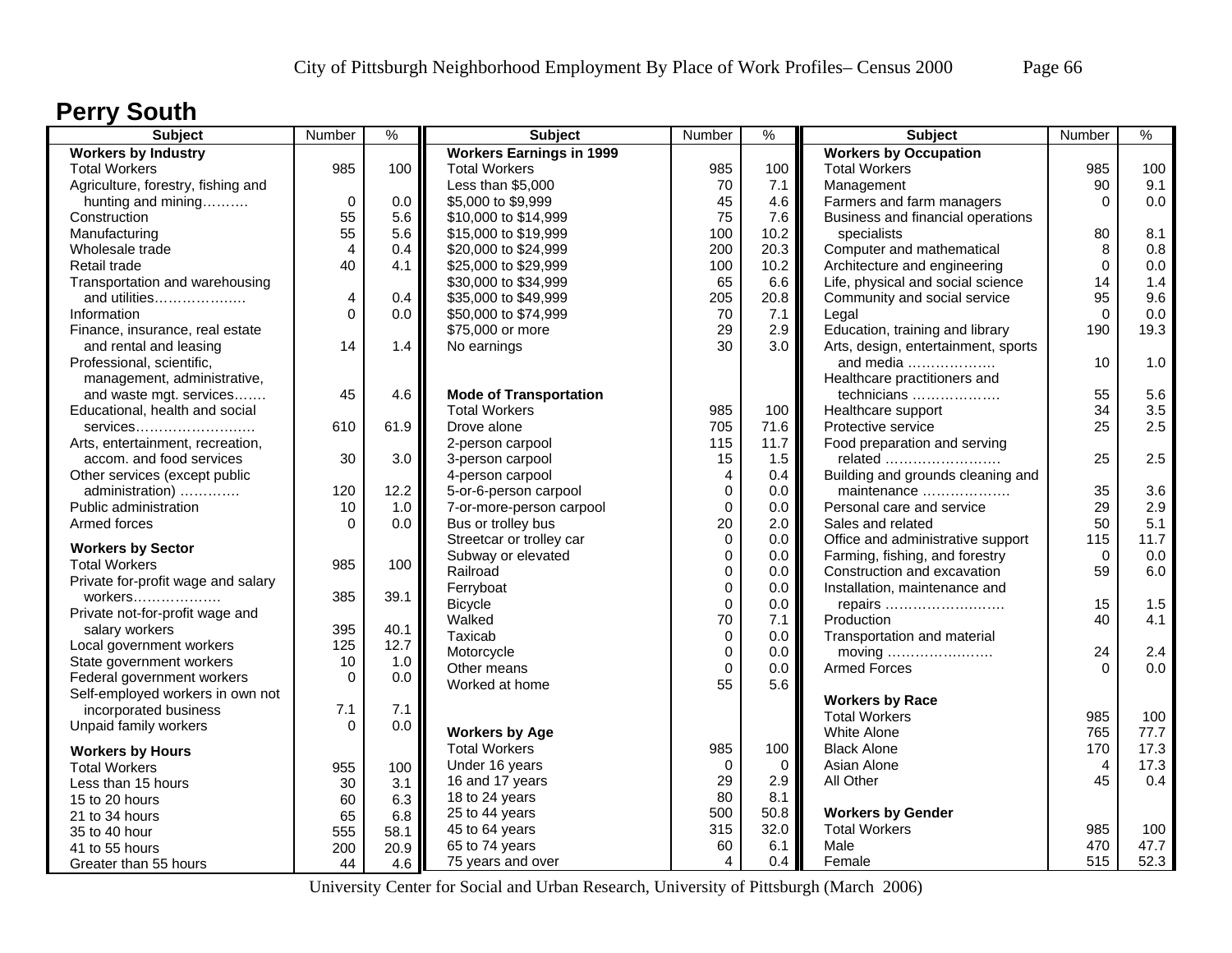# Perry South

| Subject | Number | % |
|---|---|---|
| **Workers by Industry** | | |
| Total Workers | 985 | 100 |
| Agriculture, forestry, fishing and hunting and mining………. | 0 | 0.0 |
| Construction | 55 | 5.6 |
| Manufacturing | 55 | 5.6 |
| Wholesale trade | 4 | 0.4 |
| Retail trade | 40 | 4.1 |
| Transportation and warehousing and utilities………………. | 4 | 0.4 |
| Information | 0 | 0.0 |
| Finance, insurance, real estate and rental and leasing | 14 | 1.4 |
| Professional, scientific, management, administrative, and waste mgt. services……. | 45 | 4.6 |
| Educational, health and social services…………………….. | 610 | 61.9 |
| Arts, entertainment, recreation, accom. and food services | 30 | 3.0 |
| Other services (except public administration) …………. | 120 | 12.2 |
| Public administration | 10 | 1.0 |
| Armed forces | 0 | 0.0 |
| **Workers by Sector** | | |
| Total Workers | 985 | 100 |
| Private for-profit wage and salary workers………………. | 385 | 39.1 |
| Private not-for-profit wage and salary workers | 395 | 40.1 |
| Local government workers | 125 | 12.7 |
| State government workers | 10 | 1.0 |
| Federal government workers | 0 | 0.0 |
| Self-employed workers in own not incorporated business | 7.1 | 7.1 |
| Unpaid family workers | 0 | 0.0 |
| **Workers by Hours** | | |
| Total Workers | 955 | 100 |
| Less than 15 hours | 30 | 3.1 |
| 15 to 20 hours | 60 | 6.3 |
| 21 to 34 hours | 65 | 6.8 |
| 35 to 40 hour | 555 | 58.1 |
| 41 to 55 hours | 200 | 20.9 |
| Greater than 55 hours | 44 | 4.6 |

| Subject | Number | % |
|---|---|---|
| **Workers Earnings in 1999** | | |
| Total Workers | 985 | 100 |
| Less than $5,000 | 70 | 7.1 |
| $5,000 to $9,999 | 45 | 4.6 |
| $10,000 to $14,999 | 75 | 7.6 |
| $15,000 to $19,999 | 100 | 10.2 |
| $20,000 to $24,999 | 200 | 20.3 |
| $25,000 to $29,999 | 100 | 10.2 |
| $30,000 to $34,999 | 65 | 6.6 |
| $35,000 to $49,999 | 205 | 20.8 |
| $50,000 to $74,999 | 70 | 7.1 |
| $75,000 or more | 29 | 2.9 |
| No earnings | 30 | 3.0 |
| **Mode of Transportation** | | |
| Total Workers | 985 | 100 |
| Drove alone | 705 | 71.6 |
| 2-person carpool | 115 | 11.7 |
| 3-person carpool | 15 | 1.5 |
| 4-person carpool | 4 | 0.4 |
| 5-or-6-person carpool | 0 | 0.0 |
| 7-or-more-person carpool | 0 | 0.0 |
| Bus or trolley bus | 20 | 2.0 |
| Streetcar or trolley car | 0 | 0.0 |
| Subway or elevated | 0 | 0.0 |
| Railroad | 0 | 0.0 |
| Ferryboat | 0 | 0.0 |
| Bicycle | 0 | 0.0 |
| Walked | 70 | 7.1 |
| Taxicab | 0 | 0.0 |
| Motorcycle | 0 | 0.0 |
| Other means | 0 | 0.0 |
| Worked at home | 55 | 5.6 |
| **Workers by Age** | | |
| Total Workers | 985 | 100 |
| Under 16 years | 0 | 0 |
| 16 and 17 years | 29 | 2.9 |
| 18 to 24 years | 80 | 8.1 |
| 25 to 44 years | 500 | 50.8 |
| 45 to 64 years | 315 | 32.0 |
| 65 to 74 years | 60 | 6.1 |
| 75 years and over | 4 | 0.4 |

| Subject | Number | % |
|---|---|---|
| **Workers by Occupation** | | |
| Total Workers | 985 | 100 |
| Management | 90 | 9.1 |
| Farmers and farm managers | 0 | 0.0 |
| Business and financial operations specialists | 80 | 8.1 |
| Computer and mathematical | 8 | 0.8 |
| Architecture and engineering | 0 | 0.0 |
| Life, physical and social science | 14 | 1.4 |
| Community and social service | 95 | 9.6 |
| Legal | 0 | 0.0 |
| Education, training and library | 190 | 19.3 |
| Arts, design, entertainment, sports and media ………………. | 10 | 1.0 |
| Healthcare practitioners and technicians ………………. | 55 | 5.6 |
| Healthcare support | 34 | 3.5 |
| Protective service | 25 | 2.5 |
| Food preparation and serving related ……………………. | 25 | 2.5 |
| Building and grounds cleaning and maintenance ………………. | 35 | 3.6 |
| Personal care and service | 29 | 2.9 |
| Sales and related | 50 | 5.1 |
| Office and administrative support | 115 | 11.7 |
| Farming, fishing, and forestry | 0 | 0.0 |
| Construction and excavation | 59 | 6.0 |
| Installation, maintenance and repairs ……………………. | 15 | 1.5 |
| Production | 40 | 4.1 |
| Transportation and material moving ………………….. | 24 | 2.4 |
| Armed Forces | 0 | 0.0 |
| **Workers by Race** | | |
| Total Workers | 985 | 100 |
| White Alone | 765 | 77.7 |
| Black Alone | 170 | 17.3 |
| Asian Alone | 4 | 17.3 |
| All Other | 45 | 0.4 |
| **Workers by Gender** | | |
| Total Workers | 985 | 100 |
| Male | 470 | 47.7 |
| Female | 515 | 52.3 |

University Center for Social and Urban Research, University of Pittsburgh (March 2006)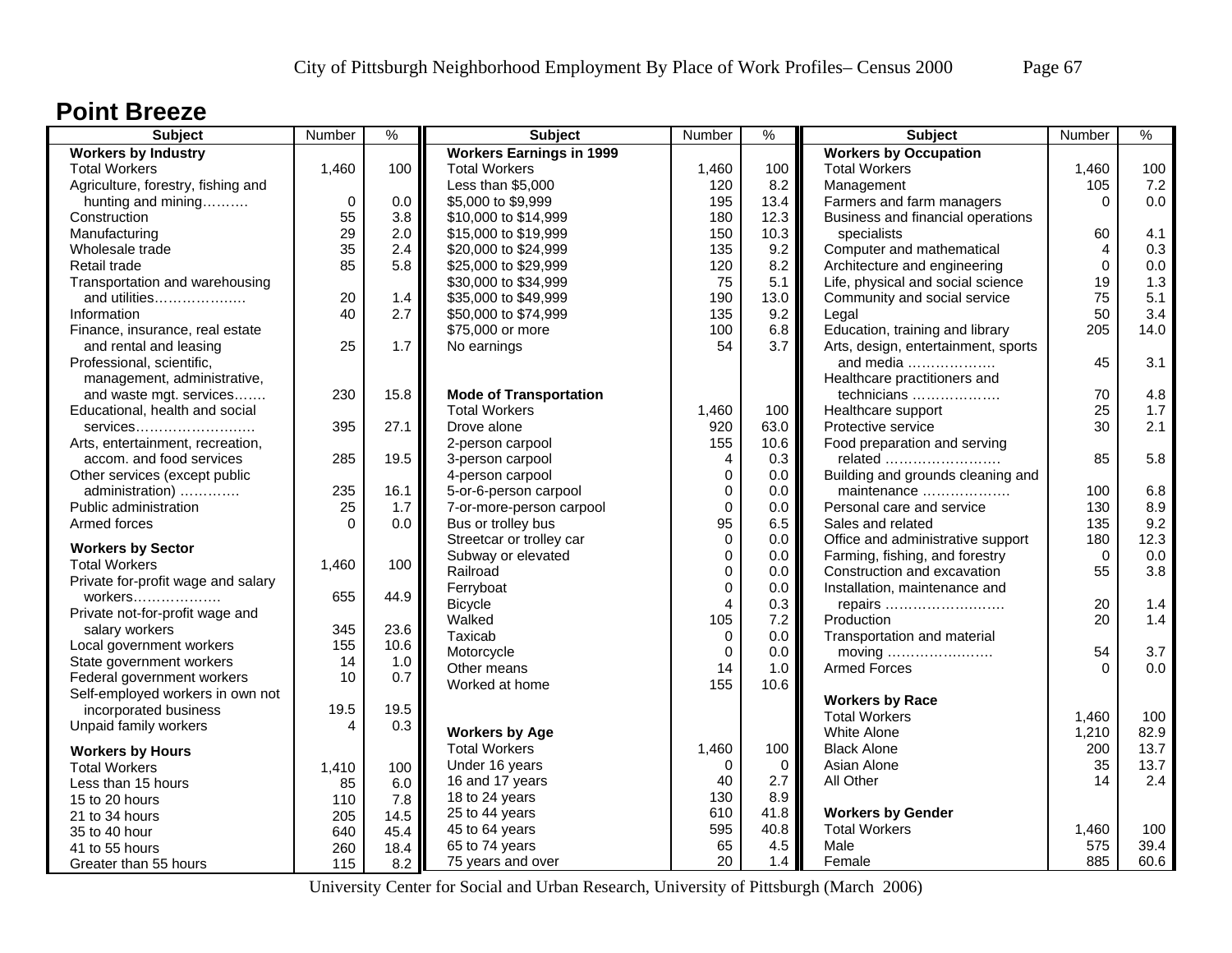## Point Breeze

| Subject | Number | % |
|---|---|---|
| **Workers by Industry** | | |
| Total Workers | 1,460 | 100 |
| Agriculture, forestry, fishing and hunting and mining………. | 0 | 0.0 |
| Construction | 55 | 3.8 |
| Manufacturing | 29 | 2.0 |
| Wholesale trade | 35 | 2.4 |
| Retail trade | 85 | 5.8 |
| Transportation and warehousing and utilities………………. | 20 | 1.4 |
| Information | 40 | 2.7 |
| Finance, insurance, real estate and rental and leasing | 25 | 1.7 |
| Professional, scientific, management, administrative, and waste mgt. services……. | 230 | 15.8 |
| Educational, health and social services……………………. | 395 | 27.1 |
| Arts, entertainment, recreation, accom. and food services | 285 | 19.5 |
| Other services (except public administration) …………. | 235 | 16.1 |
| Public administration | 25 | 1.7 |
| Armed forces | 0 | 0.0 |
| **Workers by Sector** | | |
| Total Workers | 1,460 | 100 |
| Private for-profit wage and salary workers………………. | 655 | 44.9 |
| Private not-for-profit wage and salary workers | 345 | 23.6 |
| Local government workers | 155 | 10.6 |
| State government workers | 14 | 1.0 |
| Federal government workers | 10 | 0.7 |
| Self-employed workers in own not incorporated business | 19.5 | 19.5 |
| Unpaid family workers | 4 | 0.3 |
| **Workers by Hours** | | |
| Total Workers | 1,410 | 100 |
| Less than 15 hours | 85 | 6.0 |
| 15 to 20 hours | 110 | 7.8 |
| 21 to 34 hours | 205 | 14.5 |
| 35 to 40 hour | 640 | 45.4 |
| 41 to 55 hours | 260 | 18.4 |
| Greater than 55 hours | 115 | 8.2 |

| Subject | Number | % |
|---|---|---|
| **Workers Earnings in 1999** | | |
| Total Workers | 1,460 | 100 |
| Less than $5,000 | 120 | 8.2 |
| $5,000 to $9,999 | 195 | 13.4 |
| $10,000 to $14,999 | 180 | 12.3 |
| $15,000 to $19,999 | 150 | 10.3 |
| $20,000 to $24,999 | 135 | 9.2 |
| $25,000 to $29,999 | 120 | 8.2 |
| $30,000 to $34,999 | 75 | 5.1 |
| $35,000 to $49,999 | 190 | 13.0 |
| $50,000 to $74,999 | 135 | 9.2 |
| $75,000 or more | 100 | 6.8 |
| No earnings | 54 | 3.7 |
| **Mode of Transportation** | | |
| Total Workers | 1,460 | 100 |
| Drove alone | 920 | 63.0 |
| 2-person carpool | 155 | 10.6 |
| 3-person carpool | 4 | 0.3 |
| 4-person carpool | 0 | 0.0 |
| 5-or-6-person carpool | 0 | 0.0 |
| 7-or-more-person carpool | 0 | 0.0 |
| Bus or trolley bus | 95 | 6.5 |
| Streetcar or trolley car | 0 | 0.0 |
| Subway or elevated | 0 | 0.0 |
| Railroad | 0 | 0.0 |
| Ferryboat | 0 | 0.0 |
| Bicycle | 4 | 0.3 |
| Walked | 105 | 7.2 |
| Taxicab | 0 | 0.0 |
| Motorcycle | 0 | 0.0 |
| Other means | 14 | 1.0 |
| Worked at home | 155 | 10.6 |
| **Workers by Age** | | |
| Total Workers | 1,460 | 100 |
| Under 16 years | 0 | 0 |
| 16 and 17 years | 40 | 2.7 |
| 18 to 24 years | 130 | 8.9 |
| 25 to 44 years | 610 | 41.8 |
| 45 to 64 years | 595 | 40.8 |
| 65 to 74 years | 65 | 4.5 |
| 75 years and over | 20 | 1.4 |

| Subject | Number | % |
|---|---|---|
| **Workers by Occupation** | | |
| Total Workers | 1,460 | 100 |
| Management | 105 | 7.2 |
| Farmers and farm managers | 0 | 0.0 |
| Business and financial operations specialists | 60 | 4.1 |
| Computer and mathematical | 4 | 0.3 |
| Architecture and engineering | 0 | 0.0 |
| Life, physical and social science | 19 | 1.3 |
| Community and social service | 75 | 5.1 |
| Legal | 50 | 3.4 |
| Education, training and library | 205 | 14.0 |
| Arts, design, entertainment, sports and media ………………. | 45 | 3.1 |
| Healthcare practitioners and technicians ………………. | 70 | 4.8 |
| Healthcare support | 25 | 1.7 |
| Protective service | 30 | 2.1 |
| Food preparation and serving related ……………………. | 85 | 5.8 |
| Building and grounds cleaning and maintenance ………………. | 100 | 6.8 |
| Personal care and service | 130 | 8.9 |
| Sales and related | 135 | 9.2 |
| Office and administrative support | 180 | 12.3 |
| Farming, fishing, and forestry | 0 | 0.0 |
| Construction and excavation | 55 | 3.8 |
| Installation, maintenance and repairs ……………………… | 20 | 1.4 |
| Production | 20 | 1.4 |
| Transportation and material moving …………………… | 54 | 3.7 |
| Armed Forces | 0 | 0.0 |
| **Workers by Race** | | |
| Total Workers | 1,460 | 100 |
| White Alone | 1,210 | 82.9 |
| Black Alone | 200 | 13.7 |
| Asian Alone | 35 | 13.7 |
| All Other | 14 | 2.4 |
| **Workers by Gender** | | |
| Total Workers | 1,460 | 100 |
| Male | 575 | 39.4 |
| Female | 885 | 60.6 |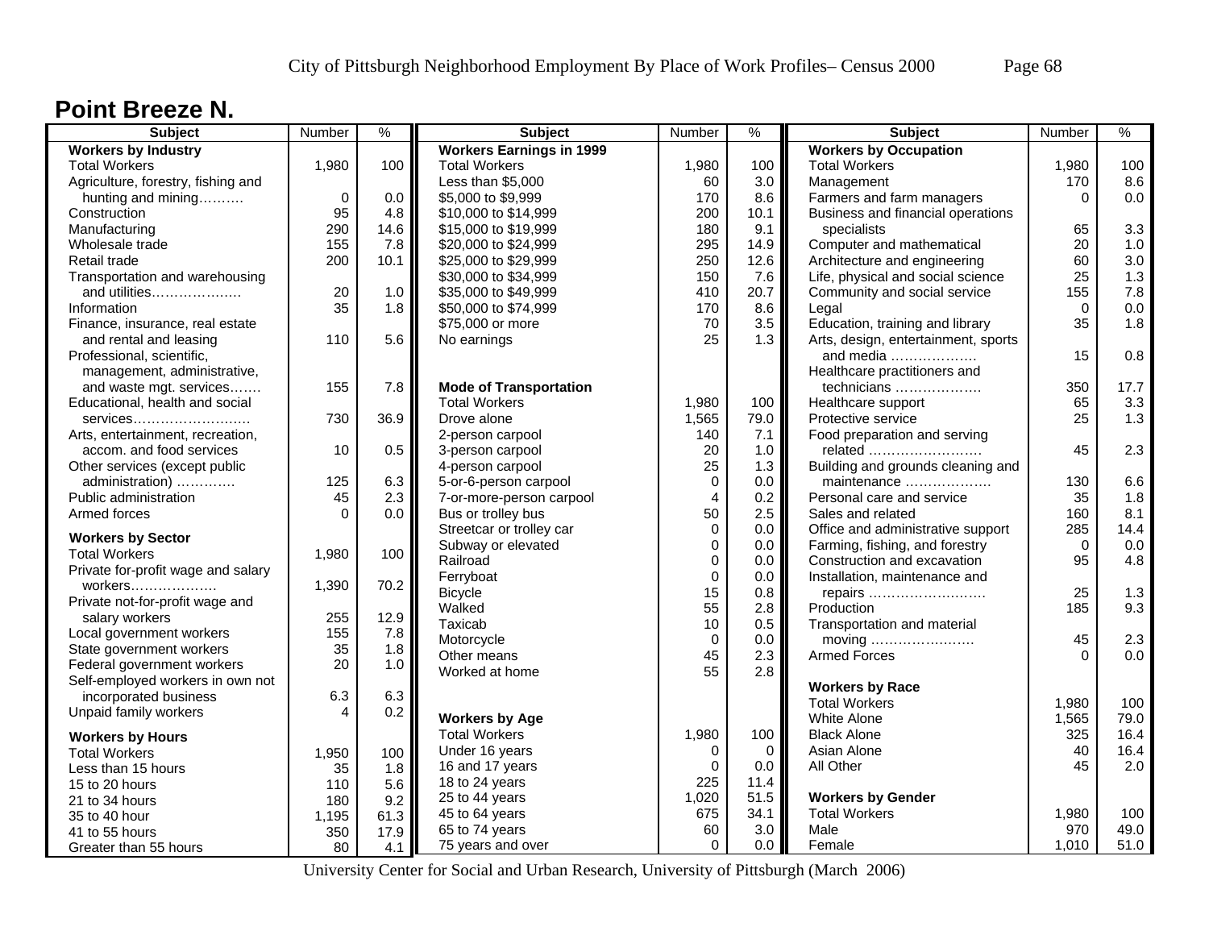# Point Breeze N.

| Subject | Number | % |
|---|---|---|
| **Workers by Industry** | | |
| Total Workers | 1,980 | 100 |
| Agriculture, forestry, fishing and hunting and mining………. | 0 | 0.0 |
| Construction | 95 | 4.8 |
| Manufacturing | 290 | 14.6 |
| Wholesale trade | 155 | 7.8 |
| Retail trade | 200 | 10.1 |
| Transportation and warehousing and utilities………………. | 20 | 1.0 |
| Information | 35 | 1.8 |
| Finance, insurance, real estate and rental and leasing | 110 | 5.6 |
| Professional, scientific, management, administrative, and waste mgt. services……. | 155 | 7.8 |
| Educational, health and social services…………………….. | 730 | 36.9 |
| Arts, entertainment, recreation, accom. and food services | 10 | 0.5 |
| Other services (except public administration) …………. | 125 | 6.3 |
| Public administration | 45 | 2.3 |
| Armed forces | 0 | 0.0 |
| **Workers by Sector** | | |
| Total Workers | 1,980 | 100 |
| Private for-profit wage and salary workers………………. | 1,390 | 70.2 |
| Private not-for-profit wage and salary workers | 255 | 12.9 |
| Local government workers | 155 | 7.8 |
| State government workers | 35 | 1.8 |
| Federal government workers | 20 | 1.0 |
| Self-employed workers in own not incorporated business | 6.3 | 6.3 |
| Unpaid family workers | 4 | 0.2 |
| **Workers by Hours** | | |
| Total Workers | 1,950 | 100 |
| Less than 15 hours | 35 | 1.8 |
| 15 to 20 hours | 110 | 5.6 |
| 21 to 34 hours | 180 | 9.2 |
| 35 to 40 hour | 1,195 | 61.3 |
| 41 to 55 hours | 350 | 17.9 |
| Greater than 55 hours | 80 | 4.1 |

| Subject | Number | % |
|---|---|---|
| **Workers Earnings in 1999** | | |
| Total Workers | 1,980 | 100 |
| Less than $5,000 | 60 | 3.0 |
| $5,000 to $9,999 | 170 | 8.6 |
| $10,000 to $14,999 | 200 | 10.1 |
| $15,000 to $19,999 | 180 | 9.1 |
| $20,000 to $24,999 | 295 | 14.9 |
| $25,000 to $29,999 | 250 | 12.6 |
| $30,000 to $34,999 | 150 | 7.6 |
| $35,000 to $49,999 | 410 | 20.7 |
| $50,000 to $74,999 | 170 | 8.6 |
| $75,000 or more | 70 | 3.5 |
| No earnings | 25 | 1.3 |
| **Mode of Transportation** | | |
| Total Workers | 1,980 | 100 |
| Drove alone | 1,565 | 79.0 |
| 2-person carpool | 140 | 7.1 |
| 3-person carpool | 20 | 1.0 |
| 4-person carpool | 25 | 1.3 |
| 5-or-6-person carpool | 0 | 0.0 |
| 7-or-more-person carpool | 4 | 0.2 |
| Bus or trolley bus | 50 | 2.5 |
| Streetcar or trolley car | 0 | 0.0 |
| Subway or elevated | 0 | 0.0 |
| Railroad | 0 | 0.0 |
| Ferryboat | 0 | 0.0 |
| Bicycle | 15 | 0.8 |
| Walked | 55 | 2.8 |
| Taxicab | 10 | 0.5 |
| Motorcycle | 0 | 0.0 |
| Other means | 45 | 2.3 |
| Worked at home | 55 | 2.8 |
| **Workers by Age** | | |
| Total Workers | 1,980 | 100 |
| Under 16 years | 0 | 0 |
| 16 and 17 years | 0 | 0.0 |
| 18 to 24 years | 225 | 11.4 |
| 25 to 44 years | 1,020 | 51.5 |
| 45 to 64 years | 675 | 34.1 |
| 65 to 74 years | 60 | 3.0 |
| 75 years and over | 0 | 0.0 |

| Subject | Number | % |
|---|---|---|
| **Workers by Occupation** | | |
| Total Workers | 1,980 | 100 |
| Management | 170 | 8.6 |
| Farmers and farm managers | 0 | 0.0 |
| Business and financial operations specialists | 65 | 3.3 |
| Computer and mathematical | 20 | 1.0 |
| Architecture and engineering | 60 | 3.0 |
| Life, physical and social science | 25 | 1.3 |
| Community and social service | 155 | 7.8 |
| Legal | 0 | 0.0 |
| Education, training and library | 35 | 1.8 |
| Arts, design, entertainment, sports and media ………………. | 15 | 0.8 |
| Healthcare practitioners and technicians ………………. | 350 | 17.7 |
| Healthcare support | 65 | 3.3 |
| Protective service | 25 | 1.3 |
| Food preparation and serving related ……………………. | 45 | 2.3 |
| Building and grounds cleaning and maintenance ………………. | 130 | 6.6 |
| Personal care and service | 35 | 1.8 |
| Sales and related | 160 | 8.1 |
| Office and administrative support | 285 | 14.4 |
| Farming, fishing, and forestry | 0 | 0.0 |
| Construction and excavation | 95 | 4.8 |
| Installation, maintenance and repairs ……………………… | 25 | 1.3 |
| Production | 185 | 9.3 |
| Transportation and material moving ………………….. | 45 | 2.3 |
| Armed Forces | 0 | 0.0 |
| **Workers by Race** | | |
| Total Workers | 1,980 | 100 |
| White Alone | 1,565 | 79.0 |
| Black Alone | 325 | 16.4 |
| Asian Alone | 40 | 16.4 |
| All Other | 45 | 2.0 |
| **Workers by Gender** | | |
| Total Workers | 1,980 | 100 |
| Male | 970 | 49.0 |
| Female | 1,010 | 51.0 |

University Center for Social and Urban Research, University of Pittsburgh (March 2006)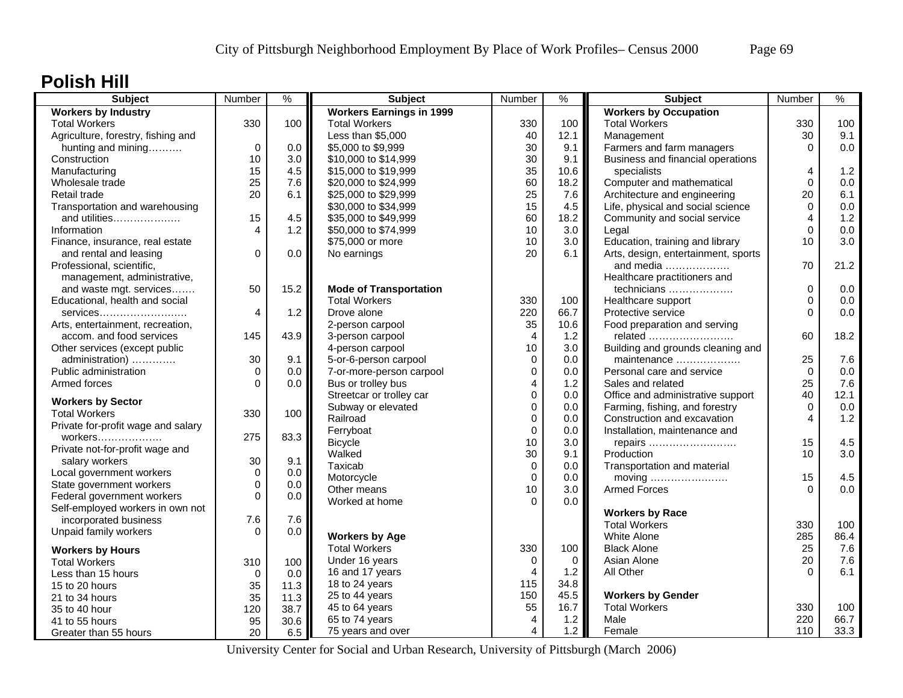# Polish Hill

| Subject | Number | % |
|---|---|---|
| **Workers by Industry** | | |
| Total Workers | 330 | 100 |
| Agriculture, forestry, fishing and hunting and mining………. | 0 | 0.0 |
| Construction | 10 | 3.0 |
| Manufacturing | 15 | 4.5 |
| Wholesale trade | 25 | 7.6 |
| Retail trade | 20 | 6.1 |
| Transportation and warehousing and utilities………………. | 15 | 4.5 |
| Information | 4 | 1.2 |
| Finance, insurance, real estate and rental and leasing | 0 | 0.0 |
| Professional, scientific, management, administrative, and waste mgt. services……. | 50 | 15.2 |
| Educational, health and social services…………………….. | 4 | 1.2 |
| Arts, entertainment, recreation, accom. and food services | 145 | 43.9 |
| Other services (except public administration) …………. | 30 | 9.1 |
| Public administration | 0 | 0.0 |
| Armed forces | 0 | 0.0 |
| **Workers by Sector** | | |
| Total Workers | 330 | 100 |
| Private for-profit wage and salary workers………………. | 275 | 83.3 |
| Private not-for-profit wage and salary workers | 30 | 9.1 |
| Local government workers | 0 | 0.0 |
| State government workers | 0 | 0.0 |
| Federal government workers | 0 | 0.0 |
| Self-employed workers in own not incorporated business | 7.6 | 7.6 |
| Unpaid family workers | 0 | 0.0 |
| **Workers by Hours** | | |
| Total Workers | 310 | 100 |
| Less than 15 hours | 0 | 0.0 |
| 15 to 20 hours | 35 | 11.3 |
| 21 to 34 hours | 35 | 11.3 |
| 35 to 40 hour | 120 | 38.7 |
| 41 to 55 hours | 95 | 30.6 |
| Greater than 55 hours | 20 | 6.5 |

| Subject | Number | % |
|---|---|---|
| **Workers Earnings in 1999** | | |
| Total Workers | 330 | 100 |
| Less than $5,000 | 40 | 12.1 |
| $5,000 to $9,999 | 30 | 9.1 |
| $10,000 to $14,999 | 30 | 9.1 |
| $15,000 to $19,999 | 35 | 10.6 |
| $20,000 to $24,999 | 60 | 18.2 |
| $25,000 to $29,999 | 25 | 7.6 |
| $30,000 to $34,999 | 15 | 4.5 |
| $35,000 to $49,999 | 60 | 18.2 |
| $50,000 to $74,999 | 10 | 3.0 |
| $75,000 or more | 10 | 3.0 |
| No earnings | 20 | 6.1 |
| **Mode of Transportation** | | |
| Total Workers | 330 | 100 |
| Drove alone | 220 | 66.7 |
| 2-person carpool | 35 | 10.6 |
| 3-person carpool | 4 | 1.2 |
| 4-person carpool | 10 | 3.0 |
| 5-or-6-person carpool | 0 | 0.0 |
| 7-or-more-person carpool | 0 | 0.0 |
| Bus or trolley bus | 4 | 1.2 |
| Streetcar or trolley car | 0 | 0.0 |
| Subway or elevated | 0 | 0.0 |
| Railroad | 0 | 0.0 |
| Ferryboat | 0 | 0.0 |
| Bicycle | 10 | 3.0 |
| Walked | 30 | 9.1 |
| Taxicab | 0 | 0.0 |
| Motorcycle | 0 | 0.0 |
| Other means | 10 | 3.0 |
| Worked at home | 0 | 0.0 |
| **Workers by Age** | | |
| Total Workers | 330 | 100 |
| Under 16 years | 0 | 0 |
| 16 and 17 years | 4 | 1.2 |
| 18 to 24 years | 115 | 34.8 |
| 25 to 44 years | 150 | 45.5 |
| 45 to 64 years | 55 | 16.7 |
| 65 to 74 years | 4 | 1.2 |
| 75 years and over | 4 | 1.2 |

| Subject | Number | % |
|---|---|---|
| **Workers by Occupation** | | |
| Total Workers | 330 | 100 |
| Management | 30 | 9.1 |
| Farmers and farm managers | 0 | 0.0 |
| Business and financial operations specialists | 4 | 1.2 |
| Computer and mathematical | 0 | 0.0 |
| Architecture and engineering | 20 | 6.1 |
| Life, physical and social science | 0 | 0.0 |
| Community and social service | 4 | 1.2 |
| Legal | 0 | 0.0 |
| Education, training and library | 10 | 3.0 |
| Arts, design, entertainment, sports and media ………………. | 70 | 21.2 |
| Healthcare practitioners and technicians ………………. | 0 | 0.0 |
| Healthcare support | 0 | 0.0 |
| Protective service | 0 | 0.0 |
| Food preparation and serving related ……………………. | 60 | 18.2 |
| Building and grounds cleaning and maintenance ………………. | 25 | 7.6 |
| Personal care and service | 0 | 0.0 |
| Sales and related | 25 | 7.6 |
| Office and administrative support | 40 | 12.1 |
| Farming, fishing, and forestry | 0 | 0.0 |
| Construction and excavation | 4 | 1.2 |
| Installation, maintenance and repairs …………………….. | 15 | 4.5 |
| Production | 10 | 3.0 |
| Transportation and material moving ………………….. | 15 | 4.5 |
| Armed Forces | 0 | 0.0 |
| **Workers by Race** | | |
| Total Workers | 330 | 100 |
| White Alone | 285 | 86.4 |
| Black Alone | 25 | 7.6 |
| Asian Alone | 20 | 7.6 |
| All Other | 0 | 6.1 |
| **Workers by Gender** | | |
| Total Workers | 330 | 100 |
| Male | 220 | 66.7 |
| Female | 110 | 33.3 |

University Center for Social and Urban Research, University of Pittsburgh (March 2006)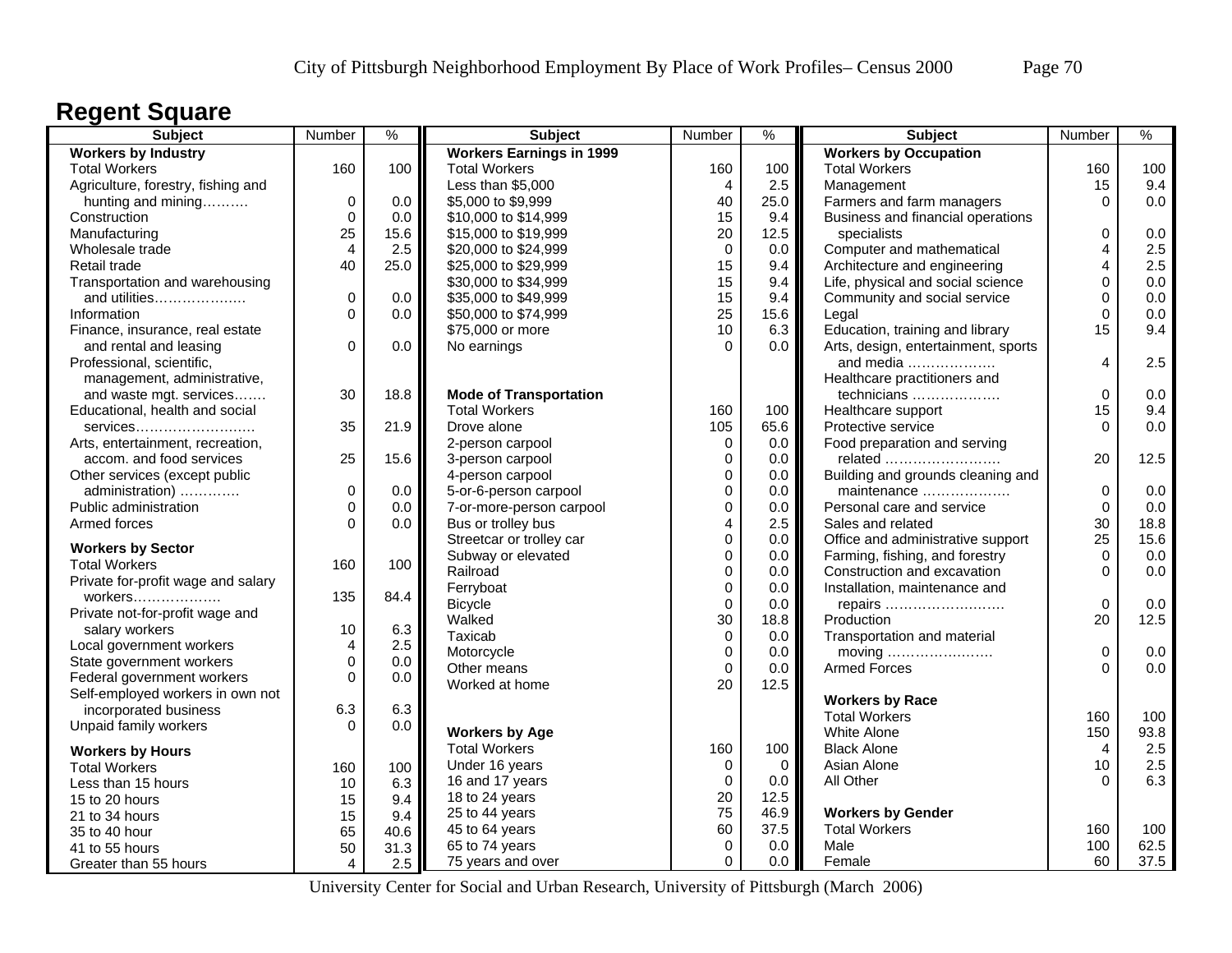# Regent Square

| Subject | Number | % |
|---|---|---|
| **Workers by Industry** | | |
| Total Workers | 160 | 100 |
| Agriculture, forestry, fishing and hunting and mining………. | 0 | 0.0 |
| Construction | 0 | 0.0 |
| Manufacturing | 25 | 15.6 |
| Wholesale trade | 4 | 2.5 |
| Retail trade | 40 | 25.0 |
| Transportation and warehousing and utilities………………. | 0 | 0.0 |
| Information | 0 | 0.0 |
| Finance, insurance, real estate and rental and leasing | 0 | 0.0 |
| Professional, scientific, management, administrative, and waste mgt. services……. | 30 | 18.8 |
| Educational, health and social services……………………… | 35 | 21.9 |
| Arts, entertainment, recreation, accom. and food services | 25 | 15.6 |
| Other services (except public administration) …………. | 0 | 0.0 |
| Public administration | 0 | 0.0 |
| Armed forces | 0 | 0.0 |
| **Workers by Sector** | | |
| Total Workers | 160 | 100 |
| Private for-profit wage and salary workers………………. | 135 | 84.4 |
| Private not-for-profit wage and salary workers | 10 | 6.3 |
| Local government workers | 4 | 2.5 |
| State government workers | 0 | 0.0 |
| Federal government workers | 0 | 0.0 |
| Self-employed workers in own not incorporated business | 6.3 | 6.3 |
| Unpaid family workers | 0 | 0.0 |
| **Workers by Hours** | | |
| Total Workers | 160 | 100 |
| Less than 15 hours | 10 | 6.3 |
| 15 to 20 hours | 15 | 9.4 |
| 21 to 34 hours | 15 | 9.4 |
| 35 to 40 hour | 65 | 40.6 |
| 41 to 55 hours | 50 | 31.3 |
| Greater than 55 hours | 4 | 2.5 |

| Subject | Number | % |
|---|---|---|
| **Workers Earnings in 1999** | | |
| Total Workers | 160 | 100 |
| Less than $5,000 | 4 | 2.5 |
| $5,000 to $9,999 | 40 | 25.0 |
| $10,000 to $14,999 | 15 | 9.4 |
| $15,000 to $19,999 | 20 | 12.5 |
| $20,000 to $24,999 | 0 | 0.0 |
| $25,000 to $29,999 | 15 | 9.4 |
| $30,000 to $34,999 | 15 | 9.4 |
| $35,000 to $49,999 | 15 | 9.4 |
| $50,000 to $74,999 | 25 | 15.6 |
| $75,000 or more | 10 | 6.3 |
| No earnings | 0 | 0.0 |
| **Mode of Transportation** | | |
| Total Workers | 160 | 100 |
| Drove alone | 105 | 65.6 |
| 2-person carpool | 0 | 0.0 |
| 3-person carpool | 0 | 0.0 |
| 4-person carpool | 0 | 0.0 |
| 5-or-6-person carpool | 0 | 0.0 |
| 7-or-more-person carpool | 0 | 0.0 |
| Bus or trolley bus | 4 | 2.5 |
| Streetcar or trolley car | 0 | 0.0 |
| Subway or elevated | 0 | 0.0 |
| Railroad | 0 | 0.0 |
| Ferryboat | 0 | 0.0 |
| Bicycle | 0 | 0.0 |
| Walked | 30 | 18.8 |
| Taxicab | 0 | 0.0 |
| Motorcycle | 0 | 0.0 |
| Other means | 0 | 0.0 |
| Worked at home | 20 | 12.5 |
| **Workers by Age** | | |
| Total Workers | 160 | 100 |
| Under 16 years | 0 | 0 |
| 16 and 17 years | 0 | 0.0 |
| 18 to 24 years | 20 | 12.5 |
| 25 to 44 years | 75 | 46.9 |
| 45 to 64 years | 60 | 37.5 |
| 65 to 74 years | 0 | 0.0 |
| 75 years and over | 0 | 0.0 |

| Subject | Number | % |
|---|---|---|
| **Workers by Occupation** | | |
| Total Workers | 160 | 100 |
| Management | 15 | 9.4 |
| Farmers and farm managers | 0 | 0.0 |
| Business and financial operations specialists | 0 | 0.0 |
| Computer and mathematical | 4 | 2.5 |
| Architecture and engineering | 4 | 2.5 |
| Life, physical and social science | 0 | 0.0 |
| Community and social service | 0 | 0.0 |
| Legal | 0 | 0.0 |
| Education, training and library | 15 | 9.4 |
| Arts, design, entertainment, sports and media ………………. | 4 | 2.5 |
| Healthcare practitioners and technicians ………………. | 0 | 0.0 |
| Healthcare support | 15 | 9.4 |
| Protective service | 0 | 0.0 |
| Food preparation and serving related ……………………. | 20 | 12.5 |
| Building and grounds cleaning and maintenance ………………. | 0 | 0.0 |
| Personal care and service | 0 | 0.0 |
| Sales and related | 30 | 18.8 |
| Office and administrative support | 25 | 15.6 |
| Farming, fishing, and forestry | 0 | 0.0 |
| Construction and excavation | 0 | 0.0 |
| Installation, maintenance and repairs ……………………. | 0 | 0.0 |
| Production | 20 | 12.5 |
| Transportation and material moving ………………….. | 0 | 0.0 |
| Armed Forces | 0 | 0.0 |
| **Workers by Race** | | |
| Total Workers | 160 | 100 |
| White Alone | 150 | 93.8 |
| Black Alone | 4 | 2.5 |
| Asian Alone | 10 | 2.5 |
| All Other | 0 | 6.3 |
| **Workers by Gender** | | |
| Total Workers | 160 | 100 |
| Male | 100 | 62.5 |
| Female | 60 | 37.5 |

University Center for Social and Urban Research, University of Pittsburgh (March 2006)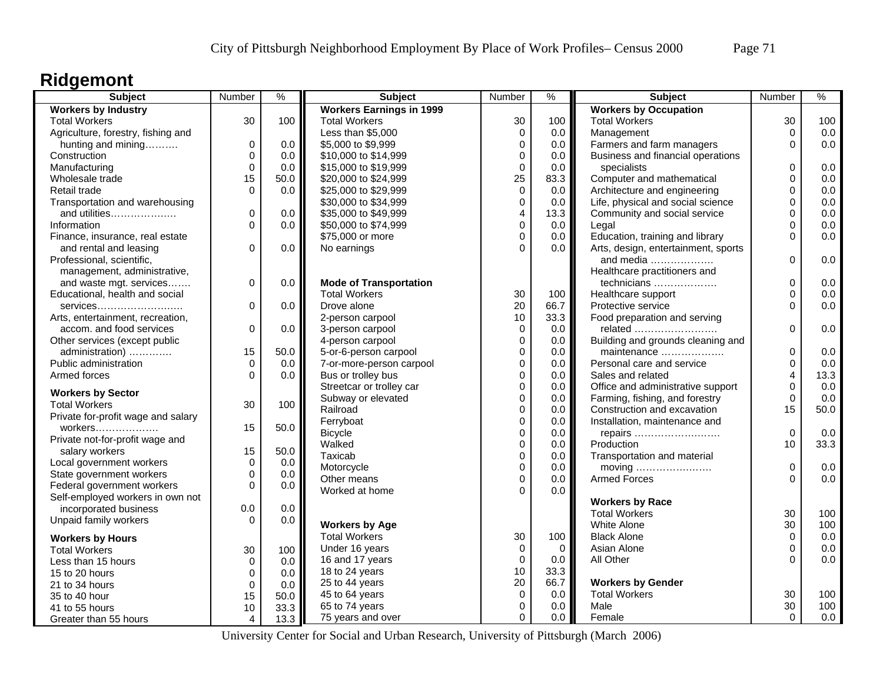# Ridgemont

| Subject | Number | % |
|---|---|---|
| **Workers by Industry** | | |
| Total Workers | 30 | 100 |
| Agriculture, forestry, fishing and hunting and mining………. | 0 | 0.0 |
| Construction | 0 | 0.0 |
| Manufacturing | 0 | 0.0 |
| Wholesale trade | 15 | 50.0 |
| Retail trade | 0 | 0.0 |
| Transportation and warehousing and utilities………………. | 0 | 0.0 |
| Information | 0 | 0.0 |
| Finance, insurance, real estate and rental and leasing | 0 | 0.0 |
| Professional, scientific, management, administrative, and waste mgt. services……. | 0 | 0.0 |
| Educational, health and social services……………………. | 0 | 0.0 |
| Arts, entertainment, recreation, accom. and food services | 0 | 0.0 |
| Other services (except public administration) …………. | 15 | 50.0 |
| Public administration | 0 | 0.0 |
| Armed forces | 0 | 0.0 |
| **Workers by Sector** | | |
| Total Workers | 30 | 100 |
| Private for-profit wage and salary workers………………. | 15 | 50.0 |
| Private not-for-profit wage and salary workers | 15 | 50.0 |
| Local government workers | 0 | 0.0 |
| State government workers | 0 | 0.0 |
| Federal government workers | 0 | 0.0 |
| Self-employed workers in own not incorporated business | 0.0 | 0.0 |
| Unpaid family workers | 0 | 0.0 |
| **Workers by Hours** | | |
| Total Workers | 30 | 100 |
| Less than 15 hours | 0 | 0.0 |
| 15 to 20 hours | 0 | 0.0 |
| 21 to 34 hours | 0 | 0.0 |
| 35 to 40 hour | 15 | 50.0 |
| 41 to 55 hours | 10 | 33.3 |
| Greater than 55 hours | 4 | 13.3 |

| Subject | Number | % |
|---|---|---|
| **Workers Earnings in 1999** | | |
| Total Workers | 30 | 100 |
| Less than $5,000 | 0 | 0.0 |
| $5,000 to $9,999 | 0 | 0.0 |
| $10,000 to $14,999 | 0 | 0.0 |
| $15,000 to $19,999 | 0 | 0.0 |
| $20,000 to $24,999 | 25 | 83.3 |
| $25,000 to $29,999 | 0 | 0.0 |
| $30,000 to $34,999 | 0 | 0.0 |
| $35,000 to $49,999 | 4 | 13.3 |
| $50,000 to $74,999 | 0 | 0.0 |
| $75,000 or more | 0 | 0.0 |
| No earnings | 0 | 0.0 |
| **Mode of Transportation** | | |
| Total Workers | 30 | 100 |
| Drove alone | 20 | 66.7 |
| 2-person carpool | 10 | 33.3 |
| 3-person carpool | 0 | 0.0 |
| 4-person carpool | 0 | 0.0 |
| 5-or-6-person carpool | 0 | 0.0 |
| 7-or-more-person carpool | 0 | 0.0 |
| Bus or trolley bus | 0 | 0.0 |
| Streetcar or trolley car | 0 | 0.0 |
| Subway or elevated | 0 | 0.0 |
| Railroad | 0 | 0.0 |
| Ferryboat | 0 | 0.0 |
| Bicycle | 0 | 0.0 |
| Walked | 0 | 0.0 |
| Taxicab | 0 | 0.0 |
| Motorcycle | 0 | 0.0 |
| Other means | 0 | 0.0 |
| Worked at home | 0 | 0.0 |
| **Workers by Age** | | |
| Total Workers | 30 | 100 |
| Under 16 years | 0 | 0 |
| 16 and 17 years | 0 | 0.0 |
| 18 to 24 years | 10 | 33.3 |
| 25 to 44 years | 20 | 66.7 |
| 45 to 64 years | 0 | 0.0 |
| 65 to 74 years | 0 | 0.0 |
| 75 years and over | 0 | 0.0 |

| Subject | Number | % |
|---|---|---|
| **Workers by Occupation** | | |
| Total Workers | 30 | 100 |
| Management | 0 | 0.0 |
| Farmers and farm managers | 0 | 0.0 |
| Business and financial operations specialists | 0 | 0.0 |
| Computer and mathematical | 0 | 0.0 |
| Architecture and engineering | 0 | 0.0 |
| Life, physical and social science | 0 | 0.0 |
| Community and social service | 0 | 0.0 |
| Legal | 0 | 0.0 |
| Education, training and library | 0 | 0.0 |
| Arts, design, entertainment, sports and media ………………. | 0 | 0.0 |
| Healthcare practitioners and technicians ………………. | 0 | 0.0 |
| Healthcare support | 0 | 0.0 |
| Protective service | 0 | 0.0 |
| Food preparation and serving related ……………………. | 0 | 0.0 |
| Building and grounds cleaning and maintenance ………………. | 0 | 0.0 |
| Personal care and service | 0 | 0.0 |
| Sales and related | 4 | 13.3 |
| Office and administrative support | 0 | 0.0 |
| Farming, fishing, and forestry | 0 | 0.0 |
| Construction and excavation | 15 | 50.0 |
| Installation, maintenance and repairs ……………………… | 0 | 0.0 |
| Production | 10 | 33.3 |
| Transportation and material moving …………………… | 0 | 0.0 |
| Armed Forces | 0 | 0.0 |
| **Workers by Race** | | |
| Total Workers | 30 | 100 |
| White Alone | 30 | 100 |
| Black Alone | 0 | 0.0 |
| Asian Alone | 0 | 0.0 |
| All Other | 0 | 0.0 |
| **Workers by Gender** | | |
| Total Workers | 30 | 100 |
| Male | 30 | 100 |
| Female | 0 | 0.0 |

University Center for Social and Urban Research, University of Pittsburgh (March 2006)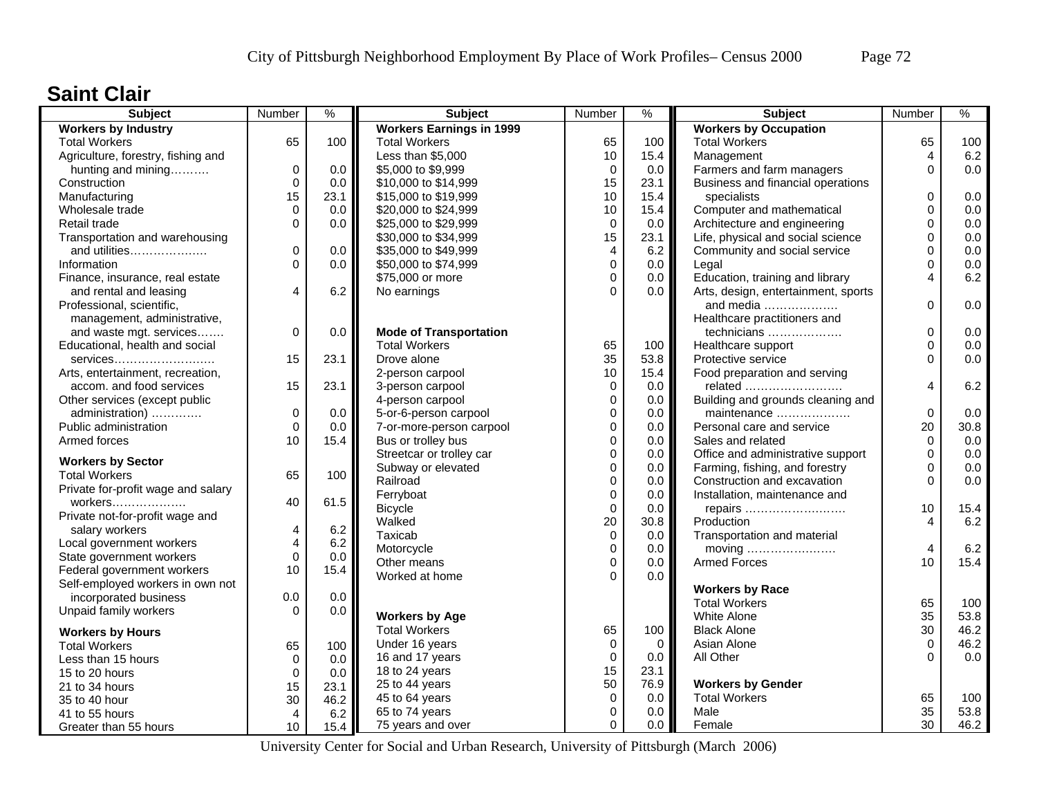## Saint Clair

| Subject | Number | % |
|---|---|---|
| **Workers by Industry** | | |
| Total Workers | 65 | 100 |
| Agriculture, forestry, fishing and hunting and mining………. | 0 | 0.0 |
| Construction | 0 | 0.0 |
| Manufacturing | 15 | 23.1 |
| Wholesale trade | 0 | 0.0 |
| Retail trade | 0 | 0.0 |
| Transportation and warehousing and utilities………………. | 0 | 0.0 |
| Information | 0 | 0.0 |
| Finance, insurance, real estate and rental and leasing | 4 | 6.2 |
| Professional, scientific, management, administrative, and waste mgt. services……. | 0 | 0.0 |
| Educational, health and social services…………………….. | 15 | 23.1 |
| Arts, entertainment, recreation, accom. and food services | 15 | 23.1 |
| Other services (except public administration) …………. | 0 | 0.0 |
| Public administration | 0 | 0.0 |
| Armed forces | 10 | 15.4 |
| **Workers by Sector** | | |
| Total Workers | 65 | 100 |
| Private for-profit wage and salary workers………………. | 40 | 61.5 |
| Private not-for-profit wage and salary workers | 4 | 6.2 |
| Local government workers | 4 | 6.2 |
| State government workers | 0 | 0.0 |
| Federal government workers | 10 | 15.4 |
| Self-employed workers in own not incorporated business | 0.0 | 0.0 |
| Unpaid family workers | 0 | 0.0 |
| **Workers by Hours** | | |
| Total Workers | 65 | 100 |
| Less than 15 hours | 0 | 0.0 |
| 15 to 20 hours | 0 | 0.0 |
| 21 to 34 hours | 15 | 23.1 |
| 35 to 40 hour | 30 | 46.2 |
| 41 to 55 hours | 4 | 6.2 |
| Greater than 55 hours | 10 | 15.4 |

| Subject | Number | % |
|---|---|---|
| **Workers Earnings in 1999** | | |
| Total Workers | 65 | 100 |
| Less than $5,000 | 10 | 15.4 |
| $5,000 to $9,999 | 0 | 0.0 |
| $10,000 to $14,999 | 15 | 23.1 |
| $15,000 to $19,999 | 10 | 15.4 |
| $20,000 to $24,999 | 10 | 15.4 |
| $25,000 to $29,999 | 0 | 0.0 |
| $30,000 to $34,999 | 15 | 23.1 |
| $35,000 to $49,999 | 4 | 6.2 |
| $50,000 to $74,999 | 0 | 0.0 |
| $75,000 or more | 0 | 0.0 |
| No earnings | 0 | 0.0 |
| **Mode of Transportation** | | |
| Total Workers | 65 | 100 |
| Drove alone | 35 | 53.8 |
| 2-person carpool | 10 | 15.4 |
| 3-person carpool | 0 | 0.0 |
| 4-person carpool | 0 | 0.0 |
| 5-or-6-person carpool | 0 | 0.0 |
| 7-or-more-person carpool | 0 | 0.0 |
| Bus or trolley bus | 0 | 0.0 |
| Streetcar or trolley car | 0 | 0.0 |
| Subway or elevated | 0 | 0.0 |
| Railroad | 0 | 0.0 |
| Ferryboat | 0 | 0.0 |
| Bicycle | 0 | 0.0 |
| Walked | 20 | 30.8 |
| Taxicab | 0 | 0.0 |
| Motorcycle | 0 | 0.0 |
| Other means | 0 | 0.0 |
| Worked at home | 0 | 0.0 |
| **Workers by Age** | | |
| Total Workers | 65 | 100 |
| Under 16 years | 0 | 0 |
| 16 and 17 years | 0 | 0.0 |
| 18 to 24 years | 15 | 23.1 |
| 25 to 44 years | 50 | 76.9 |
| 45 to 64 years | 0 | 0.0 |
| 65 to 74 years | 0 | 0.0 |
| 75 years and over | 0 | 0.0 |

| Subject | Number | % |
|---|---|---|
| **Workers by Occupation** | | |
| Total Workers | 65 | 100 |
| Management | 4 | 6.2 |
| Farmers and farm managers | 0 | 0.0 |
| Business and financial operations specialists | 0 | 0.0 |
| Computer and mathematical | 0 | 0.0 |
| Architecture and engineering | 0 | 0.0 |
| Life, physical and social science | 0 | 0.0 |
| Community and social service | 0 | 0.0 |
| Legal | 0 | 0.0 |
| Education, training and library | 4 | 6.2 |
| Arts, design, entertainment, sports and media ………………. | 0 | 0.0 |
| Healthcare practitioners and technicians ………………. | 0 | 0.0 |
| Healthcare support | 0 | 0.0 |
| Protective service | 0 | 0.0 |
| Food preparation and serving related ……………………. | 4 | 6.2 |
| Building and grounds cleaning and maintenance ………………. | 0 | 0.0 |
| Personal care and service | 20 | 30.8 |
| Sales and related | 0 | 0.0 |
| Office and administrative support | 0 | 0.0 |
| Farming, fishing, and forestry | 0 | 0.0 |
| Construction and excavation | 0 | 0.0 |
| Installation, maintenance and repairs ……………………… | 10 | 15.4 |
| Production | 4 | 6.2 |
| Transportation and material moving …………………… | 4 | 6.2 |
| Armed Forces | 10 | 15.4 |
| **Workers by Race** | | |
| Total Workers | 65 | 100 |
| White Alone | 35 | 53.8 |
| Black Alone | 30 | 46.2 |
| Asian Alone | 0 | 46.2 |
| All Other | 0 | 0.0 |
| **Workers by Gender** | | |
| Total Workers | 65 | 100 |
| Male | 35 | 53.8 |
| Female | 30 | 46.2 |

University Center for Social and Urban Research, University of Pittsburgh (March 2006)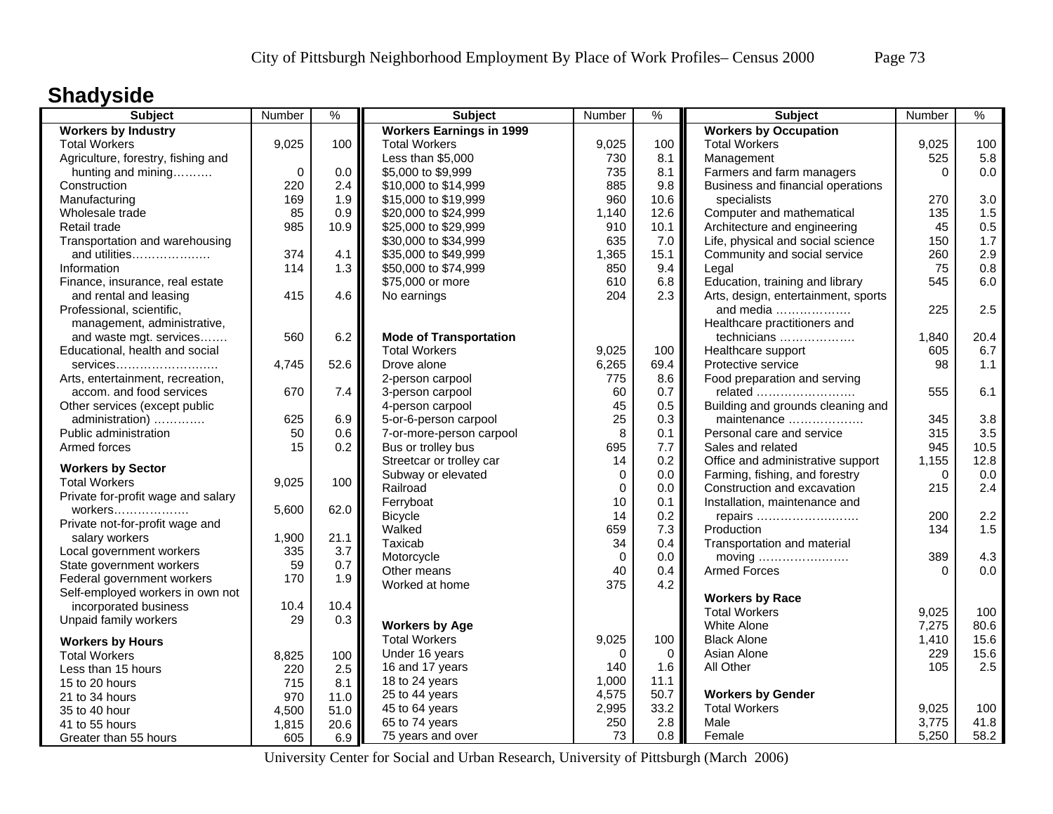# Shadyside

| Subject | Number | % |
|---|---|---|
| **Workers by Industry** | | |
| Total Workers | 9,025 | 100 |
| Agriculture, forestry, fishing and hunting and mining………. | 0 | 0.0 |
| Construction | 220 | 2.4 |
| Manufacturing | 169 | 1.9 |
| Wholesale trade | 85 | 0.9 |
| Retail trade | 985 | 10.9 |
| Transportation and warehousing and utilities………………. | 374 | 4.1 |
| Information | 114 | 1.3 |
| Finance, insurance, real estate and rental and leasing | 415 | 4.6 |
| Professional, scientific, management, administrative, and waste mgt. services……. | 560 | 6.2 |
| Educational, health and social services……………………. | 4,745 | 52.6 |
| Arts, entertainment, recreation, accom. and food services | 670 | 7.4 |
| Other services (except public administration) …………. | 625 | 6.9 |
| Public administration | 50 | 0.6 |
| Armed forces | 15 | 0.2 |
| **Workers by Sector** | | |
| Total Workers | 9,025 | 100 |
| Private for-profit wage and salary workers………………. | 5,600 | 62.0 |
| Private not-for-profit wage and salary workers | 1,900 | 21.1 |
| Local government workers | 335 | 3.7 |
| State government workers | 59 | 0.7 |
| Federal government workers | 170 | 1.9 |
| Self-employed workers in own not incorporated business | 10.4 | 10.4 |
| Unpaid family workers | 29 | 0.3 |
| **Workers by Hours** | | |
| Total Workers | 8,825 | 100 |
| Less than 15 hours | 220 | 2.5 |
| 15 to 20 hours | 715 | 8.1 |
| 21 to 34 hours | 970 | 11.0 |
| 35 to 40 hour | 4,500 | 51.0 |
| 41 to 55 hours | 1,815 | 20.6 |
| Greater than 55 hours | 605 | 6.9 |

| Subject | Number | % |
|---|---|---|
| **Workers Earnings in 1999** | | |
| Total Workers | 9,025 | 100 |
| Less than $5,000 | 730 | 8.1 |
| $5,000 to $9,999 | 735 | 8.1 |
| $10,000 to $14,999 | 885 | 9.8 |
| $15,000 to $19,999 | 960 | 10.6 |
| $20,000 to $24,999 | 1,140 | 12.6 |
| $25,000 to $29,999 | 910 | 10.1 |
| $30,000 to $34,999 | 635 | 7.0 |
| $35,000 to $49,999 | 1,365 | 15.1 |
| $50,000 to $74,999 | 850 | 9.4 |
| $75,000 or more | 610 | 6.8 |
| No earnings | 204 | 2.3 |
| **Mode of Transportation** | | |
| Total Workers | 9,025 | 100 |
| Drove alone | 6,265 | 69.4 |
| 2-person carpool | 775 | 8.6 |
| 3-person carpool | 60 | 0.7 |
| 4-person carpool | 45 | 0.5 |
| 5-or-6-person carpool | 25 | 0.3 |
| 7-or-more-person carpool | 8 | 0.1 |
| Bus or trolley bus | 695 | 7.7 |
| Streetcar or trolley car | 14 | 0.2 |
| Subway or elevated | 0 | 0.0 |
| Railroad | 0 | 0.0 |
| Ferryboat | 10 | 0.1 |
| Bicycle | 14 | 0.2 |
| Walked | 659 | 7.3 |
| Taxicab | 34 | 0.4 |
| Motorcycle | 0 | 0.0 |
| Other means | 40 | 0.4 |
| Worked at home | 375 | 4.2 |
| **Workers by Age** | | |
| Total Workers | 9,025 | 100 |
| Under 16 years | 0 | 0 |
| 16 and 17 years | 140 | 1.6 |
| 18 to 24 years | 1,000 | 11.1 |
| 25 to 44 years | 4,575 | 50.7 |
| 45 to 64 years | 2,995 | 33.2 |
| 65 to 74 years | 250 | 2.8 |
| 75 years and over | 73 | 0.8 |

| Subject | Number | % |
|---|---|---|
| **Workers by Occupation** | | |
| Total Workers | 9,025 | 100 |
| Management | 525 | 5.8 |
| Farmers and farm managers | 0 | 0.0 |
| Business and financial operations specialists | 270 | 3.0 |
| Computer and mathematical | 135 | 1.5 |
| Architecture and engineering | 45 | 0.5 |
| Life, physical and social science | 150 | 1.7 |
| Community and social service | 260 | 2.9 |
| Legal | 75 | 0.8 |
| Education, training and library | 545 | 6.0 |
| Arts, design, entertainment, sports and media ………………. | 225 | 2.5 |
| Healthcare practitioners and technicians ………………. | 1,840 | 20.4 |
| Healthcare support | 605 | 6.7 |
| Protective service | 98 | 1.1 |
| Food preparation and serving related ……………………. | 555 | 6.1 |
| Building and grounds cleaning and maintenance ………………. | 345 | 3.8 |
| Personal care and service | 315 | 3.5 |
| Sales and related | 945 | 10.5 |
| Office and administrative support | 1,155 | 12.8 |
| Farming, fishing, and forestry | 0 | 0.0 |
| Construction and excavation | 215 | 2.4 |
| Installation, maintenance and repairs ……………………… | 200 | 2.2 |
| Production | 134 | 1.5 |
| Transportation and material moving …………………… | 389 | 4.3 |
| Armed Forces | 0 | 0.0 |
| **Workers by Race** | | |
| Total Workers | 9,025 | 100 |
| White Alone | 7,275 | 80.6 |
| Black Alone | 1,410 | 15.6 |
| Asian Alone | 229 | 15.6 |
| All Other | 105 | 2.5 |
| **Workers by Gender** | | |
| Total Workers | 9,025 | 100 |
| Male | 3,775 | 41.8 |
| Female | 5,250 | 58.2 |

University Center for Social and Urban Research, University of Pittsburgh (March 2006)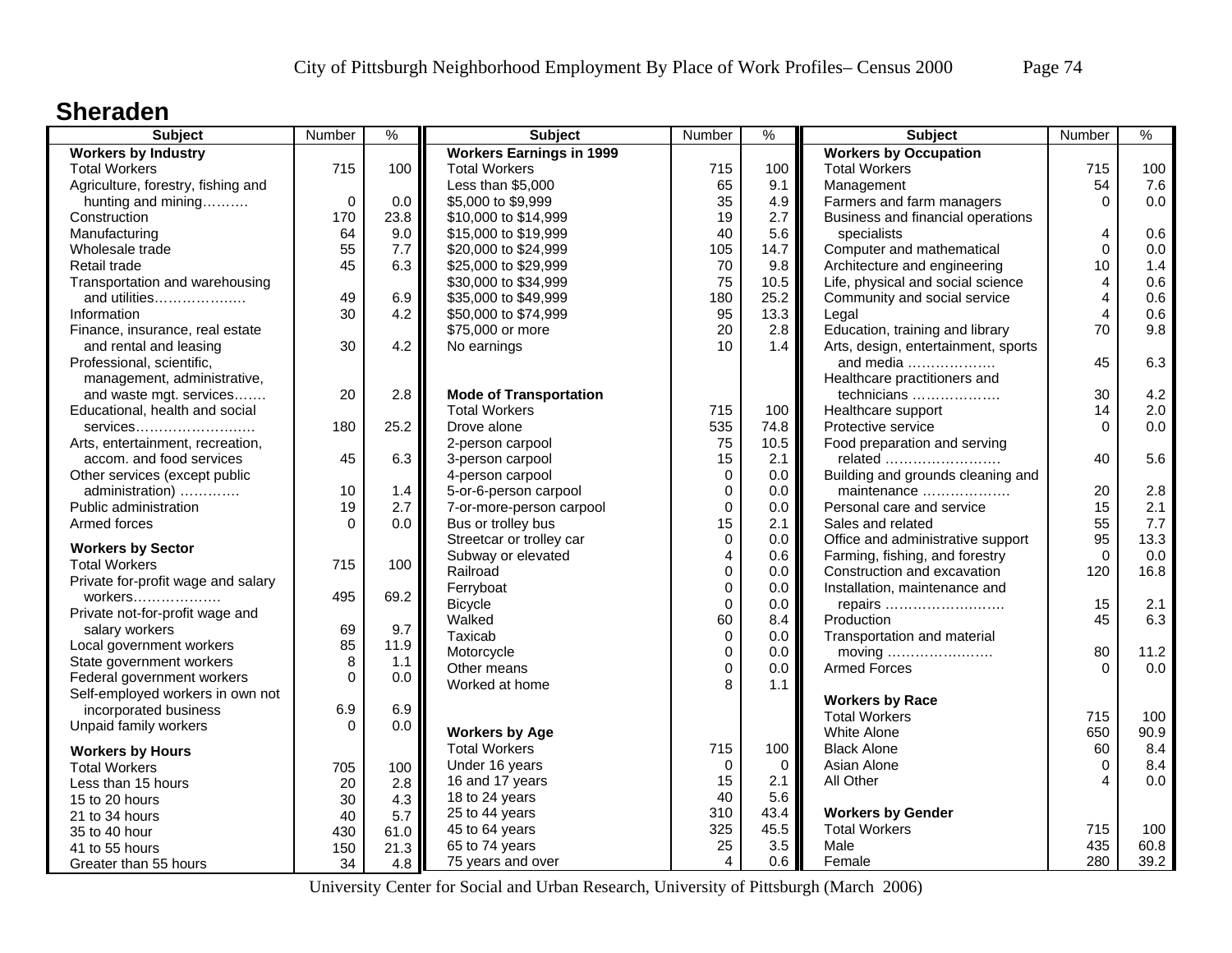# Sheraden

| Subject | Number | % |
|---|---|---|
| **Workers by Industry** | | |
| Total Workers | 715 | 100 |
| Agriculture, forestry, fishing and hunting and mining………. | 0 | 0.0 |
| Construction | 170 | 23.8 |
| Manufacturing | 64 | 9.0 |
| Wholesale trade | 55 | 7.7 |
| Retail trade | 45 | 6.3 |
| Transportation and warehousing and utilities………………. | 49 | 6.9 |
| Information | 30 | 4.2 |
| Finance, insurance, real estate and rental and leasing | 30 | 4.2 |
| Professional, scientific, management, administrative, and waste mgt. services……. | 20 | 2.8 |
| Educational, health and social services……………………. | 180 | 25.2 |
| Arts, entertainment, recreation, accom. and food services | 45 | 6.3 |
| Other services (except public administration) …………. | 10 | 1.4 |
| Public administration | 19 | 2.7 |
| Armed forces | 0 | 0.0 |
| **Workers by Sector** | | |
| Total Workers | 715 | 100 |
| Private for-profit wage and salary workers………………. | 495 | 69.2 |
| Private not-for-profit wage and salary workers | 69 | 9.7 |
| Local government workers | 85 | 11.9 |
| State government workers | 8 | 1.1 |
| Federal government workers | 0 | 0.0 |
| Self-employed workers in own not incorporated business | 6.9 | 6.9 |
| Unpaid family workers | 0 | 0.0 |
| **Workers by Hours** | | |
| Total Workers | 705 | 100 |
| Less than 15 hours | 20 | 2.8 |
| 15 to 20 hours | 30 | 4.3 |
| 21 to 34 hours | 40 | 5.7 |
| 35 to 40 hour | 430 | 61.0 |
| 41 to 55 hours | 150 | 21.3 |
| Greater than 55 hours | 34 | 4.8 |

| Subject | Number | % |
|---|---|---|
| **Workers Earnings in 1999** | | |
| Total Workers | 715 | 100 |
| Less than $5,000 | 65 | 9.1 |
| $5,000 to $9,999 | 35 | 4.9 |
| $10,000 to $14,999 | 19 | 2.7 |
| $15,000 to $19,999 | 40 | 5.6 |
| $20,000 to $24,999 | 105 | 14.7 |
| $25,000 to $29,999 | 70 | 9.8 |
| $30,000 to $34,999 | 75 | 10.5 |
| $35,000 to $49,999 | 180 | 25.2 |
| $50,000 to $74,999 | 95 | 13.3 |
| $75,000 or more | 20 | 2.8 |
| No earnings | 10 | 1.4 |
| **Mode of Transportation** | | |
| Total Workers | 715 | 100 |
| Drove alone | 535 | 74.8 |
| 2-person carpool | 75 | 10.5 |
| 3-person carpool | 15 | 2.1 |
| 4-person carpool | 0 | 0.0 |
| 5-or-6-person carpool | 0 | 0.0 |
| 7-or-more-person carpool | 0 | 0.0 |
| Bus or trolley bus | 15 | 2.1 |
| Streetcar or trolley car | 0 | 0.0 |
| Subway or elevated | 4 | 0.6 |
| Railroad | 0 | 0.0 |
| Ferryboat | 0 | 0.0 |
| Bicycle | 0 | 0.0 |
| Walked | 60 | 8.4 |
| Taxicab | 0 | 0.0 |
| Motorcycle | 0 | 0.0 |
| Other means | 0 | 0.0 |
| Worked at home | 8 | 1.1 |
| **Workers by Age** | | |
| Total Workers | 715 | 100 |
| Under 16 years | 0 | 0 |
| 16 and 17 years | 15 | 2.1 |
| 18 to 24 years | 40 | 5.6 |
| 25 to 44 years | 310 | 43.4 |
| 45 to 64 years | 325 | 45.5 |
| 65 to 74 years | 25 | 3.5 |
| 75 years and over | 4 | 0.6 |

| Subject | Number | % |
|---|---|---|
| **Workers by Occupation** | | |
| Total Workers | 715 | 100 |
| Management | 54 | 7.6 |
| Farmers and farm managers | 0 | 0.0 |
| Business and financial operations specialists | 4 | 0.6 |
| Computer and mathematical | 0 | 0.0 |
| Architecture and engineering | 10 | 1.4 |
| Life, physical and social science | 4 | 0.6 |
| Community and social service | 4 | 0.6 |
| Legal | 4 | 0.6 |
| Education, training and library | 70 | 9.8 |
| Arts, design, entertainment, sports and media ………………. | 45 | 6.3 |
| Healthcare practitioners and technicians ………………. | 30 | 4.2 |
| Healthcare support | 14 | 2.0 |
| Protective service | 0 | 0.0 |
| Food preparation and serving related ……………………. | 40 | 5.6 |
| Building and grounds cleaning and maintenance ………………. | 20 | 2.8 |
| Personal care and service | 15 | 2.1 |
| Sales and related | 55 | 7.7 |
| Office and administrative support | 95 | 13.3 |
| Farming, fishing, and forestry | 0 | 0.0 |
| Construction and excavation | 120 | 16.8 |
| Installation, maintenance and repairs ……………………. | 15 | 2.1 |
| Production | 45 | 6.3 |
| Transportation and material moving ……………………. | 80 | 11.2 |
| Armed Forces | 0 | 0.0 |
| **Workers by Race** | | |
| Total Workers | 715 | 100 |
| White Alone | 650 | 90.9 |
| Black Alone | 60 | 8.4 |
| Asian Alone | 0 | 8.4 |
| All Other | 4 | 0.0 |
| **Workers by Gender** | | |
| Total Workers | 715 | 100 |
| Male | 435 | 60.8 |
| Female | 280 | 39.2 |

University Center for Social and Urban Research, University of Pittsburgh (March 2006)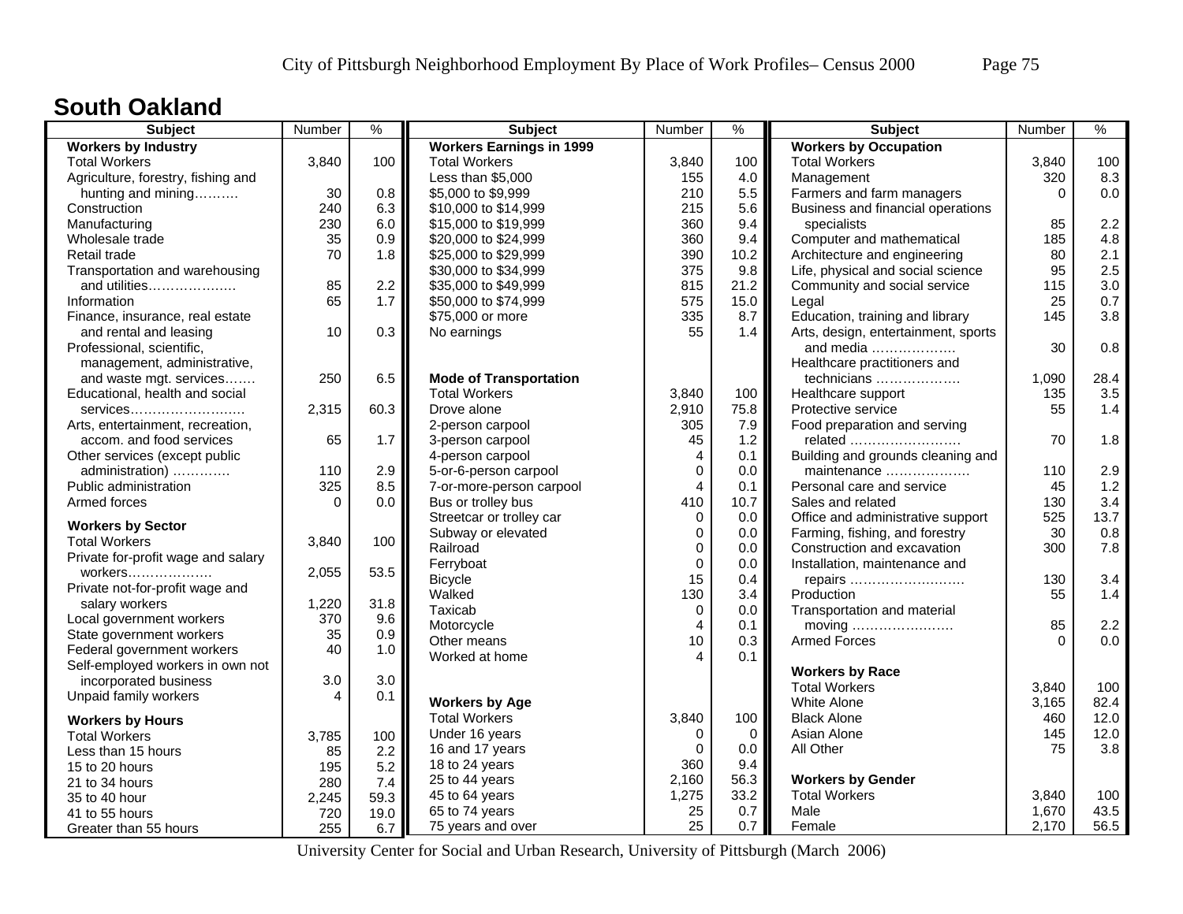## South Oakland

| Subject | Number | % |
|---|---|---|
| **Workers by Industry** | | |
| Total Workers | 3,840 | 100 |
| Agriculture, forestry, fishing and hunting and mining………. | 30 | 0.8 |
| Construction | 240 | 6.3 |
| Manufacturing | 230 | 6.0 |
| Wholesale trade | 35 | 0.9 |
| Retail trade | 70 | 1.8 |
| Transportation and warehousing and utilities………………. | 85 | 2.2 |
| Information | 65 | 1.7 |
| Finance, insurance, real estate and rental and leasing | 10 | 0.3 |
| Professional, scientific, management, administrative, and waste mgt. services……. | 250 | 6.5 |
| Educational, health and social services……………………. | 2,315 | 60.3 |
| Arts, entertainment, recreation, accom. and food services | 65 | 1.7 |
| Other services (except public administration) …………. | 110 | 2.9 |
| Public administration | 325 | 8.5 |
| Armed forces | 0 | 0.0 |
| **Workers by Sector** | | |
| Total Workers | 3,840 | 100 |
| Private for-profit wage and salary workers……………… | 2,055 | 53.5 |
| Private not-for-profit wage and salary workers | 1,220 | 31.8 |
| Local government workers | 370 | 9.6 |
| State government workers | 35 | 0.9 |
| Federal government workers | 40 | 1.0 |
| Self-employed workers in own not incorporated business | 3.0 | 3.0 |
| Unpaid family workers | 4 | 0.1 |
| **Workers by Hours** | | |
| Total Workers | 3,785 | 100 |
| Less than 15 hours | 85 | 2.2 |
| 15 to 20 hours | 195 | 5.2 |
| 21 to 34 hours | 280 | 7.4 |
| 35 to 40 hour | 2,245 | 59.3 |
| 41 to 55 hours | 720 | 19.0 |
| Greater than 55 hours | 255 | 6.7 |

| Subject | Number | % |
|---|---|---|
| **Workers Earnings in 1999** | | |
| Total Workers | 3,840 | 100 |
| Less than $5,000 | 155 | 4.0 |
| $5,000 to $9,999 | 210 | 5.5 |
| $10,000 to $14,999 | 215 | 5.6 |
| $15,000 to $19,999 | 360 | 9.4 |
| $20,000 to $24,999 | 360 | 9.4 |
| $25,000 to $29,999 | 390 | 10.2 |
| $30,000 to $34,999 | 375 | 9.8 |
| $35,000 to $49,999 | 815 | 21.2 |
| $50,000 to $74,999 | 575 | 15.0 |
| $75,000 or more | 335 | 8.7 |
| No earnings | 55 | 1.4 |
| **Mode of Transportation** | | |
| Total Workers | 3,840 | 100 |
| Drove alone | 2,910 | 75.8 |
| 2-person carpool | 305 | 7.9 |
| 3-person carpool | 45 | 1.2 |
| 4-person carpool | 4 | 0.1 |
| 5-or-6-person carpool | 0 | 0.0 |
| 7-or-more-person carpool | 4 | 0.1 |
| Bus or trolley bus | 410 | 10.7 |
| Streetcar or trolley car | 0 | 0.0 |
| Subway or elevated | 0 | 0.0 |
| Railroad | 0 | 0.0 |
| Ferryboat | 0 | 0.0 |
| Bicycle | 15 | 0.4 |
| Walked | 130 | 3.4 |
| Taxicab | 0 | 0.0 |
| Motorcycle | 4 | 0.1 |
| Other means | 10 | 0.3 |
| Worked at home | 4 | 0.1 |
| **Workers by Age** | | |
| Total Workers | 3,840 | 100 |
| Under 16 years | 0 | 0 |
| 16 and 17 years | 0 | 0.0 |
| 18 to 24 years | 360 | 9.4 |
| 25 to 44 years | 2,160 | 56.3 |
| 45 to 64 years | 1,275 | 33.2 |
| 65 to 74 years | 25 | 0.7 |
| 75 years and over | 25 | 0.7 |

| Subject | Number | % |
|---|---|---|
| **Workers by Occupation** | | |
| Total Workers | 3,840 | 100 |
| Management | 320 | 8.3 |
| Farmers and farm managers | 0 | 0.0 |
| Business and financial operations specialists | 85 | 2.2 |
| Computer and mathematical | 185 | 4.8 |
| Architecture and engineering | 80 | 2.1 |
| Life, physical and social science | 95 | 2.5 |
| Community and social service | 115 | 3.0 |
| Legal | 25 | 0.7 |
| Education, training and library | 145 | 3.8 |
| Arts, design, entertainment, sports and media ………………. | 30 | 0.8 |
| Healthcare practitioners and technicians ………………. | 1,090 | 28.4 |
| Healthcare support | 135 | 3.5 |
| Protective service | 55 | 1.4 |
| Food preparation and serving related ……………………. | 70 | 1.8 |
| Building and grounds cleaning and maintenance ………………. | 110 | 2.9 |
| Personal care and service | 45 | 1.2 |
| Sales and related | 130 | 3.4 |
| Office and administrative support | 525 | 13.7 |
| Farming, fishing, and forestry | 30 | 0.8 |
| Construction and excavation | 300 | 7.8 |
| Installation, maintenance and repairs ……………………. | 130 | 3.4 |
| Production | 55 | 1.4 |
| Transportation and material moving ………………….. | 85 | 2.2 |
| Armed Forces | 0 | 0.0 |
| **Workers by Race** | | |
| Total Workers | 3,840 | 100 |
| White Alone | 3,165 | 82.4 |
| Black Alone | 460 | 12.0 |
| Asian Alone | 145 | 12.0 |
| All Other | 75 | 3.8 |
| **Workers by Gender** | | |
| Total Workers | 3,840 | 100 |
| Male | 1,670 | 43.5 |
| Female | 2,170 | 56.5 |

University Center for Social and Urban Research, University of Pittsburgh (March 2006)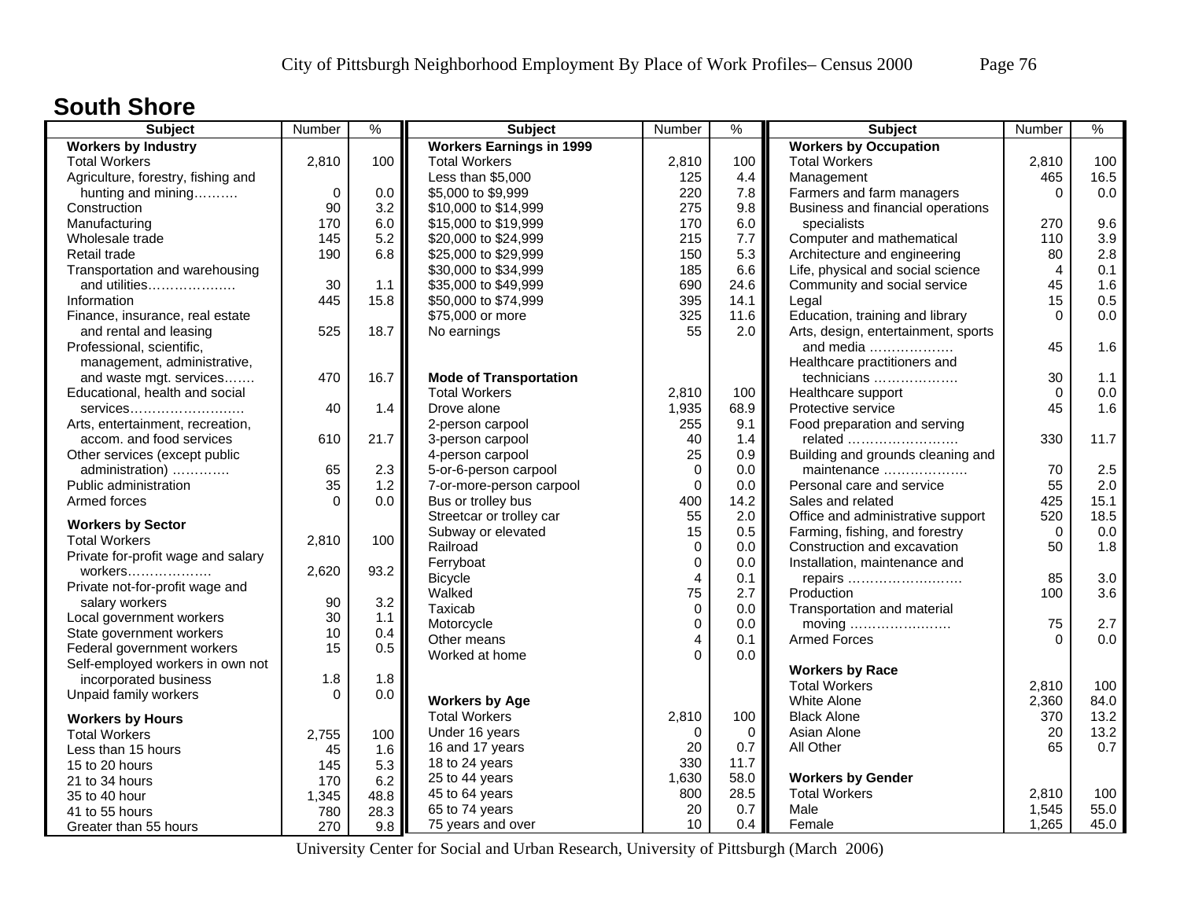# South Shore

| Subject | Number | % |
|---|---|---|
| **Workers by Industry** | | |
| Total Workers | 2,810 | 100 |
| Agriculture, forestry, fishing and hunting and mining………. | 0 | 0.0 |
| Construction | 90 | 3.2 |
| Manufacturing | 170 | 6.0 |
| Wholesale trade | 145 | 5.2 |
| Retail trade | 190 | 6.8 |
| Transportation and warehousing and utilities………………. | 30 | 1.1 |
| Information | 445 | 15.8 |
| Finance, insurance, real estate and rental and leasing | 525 | 18.7 |
| Professional, scientific, management, administrative, and waste mgt. services……. | 470 | 16.7 |
| Educational, health and social services……………………. | 40 | 1.4 |
| Arts, entertainment, recreation, accom. and food services | 610 | 21.7 |
| Other services (except public administration) …………. | 65 | 2.3 |
| Public administration | 35 | 1.2 |
| Armed forces | 0 | 0.0 |
| **Workers by Sector** | | |
| Total Workers | 2,810 | 100 |
| Private for-profit wage and salary workers………………. | 2,620 | 93.2 |
| Private not-for-profit wage and salary workers | 90 | 3.2 |
| Local government workers | 30 | 1.1 |
| State government workers | 10 | 0.4 |
| Federal government workers | 15 | 0.5 |
| Self-employed workers in own not incorporated business | 1.8 | 1.8 |
| Unpaid family workers | 0 | 0.0 |
| **Workers by Hours** | | |
| Total Workers | 2,755 | 100 |
| Less than 15 hours | 45 | 1.6 |
| 15 to 20 hours | 145 | 5.3 |
| 21 to 34 hours | 170 | 6.2 |
| 35 to 40 hour | 1,345 | 48.8 |
| 41 to 55 hours | 780 | 28.3 |
| Greater than 55 hours | 270 | 9.8 |

| Subject | Number | % |
|---|---|---|
| **Workers Earnings in 1999** | | |
| Total Workers | 2,810 | 100 |
| Less than $5,000 | 125 | 4.4 |
| $5,000 to $9,999 | 220 | 7.8 |
| $10,000 to $14,999 | 275 | 9.8 |
| $15,000 to $19,999 | 170 | 6.0 |
| $20,000 to $24,999 | 215 | 7.7 |
| $25,000 to $29,999 | 150 | 5.3 |
| $30,000 to $34,999 | 185 | 6.6 |
| $35,000 to $49,999 | 690 | 24.6 |
| $50,000 to $74,999 | 395 | 14.1 |
| $75,000 or more | 325 | 11.6 |
| No earnings | 55 | 2.0 |
| **Mode of Transportation** | | |
| Total Workers | 2,810 | 100 |
| Drove alone | 1,935 | 68.9 |
| 2-person carpool | 255 | 9.1 |
| 3-person carpool | 40 | 1.4 |
| 4-person carpool | 25 | 0.9 |
| 5-or-6-person carpool | 0 | 0.0 |
| 7-or-more-person carpool | 0 | 0.0 |
| Bus or trolley bus | 400 | 14.2 |
| Streetcar or trolley car | 55 | 2.0 |
| Subway or elevated | 15 | 0.5 |
| Railroad | 0 | 0.0 |
| Ferryboat | 0 | 0.0 |
| Bicycle | 4 | 0.1 |
| Walked | 75 | 2.7 |
| Taxicab | 0 | 0.0 |
| Motorcycle | 0 | 0.0 |
| Other means | 4 | 0.1 |
| Worked at home | 0 | 0.0 |
| **Workers by Age** | | |
| Total Workers | 2,810 | 100 |
| Under 16 years | 0 | 0 |
| 16 and 17 years | 20 | 0.7 |
| 18 to 24 years | 330 | 11.7 |
| 25 to 44 years | 1,630 | 58.0 |
| 45 to 64 years | 800 | 28.5 |
| 65 to 74 years | 20 | 0.7 |
| 75 years and over | 10 | 0.4 |

| Subject | Number | % |
|---|---|---|
| **Workers by Occupation** | | |
| Total Workers | 2,810 | 100 |
| Management | 465 | 16.5 |
| Farmers and farm managers | 0 | 0.0 |
| Business and financial operations specialists | 270 | 9.6 |
| Computer and mathematical | 110 | 3.9 |
| Architecture and engineering | 80 | 2.8 |
| Life, physical and social science | 4 | 0.1 |
| Community and social service | 45 | 1.6 |
| Legal | 15 | 0.5 |
| Education, training and library | 0 | 0.0 |
| Arts, design, entertainment, sports and media ………………. | 45 | 1.6 |
| Healthcare practitioners and technicians ………………. | 30 | 1.1 |
| Healthcare support | 0 | 0.0 |
| Protective service | 45 | 1.6 |
| Food preparation and serving related ……………………. | 330 | 11.7 |
| Building and grounds cleaning and maintenance ………………. | 70 | 2.5 |
| Personal care and service | 55 | 2.0 |
| Sales and related | 425 | 15.1 |
| Office and administrative support | 520 | 18.5 |
| Farming, fishing, and forestry | 0 | 0.0 |
| Construction and excavation | 50 | 1.8 |
| Installation, maintenance and repairs ……………………… | 85 | 3.0 |
| Production | 100 | 3.6 |
| Transportation and material moving …………………… | 75 | 2.7 |
| Armed Forces | 0 | 0.0 |
| **Workers by Race** | | |
| Total Workers | 2,810 | 100 |
| White Alone | 2,360 | 84.0 |
| Black Alone | 370 | 13.2 |
| Asian Alone | 20 | 13.2 |
| All Other | 65 | 0.7 |
| **Workers by Gender** | | |
| Total Workers | 2,810 | 100 |
| Male | 1,545 | 55.0 |
| Female | 1,265 | 45.0 |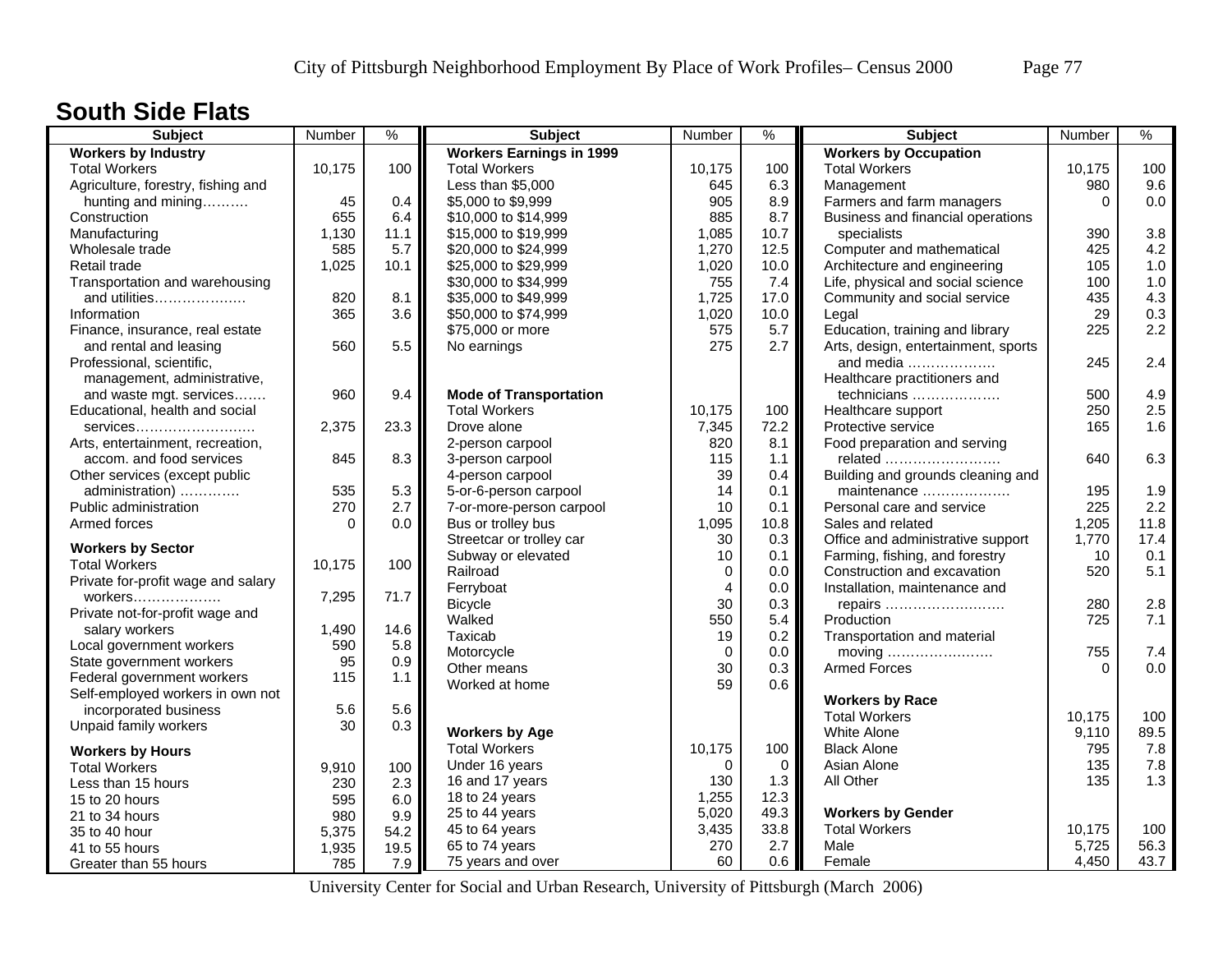## South Side Flats

| Subject | Number | % |
|---|---|---|
| **Workers by Industry** | | |
| Total Workers | 10,175 | 100 |
| Agriculture, forestry, fishing and hunting and mining………. | 45 | 0.4 |
| Construction | 655 | 6.4 |
| Manufacturing | 1,130 | 11.1 |
| Wholesale trade | 585 | 5.7 |
| Retail trade | 1,025 | 10.1 |
| Transportation and warehousing and utilities………………. | 820 | 8.1 |
| Information | 365 | 3.6 |
| Finance, insurance, real estate and rental and leasing | 560 | 5.5 |
| Professional, scientific, management, administrative, and waste mgt. services……. | 960 | 9.4 |
| Educational, health and social services……………………… | 2,375 | 23.3 |
| Arts, entertainment, recreation, accom. and food services | 845 | 8.3 |
| Other services (except public administration) …………. | 535 | 5.3 |
| Public administration | 270 | 2.7 |
| Armed forces | 0 | 0.0 |
| **Workers by Sector** | | |
| Total Workers | 10,175 | 100 |
| Private for-profit wage and salary workers………………. | 7,295 | 71.7 |
| Private not-for-profit wage and salary workers | 1,490 | 14.6 |
| Local government workers | 590 | 5.8 |
| State government workers | 95 | 0.9 |
| Federal government workers | 115 | 1.1 |
| Self-employed workers in own not incorporated business | 5.6 | 5.6 |
| Unpaid family workers | 30 | 0.3 |
| **Workers by Hours** | | |
| Total Workers | 9,910 | 100 |
| Less than 15 hours | 230 | 2.3 |
| 15 to 20 hours | 595 | 6.0 |
| 21 to 34 hours | 980 | 9.9 |
| 35 to 40 hour | 5,375 | 54.2 |
| 41 to 55 hours | 1,935 | 19.5 |
| Greater than 55 hours | 785 | 7.9 |

| Subject | Number | % |
|---|---|---|
| **Workers Earnings in 1999** | | |
| Total Workers | 10,175 | 100 |
| Less than $5,000 | 645 | 6.3 |
| $5,000 to $9,999 | 905 | 8.9 |
| $10,000 to $14,999 | 885 | 8.7 |
| $15,000 to $19,999 | 1,085 | 10.7 |
| $20,000 to $24,999 | 1,270 | 12.5 |
| $25,000 to $29,999 | 1,020 | 10.0 |
| $30,000 to $34,999 | 755 | 7.4 |
| $35,000 to $49,999 | 1,725 | 17.0 |
| $50,000 to $74,999 | 1,020 | 10.0 |
| $75,000 or more | 575 | 5.7 |
| No earnings | 275 | 2.7 |
| **Mode of Transportation** | | |
| Total Workers | 10,175 | 100 |
| Drove alone | 7,345 | 72.2 |
| 2-person carpool | 820 | 8.1 |
| 3-person carpool | 115 | 1.1 |
| 4-person carpool | 39 | 0.4 |
| 5-or-6-person carpool | 14 | 0.1 |
| 7-or-more-person carpool | 10 | 0.1 |
| Bus or trolley bus | 1,095 | 10.8 |
| Streetcar or trolley car | 30 | 0.3 |
| Subway or elevated | 10 | 0.1 |
| Railroad | 0 | 0.0 |
| Ferryboat | 4 | 0.0 |
| Bicycle | 30 | 0.3 |
| Walked | 550 | 5.4 |
| Taxicab | 19 | 0.2 |
| Motorcycle | 0 | 0.0 |
| Other means | 30 | 0.3 |
| Worked at home | 59 | 0.6 |
| **Workers by Age** | | |
| Total Workers | 10,175 | 100 |
| Under 16 years | 0 | 0 |
| 16 and 17 years | 130 | 1.3 |
| 18 to 24 years | 1,255 | 12.3 |
| 25 to 44 years | 5,020 | 49.3 |
| 45 to 64 years | 3,435 | 33.8 |
| 65 to 74 years | 270 | 2.7 |
| 75 years and over | 60 | 0.6 |

| Subject | Number | % |
|---|---|---|
| **Workers by Occupation** | | |
| Total Workers | 10,175 | 100 |
| Management | 980 | 9.6 |
| Farmers and farm managers | 0 | 0.0 |
| Business and financial operations specialists | 390 | 3.8 |
| Computer and mathematical | 425 | 4.2 |
| Architecture and engineering | 105 | 1.0 |
| Life, physical and social science | 100 | 1.0 |
| Community and social service | 435 | 4.3 |
| Legal | 29 | 0.3 |
| Education, training and library | 225 | 2.2 |
| Arts, design, entertainment, sports and media ………………. | 245 | 2.4 |
| Healthcare practitioners and technicians ………………. | 500 | 4.9 |
| Healthcare support | 250 | 2.5 |
| Protective service | 165 | 1.6 |
| Food preparation and serving related ……………………. | 640 | 6.3 |
| Building and grounds cleaning and maintenance ………………. | 195 | 1.9 |
| Personal care and service | 225 | 2.2 |
| Sales and related | 1,205 | 11.8 |
| Office and administrative support | 1,770 | 17.4 |
| Farming, fishing, and forestry | 10 | 0.1 |
| Construction and excavation | 520 | 5.1 |
| Installation, maintenance and repairs ………………….…. | 280 | 2.8 |
| Production | 725 | 7.1 |
| Transportation and material moving ………………….. | 755 | 7.4 |
| Armed Forces | 0 | 0.0 |
| **Workers by Race** | | |
| Total Workers | 10,175 | 100 |
| White Alone | 9,110 | 89.5 |
| Black Alone | 795 | 7.8 |
| Asian Alone | 135 | 7.8 |
| All Other | 135 | 1.3 |
| **Workers by Gender** | | |
| Total Workers | 10,175 | 100 |
| Male | 5,725 | 56.3 |
| Female | 4,450 | 43.7 |

University Center for Social and Urban Research, University of Pittsburgh (March 2006)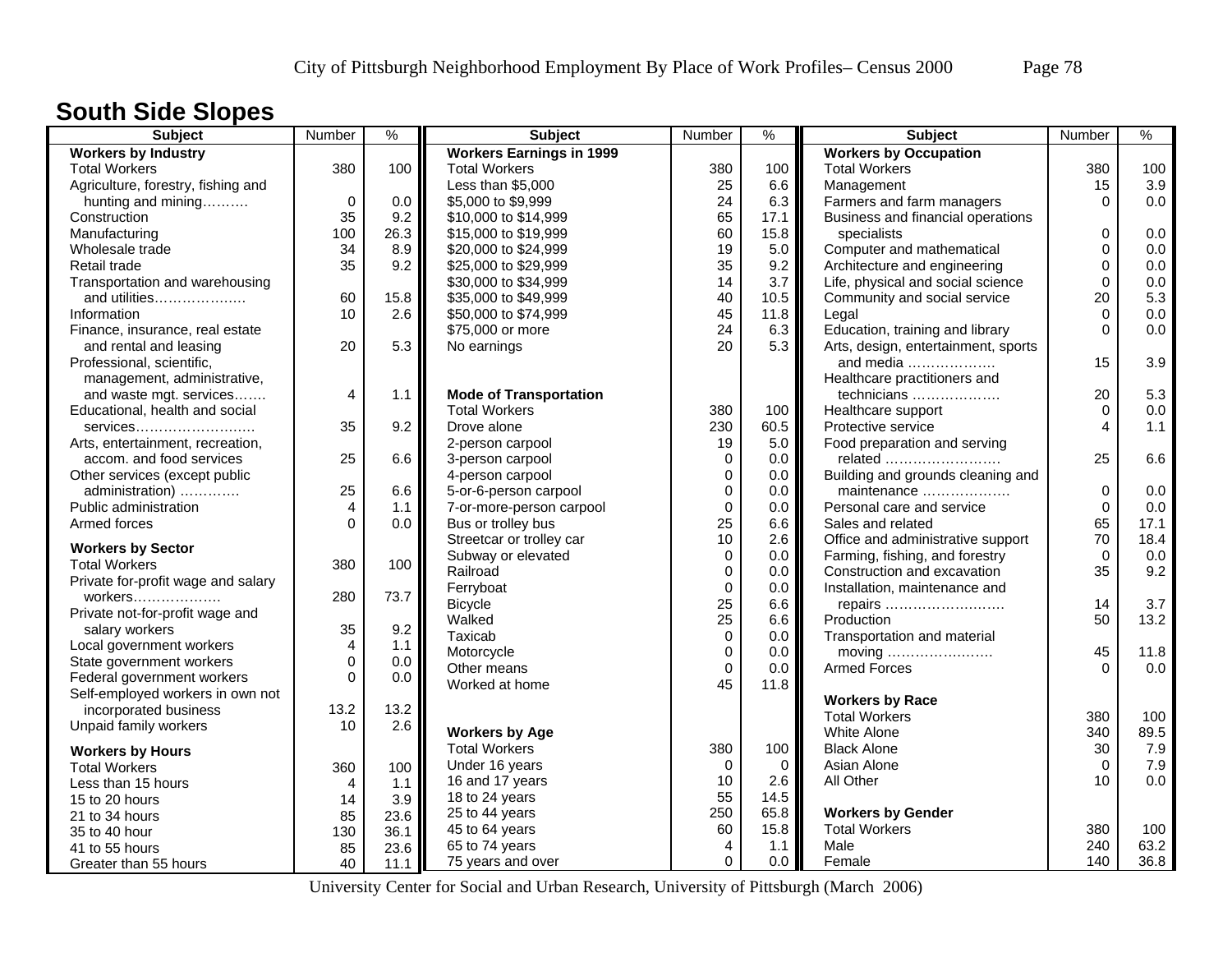# South Side Slopes

| Subject | Number | % |
|---|---|---|
| **Workers by Industry** | | |
| Total Workers | 380 | 100 |
| Agriculture, forestry, fishing and hunting and mining………. | 0 | 0.0 |
| Construction | 35 | 9.2 |
| Manufacturing | 100 | 26.3 |
| Wholesale trade | 34 | 8.9 |
| Retail trade | 35 | 9.2 |
| Transportation and warehousing and utilities………………. | 60 | 15.8 |
| Information | 10 | 2.6 |
| Finance, insurance, real estate and rental and leasing | 20 | 5.3 |
| Professional, scientific, management, administrative, and waste mgt. services……. | 4 | 1.1 |
| Educational, health and social services……………………. | 35 | 9.2 |
| Arts, entertainment, recreation, accom. and food services | 25 | 6.6 |
| Other services (except public administration) …………. | 25 | 6.6 |
| Public administration | 4 | 1.1 |
| Armed forces | 0 | 0.0 |
| **Workers by Sector** | | |
| Total Workers | 380 | 100 |
| Private for-profit wage and salary workers………………. | 280 | 73.7 |
| Private not-for-profit wage and salary workers | 35 | 9.2 |
| Local government workers | 4 | 1.1 |
| State government workers | 0 | 0.0 |
| Federal government workers | 0 | 0.0 |
| Self-employed workers in own not incorporated business | 13.2 | 13.2 |
| Unpaid family workers | 10 | 2.6 |
| **Workers by Hours** | | |
| Total Workers | 360 | 100 |
| Less than 15 hours | 4 | 1.1 |
| 15 to 20 hours | 14 | 3.9 |
| 21 to 34 hours | 85 | 23.6 |
| 35 to 40 hour | 130 | 36.1 |
| 41 to 55 hours | 85 | 23.6 |
| Greater than 55 hours | 40 | 11.1 |

| Subject | Number | % |
|---|---|---|
| **Workers Earnings in 1999** | | |
| Total Workers | 380 | 100 |
| Less than $5,000 | 25 | 6.6 |
| $5,000 to $9,999 | 24 | 6.3 |
| $10,000 to $14,999 | 65 | 17.1 |
| $15,000 to $19,999 | 60 | 15.8 |
| $20,000 to $24,999 | 19 | 5.0 |
| $25,000 to $29,999 | 35 | 9.2 |
| $30,000 to $34,999 | 14 | 3.7 |
| $35,000 to $49,999 | 40 | 10.5 |
| $50,000 to $74,999 | 45 | 11.8 |
| $75,000 or more | 24 | 6.3 |
| No earnings | 20 | 5.3 |
| **Mode of Transportation** | | |
| Total Workers | 380 | 100 |
| Drove alone | 230 | 60.5 |
| 2-person carpool | 19 | 5.0 |
| 3-person carpool | 0 | 0.0 |
| 4-person carpool | 0 | 0.0 |
| 5-or-6-person carpool | 0 | 0.0 |
| 7-or-more-person carpool | 0 | 0.0 |
| Bus or trolley bus | 25 | 6.6 |
| Streetcar or trolley car | 10 | 2.6 |
| Subway or elevated | 0 | 0.0 |
| Railroad | 0 | 0.0 |
| Ferryboat | 0 | 0.0 |
| Bicycle | 25 | 6.6 |
| Walked | 25 | 6.6 |
| Taxicab | 0 | 0.0 |
| Motorcycle | 0 | 0.0 |
| Other means | 0 | 0.0 |
| Worked at home | 45 | 11.8 |
| **Workers by Age** | | |
| Total Workers | 380 | 100 |
| Under 16 years | 0 | 0 |
| 16 and 17 years | 10 | 2.6 |
| 18 to 24 years | 55 | 14.5 |
| 25 to 44 years | 250 | 65.8 |
| 45 to 64 years | 60 | 15.8 |
| 65 to 74 years | 4 | 1.1 |
| 75 years and over | 0 | 0.0 |

| Subject | Number | % |
|---|---|---|
| **Workers by Occupation** | | |
| Total Workers | 380 | 100 |
| Management | 15 | 3.9 |
| Farmers and farm managers | 0 | 0.0 |
| Business and financial operations specialists | 0 | 0.0 |
| Computer and mathematical | 0 | 0.0 |
| Architecture and engineering | 0 | 0.0 |
| Life, physical and social science | 0 | 0.0 |
| Community and social service | 20 | 5.3 |
| Legal | 0 | 0.0 |
| Education, training and library | 0 | 0.0 |
| Arts, design, entertainment, sports and media ………………. | 15 | 3.9 |
| Healthcare practitioners and technicians ………………. | 20 | 5.3 |
| Healthcare support | 0 | 0.0 |
| Protective service | 4 | 1.1 |
| Food preparation and serving related ……………………. | 25 | 6.6 |
| Building and grounds cleaning and maintenance ………………. | 0 | 0.0 |
| Personal care and service | 0 | 0.0 |
| Sales and related | 65 | 17.1 |
| Office and administrative support | 70 | 18.4 |
| Farming, fishing, and forestry | 0 | 0.0 |
| Construction and excavation | 35 | 9.2 |
| Installation, maintenance and repairs ……………………. | 14 | 3.7 |
| Production | 50 | 13.2 |
| Transportation and material moving ………………….. | 45 | 11.8 |
| Armed Forces | 0 | 0.0 |
| **Workers by Race** | | |
| Total Workers | 380 | 100 |
| White Alone | 340 | 89.5 |
| Black Alone | 30 | 7.9 |
| Asian Alone | 0 | 7.9 |
| All Other | 10 | 0.0 |
| **Workers by Gender** | | |
| Total Workers | 380 | 100 |
| Male | 240 | 63.2 |
| Female | 140 | 36.8 |

University Center for Social and Urban Research, University of Pittsburgh (March 2006)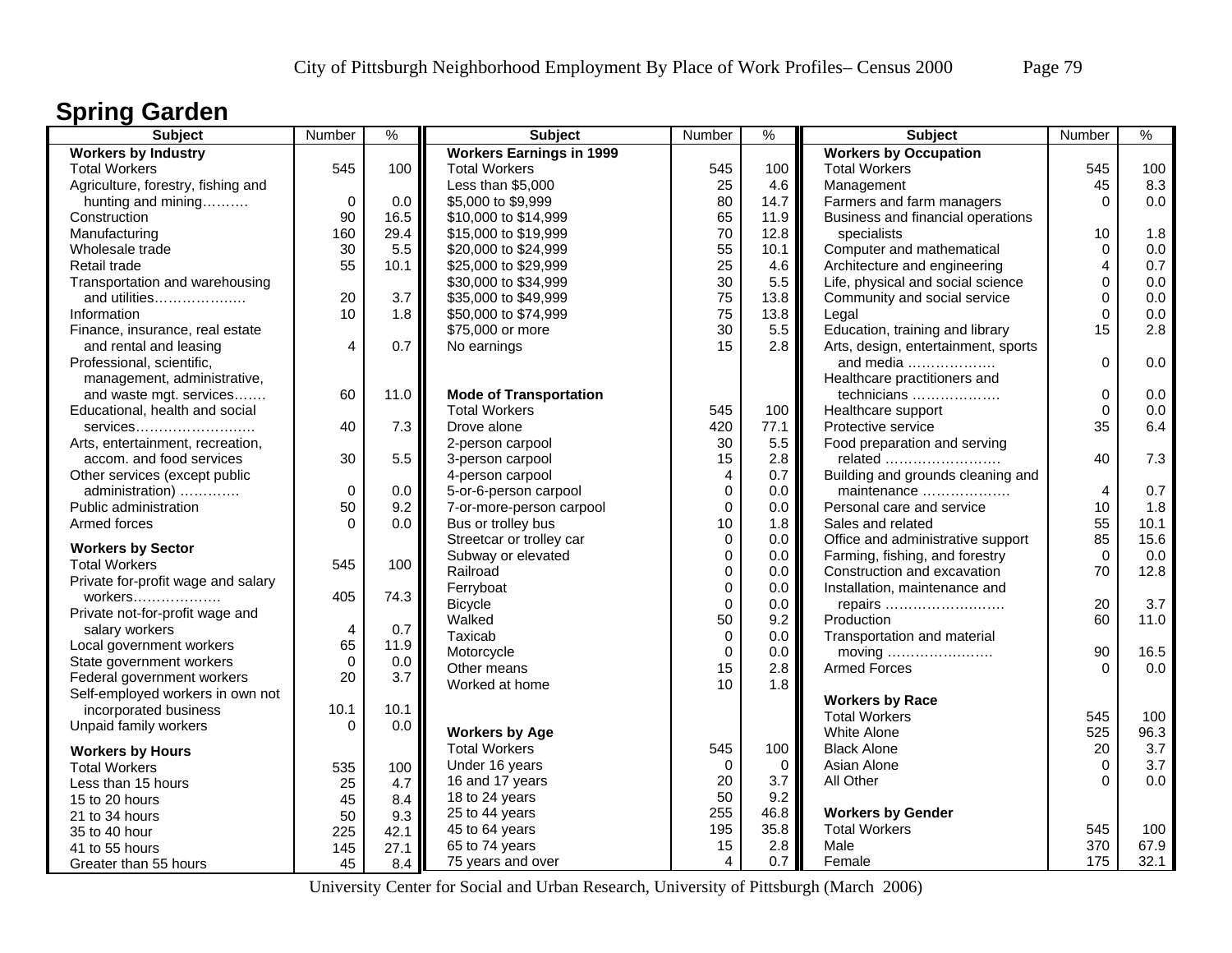## Spring Garden

| Subject | Number | % |
|---|---|---|
| **Workers by Industry** | | |
| Total Workers | 545 | 100 |
| Agriculture, forestry, fishing and hunting and mining………. | 0 | 0.0 |
| Construction | 90 | 16.5 |
| Manufacturing | 160 | 29.4 |
| Wholesale trade | 30 | 5.5 |
| Retail trade | 55 | 10.1 |
| Transportation and warehousing and utilities………………. | 20 | 3.7 |
| Information | 10 | 1.8 |
| Finance, insurance, real estate and rental and leasing | 4 | 0.7 |
| Professional, scientific, management, administrative, and waste mgt. services……. | 60 | 11.0 |
| Educational, health and social services……………………… | 40 | 7.3 |
| Arts, entertainment, recreation, accom. and food services | 30 | 5.5 |
| Other services (except public administration) …………. | 0 | 0.0 |
| Public administration | 50 | 9.2 |
| Armed forces | 0 | 0.0 |
| **Workers by Sector** | | |
| Total Workers | 545 | 100 |
| Private for-profit wage and salary workers………………. | 405 | 74.3 |
| Private not-for-profit wage and salary workers | 4 | 0.7 |
| Local government workers | 65 | 11.9 |
| State government workers | 0 | 0.0 |
| Federal government workers | 20 | 3.7 |
| Self-employed workers in own not incorporated business | 10.1 | 10.1 |
| Unpaid family workers | 0 | 0.0 |
| **Workers by Hours** | | |
| Total Workers | 535 | 100 |
| Less than 15 hours | 25 | 4.7 |
| 15 to 20 hours | 45 | 8.4 |
| 21 to 34 hours | 50 | 9.3 |
| 35 to 40 hour | 225 | 42.1 |
| 41 to 55 hours | 145 | 27.1 |
| Greater than 55 hours | 45 | 8.4 |

| Subject | Number | % |
|---|---|---|
| **Workers Earnings in 1999** | | |
| Total Workers | 545 | 100 |
| Less than $5,000 | 25 | 4.6 |
| $5,000 to $9,999 | 80 | 14.7 |
| $10,000 to $14,999 | 65 | 11.9 |
| $15,000 to $19,999 | 70 | 12.8 |
| $20,000 to $24,999 | 55 | 10.1 |
| $25,000 to $29,999 | 25 | 4.6 |
| $30,000 to $34,999 | 30 | 5.5 |
| $35,000 to $49,999 | 75 | 13.8 |
| $50,000 to $74,999 | 75 | 13.8 |
| $75,000 or more | 30 | 5.5 |
| No earnings | 15 | 2.8 |
| **Mode of Transportation** | | |
| Total Workers | 545 | 100 |
| Drove alone | 420 | 77.1 |
| 2-person carpool | 30 | 5.5 |
| 3-person carpool | 15 | 2.8 |
| 4-person carpool | 4 | 0.7 |
| 5-or-6-person carpool | 0 | 0.0 |
| 7-or-more-person carpool | 0 | 0.0 |
| Bus or trolley bus | 10 | 1.8 |
| Streetcar or trolley car | 0 | 0.0 |
| Subway or elevated | 0 | 0.0 |
| Railroad | 0 | 0.0 |
| Ferryboat | 0 | 0.0 |
| Bicycle | 0 | 0.0 |
| Walked | 50 | 9.2 |
| Taxicab | 0 | 0.0 |
| Motorcycle | 0 | 0.0 |
| Other means | 15 | 2.8 |
| Worked at home | 10 | 1.8 |
| **Workers by Age** | | |
| Total Workers | 545 | 100 |
| Under 16 years | 0 | 0 |
| 16 and 17 years | 20 | 3.7 |
| 18 to 24 years | 50 | 9.2 |
| 25 to 44 years | 255 | 46.8 |
| 45 to 64 years | 195 | 35.8 |
| 65 to 74 years | 15 | 2.8 |
| 75 years and over | 4 | 0.7 |

| Subject | Number | % |
|---|---|---|
| **Workers by Occupation** | | |
| Total Workers | 545 | 100 |
| Management | 45 | 8.3 |
| Farmers and farm managers | 0 | 0.0 |
| Business and financial operations specialists | 10 | 1.8 |
| Computer and mathematical | 0 | 0.0 |
| Architecture and engineering | 4 | 0.7 |
| Life, physical and social science | 0 | 0.0 |
| Community and social service | 0 | 0.0 |
| Legal | 0 | 0.0 |
| Education, training and library | 15 | 2.8 |
| Arts, design, entertainment, sports and media ………………. | 0 | 0.0 |
| Healthcare practitioners and technicians ………………. | 0 | 0.0 |
| Healthcare support | 0 | 0.0 |
| Protective service | 35 | 6.4 |
| Food preparation and serving related ……………………. | 40 | 7.3 |
| Building and grounds cleaning and maintenance ………………. | 4 | 0.7 |
| Personal care and service | 10 | 1.8 |
| Sales and related | 55 | 10.1 |
| Office and administrative support | 85 | 15.6 |
| Farming, fishing, and forestry | 0 | 0.0 |
| Construction and excavation | 70 | 12.8 |
| Installation, maintenance and repairs ……………………… | 20 | 3.7 |
| Production | 60 | 11.0 |
| Transportation and material moving ………………….. | 90 | 16.5 |
| Armed Forces | 0 | 0.0 |
| **Workers by Race** | | |
| Total Workers | 545 | 100 |
| White Alone | 525 | 96.3 |
| Black Alone | 20 | 3.7 |
| Asian Alone | 0 | 3.7 |
| All Other | 0 | 0.0 |
| **Workers by Gender** | | |
| Total Workers | 545 | 100 |
| Male | 370 | 67.9 |
| Female | 175 | 32.1 |

University Center for Social and Urban Research, University of Pittsburgh (March 2006)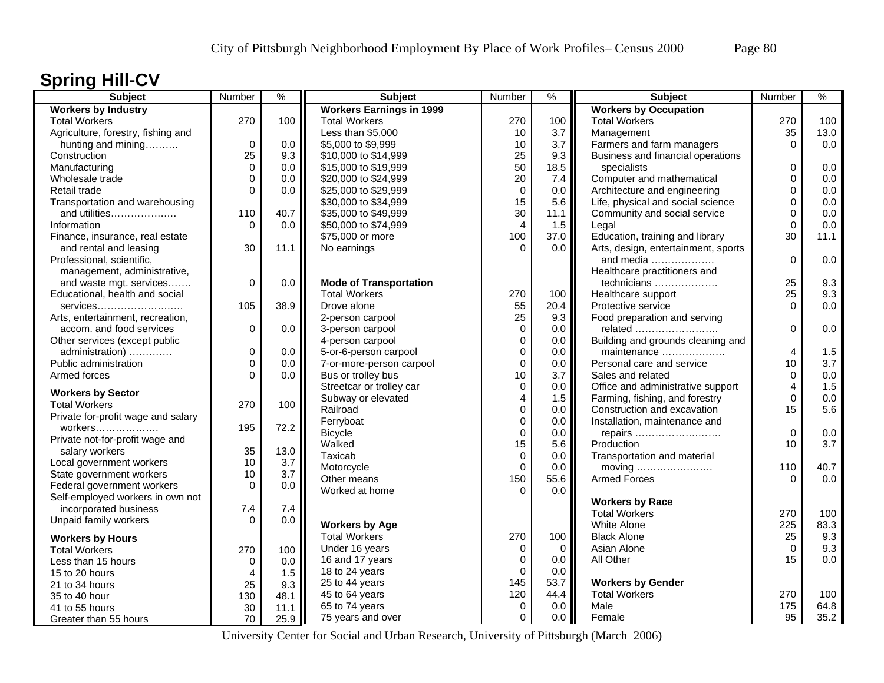## Spring Hill-CV

| Subject | Number | % |
|---|---|---|
| **Workers by Industry** | | |
| Total Workers | 270 | 100 |
| Agriculture, forestry, fishing and hunting and mining………. | 0 | 0.0 |
| Construction | 25 | 9.3 |
| Manufacturing | 0 | 0.0 |
| Wholesale trade | 0 | 0.0 |
| Retail trade | 0 | 0.0 |
| Transportation and warehousing and utilities………………. | 110 | 40.7 |
| Information | 0 | 0.0 |
| Finance, insurance, real estate and rental and leasing | 30 | 11.1 |
| Professional, scientific, management, administrative, and waste mgt. services……. | 0 | 0.0 |
| Educational, health and social services……………………. | 105 | 38.9 |
| Arts, entertainment, recreation, accom. and food services | 0 | 0.0 |
| Other services (except public administration) …………. | 0 | 0.0 |
| Public administration | 0 | 0.0 |
| Armed forces | 0 | 0.0 |
| **Workers by Sector** | | |
| Total Workers | 270 | 100 |
| Private for-profit wage and salary workers………………. | 195 | 72.2 |
| Private not-for-profit wage and salary workers | 35 | 13.0 |
| Local government workers | 10 | 3.7 |
| State government workers | 10 | 3.7 |
| Federal government workers | 0 | 0.0 |
| Self-employed workers in own not incorporated business | 7.4 | 7.4 |
| Unpaid family workers | 0 | 0.0 |
| **Workers by Hours** | | |
| Total Workers | 270 | 100 |
| Less than 15 hours | 0 | 0.0 |
| 15 to 20 hours | 4 | 1.5 |
| 21 to 34 hours | 25 | 9.3 |
| 35 to 40 hour | 130 | 48.1 |
| 41 to 55 hours | 30 | 11.1 |
| Greater than 55 hours | 70 | 25.9 |

| Subject | Number | % |
|---|---|---|
| **Workers Earnings in 1999** | | |
| Total Workers | 270 | 100 |
| Less than $5,000 | 10 | 3.7 |
| $5,000 to $9,999 | 10 | 3.7 |
| $10,000 to $14,999 | 25 | 9.3 |
| $15,000 to $19,999 | 50 | 18.5 |
| $20,000 to $24,999 | 20 | 7.4 |
| $25,000 to $29,999 | 0 | 0.0 |
| $30,000 to $34,999 | 15 | 5.6 |
| $35,000 to $49,999 | 30 | 11.1 |
| $50,000 to $74,999 | 4 | 1.5 |
| $75,000 or more | 100 | 37.0 |
| No earnings | 0 | 0.0 |
| **Mode of Transportation** | | |
| Total Workers | 270 | 100 |
| Drove alone | 55 | 20.4 |
| 2-person carpool | 25 | 9.3 |
| 3-person carpool | 0 | 0.0 |
| 4-person carpool | 0 | 0.0 |
| 5-or-6-person carpool | 0 | 0.0 |
| 7-or-more-person carpool | 0 | 0.0 |
| Bus or trolley bus | 10 | 3.7 |
| Streetcar or trolley car | 0 | 0.0 |
| Subway or elevated | 4 | 1.5 |
| Railroad | 0 | 0.0 |
| Ferryboat | 0 | 0.0 |
| Bicycle | 0 | 0.0 |
| Walked | 15 | 5.6 |
| Taxicab | 0 | 0.0 |
| Motorcycle | 0 | 0.0 |
| Other means | 150 | 55.6 |
| Worked at home | 0 | 0.0 |
| **Workers by Age** | | |
| Total Workers | 270 | 100 |
| Under 16 years | 0 | 0 |
| 16 and 17 years | 0 | 0.0 |
| 18 to 24 years | 0 | 0.0 |
| 25 to 44 years | 145 | 53.7 |
| 45 to 64 years | 120 | 44.4 |
| 65 to 74 years | 0 | 0.0 |
| 75 years and over | 0 | 0.0 |

| Subject | Number | % |
|---|---|---|
| **Workers by Occupation** | | |
| Total Workers | 270 | 100 |
| Management | 35 | 13.0 |
| Farmers and farm managers | 0 | 0.0 |
| Business and financial operations specialists | 0 | 0.0 |
| Computer and mathematical | 0 | 0.0 |
| Architecture and engineering | 0 | 0.0 |
| Life, physical and social science | 0 | 0.0 |
| Community and social service | 0 | 0.0 |
| Legal | 0 | 0.0 |
| Education, training and library | 30 | 11.1 |
| Arts, design, entertainment, sports and media ………………. | 0 | 0.0 |
| Healthcare practitioners and technicians ………………. | 25 | 9.3 |
| Healthcare support | 25 | 9.3 |
| Protective service | 0 | 0.0 |
| Food preparation and serving related ……………………. | 0 | 0.0 |
| Building and grounds cleaning and maintenance ………………. | 4 | 1.5 |
| Personal care and service | 10 | 3.7 |
| Sales and related | 0 | 0.0 |
| Office and administrative support | 4 | 1.5 |
| Farming, fishing, and forestry | 0 | 0.0 |
| Construction and excavation | 15 | 5.6 |
| Installation, maintenance and repairs ……………………… | 0 | 0.0 |
| Production | 10 | 3.7 |
| Transportation and material moving …………………… | 110 | 40.7 |
| Armed Forces | 0 | 0.0 |
| **Workers by Race** | | |
| Total Workers | 270 | 100 |
| White Alone | 225 | 83.3 |
| Black Alone | 25 | 9.3 |
| Asian Alone | 0 | 9.3 |
| All Other | 15 | 0.0 |
| **Workers by Gender** | | |
| Total Workers | 270 | 100 |
| Male | 175 | 64.8 |
| Female | 95 | 35.2 |

University Center for Social and Urban Research, University of Pittsburgh (March 2006)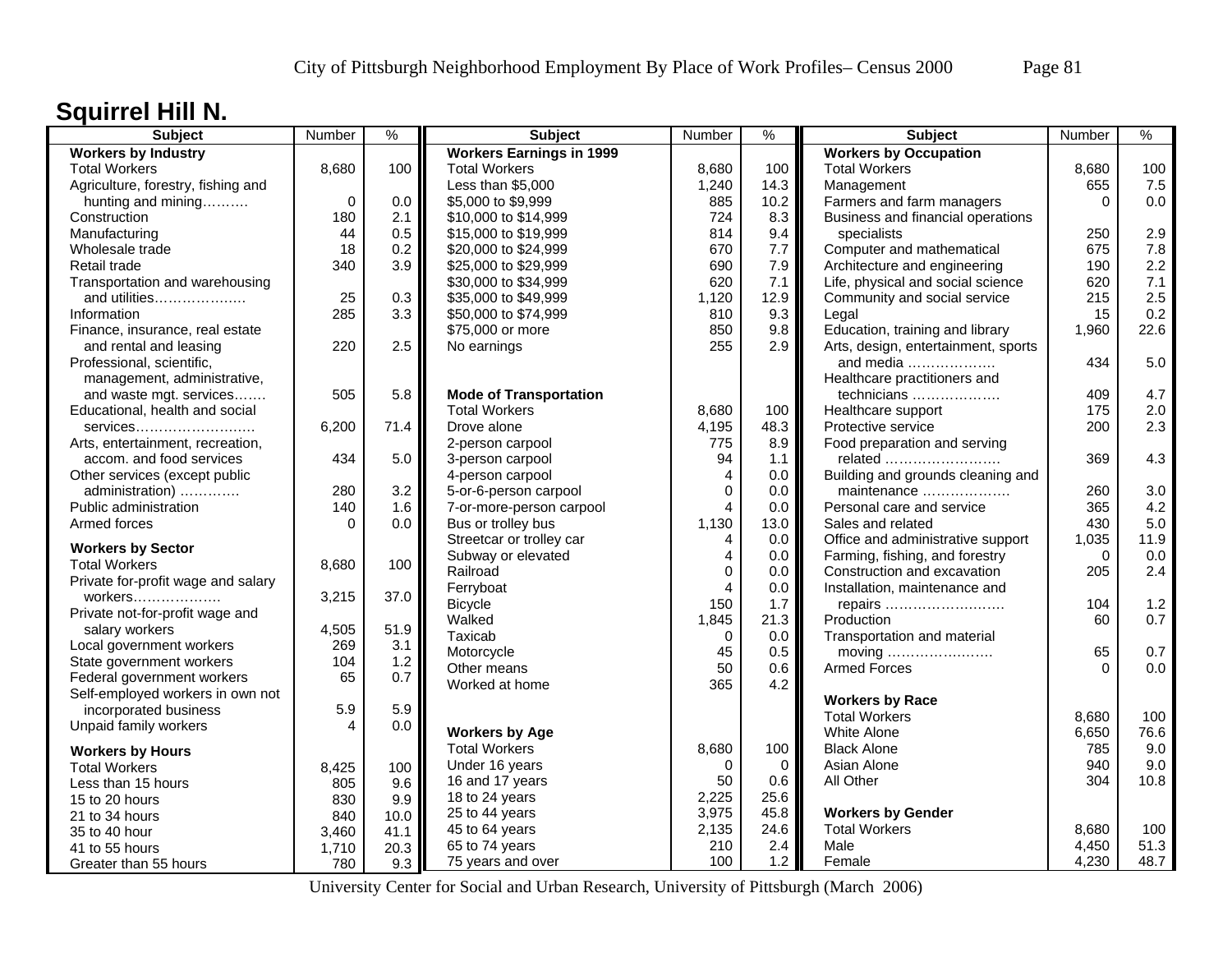## Squirrel Hill N.

| Subject | Number | % |
|---|---|---|
| **Workers by Industry** | | |
| Total Workers | 8,680 | 100 |
| Agriculture, forestry, fishing and hunting and mining………. | 0 | 0.0 |
| Construction | 180 | 2.1 |
| Manufacturing | 44 | 0.5 |
| Wholesale trade | 18 | 0.2 |
| Retail trade | 340 | 3.9 |
| Transportation and warehousing and utilities………………. | 25 | 0.3 |
| Information | 285 | 3.3 |
| Finance, insurance, real estate and rental and leasing | 220 | 2.5 |
| Professional, scientific, management, administrative, and waste mgt. services……. | 505 | 5.8 |
| Educational, health and social services……………………… | 6,200 | 71.4 |
| Arts, entertainment, recreation, accom. and food services | 434 | 5.0 |
| Other services (except public administration) …………. | 280 | 3.2 |
| Public administration | 140 | 1.6 |
| Armed forces | 0 | 0.0 |
| **Workers by Sector** | | |
| Total Workers | 8,680 | 100 |
| Private for-profit wage and salary workers………………. | 3,215 | 37.0 |
| Private not-for-profit wage and salary workers | 4,505 | 51.9 |
| Local government workers | 269 | 3.1 |
| State government workers | 104 | 1.2 |
| Federal government workers | 65 | 0.7 |
| Self-employed workers in own not incorporated business | 5.9 | 5.9 |
| Unpaid family workers | 4 | 0.0 |
| **Workers by Hours** | | |
| Total Workers | 8,425 | 100 |
| Less than 15 hours | 805 | 9.6 |
| 15 to 20 hours | 830 | 9.9 |
| 21 to 34 hours | 840 | 10.0 |
| 35 to 40 hour | 3,460 | 41.1 |
| 41 to 55 hours | 1,710 | 20.3 |
| Greater than 55 hours | 780 | 9.3 |

| Subject | Number | % |
|---|---|---|
| **Workers Earnings in 1999** | | |
| Total Workers | 8,680 | 100 |
| Less than $5,000 | 1,240 | 14.3 |
| $5,000 to $9,999 | 885 | 10.2 |
| $10,000 to $14,999 | 724 | 8.3 |
| $15,000 to $19,999 | 814 | 9.4 |
| $20,000 to $24,999 | 670 | 7.7 |
| $25,000 to $29,999 | 690 | 7.9 |
| $30,000 to $34,999 | 620 | 7.1 |
| $35,000 to $49,999 | 1,120 | 12.9 |
| $50,000 to $74,999 | 810 | 9.3 |
| $75,000 or more | 850 | 9.8 |
| No earnings | 255 | 2.9 |
| **Mode of Transportation** | | |
| Total Workers | 8,680 | 100 |
| Drove alone | 4,195 | 48.3 |
| 2-person carpool | 775 | 8.9 |
| 3-person carpool | 94 | 1.1 |
| 4-person carpool | 4 | 0.0 |
| 5-or-6-person carpool | 0 | 0.0 |
| 7-or-more-person carpool | 4 | 0.0 |
| Bus or trolley bus | 1,130 | 13.0 |
| Streetcar or trolley car | 4 | 0.0 |
| Subway or elevated | 4 | 0.0 |
| Railroad | 0 | 0.0 |
| Ferryboat | 4 | 0.0 |
| Bicycle | 150 | 1.7 |
| Walked | 1,845 | 21.3 |
| Taxicab | 0 | 0.0 |
| Motorcycle | 45 | 0.5 |
| Other means | 50 | 0.6 |
| Worked at home | 365 | 4.2 |
| **Workers by Age** | | |
| Total Workers | 8,680 | 100 |
| Under 16 years | 0 | 0 |
| 16 and 17 years | 50 | 0.6 |
| 18 to 24 years | 2,225 | 25.6 |
| 25 to 44 years | 3,975 | 45.8 |
| 45 to 64 years | 2,135 | 24.6 |
| 65 to 74 years | 210 | 2.4 |
| 75 years and over | 100 | 1.2 |

| Subject | Number | % |
|---|---|---|
| **Workers by Occupation** | | |
| Total Workers | 8,680 | 100 |
| Management | 655 | 7.5 |
| Farmers and farm managers | 0 | 0.0 |
| Business and financial operations specialists | 250 | 2.9 |
| Computer and mathematical | 675 | 7.8 |
| Architecture and engineering | 190 | 2.2 |
| Life, physical and social science | 620 | 7.1 |
| Community and social service | 215 | 2.5 |
| Legal | 15 | 0.2 |
| Education, training and library | 1,960 | 22.6 |
| Arts, design, entertainment, sports and media ………………. | 434 | 5.0 |
| Healthcare practitioners and technicians ………………. | 409 | 4.7 |
| Healthcare support | 175 | 2.0 |
| Protective service | 200 | 2.3 |
| Food preparation and serving related ……………………. | 369 | 4.3 |
| Building and grounds cleaning and maintenance ………………. | 260 | 3.0 |
| Personal care and service | 365 | 4.2 |
| Sales and related | 430 | 5.0 |
| Office and administrative support | 1,035 | 11.9 |
| Farming, fishing, and forestry | 0 | 0.0 |
| Construction and excavation | 205 | 2.4 |
| Installation, maintenance and repairs ……………………… | 104 | 1.2 |
| Production | 60 | 0.7 |
| Transportation and material moving ………………….. | 65 | 0.7 |
| Armed Forces | 0 | 0.0 |
| **Workers by Race** | | |
| Total Workers | 8,680 | 100 |
| White Alone | 6,650 | 76.6 |
| Black Alone | 785 | 9.0 |
| Asian Alone | 940 | 9.0 |
| All Other | 304 | 10.8 |
| **Workers by Gender** | | |
| Total Workers | 8,680 | 100 |
| Male | 4,450 | 51.3 |
| Female | 4,230 | 48.7 |

University Center for Social and Urban Research, University of Pittsburgh (March 2006)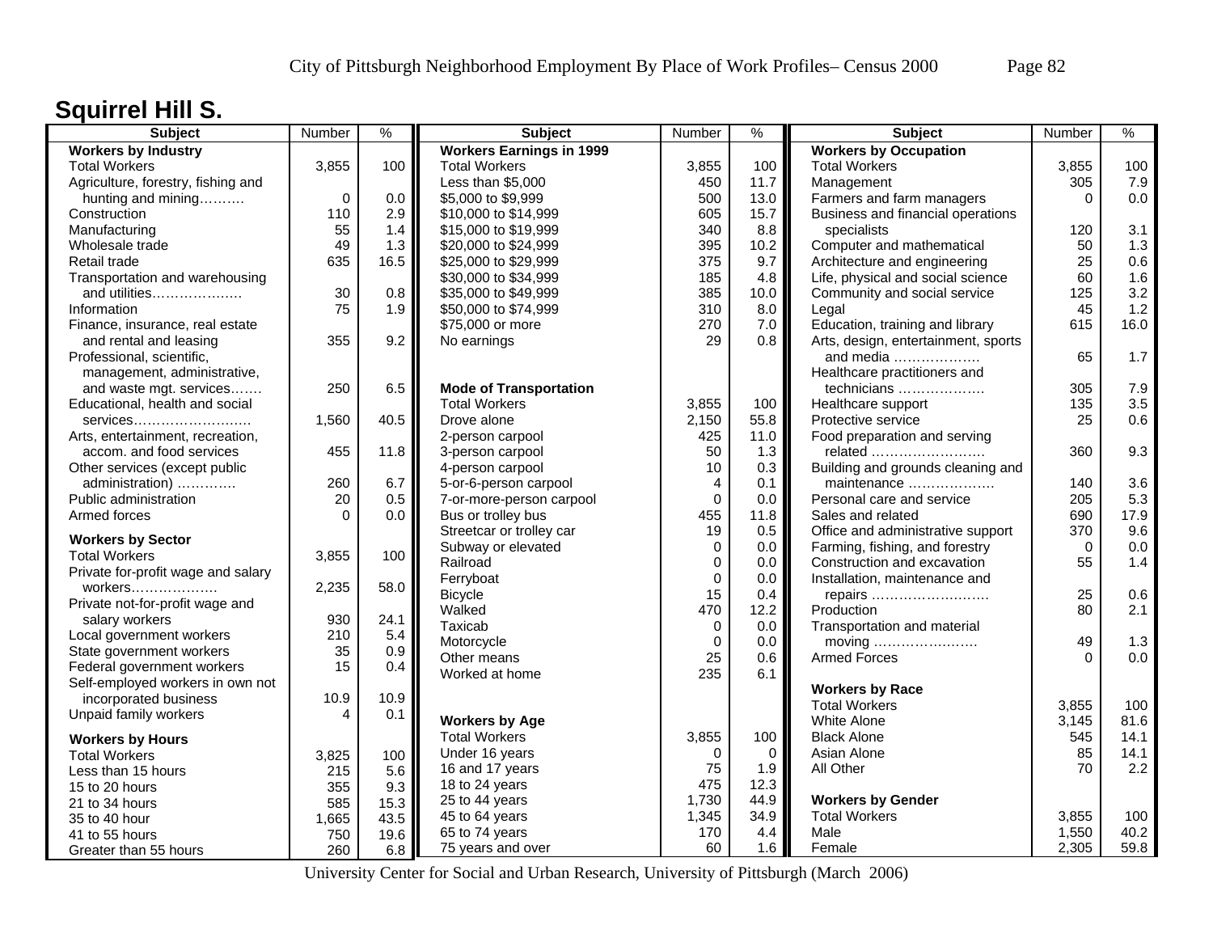# Squirrel Hill S.

| Subject | Number | % |
|---|---|---|
| **Workers by Industry** | | |
| Total Workers | 3,855 | 100 |
| Agriculture, forestry, fishing and hunting and mining………. | 0 | 0.0 |
| Construction | 110 | 2.9 |
| Manufacturing | 55 | 1.4 |
| Wholesale trade | 49 | 1.3 |
| Retail trade | 635 | 16.5 |
| Transportation and warehousing and utilities………………. | 30 | 0.8 |
| Information | 75 | 1.9 |
| Finance, insurance, real estate and rental and leasing | 355 | 9.2 |
| Professional, scientific, management, administrative, and waste mgt. services……. | 250 | 6.5 |
| Educational, health and social services…………………….. | 1,560 | 40.5 |
| Arts, entertainment, recreation, accom. and food services | 455 | 11.8 |
| Other services (except public administration) …………. | 260 | 6.7 |
| Public administration | 20 | 0.5 |
| Armed forces | 0 | 0.0 |
| **Workers by Sector** | | |
| Total Workers | 3,855 | 100 |
| Private for-profit wage and salary workers………………. | 2,235 | 58.0 |
| Private not-for-profit wage and salary workers | 930 | 24.1 |
| Local government workers | 210 | 5.4 |
| State government workers | 35 | 0.9 |
| Federal government workers | 15 | 0.4 |
| Self-employed workers in own not incorporated business | 10.9 | 10.9 |
| Unpaid family workers | 4 | 0.1 |
| **Workers by Hours** | | |
| Total Workers | 3,825 | 100 |
| Less than 15 hours | 215 | 5.6 |
| 15 to 20 hours | 355 | 9.3 |
| 21 to 34 hours | 585 | 15.3 |
| 35 to 40 hour | 1,665 | 43.5 |
| 41 to 55 hours | 750 | 19.6 |
| Greater than 55 hours | 260 | 6.8 |

| Subject | Number | % |
|---|---|---|
| **Workers Earnings in 1999** | | |
| Total Workers | 3,855 | 100 |
| Less than $5,000 | 450 | 11.7 |
| $5,000 to $9,999 | 500 | 13.0 |
| $10,000 to $14,999 | 605 | 15.7 |
| $15,000 to $19,999 | 340 | 8.8 |
| $20,000 to $24,999 | 395 | 10.2 |
| $25,000 to $29,999 | 375 | 9.7 |
| $30,000 to $34,999 | 185 | 4.8 |
| $35,000 to $49,999 | 385 | 10.0 |
| $50,000 to $74,999 | 310 | 8.0 |
| $75,000 or more | 270 | 7.0 |
| No earnings | 29 | 0.8 |
| **Mode of Transportation** | | |
| Total Workers | 3,855 | 100 |
| Drove alone | 2,150 | 55.8 |
| 2-person carpool | 425 | 11.0 |
| 3-person carpool | 50 | 1.3 |
| 4-person carpool | 10 | 0.3 |
| 5-or-6-person carpool | 4 | 0.1 |
| 7-or-more-person carpool | 0 | 0.0 |
| Bus or trolley bus | 455 | 11.8 |
| Streetcar or trolley car | 19 | 0.5 |
| Subway or elevated | 0 | 0.0 |
| Railroad | 0 | 0.0 |
| Ferryboat | 0 | 0.0 |
| Bicycle | 15 | 0.4 |
| Walked | 470 | 12.2 |
| Taxicab | 0 | 0.0 |
| Motorcycle | 0 | 0.0 |
| Other means | 25 | 0.6 |
| Worked at home | 235 | 6.1 |
| **Workers by Age** | | |
| Total Workers | 3,855 | 100 |
| Under 16 years | 0 | 0 |
| 16 and 17 years | 75 | 1.9 |
| 18 to 24 years | 475 | 12.3 |
| 25 to 44 years | 1,730 | 44.9 |
| 45 to 64 years | 1,345 | 34.9 |
| 65 to 74 years | 170 | 4.4 |
| 75 years and over | 60 | 1.6 |

| Subject | Number | % |
|---|---|---|
| **Workers by Occupation** | | |
| Total Workers | 3,855 | 100 |
| Management | 305 | 7.9 |
| Farmers and farm managers | 0 | 0.0 |
| Business and financial operations specialists | 120 | 3.1 |
| Computer and mathematical | 50 | 1.3 |
| Architecture and engineering | 25 | 0.6 |
| Life, physical and social science | 60 | 1.6 |
| Community and social service | 125 | 3.2 |
| Legal | 45 | 1.2 |
| Education, training and library | 615 | 16.0 |
| Arts, design, entertainment, sports and media ………………. | 65 | 1.7 |
| Healthcare practitioners and technicians ………………. | 305 | 7.9 |
| Healthcare support | 135 | 3.5 |
| Protective service | 25 | 0.6 |
| Food preparation and serving related ……………………. | 360 | 9.3 |
| Building and grounds cleaning and maintenance ………………. | 140 | 3.6 |
| Personal care and service | 205 | 5.3 |
| Sales and related | 690 | 17.9 |
| Office and administrative support | 370 | 9.6 |
| Farming, fishing, and forestry | 0 | 0.0 |
| Construction and excavation | 55 | 1.4 |
| Installation, maintenance and repairs ……………………… | 25 | 0.6 |
| Production | 80 | 2.1 |
| Transportation and material moving …………………… | 49 | 1.3 |
| Armed Forces | 0 | 0.0 |
| **Workers by Race** | | |
| Total Workers | 3,855 | 100 |
| White Alone | 3,145 | 81.6 |
| Black Alone | 545 | 14.1 |
| Asian Alone | 85 | 14.1 |
| All Other | 70 | 2.2 |
| **Workers by Gender** | | |
| Total Workers | 3,855 | 100 |
| Male | 1,550 | 40.2 |
| Female | 2,305 | 59.8 |

University Center for Social and Urban Research, University of Pittsburgh (March 2006)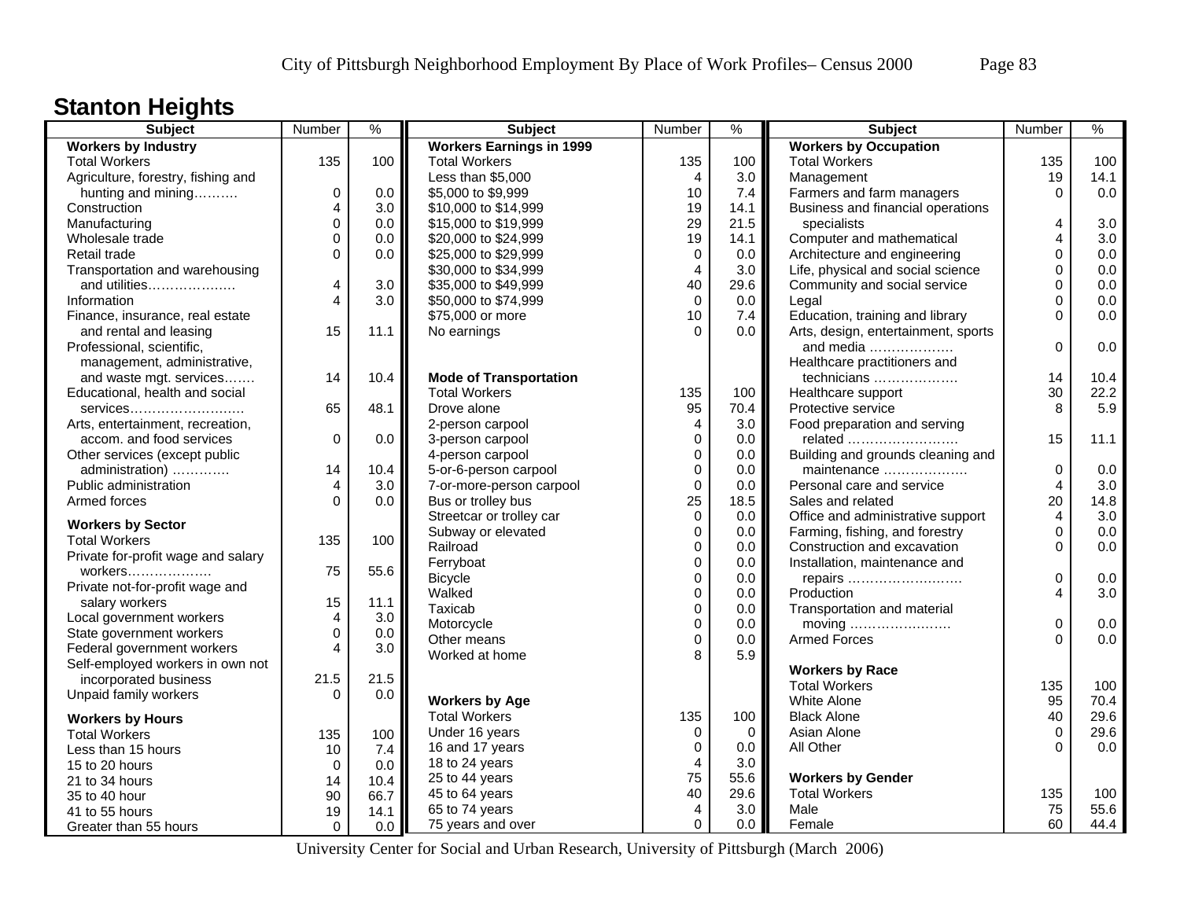# Stanton Heights

| Subject | Number | % |
|---|---|---|
| **Workers by Industry** | | |
| Total Workers | 135 | 100 |
| Agriculture, forestry, fishing and hunting and mining………. | 0 | 0.0 |
| Construction | 4 | 3.0 |
| Manufacturing | 0 | 0.0 |
| Wholesale trade | 0 | 0.0 |
| Retail trade | 0 | 0.0 |
| Transportation and warehousing and utilities………………. | 4 | 3.0 |
| Information | 4 | 3.0 |
| Finance, insurance, real estate and rental and leasing | 15 | 11.1 |
| Professional, scientific, management, administrative, and waste mgt. services……. | 14 | 10.4 |
| Educational, health and social services……………………. | 65 | 48.1 |
| Arts, entertainment, recreation, accom. and food services | 0 | 0.0 |
| Other services (except public administration) …………. | 14 | 10.4 |
| Public administration | 4 | 3.0 |
| Armed forces | 0 | 0.0 |
| **Workers by Sector** | | |
| Total Workers | 135 | 100 |
| Private for-profit wage and salary workers………………. | 75 | 55.6 |
| Private not-for-profit wage and salary workers | 15 | 11.1 |
| Local government workers | 4 | 3.0 |
| State government workers | 0 | 0.0 |
| Federal government workers | 4 | 3.0 |
| Self-employed workers in own not incorporated business | 21.5 | 21.5 |
| Unpaid family workers | 0 | 0.0 |
| **Workers by Hours** | | |
| Total Workers | 135 | 100 |
| Less than 15 hours | 10 | 7.4 |
| 15 to 20 hours | 0 | 0.0 |
| 21 to 34 hours | 14 | 10.4 |
| 35 to 40 hour | 90 | 66.7 |
| 41 to 55 hours | 19 | 14.1 |
| Greater than 55 hours | 0 | 0.0 |

| Subject | Number | % |
|---|---|---|
| **Workers Earnings in 1999** | | |
| Total Workers | 135 | 100 |
| Less than $5,000 | 4 | 3.0 |
| $5,000 to $9,999 | 10 | 7.4 |
| $10,000 to $14,999 | 19 | 14.1 |
| $15,000 to $19,999 | 29 | 21.5 |
| $20,000 to $24,999 | 19 | 14.1 |
| $25,000 to $29,999 | 0 | 0.0 |
| $30,000 to $34,999 | 4 | 3.0 |
| $35,000 to $49,999 | 40 | 29.6 |
| $50,000 to $74,999 | 0 | 0.0 |
| $75,000 or more | 10 | 7.4 |
| No earnings | 0 | 0.0 |
| **Mode of Transportation** | | |
| Total Workers | 135 | 100 |
| Drove alone | 95 | 70.4 |
| 2-person carpool | 4 | 3.0 |
| 3-person carpool | 0 | 0.0 |
| 4-person carpool | 0 | 0.0 |
| 5-or-6-person carpool | 0 | 0.0 |
| 7-or-more-person carpool | 0 | 0.0 |
| Bus or trolley bus | 25 | 18.5 |
| Streetcar or trolley car | 0 | 0.0 |
| Subway or elevated | 0 | 0.0 |
| Railroad | 0 | 0.0 |
| Ferryboat | 0 | 0.0 |
| Bicycle | 0 | 0.0 |
| Walked | 0 | 0.0 |
| Taxicab | 0 | 0.0 |
| Motorcycle | 0 | 0.0 |
| Other means | 0 | 0.0 |
| Worked at home | 8 | 5.9 |
| **Workers by Age** | | |
| Total Workers | 135 | 100 |
| Under 16 years | 0 | 0 |
| 16 and 17 years | 0 | 0.0 |
| 18 to 24 years | 4 | 3.0 |
| 25 to 44 years | 75 | 55.6 |
| 45 to 64 years | 40 | 29.6 |
| 65 to 74 years | 4 | 3.0 |
| 75 years and over | 0 | 0.0 |

| Subject | Number | % |
|---|---|---|
| **Workers by Occupation** | | |
| Total Workers | 135 | 100 |
| Management | 19 | 14.1 |
| Farmers and farm managers | 0 | 0.0 |
| Business and financial operations specialists | 4 | 3.0 |
| Computer and mathematical | 4 | 3.0 |
| Architecture and engineering | 0 | 0.0 |
| Life, physical and social science | 0 | 0.0 |
| Community and social service | 0 | 0.0 |
| Legal | 0 | 0.0 |
| Education, training and library | 0 | 0.0 |
| Arts, design, entertainment, sports and media ………………. | 0 | 0.0 |
| Healthcare practitioners and technicians ………………. | 14 | 10.4 |
| Healthcare support | 30 | 22.2 |
| Protective service | 8 | 5.9 |
| Food preparation and serving related ……………………. | 15 | 11.1 |
| Building and grounds cleaning and maintenance ………………. | 0 | 0.0 |
| Personal care and service | 4 | 3.0 |
| Sales and related | 20 | 14.8 |
| Office and administrative support | 4 | 3.0 |
| Farming, fishing, and forestry | 0 | 0.0 |
| Construction and excavation | 0 | 0.0 |
| Installation, maintenance and repairs …………………..…. | 0 | 0.0 |
| Production | 4 | 3.0 |
| Transportation and material moving …………………… | 0 | 0.0 |
| Armed Forces | 0 | 0.0 |
| **Workers by Race** | | |
| Total Workers | 135 | 100 |
| White Alone | 95 | 70.4 |
| Black Alone | 40 | 29.6 |
| Asian Alone | 0 | 29.6 |
| All Other | 0 | 0.0 |
| **Workers by Gender** | | |
| Total Workers | 135 | 100 |
| Male | 75 | 55.6 |
| Female | 60 | 44.4 |

University Center for Social and Urban Research, University of Pittsburgh (March 2006)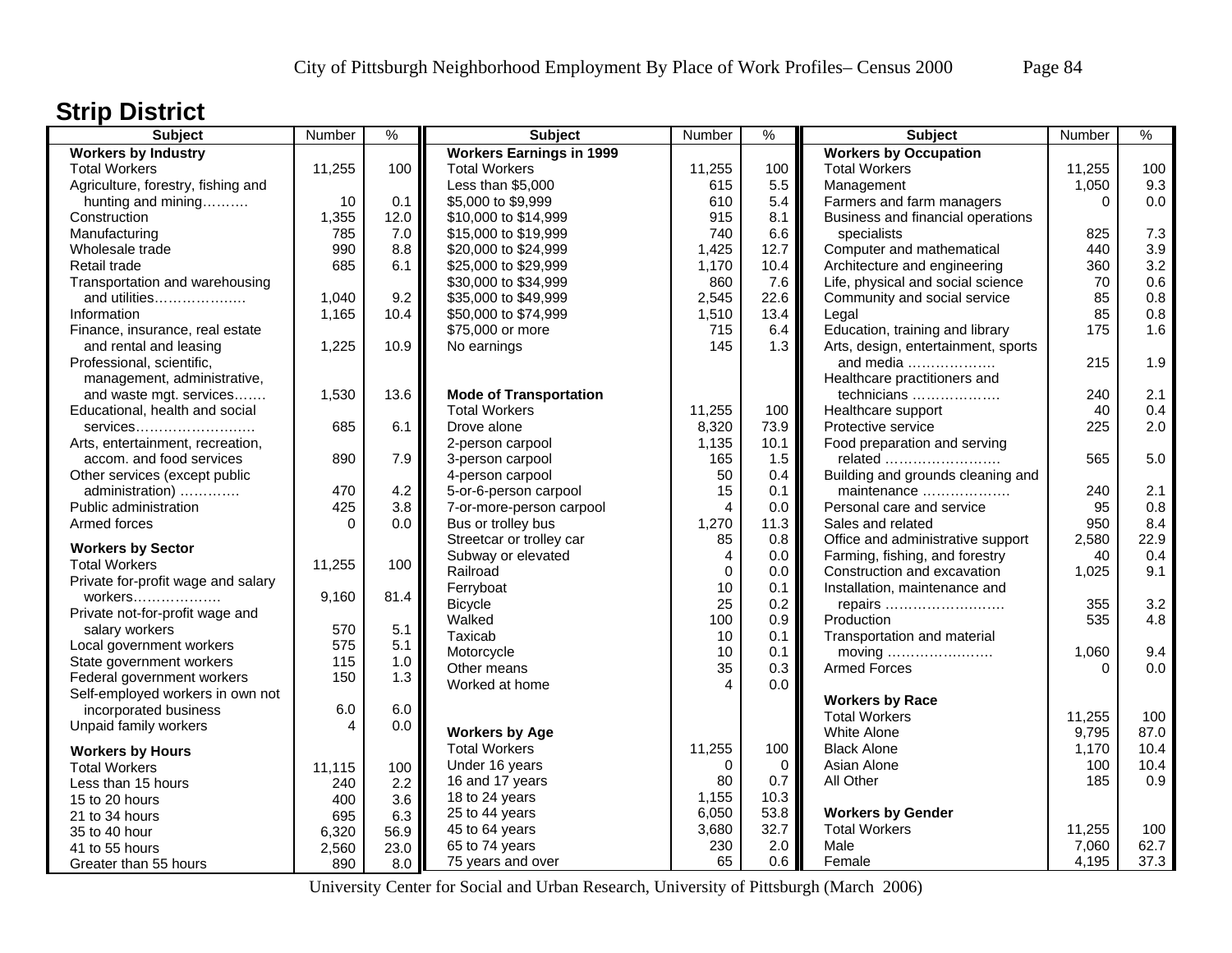## Strip District

| Subject | Number | % |
|---|---|---|
| **Workers by Industry** | | |
| Total Workers | 11,255 | 100 |
| Agriculture, forestry, fishing and hunting and mining………. | 10 | 0.1 |
| Construction | 1,355 | 12.0 |
| Manufacturing | 785 | 7.0 |
| Wholesale trade | 990 | 8.8 |
| Retail trade | 685 | 6.1 |
| Transportation and warehousing and utilities………………. | 1,040 | 9.2 |
| Information | 1,165 | 10.4 |
| Finance, insurance, real estate and rental and leasing | 1,225 | 10.9 |
| Professional, scientific, management, administrative, and waste mgt. services……. | 1,530 | 13.6 |
| Educational, health and social services…………………….. | 685 | 6.1 |
| Arts, entertainment, recreation, accom. and food services | 890 | 7.9 |
| Other services (except public administration) …………. | 470 | 4.2 |
| Public administration | 425 | 3.8 |
| Armed forces | 0 | 0.0 |
| **Workers by Sector** | | |
| Total Workers | 11,255 | 100 |
| Private for-profit wage and salary workers………………. | 9,160 | 81.4 |
| Private not-for-profit wage and salary workers | 570 | 5.1 |
| Local government workers | 575 | 5.1 |
| State government workers | 115 | 1.0 |
| Federal government workers | 150 | 1.3 |
| Self-employed workers in own not incorporated business | 6.0 | 6.0 |
| Unpaid family workers | 4 | 0.0 |
| **Workers by Hours** | | |
| Total Workers | 11,115 | 100 |
| Less than 15 hours | 240 | 2.2 |
| 15 to 20 hours | 400 | 3.6 |
| 21 to 34 hours | 695 | 6.3 |
| 35 to 40 hour | 6,320 | 56.9 |
| 41 to 55 hours | 2,560 | 23.0 |
| Greater than 55 hours | 890 | 8.0 |

| Subject | Number | % |
|---|---|---|
| **Workers Earnings in 1999** | | |
| Total Workers | 11,255 | 100 |
| Less than $5,000 | 615 | 5.5 |
| $5,000 to $9,999 | 610 | 5.4 |
| $10,000 to $14,999 | 915 | 8.1 |
| $15,000 to $19,999 | 740 | 6.6 |
| $20,000 to $24,999 | 1,425 | 12.7 |
| $25,000 to $29,999 | 1,170 | 10.4 |
| $30,000 to $34,999 | 860 | 7.6 |
| $35,000 to $49,999 | 2,545 | 22.6 |
| $50,000 to $74,999 | 1,510 | 13.4 |
| $75,000 or more | 715 | 6.4 |
| No earnings | 145 | 1.3 |
| **Mode of Transportation** | | |
| Total Workers | 11,255 | 100 |
| Drove alone | 8,320 | 73.9 |
| 2-person carpool | 1,135 | 10.1 |
| 3-person carpool | 165 | 1.5 |
| 4-person carpool | 50 | 0.4 |
| 5-or-6-person carpool | 15 | 0.1 |
| 7-or-more-person carpool | 4 | 0.0 |
| Bus or trolley bus | 1,270 | 11.3 |
| Streetcar or trolley car | 85 | 0.8 |
| Subway or elevated | 4 | 0.0 |
| Railroad | 0 | 0.0 |
| Ferryboat | 10 | 0.1 |
| Bicycle | 25 | 0.2 |
| Walked | 100 | 0.9 |
| Taxicab | 10 | 0.1 |
| Motorcycle | 10 | 0.1 |
| Other means | 35 | 0.3 |
| Worked at home | 4 | 0.0 |
| **Workers by Age** | | |
| Total Workers | 11,255 | 100 |
| Under 16 years | 0 | 0 |
| 16 and 17 years | 80 | 0.7 |
| 18 to 24 years | 1,155 | 10.3 |
| 25 to 44 years | 6,050 | 53.8 |
| 45 to 64 years | 3,680 | 32.7 |
| 65 to 74 years | 230 | 2.0 |
| 75 years and over | 65 | 0.6 |

| Subject | Number | % |
|---|---|---|
| **Workers by Occupation** | | |
| Total Workers | 11,255 | 100 |
| Management | 1,050 | 9.3 |
| Farmers and farm managers | 0 | 0.0 |
| Business and financial operations specialists | 825 | 7.3 |
| Computer and mathematical | 440 | 3.9 |
| Architecture and engineering | 360 | 3.2 |
| Life, physical and social science | 70 | 0.6 |
| Community and social service | 85 | 0.8 |
| Legal | 85 | 0.8 |
| Education, training and library | 175 | 1.6 |
| Arts, design, entertainment, sports and media ………………. | 215 | 1.9 |
| Healthcare practitioners and technicians ………………. | 240 | 2.1 |
| Healthcare support | 40 | 0.4 |
| Protective service | 225 | 2.0 |
| Food preparation and serving related ……………………. | 565 | 5.0 |
| Building and grounds cleaning and maintenance ………………. | 240 | 2.1 |
| Personal care and service | 95 | 0.8 |
| Sales and related | 950 | 8.4 |
| Office and administrative support | 2,580 | 22.9 |
| Farming, fishing, and forestry | 40 | 0.4 |
| Construction and excavation | 1,025 | 9.1 |
| Installation, maintenance and repairs ……………………… | 355 | 3.2 |
| Production | 535 | 4.8 |
| Transportation and material moving …………………… | 1,060 | 9.4 |
| Armed Forces | 0 | 0.0 |
| **Workers by Race** | | |
| Total Workers | 11,255 | 100 |
| White Alone | 9,795 | 87.0 |
| Black Alone | 1,170 | 10.4 |
| Asian Alone | 100 | 10.4 |
| All Other | 185 | 0.9 |
| **Workers by Gender** | | |
| Total Workers | 11,255 | 100 |
| Male | 7,060 | 62.7 |
| Female | 4,195 | 37.3 |

University Center for Social and Urban Research, University of Pittsburgh (March 2006)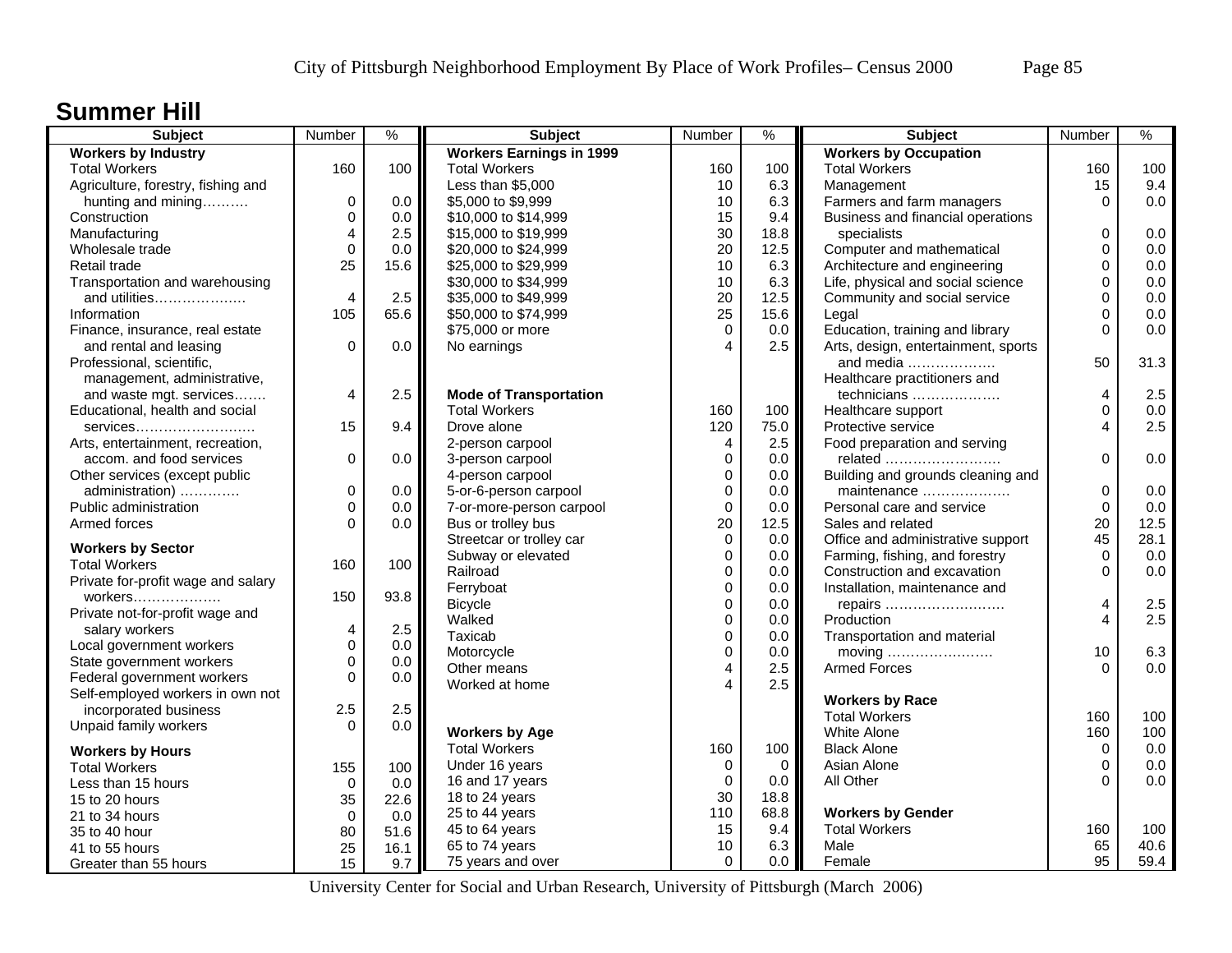## Summer Hill

| Subject | Number | % |
|---|---|---|
| **Workers by Industry** | | |
| Total Workers | 160 | 100 |
| Agriculture, forestry, fishing and hunting and mining………. | 0 | 0.0 |
| Construction | 0 | 0.0 |
| Manufacturing | 4 | 2.5 |
| Wholesale trade | 0 | 0.0 |
| Retail trade | 25 | 15.6 |
| Transportation and warehousing and utilities………………. | 4 | 2.5 |
| Information | 105 | 65.6 |
| Finance, insurance, real estate and rental and leasing | 0 | 0.0 |
| Professional, scientific, management, administrative, and waste mgt. services……. | 4 | 2.5 |
| Educational, health and social services……………………. | 15 | 9.4 |
| Arts, entertainment, recreation, accom. and food services | 0 | 0.0 |
| Other services (except public administration) …………. | 0 | 0.0 |
| Public administration | 0 | 0.0 |
| Armed forces | 0 | 0.0 |
| **Workers by Sector** | | |
| Total Workers | 160 | 100 |
| Private for-profit wage and salary workers………………. | 150 | 93.8 |
| Private not-for-profit wage and salary workers | 4 | 2.5 |
| Local government workers | 0 | 0.0 |
| State government workers | 0 | 0.0 |
| Federal government workers | 0 | 0.0 |
| Self-employed workers in own not incorporated business | 2.5 | 2.5 |
| Unpaid family workers | 0 | 0.0 |
| **Workers by Hours** | | |
| Total Workers | 155 | 100 |
| Less than 15 hours | 0 | 0.0 |
| 15 to 20 hours | 35 | 22.6 |
| 21 to 34 hours | 0 | 0.0 |
| 35 to 40 hour | 80 | 51.6 |
| 41 to 55 hours | 25 | 16.1 |
| Greater than 55 hours | 15 | 9.7 |

| Subject | Number | % |
|---|---|---|
| **Workers Earnings in 1999** | | |
| Total Workers | 160 | 100 |
| Less than $5,000 | 10 | 6.3 |
| $5,000 to $9,999 | 10 | 6.3 |
| $10,000 to $14,999 | 15 | 9.4 |
| $15,000 to $19,999 | 30 | 18.8 |
| $20,000 to $24,999 | 20 | 12.5 |
| $25,000 to $29,999 | 10 | 6.3 |
| $30,000 to $34,999 | 10 | 6.3 |
| $35,000 to $49,999 | 20 | 12.5 |
| $50,000 to $74,999 | 25 | 15.6 |
| $75,000 or more | 0 | 0.0 |
| No earnings | 4 | 2.5 |
| **Mode of Transportation** | | |
| Total Workers | 160 | 100 |
| Drove alone | 120 | 75.0 |
| 2-person carpool | 4 | 2.5 |
| 3-person carpool | 0 | 0.0 |
| 4-person carpool | 0 | 0.0 |
| 5-or-6-person carpool | 0 | 0.0 |
| 7-or-more-person carpool | 0 | 0.0 |
| Bus or trolley bus | 20 | 12.5 |
| Streetcar or trolley car | 0 | 0.0 |
| Subway or elevated | 0 | 0.0 |
| Railroad | 0 | 0.0 |
| Ferryboat | 0 | 0.0 |
| Bicycle | 0 | 0.0 |
| Walked | 0 | 0.0 |
| Taxicab | 0 | 0.0 |
| Motorcycle | 0 | 0.0 |
| Other means | 4 | 2.5 |
| Worked at home | 4 | 2.5 |
| **Workers by Age** | | |
| Total Workers | 160 | 100 |
| Under 16 years | 0 | 0 |
| 16 and 17 years | 0 | 0.0 |
| 18 to 24 years | 30 | 18.8 |
| 25 to 44 years | 110 | 68.8 |
| 45 to 64 years | 15 | 9.4 |
| 65 to 74 years | 10 | 6.3 |
| 75 years and over | 0 | 0.0 |

| Subject | Number | % |
|---|---|---|
| **Workers by Occupation** | | |
| Total Workers | 160 | 100 |
| Management | 15 | 9.4 |
| Farmers and farm managers | 0 | 0.0 |
| Business and financial operations specialists | 0 | 0.0 |
| Computer and mathematical | 0 | 0.0 |
| Architecture and engineering | 0 | 0.0 |
| Life, physical and social science | 0 | 0.0 |
| Community and social service | 0 | 0.0 |
| Legal | 0 | 0.0 |
| Education, training and library | 0 | 0.0 |
| Arts, design, entertainment, sports and media ………………. | 50 | 31.3 |
| Healthcare practitioners and technicians ………………. | 4 | 2.5 |
| Healthcare support | 0 | 0.0 |
| Protective service | 4 | 2.5 |
| Food preparation and serving related ……………………. | 0 | 0.0 |
| Building and grounds cleaning and maintenance ………………. | 0 | 0.0 |
| Personal care and service | 0 | 0.0 |
| Sales and related | 20 | 12.5 |
| Office and administrative support | 45 | 28.1 |
| Farming, fishing, and forestry | 0 | 0.0 |
| Construction and excavation | 0 | 0.0 |
| Installation, maintenance and repairs ……………………… | 4 | 2.5 |
| Production | 4 | 2.5 |
| Transportation and material moving ………………….. | 10 | 6.3 |
| Armed Forces | 0 | 0.0 |
| **Workers by Race** | | |
| Total Workers | 160 | 100 |
| White Alone | 160 | 100 |
| Black Alone | 0 | 0.0 |
| Asian Alone | 0 | 0.0 |
| All Other | 0 | 0.0 |
| **Workers by Gender** | | |
| Total Workers | 160 | 100 |
| Male | 65 | 40.6 |
| Female | 95 | 59.4 |

University Center for Social and Urban Research, University of Pittsburgh (March 2006)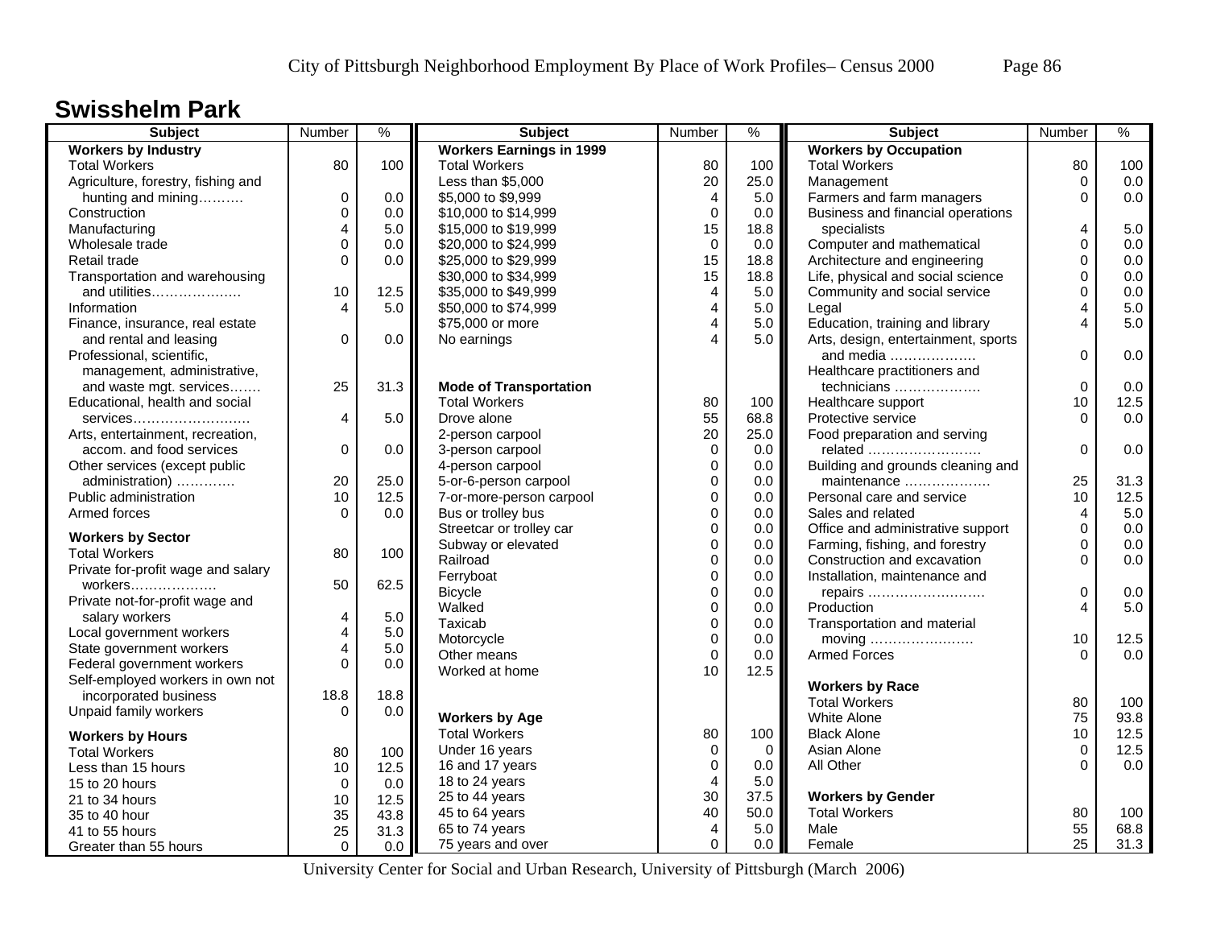## Swisshelm Park

| Subject | Number | % |
|---|---|---|
| **Workers by Industry** | | |
| Total Workers | 80 | 100 |
| Agriculture, forestry, fishing and hunting and mining………. | 0 | 0.0 |
| Construction | 0 | 0.0 |
| Manufacturing | 4 | 5.0 |
| Wholesale trade | 0 | 0.0 |
| Retail trade | 0 | 0.0 |
| Transportation and warehousing and utilities………………. | 10 | 12.5 |
| Information | 4 | 5.0 |
| Finance, insurance, real estate and rental and leasing | 0 | 0.0 |
| Professional, scientific, management, administrative, and waste mgt. services……. | 25 | 31.3 |
| Educational, health and social services……………………. | 4 | 5.0 |
| Arts, entertainment, recreation, accom. and food services | 0 | 0.0 |
| Other services (except public administration) …………. | 20 | 25.0 |
| Public administration | 10 | 12.5 |
| Armed forces | 0 | 0.0 |
| **Workers by Sector** | | |
| Total Workers | 80 | 100 |
| Private for-profit wage and salary workers………………. | 50 | 62.5 |
| Private not-for-profit wage and salary workers | 4 | 5.0 |
| Local government workers | 4 | 5.0 |
| State government workers | 4 | 5.0 |
| Federal government workers | 0 | 0.0 |
| Self-employed workers in own not incorporated business | 18.8 | 18.8 |
| Unpaid family workers | 0 | 0.0 |
| **Workers by Hours** | | |
| Total Workers | 80 | 100 |
| Less than 15 hours | 10 | 12.5 |
| 15 to 20 hours | 0 | 0.0 |
| 21 to 34 hours | 10 | 12.5 |
| 35 to 40 hour | 35 | 43.8 |
| 41 to 55 hours | 25 | 31.3 |
| Greater than 55 hours | 0 | 0.0 |

| Subject | Number | % |
|---|---|---|
| **Workers Earnings in 1999** | | |
| Total Workers | 80 | 100 |
| Less than $5,000 | 20 | 25.0 |
| $5,000 to $9,999 | 4 | 5.0 |
| $10,000 to $14,999 | 0 | 0.0 |
| $15,000 to $19,999 | 15 | 18.8 |
| $20,000 to $24,999 | 0 | 0.0 |
| $25,000 to $29,999 | 15 | 18.8 |
| $30,000 to $34,999 | 15 | 18.8 |
| $35,000 to $49,999 | 4 | 5.0 |
| $50,000 to $74,999 | 4 | 5.0 |
| $75,000 or more | 4 | 5.0 |
| No earnings | 4 | 5.0 |
| **Mode of Transportation** | | |
| Total Workers | 80 | 100 |
| Drove alone | 55 | 68.8 |
| 2-person carpool | 20 | 25.0 |
| 3-person carpool | 0 | 0.0 |
| 4-person carpool | 0 | 0.0 |
| 5-or-6-person carpool | 0 | 0.0 |
| 7-or-more-person carpool | 0 | 0.0 |
| Bus or trolley bus | 0 | 0.0 |
| Streetcar or trolley car | 0 | 0.0 |
| Subway or elevated | 0 | 0.0 |
| Railroad | 0 | 0.0 |
| Ferryboat | 0 | 0.0 |
| Bicycle | 0 | 0.0 |
| Walked | 0 | 0.0 |
| Taxicab | 0 | 0.0 |
| Motorcycle | 0 | 0.0 |
| Other means | 0 | 0.0 |
| Worked at home | 10 | 12.5 |
| **Workers by Age** | | |
| Total Workers | 80 | 100 |
| Under 16 years | 0 | 0 |
| 16 and 17 years | 0 | 0.0 |
| 18 to 24 years | 4 | 5.0 |
| 25 to 44 years | 30 | 37.5 |
| 45 to 64 years | 40 | 50.0 |
| 65 to 74 years | 4 | 5.0 |
| 75 years and over | 0 | 0.0 |

| Subject | Number | % |
|---|---|---|
| **Workers by Occupation** | | |
| Total Workers | 80 | 100 |
| Management | 0 | 0.0 |
| Farmers and farm managers | 0 | 0.0 |
| Business and financial operations specialists | 4 | 5.0 |
| Computer and mathematical | 0 | 0.0 |
| Architecture and engineering | 0 | 0.0 |
| Life, physical and social science | 0 | 0.0 |
| Community and social service | 0 | 0.0 |
| Legal | 4 | 5.0 |
| Education, training and library | 4 | 5.0 |
| Arts, design, entertainment, sports and media ………………. | 0 | 0.0 |
| Healthcare practitioners and technicians ………………. | 0 | 0.0 |
| Healthcare support | 10 | 12.5 |
| Protective service | 0 | 0.0 |
| Food preparation and serving related ……………………. | 0 | 0.0 |
| Building and grounds cleaning and maintenance ………………. | 25 | 31.3 |
| Personal care and service | 10 | 12.5 |
| Sales and related | 4 | 5.0 |
| Office and administrative support | 0 | 0.0 |
| Farming, fishing, and forestry | 0 | 0.0 |
| Construction and excavation | 0 | 0.0 |
| Installation, maintenance and repairs ………………..……. | 0 | 0.0 |
| Production | 4 | 5.0 |
| Transportation and material moving ………………….. | 10 | 12.5 |
| Armed Forces | 0 | 0.0 |
| **Workers by Race** | | |
| Total Workers | 80 | 100 |
| White Alone | 75 | 93.8 |
| Black Alone | 10 | 12.5 |
| Asian Alone | 0 | 12.5 |
| All Other | 0 | 0.0 |
| **Workers by Gender** | | |
| Total Workers | 80 | 100 |
| Male | 55 | 68.8 |
| Female | 25 | 31.3 |

University Center for Social and Urban Research, University of Pittsburgh (March 2006)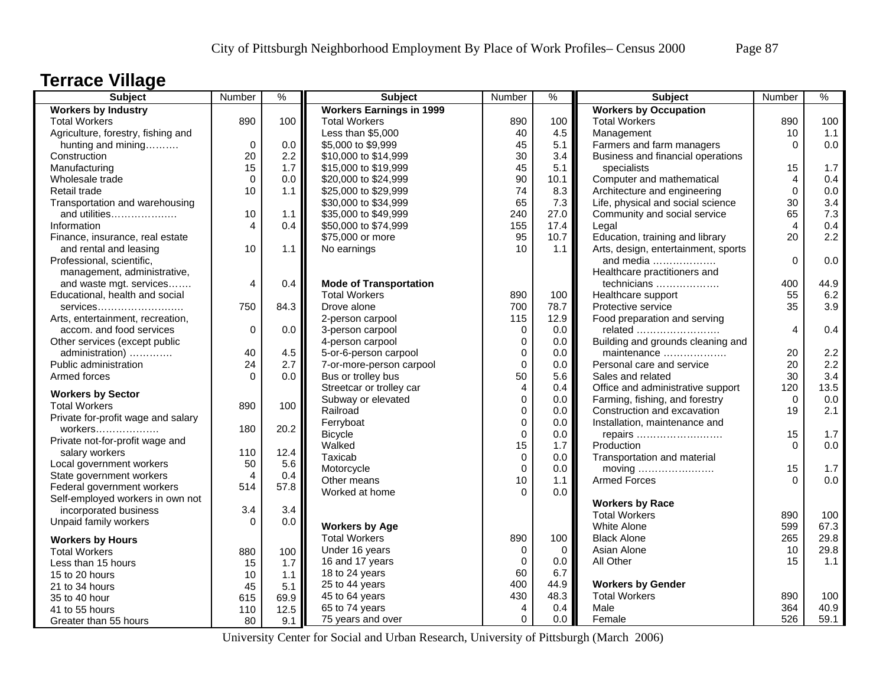## Terrace Village

| Subject | Number | % |
|---|---|---|
| **Workers by Industry** | | |
| Total Workers | 890 | 100 |
| Agriculture, forestry, fishing and hunting and mining………. | 0 | 0.0 |
| Construction | 20 | 2.2 |
| Manufacturing | 15 | 1.7 |
| Wholesale trade | 0 | 0.0 |
| Retail trade | 10 | 1.1 |
| Transportation and warehousing and utilities………………. | 10 | 1.1 |
| Information | 4 | 0.4 |
| Finance, insurance, real estate and rental and leasing | 10 | 1.1 |
| Professional, scientific, management, administrative, and waste mgt. services……. | 4 | 0.4 |
| Educational, health and social services……………………. | 750 | 84.3 |
| Arts, entertainment, recreation, accom. and food services | 0 | 0.0 |
| Other services (except public administration) …………. | 40 | 4.5 |
| Public administration | 24 | 2.7 |
| Armed forces | 0 | 0.0 |
| **Workers by Sector** | | |
| Total Workers | 890 | 100 |
| Private for-profit wage and salary workers………………. | 180 | 20.2 |
| Private not-for-profit wage and salary workers | 110 | 12.4 |
| Local government workers | 50 | 5.6 |
| State government workers | 4 | 0.4 |
| Federal government workers | 514 | 57.8 |
| Self-employed workers in own not incorporated business | 3.4 | 3.4 |
| Unpaid family workers | 0 | 0.0 |
| **Workers by Hours** | | |
| Total Workers | 880 | 100 |
| Less than 15 hours | 15 | 1.7 |
| 15 to 20 hours | 10 | 1.1 |
| 21 to 34 hours | 45 | 5.1 |
| 35 to 40 hour | 615 | 69.9 |
| 41 to 55 hours | 110 | 12.5 |
| Greater than 55 hours | 80 | 9.1 |

| Subject | Number | % |
|---|---|---|
| **Workers Earnings in 1999** | | |
| Total Workers | 890 | 100 |
| Less than $5,000 | 40 | 4.5 |
| $5,000 to $9,999 | 45 | 5.1 |
| $10,000 to $14,999 | 30 | 3.4 |
| $15,000 to $19,999 | 45 | 5.1 |
| $20,000 to $24,999 | 90 | 10.1 |
| $25,000 to $29,999 | 74 | 8.3 |
| $30,000 to $34,999 | 65 | 7.3 |
| $35,000 to $49,999 | 240 | 27.0 |
| $50,000 to $74,999 | 155 | 17.4 |
| $75,000 or more | 95 | 10.7 |
| No earnings | 10 | 1.1 |
| **Mode of Transportation** | | |
| Total Workers | 890 | 100 |
| Drove alone | 700 | 78.7 |
| 2-person carpool | 115 | 12.9 |
| 3-person carpool | 0 | 0.0 |
| 4-person carpool | 0 | 0.0 |
| 5-or-6-person carpool | 0 | 0.0 |
| 7-or-more-person carpool | 0 | 0.0 |
| Bus or trolley bus | 50 | 5.6 |
| Streetcar or trolley car | 4 | 0.4 |
| Subway or elevated | 0 | 0.0 |
| Railroad | 0 | 0.0 |
| Ferryboat | 0 | 0.0 |
| Bicycle | 0 | 0.0 |
| Walked | 15 | 1.7 |
| Taxicab | 0 | 0.0 |
| Motorcycle | 0 | 0.0 |
| Other means | 10 | 1.1 |
| Worked at home | 0 | 0.0 |
| **Workers by Age** | | |
| Total Workers | 890 | 100 |
| Under 16 years | 0 | 0 |
| 16 and 17 years | 0 | 0.0 |
| 18 to 24 years | 60 | 6.7 |
| 25 to 44 years | 400 | 44.9 |
| 45 to 64 years | 430 | 48.3 |
| 65 to 74 years | 4 | 0.4 |
| 75 years and over | 0 | 0.0 |

| Subject | Number | % |
|---|---|---|
| **Workers by Occupation** | | |
| Total Workers | 890 | 100 |
| Management | 10 | 1.1 |
| Farmers and farm managers | 0 | 0.0 |
| Business and financial operations specialists | 15 | 1.7 |
| Computer and mathematical | 4 | 0.4 |
| Architecture and engineering | 0 | 0.0 |
| Life, physical and social science | 30 | 3.4 |
| Community and social service | 65 | 7.3 |
| Legal | 4 | 0.4 |
| Education, training and library | 20 | 2.2 |
| Arts, design, entertainment, sports and media ………………. | 0 | 0.0 |
| Healthcare practitioners and technicians ………………. | 400 | 44.9 |
| Healthcare support | 55 | 6.2 |
| Protective service | 35 | 3.9 |
| Food preparation and serving related ……………………. | 4 | 0.4 |
| Building and grounds cleaning and maintenance ………………. | 20 | 2.2 |
| Personal care and service | 20 | 2.2 |
| Sales and related | 30 | 3.4 |
| Office and administrative support | 120 | 13.5 |
| Farming, fishing, and forestry | 0 | 0.0 |
| Construction and excavation | 19 | 2.1 |
| Installation, maintenance and repairs ……………………… | 15 | 1.7 |
| Production | 0 | 0.0 |
| Transportation and material moving ………………….. | 15 | 1.7 |
| Armed Forces | 0 | 0.0 |
| **Workers by Race** | | |
| Total Workers | 890 | 100 |
| White Alone | 599 | 67.3 |
| Black Alone | 265 | 29.8 |
| Asian Alone | 10 | 29.8 |
| All Other | 15 | 1.1 |
| **Workers by Gender** | | |
| Total Workers | 890 | 100 |
| Male | 364 | 40.9 |
| Female | 526 | 59.1 |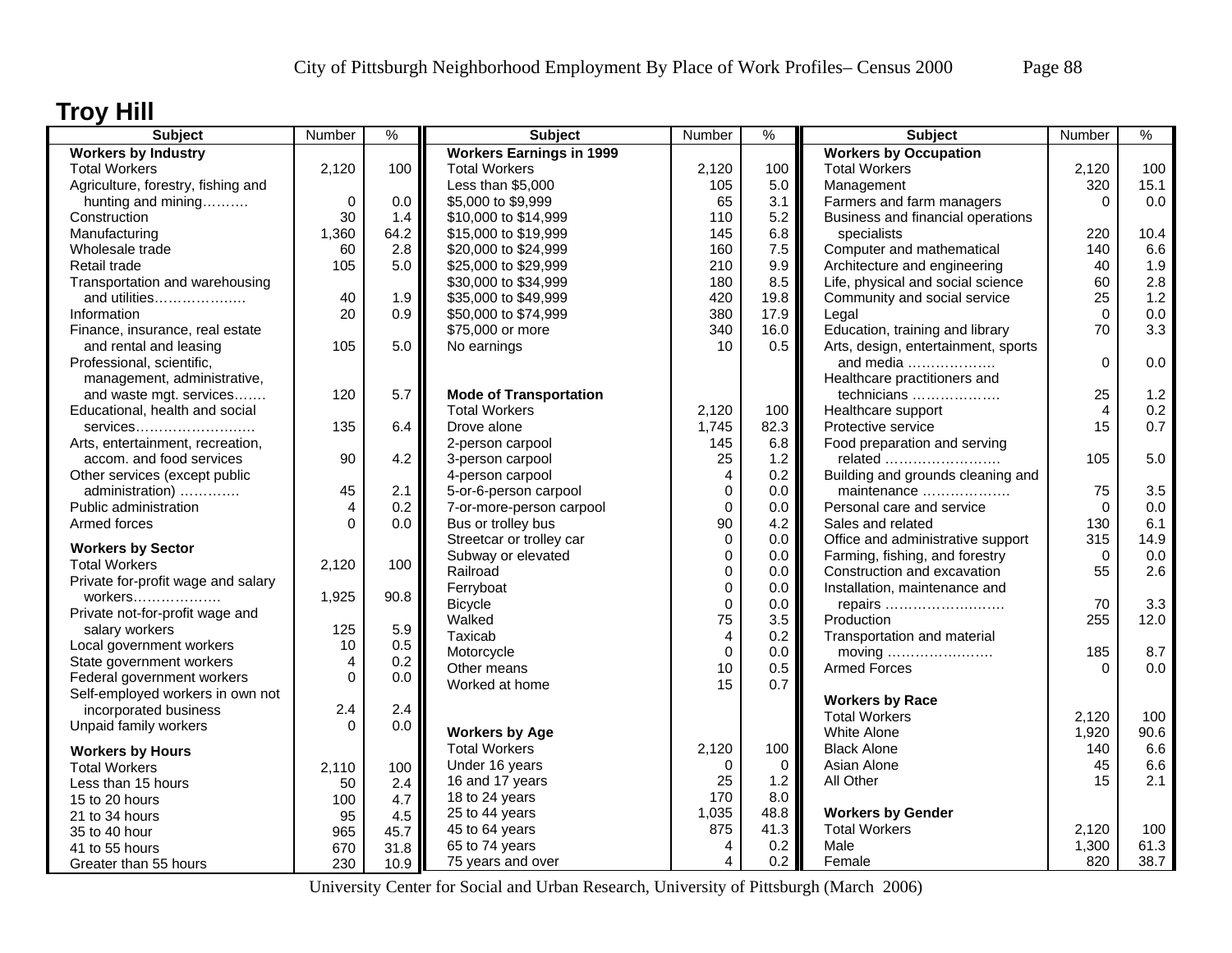# Troy Hill

| Subject | Number | % |
|---|---|---|
| **Workers by Industry** | | |
| Total Workers | 2,120 | 100 |
| Agriculture, forestry, fishing and hunting and mining………. | 0 | 0.0 |
| Construction | 30 | 1.4 |
| Manufacturing | 1,360 | 64.2 |
| Wholesale trade | 60 | 2.8 |
| Retail trade | 105 | 5.0 |
| Transportation and warehousing and utilities………………. | 40 | 1.9 |
| Information | 20 | 0.9 |
| Finance, insurance, real estate and rental and leasing | 105 | 5.0 |
| Professional, scientific, management, administrative, and waste mgt. services……. | 120 | 5.7 |
| Educational, health and social services……………………… | 135 | 6.4 |
| Arts, entertainment, recreation, accom. and food services | 90 | 4.2 |
| Other services (except public administration) …………. | 45 | 2.1 |
| Public administration | 4 | 0.2 |
| Armed forces | 0 | 0.0 |
| **Workers by Sector** | | |
| Total Workers | 2,120 | 100 |
| Private for-profit wage and salary workers………………. | 1,925 | 90.8 |
| Private not-for-profit wage and salary workers | 125 | 5.9 |
| Local government workers | 10 | 0.5 |
| State government workers | 4 | 0.2 |
| Federal government workers | 0 | 0.0 |
| Self-employed workers in own not incorporated business | 2.4 | 2.4 |
| Unpaid family workers | 0 | 0.0 |
| **Workers by Hours** | | |
| Total Workers | 2,110 | 100 |
| Less than 15 hours | 50 | 2.4 |
| 15 to 20 hours | 100 | 4.7 |
| 21 to 34 hours | 95 | 4.5 |
| 35 to 40 hour | 965 | 45.7 |
| 41 to 55 hours | 670 | 31.8 |
| Greater than 55 hours | 230 | 10.9 |

| Subject | Number | % |
|---|---|---|
| **Workers Earnings in 1999** | | |
| Total Workers | 2,120 | 100 |
| Less than $5,000 | 105 | 5.0 |
| $5,000 to $9,999 | 65 | 3.1 |
| $10,000 to $14,999 | 110 | 5.2 |
| $15,000 to $19,999 | 145 | 6.8 |
| $20,000 to $24,999 | 160 | 7.5 |
| $25,000 to $29,999 | 210 | 9.9 |
| $30,000 to $34,999 | 180 | 8.5 |
| $35,000 to $49,999 | 420 | 19.8 |
| $50,000 to $74,999 | 380 | 17.9 |
| $75,000 or more | 340 | 16.0 |
| No earnings | 10 | 0.5 |
| **Mode of Transportation** | | |
| Total Workers | 2,120 | 100 |
| Drove alone | 1,745 | 82.3 |
| 2-person carpool | 145 | 6.8 |
| 3-person carpool | 25 | 1.2 |
| 4-person carpool | 4 | 0.2 |
| 5-or-6-person carpool | 0 | 0.0 |
| 7-or-more-person carpool | 0 | 0.0 |
| Bus or trolley bus | 90 | 4.2 |
| Streetcar or trolley car | 0 | 0.0 |
| Subway or elevated | 0 | 0.0 |
| Railroad | 0 | 0.0 |
| Ferryboat | 0 | 0.0 |
| Bicycle | 0 | 0.0 |
| Walked | 75 | 3.5 |
| Taxicab | 4 | 0.2 |
| Motorcycle | 0 | 0.0 |
| Other means | 10 | 0.5 |
| Worked at home | 15 | 0.7 |
| **Workers by Age** | | |
| Total Workers | 2,120 | 100 |
| Under 16 years | 0 | 0 |
| 16 and 17 years | 25 | 1.2 |
| 18 to 24 years | 170 | 8.0 |
| 25 to 44 years | 1,035 | 48.8 |
| 45 to 64 years | 875 | 41.3 |
| 65 to 74 years | 4 | 0.2 |
| 75 years and over | 4 | 0.2 |

| Subject | Number | % |
|---|---|---|
| **Workers by Occupation** | | |
| Total Workers | 2,120 | 100 |
| Management | 320 | 15.1 |
| Farmers and farm managers | 0 | 0.0 |
| Business and financial operations specialists | 220 | 10.4 |
| Computer and mathematical | 140 | 6.6 |
| Architecture and engineering | 40 | 1.9 |
| Life, physical and social science | 60 | 2.8 |
| Community and social service | 25 | 1.2 |
| Legal | 0 | 0.0 |
| Education, training and library | 70 | 3.3 |
| Arts, design, entertainment, sports and media ………………. | 0 | 0.0 |
| Healthcare practitioners and technicians ………………. | 25 | 1.2 |
| Healthcare support | 4 | 0.2 |
| Protective service | 15 | 0.7 |
| Food preparation and serving related ……………………. | 105 | 5.0 |
| Building and grounds cleaning and maintenance ………………. | 75 | 3.5 |
| Personal care and service | 0 | 0.0 |
| Sales and related | 130 | 6.1 |
| Office and administrative support | 315 | 14.9 |
| Farming, fishing, and forestry | 0 | 0.0 |
| Construction and excavation | 55 | 2.6 |
| Installation, maintenance and repairs ………………….…. | 70 | 3.3 |
| Production | 255 | 12.0 |
| Transportation and material moving ………………….. | 185 | 8.7 |
| Armed Forces | 0 | 0.0 |
| **Workers by Race** | | |
| Total Workers | 2,120 | 100 |
| White Alone | 1,920 | 90.6 |
| Black Alone | 140 | 6.6 |
| Asian Alone | 45 | 6.6 |
| All Other | 15 | 2.1 |
| **Workers by Gender** | | |
| Total Workers | 2,120 | 100 |
| Male | 1,300 | 61.3 |
| Female | 820 | 38.7 |

University Center for Social and Urban Research, University of Pittsburgh (March 2006)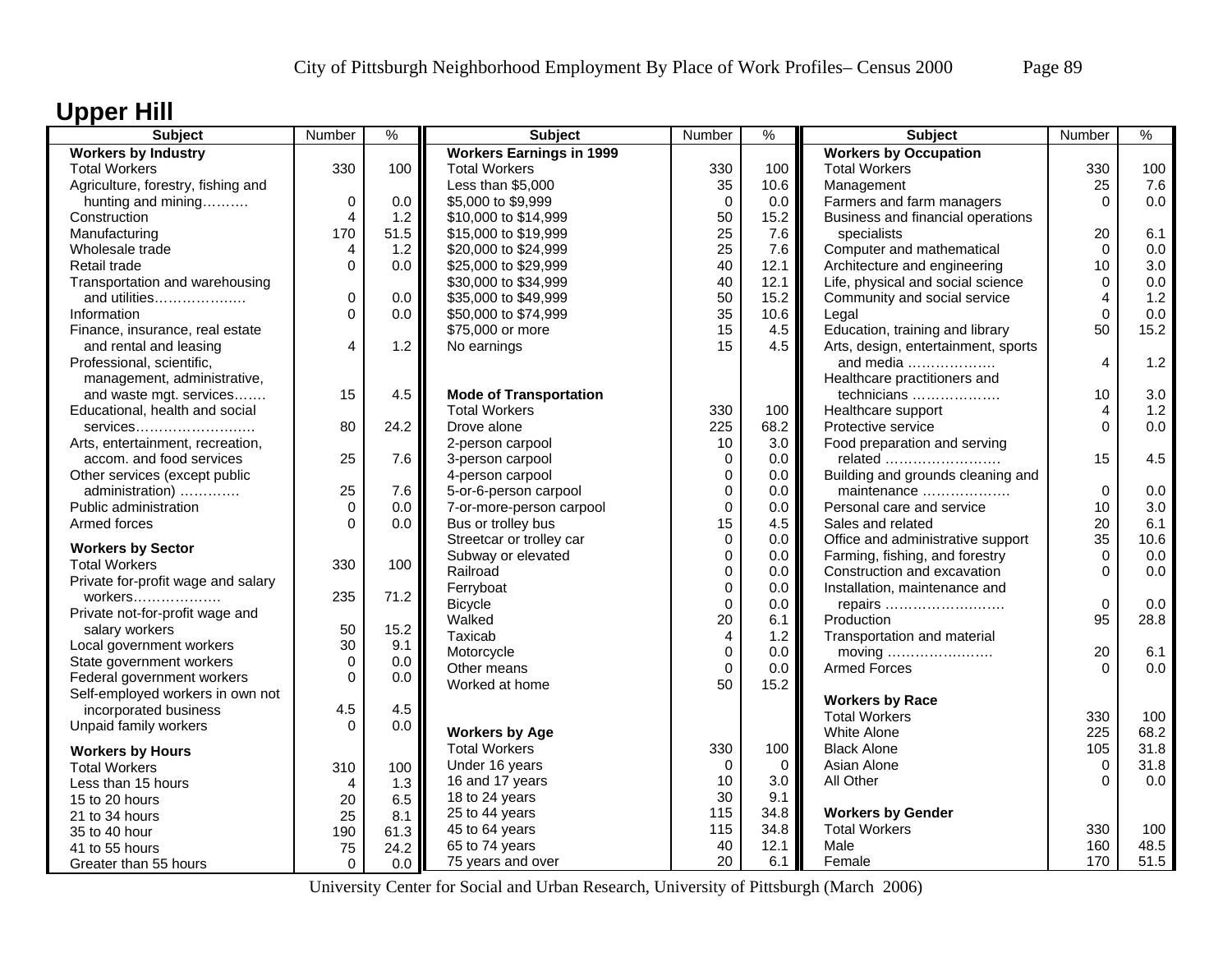# Upper Hill

| Subject | Number | % |
|---|---|---|
| **Workers by Industry** | | |
| Total Workers | 330 | 100 |
| Agriculture, forestry, fishing and hunting and mining………. | 0 | 0.0 |
| Construction | 4 | 1.2 |
| Manufacturing | 170 | 51.5 |
| Wholesale trade | 4 | 1.2 |
| Retail trade | 0 | 0.0 |
| Transportation and warehousing and utilities………………. | 0 | 0.0 |
| Information | 0 | 0.0 |
| Finance, insurance, real estate and rental and leasing | 4 | 1.2 |
| Professional, scientific, management, administrative, and waste mgt. services……. | 15 | 4.5 |
| Educational, health and social services……………………… | 80 | 24.2 |
| Arts, entertainment, recreation, accom. and food services | 25 | 7.6 |
| Other services (except public administration) …………. | 25 | 7.6 |
| Public administration | 0 | 0.0 |
| Armed forces | 0 | 0.0 |
| **Workers by Sector** | | |
| Total Workers | 330 | 100 |
| Private for-profit wage and salary workers………………. | 235 | 71.2 |
| Private not-for-profit wage and salary workers | 50 | 15.2 |
| Local government workers | 30 | 9.1 |
| State government workers | 0 | 0.0 |
| Federal government workers | 0 | 0.0 |
| Self-employed workers in own not incorporated business | 4.5 | 4.5 |
| Unpaid family workers | 0 | 0.0 |
| **Workers by Hours** | | |
| Total Workers | 310 | 100 |
| Less than 15 hours | 4 | 1.3 |
| 15 to 20 hours | 20 | 6.5 |
| 21 to 34 hours | 25 | 8.1 |
| 35 to 40 hour | 190 | 61.3 |
| 41 to 55 hours | 75 | 24.2 |
| Greater than 55 hours | 0 | 0.0 |

| Subject | Number | % |
|---|---|---|
| **Workers Earnings in 1999** | | |
| Total Workers | 330 | 100 |
| Less than $5,000 | 35 | 10.6 |
| $5,000 to $9,999 | 0 | 0.0 |
| $10,000 to $14,999 | 50 | 15.2 |
| $15,000 to $19,999 | 25 | 7.6 |
| $20,000 to $24,999 | 25 | 7.6 |
| $25,000 to $29,999 | 40 | 12.1 |
| $30,000 to $34,999 | 40 | 12.1 |
| $35,000 to $49,999 | 50 | 15.2 |
| $50,000 to $74,999 | 35 | 10.6 |
| $75,000 or more | 15 | 4.5 |
| No earnings | 15 | 4.5 |
| **Mode of Transportation** | | |
| Total Workers | 330 | 100 |
| Drove alone | 225 | 68.2 |
| 2-person carpool | 10 | 3.0 |
| 3-person carpool | 0 | 0.0 |
| 4-person carpool | 0 | 0.0 |
| 5-or-6-person carpool | 0 | 0.0 |
| 7-or-more-person carpool | 0 | 0.0 |
| Bus or trolley bus | 15 | 4.5 |
| Streetcar or trolley car | 0 | 0.0 |
| Subway or elevated | 0 | 0.0 |
| Railroad | 0 | 0.0 |
| Ferryboat | 0 | 0.0 |
| Bicycle | 0 | 0.0 |
| Walked | 20 | 6.1 |
| Taxicab | 4 | 1.2 |
| Motorcycle | 0 | 0.0 |
| Other means | 0 | 0.0 |
| Worked at home | 50 | 15.2 |
| **Workers by Age** | | |
| Total Workers | 330 | 100 |
| Under 16 years | 0 | 0 |
| 16 and 17 years | 10 | 3.0 |
| 18 to 24 years | 30 | 9.1 |
| 25 to 44 years | 115 | 34.8 |
| 45 to 64 years | 115 | 34.8 |
| 65 to 74 years | 40 | 12.1 |
| 75 years and over | 20 | 6.1 |

| Subject | Number | % |
|---|---|---|
| **Workers by Occupation** | | |
| Total Workers | 330 | 100 |
| Management | 25 | 7.6 |
| Farmers and farm managers | 0 | 0.0 |
| Business and financial operations specialists | 20 | 6.1 |
| Computer and mathematical | 0 | 0.0 |
| Architecture and engineering | 10 | 3.0 |
| Life, physical and social science | 0 | 0.0 |
| Community and social service | 4 | 1.2 |
| Legal | 0 | 0.0 |
| Education, training and library | 50 | 15.2 |
| Arts, design, entertainment, sports and media ………………. | 4 | 1.2 |
| Healthcare practitioners and technicians ………………. | 10 | 3.0 |
| Healthcare support | 4 | 1.2 |
| Protective service | 0 | 0.0 |
| Food preparation and serving related ……………………. | 15 | 4.5 |
| Building and grounds cleaning and maintenance ………………. | 0 | 0.0 |
| Personal care and service | 10 | 3.0 |
| Sales and related | 20 | 6.1 |
| Office and administrative support | 35 | 10.6 |
| Farming, fishing, and forestry | 0 | 0.0 |
| Construction and excavation | 0 | 0.0 |
| Installation, maintenance and repairs ……………………… | 0 | 0.0 |
| Production | 95 | 28.8 |
| Transportation and material moving ………………….. | 20 | 6.1 |
| Armed Forces | 0 | 0.0 |
| **Workers by Race** | | |
| Total Workers | 330 | 100 |
| White Alone | 225 | 68.2 |
| Black Alone | 105 | 31.8 |
| Asian Alone | 0 | 31.8 |
| All Other | 0 | 0.0 |
| **Workers by Gender** | | |
| Total Workers | 330 | 100 |
| Male | 160 | 48.5 |
| Female | 170 | 51.5 |

University Center for Social and Urban Research, University of Pittsburgh (March 2006)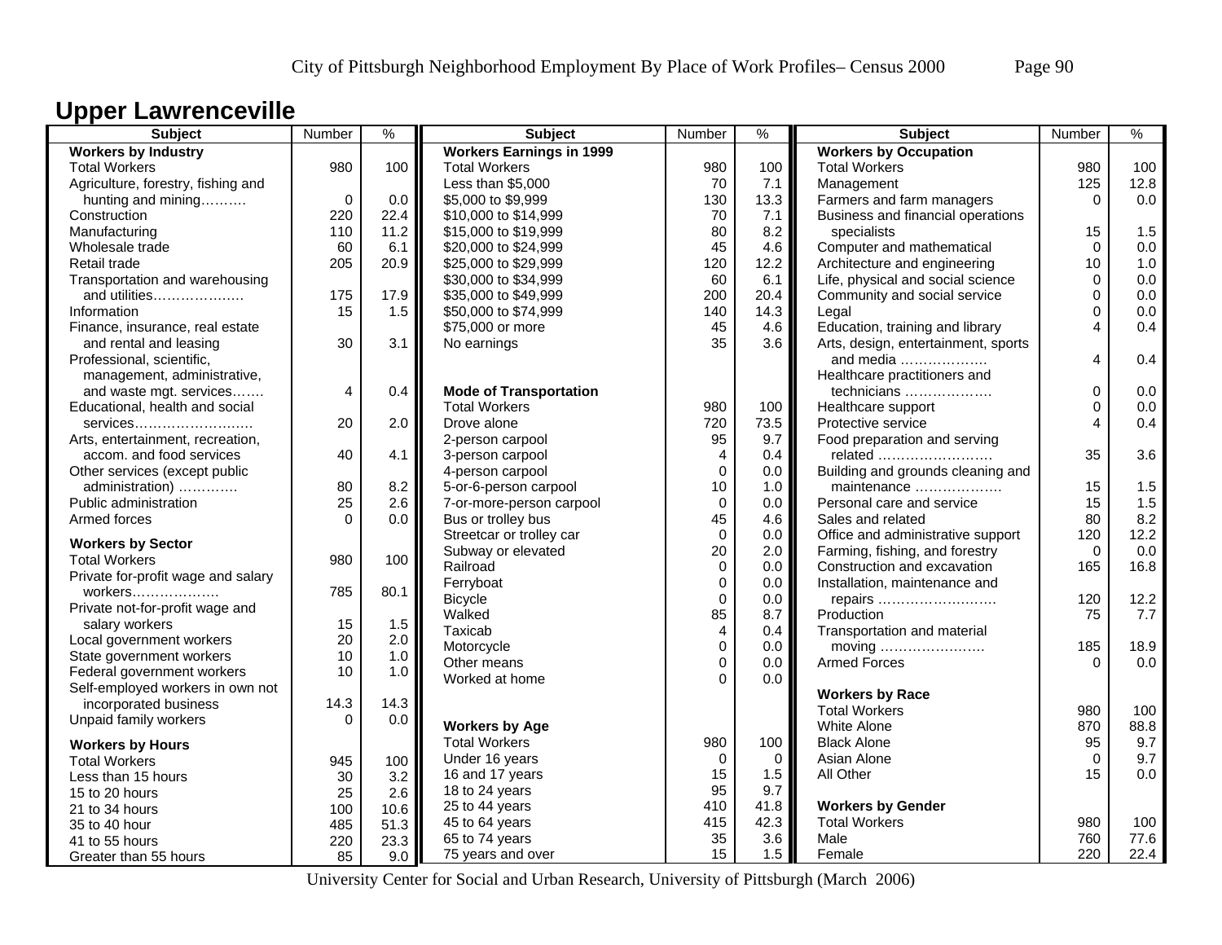## Upper Lawrenceville

| Subject | Number | % |
|---|---|---|
| **Workers by Industry** | | |
| Total Workers | 980 | 100 |
| Agriculture, forestry, fishing and hunting and mining………. | 0 | 0.0 |
| Construction | 220 | 22.4 |
| Manufacturing | 110 | 11.2 |
| Wholesale trade | 60 | 6.1 |
| Retail trade | 205 | 20.9 |
| Transportation and warehousing and utilities………………. | 175 | 17.9 |
| Information | 15 | 1.5 |
| Finance, insurance, real estate and rental and leasing | 30 | 3.1 |
| Professional, scientific, management, administrative, and waste mgt. services……. | 4 | 0.4 |
| Educational, health and social services……………………… | 20 | 2.0 |
| Arts, entertainment, recreation, accom. and food services | 40 | 4.1 |
| Other services (except public administration) …………. | 80 | 8.2 |
| Public administration | 25 | 2.6 |
| Armed forces | 0 | 0.0 |
| **Workers by Sector** | | |
| Total Workers | 980 | 100 |
| Private for-profit wage and salary workers………………. | 785 | 80.1 |
| Private not-for-profit wage and salary workers | 15 | 1.5 |
| Local government workers | 20 | 2.0 |
| State government workers | 10 | 1.0 |
| Federal government workers | 10 | 1.0 |
| Self-employed workers in own not incorporated business | 14.3 | 14.3 |
| Unpaid family workers | 0 | 0.0 |
| **Workers by Hours** | | |
| Total Workers | 945 | 100 |
| Less than 15 hours | 30 | 3.2 |
| 15 to 20 hours | 25 | 2.6 |
| 21 to 34 hours | 100 | 10.6 |
| 35 to 40 hour | 485 | 51.3 |
| 41 to 55 hours | 220 | 23.3 |
| Greater than 55 hours | 85 | 9.0 |

| Subject | Number | % |
|---|---|---|
| **Workers Earnings in 1999** | | |
| Total Workers | 980 | 100 |
| Less than $5,000 | 70 | 7.1 |
| $5,000 to $9,999 | 130 | 13.3 |
| $10,000 to $14,999 | 70 | 7.1 |
| $15,000 to $19,999 | 80 | 8.2 |
| $20,000 to $24,999 | 45 | 4.6 |
| $25,000 to $29,999 | 120 | 12.2 |
| $30,000 to $34,999 | 60 | 6.1 |
| $35,000 to $49,999 | 200 | 20.4 |
| $50,000 to $74,999 | 140 | 14.3 |
| $75,000 or more | 45 | 4.6 |
| No earnings | 35 | 3.6 |
| **Mode of Transportation** | | |
| Total Workers | 980 | 100 |
| Drove alone | 720 | 73.5 |
| 2-person carpool | 95 | 9.7 |
| 3-person carpool | 4 | 0.4 |
| 4-person carpool | 0 | 0.0 |
| 5-or-6-person carpool | 10 | 1.0 |
| 7-or-more-person carpool | 0 | 0.0 |
| Bus or trolley bus | 45 | 4.6 |
| Streetcar or trolley car | 0 | 0.0 |
| Subway or elevated | 20 | 2.0 |
| Railroad | 0 | 0.0 |
| Ferryboat | 0 | 0.0 |
| Bicycle | 0 | 0.0 |
| Walked | 85 | 8.7 |
| Taxicab | 4 | 0.4 |
| Motorcycle | 0 | 0.0 |
| Other means | 0 | 0.0 |
| Worked at home | 0 | 0.0 |
| **Workers by Age** | | |
| Total Workers | 980 | 100 |
| Under 16 years | 0 | 0 |
| 16 and 17 years | 15 | 1.5 |
| 18 to 24 years | 95 | 9.7 |
| 25 to 44 years | 410 | 41.8 |
| 45 to 64 years | 415 | 42.3 |
| 65 to 74 years | 35 | 3.6 |
| 75 years and over | 15 | 1.5 |

| Subject | Number | % |
|---|---|---|
| **Workers by Occupation** | | |
| Total Workers | 980 | 100 |
| Management | 125 | 12.8 |
| Farmers and farm managers | 0 | 0.0 |
| Business and financial operations specialists | 15 | 1.5 |
| Computer and mathematical | 0 | 0.0 |
| Architecture and engineering | 10 | 1.0 |
| Life, physical and social science | 0 | 0.0 |
| Community and social service | 0 | 0.0 |
| Legal | 0 | 0.0 |
| Education, training and library | 4 | 0.4 |
| Arts, design, entertainment, sports and media ………………. | 4 | 0.4 |
| Healthcare practitioners and technicians ………………. | 0 | 0.0 |
| Healthcare support | 0 | 0.0 |
| Protective service | 4 | 0.4 |
| Food preparation and serving related ……………………. | 35 | 3.6 |
| Building and grounds cleaning and maintenance ………………. | 15 | 1.5 |
| Personal care and service | 15 | 1.5 |
| Sales and related | 80 | 8.2 |
| Office and administrative support | 120 | 12.2 |
| Farming, fishing, and forestry | 0 | 0.0 |
| Construction and excavation | 165 | 16.8 |
| Installation, maintenance and repairs ………………….…. | 120 | 12.2 |
| Production | 75 | 7.7 |
| Transportation and material moving ………………….. | 185 | 18.9 |
| Armed Forces | 0 | 0.0 |
| **Workers by Race** | | |
| Total Workers | 980 | 100 |
| White Alone | 870 | 88.8 |
| Black Alone | 95 | 9.7 |
| Asian Alone | 0 | 9.7 |
| All Other | 15 | 0.0 |
| **Workers by Gender** | | |
| Total Workers | 980 | 100 |
| Male | 760 | 77.6 |
| Female | 220 | 22.4 |

University Center for Social and Urban Research, University of Pittsburgh (March 2006)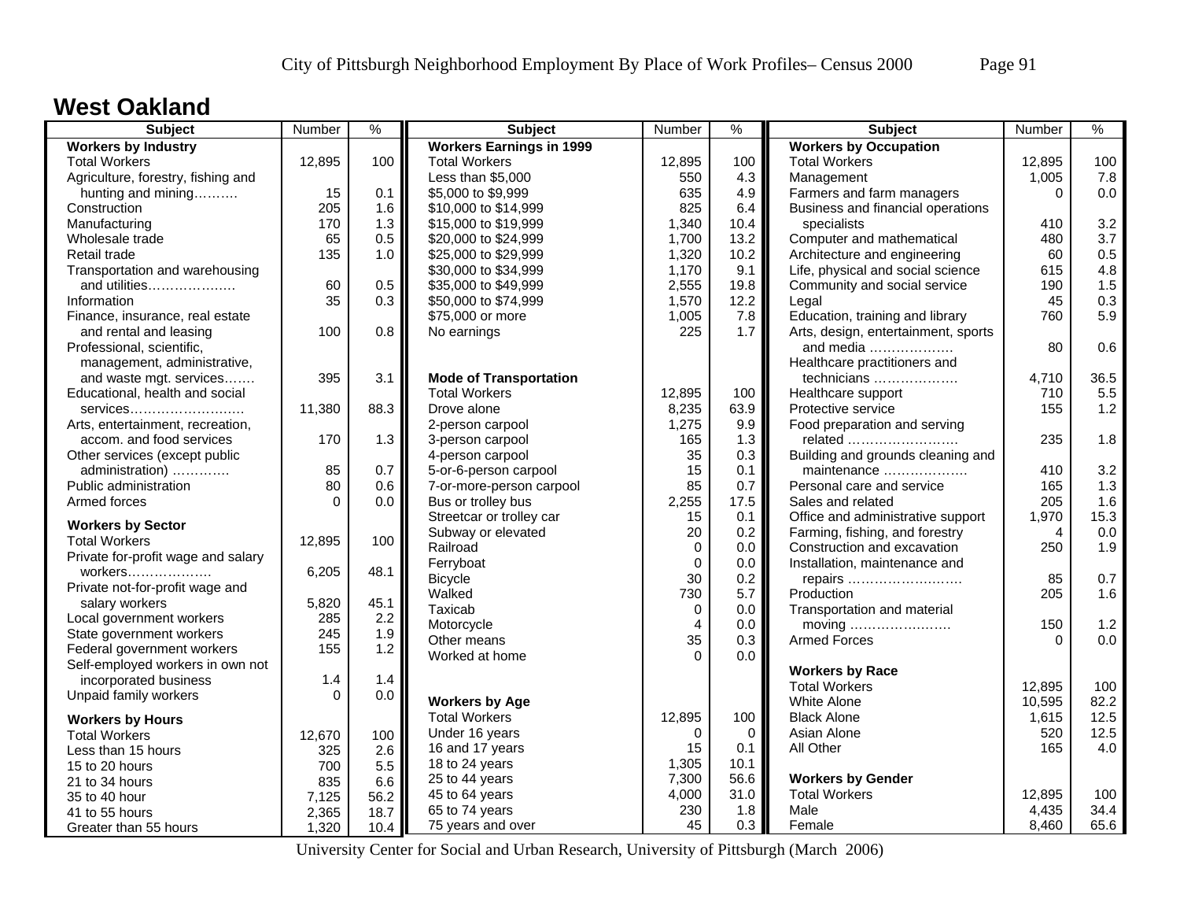## West Oakland

| Subject | Number | % |
|---|---|---|
| **Workers by Industry** | | |
| Total Workers | 12,895 | 100 |
| Agriculture, forestry, fishing and hunting and mining………. | 15 | 0.1 |
| Construction | 205 | 1.6 |
| Manufacturing | 170 | 1.3 |
| Wholesale trade | 65 | 0.5 |
| Retail trade | 135 | 1.0 |
| Transportation and warehousing and utilities………………. | 60 | 0.5 |
| Information | 35 | 0.3 |
| Finance, insurance, real estate and rental and leasing | 100 | 0.8 |
| Professional, scientific, management, administrative, and waste mgt. services……. | 395 | 3.1 |
| Educational, health and social services……………………… | 11,380 | 88.3 |
| Arts, entertainment, recreation, accom. and food services | 170 | 1.3 |
| Other services (except public administration) …………. | 85 | 0.7 |
| Public administration | 80 | 0.6 |
| Armed forces | 0 | 0.0 |
| **Workers by Sector** | | |
| Total Workers | 12,895 | 100 |
| Private for-profit wage and salary workers………………. | 6,205 | 48.1 |
| Private not-for-profit wage and salary workers | 5,820 | 45.1 |
| Local government workers | 285 | 2.2 |
| State government workers | 245 | 1.9 |
| Federal government workers | 155 | 1.2 |
| Self-employed workers in own not incorporated business | 1.4 | 1.4 |
| Unpaid family workers | 0 | 0.0 |
| **Workers by Hours** | | |
| Total Workers | 12,670 | 100 |
| Less than 15 hours | 325 | 2.6 |
| 15 to 20 hours | 700 | 5.5 |
| 21 to 34 hours | 835 | 6.6 |
| 35 to 40 hour | 7,125 | 56.2 |
| 41 to 55 hours | 2,365 | 18.7 |
| Greater than 55 hours | 1,320 | 10.4 |

| Subject | Number | % |
|---|---|---|
| **Workers Earnings in 1999** | | |
| Total Workers | 12,895 | 100 |
| Less than $5,000 | 550 | 4.3 |
| $5,000 to $9,999 | 635 | 4.9 |
| $10,000 to $14,999 | 825 | 6.4 |
| $15,000 to $19,999 | 1,340 | 10.4 |
| $20,000 to $24,999 | 1,700 | 13.2 |
| $25,000 to $29,999 | 1,320 | 10.2 |
| $30,000 to $34,999 | 1,170 | 9.1 |
| $35,000 to $49,999 | 2,555 | 19.8 |
| $50,000 to $74,999 | 1,570 | 12.2 |
| $75,000 or more | 1,005 | 7.8 |
| No earnings | 225 | 1.7 |
| **Mode of Transportation** | | |
| Total Workers | 12,895 | 100 |
| Drove alone | 8,235 | 63.9 |
| 2-person carpool | 1,275 | 9.9 |
| 3-person carpool | 165 | 1.3 |
| 4-person carpool | 35 | 0.3 |
| 5-or-6-person carpool | 15 | 0.1 |
| 7-or-more-person carpool | 85 | 0.7 |
| Bus or trolley bus | 2,255 | 17.5 |
| Streetcar or trolley car | 15 | 0.1 |
| Subway or elevated | 20 | 0.2 |
| Railroad | 0 | 0.0 |
| Ferryboat | 0 | 0.0 |
| Bicycle | 30 | 0.2 |
| Walked | 730 | 5.7 |
| Taxicab | 0 | 0.0 |
| Motorcycle | 4 | 0.0 |
| Other means | 35 | 0.3 |
| Worked at home | 0 | 0.0 |
| **Workers by Age** | | |
| Total Workers | 12,895 | 100 |
| Under 16 years | 0 | 0 |
| 16 and 17 years | 15 | 0.1 |
| 18 to 24 years | 1,305 | 10.1 |
| 25 to 44 years | 7,300 | 56.6 |
| 45 to 64 years | 4,000 | 31.0 |
| 65 to 74 years | 230 | 1.8 |
| 75 years and over | 45 | 0.3 |

| Subject | Number | % |
|---|---|---|
| **Workers by Occupation** | | |
| Total Workers | 12,895 | 100 |
| Management | 1,005 | 7.8 |
| Farmers and farm managers | 0 | 0.0 |
| Business and financial operations specialists | 410 | 3.2 |
| Computer and mathematical | 480 | 3.7 |
| Architecture and engineering | 60 | 0.5 |
| Life, physical and social science | 615 | 4.8 |
| Community and social service | 190 | 1.5 |
| Legal | 45 | 0.3 |
| Education, training and library | 760 | 5.9 |
| Arts, design, entertainment, sports and media ………………. | 80 | 0.6 |
| Healthcare practitioners and technicians ………………. | 4,710 | 36.5 |
| Healthcare support | 710 | 5.5 |
| Protective service | 155 | 1.2 |
| Food preparation and serving related ……………………. | 235 | 1.8 |
| Building and grounds cleaning and maintenance ………………. | 410 | 3.2 |
| Personal care and service | 165 | 1.3 |
| Sales and related | 205 | 1.6 |
| Office and administrative support | 1,970 | 15.3 |
| Farming, fishing, and forestry | 4 | 0.0 |
| Construction and excavation | 250 | 1.9 |
| Installation, maintenance and repairs ……………………… | 85 | 0.7 |
| Production | 205 | 1.6 |
| Transportation and material moving ………………….. | 150 | 1.2 |
| Armed Forces | 0 | 0.0 |
| **Workers by Race** | | |
| Total Workers | 12,895 | 100 |
| White Alone | 10,595 | 82.2 |
| Black Alone | 1,615 | 12.5 |
| Asian Alone | 520 | 12.5 |
| All Other | 165 | 4.0 |
| **Workers by Gender** | | |
| Total Workers | 12,895 | 100 |
| Male | 4,435 | 34.4 |
| Female | 8,460 | 65.6 |

University Center for Social and Urban Research, University of Pittsburgh (March 2006)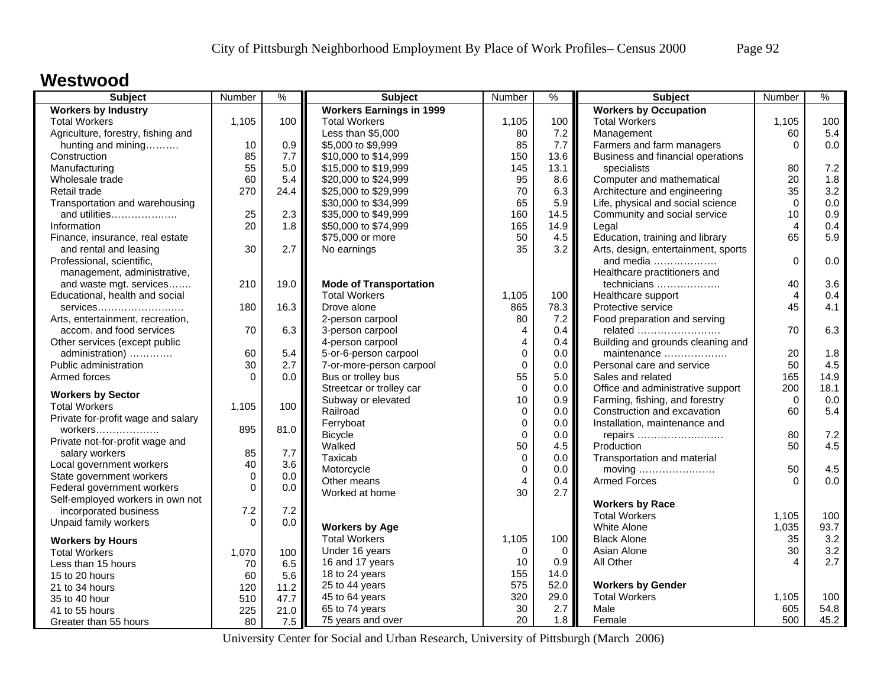## Westwood

| Subject | Number | % |
|---|---|---|
| **Workers by Industry** | | |
| Total Workers | 1,105 | 100 |
| Agriculture, forestry, fishing and hunting and mining………. | 10 | 0.9 |
| Construction | 85 | 7.7 |
| Manufacturing | 55 | 5.0 |
| Wholesale trade | 60 | 5.4 |
| Retail trade | 270 | 24.4 |
| Transportation and warehousing and utilities………………. | 25 | 2.3 |
| Information | 20 | 1.8 |
| Finance, insurance, real estate and rental and leasing | 30 | 2.7 |
| Professional, scientific, management, administrative, and waste mgt. services……. | 210 | 19.0 |
| Educational, health and social services……………………… | 180 | 16.3 |
| Arts, entertainment, recreation, accom. and food services | 70 | 6.3 |
| Other services (except public administration) …………. | 60 | 5.4 |
| Public administration | 30 | 2.7 |
| Armed forces | 0 | 0.0 |
| **Workers by Sector** | | |
| Total Workers | 1,105 | 100 |
| Private for-profit wage and salary workers………………. | 895 | 81.0 |
| Private not-for-profit wage and salary workers | 85 | 7.7 |
| Local government workers | 40 | 3.6 |
| State government workers | 0 | 0.0 |
| Federal government workers | 0 | 0.0 |
| Self-employed workers in own not incorporated business | 7.2 | 7.2 |
| Unpaid family workers | 0 | 0.0 |
| **Workers by Hours** | | |
| Total Workers | 1,070 | 100 |
| Less than 15 hours | 70 | 6.5 |
| 15 to 20 hours | 60 | 5.6 |
| 21 to 34 hours | 120 | 11.2 |
| 35 to 40 hour | 510 | 47.7 |
| 41 to 55 hours | 225 | 21.0 |
| Greater than 55 hours | 80 | 7.5 |

| Subject | Number | % |
|---|---|---|
| **Workers Earnings in 1999** | | |
| Total Workers | 1,105 | 100 |
| Less than $5,000 | 80 | 7.2 |
| $5,000 to $9,999 | 85 | 7.7 |
| $10,000 to $14,999 | 150 | 13.6 |
| $15,000 to $19,999 | 145 | 13.1 |
| $20,000 to $24,999 | 95 | 8.6 |
| $25,000 to $29,999 | 70 | 6.3 |
| $30,000 to $34,999 | 65 | 5.9 |
| $35,000 to $49,999 | 160 | 14.5 |
| $50,000 to $74,999 | 165 | 14.9 |
| $75,000 or more | 50 | 4.5 |
| No earnings | 35 | 3.2 |
| **Mode of Transportation** | | |
| Total Workers | 1,105 | 100 |
| Drove alone | 865 | 78.3 |
| 2-person carpool | 80 | 7.2 |
| 3-person carpool | 4 | 0.4 |
| 4-person carpool | 4 | 0.4 |
| 5-or-6-person carpool | 0 | 0.0 |
| 7-or-more-person carpool | 0 | 0.0 |
| Bus or trolley bus | 55 | 5.0 |
| Streetcar or trolley car | 0 | 0.0 |
| Subway or elevated | 10 | 0.9 |
| Railroad | 0 | 0.0 |
| Ferryboat | 0 | 0.0 |
| Bicycle | 0 | 0.0 |
| Walked | 50 | 4.5 |
| Taxicab | 0 | 0.0 |
| Motorcycle | 0 | 0.0 |
| Other means | 4 | 0.4 |
| Worked at home | 30 | 2.7 |
| **Workers by Age** | | |
| Total Workers | 1,105 | 100 |
| Under 16 years | 0 | 0 |
| 16 and 17 years | 10 | 0.9 |
| 18 to 24 years | 155 | 14.0 |
| 25 to 44 years | 575 | 52.0 |
| 45 to 64 years | 320 | 29.0 |
| 65 to 74 years | 30 | 2.7 |
| 75 years and over | 20 | 1.8 |

| Subject | Number | % |
|---|---|---|
| **Workers by Occupation** | | |
| Total Workers | 1,105 | 100 |
| Management | 60 | 5.4 |
| Farmers and farm managers | 0 | 0.0 |
| Business and financial operations specialists | 80 | 7.2 |
| Computer and mathematical | 20 | 1.8 |
| Architecture and engineering | 35 | 3.2 |
| Life, physical and social science | 0 | 0.0 |
| Community and social service | 10 | 0.9 |
| Legal | 4 | 0.4 |
| Education, training and library | 65 | 5.9 |
| Arts, design, entertainment, sports and media ………………. | 0 | 0.0 |
| Healthcare practitioners and technicians ………………. | 40 | 3.6 |
| Healthcare support | 4 | 0.4 |
| Protective service | 45 | 4.1 |
| Food preparation and serving related ……………………. | 70 | 6.3 |
| Building and grounds cleaning and maintenance ………………. | 20 | 1.8 |
| Personal care and service | 50 | 4.5 |
| Sales and related | 165 | 14.9 |
| Office and administrative support | 200 | 18.1 |
| Farming, fishing, and forestry | 0 | 0.0 |
| Construction and excavation | 60 | 5.4 |
| Installation, maintenance and repairs ……………………… | 80 | 7.2 |
| Production | 50 | 4.5 |
| Transportation and material moving ………………….. | 50 | 4.5 |
| Armed Forces | 0 | 0.0 |
| **Workers by Race** | | |
| Total Workers | 1,105 | 100 |
| White Alone | 1,035 | 93.7 |
| Black Alone | 35 | 3.2 |
| Asian Alone | 30 | 3.2 |
| All Other | 4 | 2.7 |
| **Workers by Gender** | | |
| Total Workers | 1,105 | 100 |
| Male | 605 | 54.8 |
| Female | 500 | 45.2 |

University Center for Social and Urban Research, University of Pittsburgh (March 2006)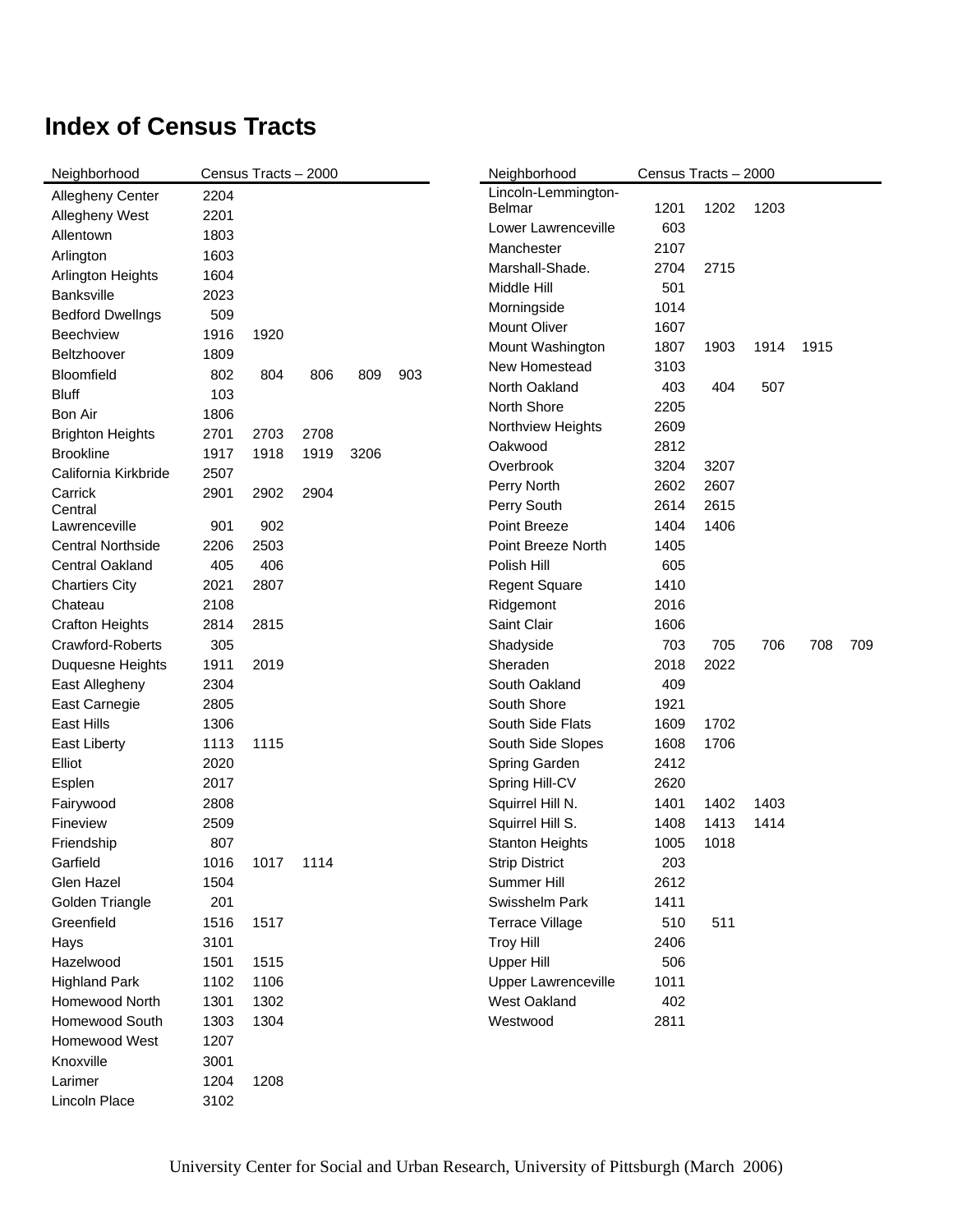# Index of Census Tracts

| Neighborhood | Census Tracts – 2000 | | | | |
|---|---|---|---|---|---|
| Allegheny Center | 2204 | | | | |
| Allegheny West | 2201 | | | | |
| Allentown | 1803 | | | | |
| Arlington | 1603 | | | | |
| Arlington Heights | 1604 | | | | |
| Banksville | 2023 | | | | |
| Bedford Dwellngs | 509 | | | | |
| Beechview | 1916 | 1920 | | | |
| Beltzhoover | 1809 | | | | |
| Bloomfield | 802 | 804 | 806 | 809 | 903 |
| Bluff | 103 | | | | |
| Bon Air | 1806 | | | | |
| Brighton Heights | 2701 | 2703 | 2708 | | |
| Brookline | 1917 | 1918 | 1919 | 3206 | |
| California Kirkbride | 2507 | | | | |
| Carrick | 2901 | 2902 | 2904 | | |
| Central Lawrenceville | 901 | 902 | | | |
| Central Northside | 2206 | 2503 | | | |
| Central Oakland | 405 | 406 | | | |
| Chartiers City | 2021 | 2807 | | | |
| Chateau | 2108 | | | | |
| Crafton Heights | 2814 | 2815 | | | |
| Crawford-Roberts | 305 | | | | |
| Duquesne Heights | 1911 | 2019 | | | |
| East Allegheny | 2304 | | | | |
| East Carnegie | 2805 | | | | |
| East Hills | 1306 | | | | |
| East Liberty | 1113 | 1115 | | | |
| Elliot | 2020 | | | | |
| Esplen | 2017 | | | | |
| Fairywood | 2808 | | | | |
| Fineview | 2509 | | | | |
| Friendship | 807 | | | | |
| Garfield | 1016 | 1017 | 1114 | | |
| Glen Hazel | 1504 | | | | |
| Golden Triangle | 201 | | | | |
| Greenfield | 1516 | 1517 | | | |
| Hays | 3101 | | | | |
| Hazelwood | 1501 | 1515 | | | |
| Highland Park | 1102 | 1106 | | | |
| Homewood North | 1301 | 1302 | | | |
| Homewood South | 1303 | 1304 | | | |
| Homewood West | 1207 | | | | |
| Knoxville | 3001 | | | | |
| Larimer | 1204 | 1208 | | | |
| Lincoln Place | 3102 | | | | |
| Lincoln-Lemmington-Belmar | 1201 | 1202 | 1203 | | |
| Lower Lawrenceville | 603 | | | | |
| Manchester | 2107 | | | | |
| Marshall-Shade. | 2704 | 2715 | | | |
| Middle Hill | 501 | | | | |
| Morningside | 1014 | | | | |
| Mount Oliver | 1607 | | | | |
| Mount Washington | 1807 | 1903 | 1914 | 1915 | |
| New Homestead | 3103 | | | | |
| North Oakland | 403 | 404 | 507 | | |
| North Shore | 2205 | | | | |
| Northview Heights | 2609 | | | | |
| Oakwood | 2812 | | | | |
| Overbrook | 3204 | 3207 | | | |
| Perry North | 2602 | 2607 | | | |
| Perry South | 2614 | 2615 | | | |
| Point Breeze | 1404 | 1406 | | | |
| Point Breeze North | 1405 | | | | |
| Polish Hill | 605 | | | | |
| Regent Square | 1410 | | | | |
| Ridgemont | 2016 | | | | |
| Saint Clair | 1606 | | | | |
| Shadyside | 703 | 705 | 706 | 708 | 709 |
| Sheraden | 2018 | 2022 | | | |
| South Oakland | 409 | | | | |
| South Shore | 1921 | | | | |
| South Side Flats | 1609 | 1702 | | | |
| South Side Slopes | 1608 | 1706 | | | |
| Spring Garden | 2412 | | | | |
| Spring Hill-CV | 2620 | | | | |
| Squirrel Hill N. | 1401 | 1402 | 1403 | | |
| Squirrel Hill S. | 1408 | 1413 | 1414 | | |
| Stanton Heights | 1005 | 1018 | | | |
| Strip District | 203 | | | | |
| Summer Hill | 2612 | | | | |
| Swisshelm Park | 1411 | | | | |
| Terrace Village | 510 | 511 | | | |
| Troy Hill | 2406 | | | | |
| Upper Hill | 506 | | | | |
| Upper Lawrenceville | 1011 | | | | |
| West Oakland | 402 | | | | |
| Westwood | 2811 | | | | |

University Center for Social and Urban Research, University of Pittsburgh (March 2006)